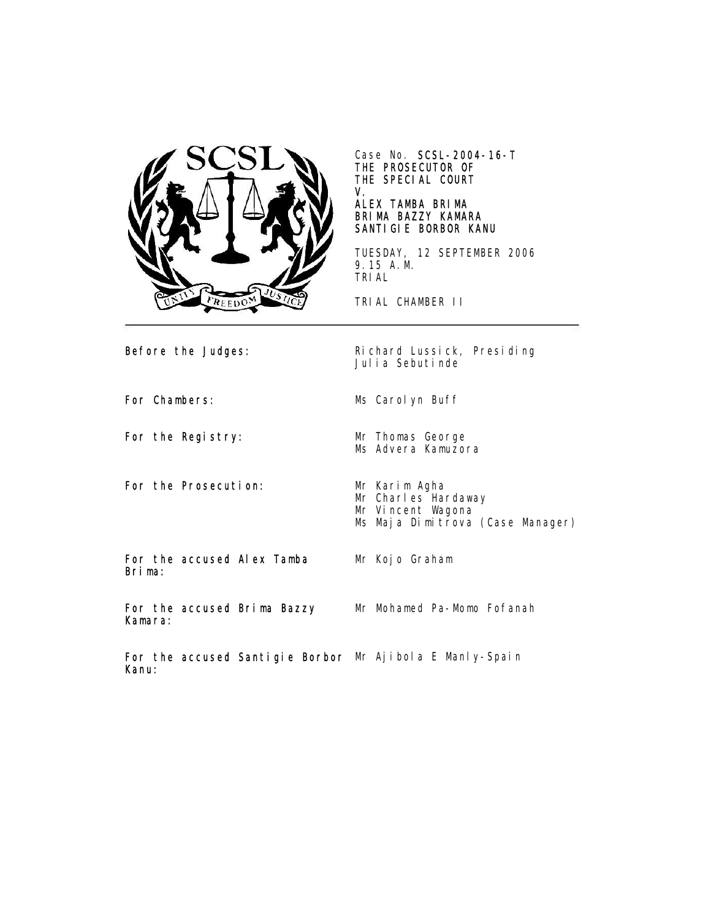Case No. **SCSL-2004-16-T**
**THE PROSECUTOR OF**
**THE SPECIAL COURT**
**V.**
**ALEX TAMBA BRIMA**
**BRIMA BAZZY KAMARA**
**SANTIGIE BORBOR KANU**

TUESDAY, 12 SEPTEMBER 2006
9.15 A.M.
TRIAL

TRIAL CHAMBER II

---

| | |
|---|---|
| **Before the Judges:** | Richard Lussick, Presiding<br>Julia Sebutinde |
| **For Chambers:** | Ms Carolyn Buff |
| **For the Registry:** | Mr Thomas George<br>Ms Advera Kamuzora |
| **For the Prosecution:** | Mr Karim Agha<br>Mr Charles Hardaway<br>Mr Vincent Wagona<br>Ms Maja Dimitrova (Case Manager) |
| **For the accused Alex Tamba Brima:** | Mr Kojo Graham |
| **For the accused Brima Bazzy Kamara:** | Mr Mohamed Pa-Momo Fofanah |
| **For the accused Santigie Borbor Kanu:** | Mr Ajibola E Manly-Spain |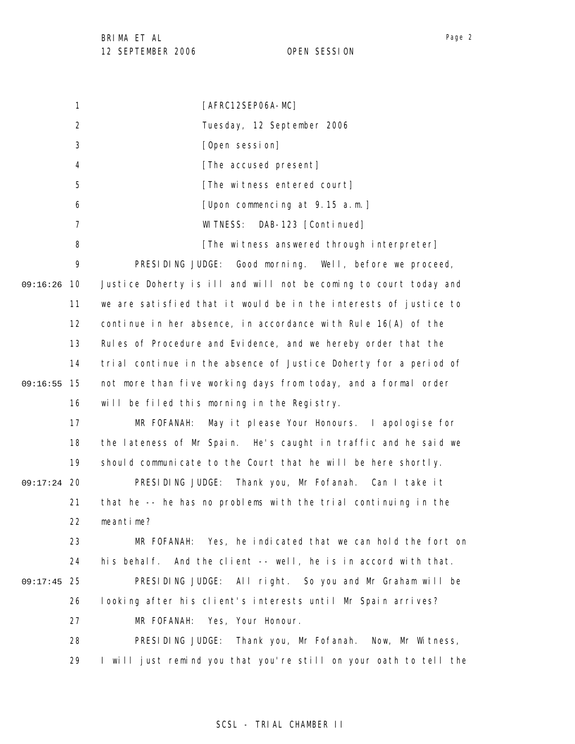[AFRC12SEP06A-MC]

Tuesday, 12 September 2006

[Open session]

[The accused present]

[The witness entered court]

[Upon commencing at 9.15 a.m.]

WITNESS: DAB-123 [Continued]

[The witness answered through interpreter]

PRESIDING JUDGE: Good morning. Well, before we proceed, Justice Doherty is ill and will not be coming to court today and we are satisfied that it would be in the interests of justice to continue in her absence, in accordance with Rule 16(A) of the Rules of Procedure and Evidence, and we hereby order that the trial continue in the absence of Justice Doherty for a period of not more than five working days from today, and a formal order will be filed this morning in the Registry.

MR FOFANAH: May it please Your Honours. I apologise for the lateness of Mr Spain. He's caught in traffic and he said we should communicate to the Court that he will be here shortly.

PRESIDING JUDGE: Thank you, Mr Fofanah. Can I take it that he -- he has no problems with the trial continuing in the meantime?

MR FOFANAH: Yes, he indicated that we can hold the fort on his behalf. And the client -- well, he is in accord with that.

PRESIDING JUDGE: All right. So you and Mr Graham will be looking after his client's interests until Mr Spain arrives?

MR FOFANAH: Yes, Your Honour.

PRESIDING JUDGE: Thank you, Mr Fofanah. Now, Mr Witness, I will just remind you that you're still on your oath to tell the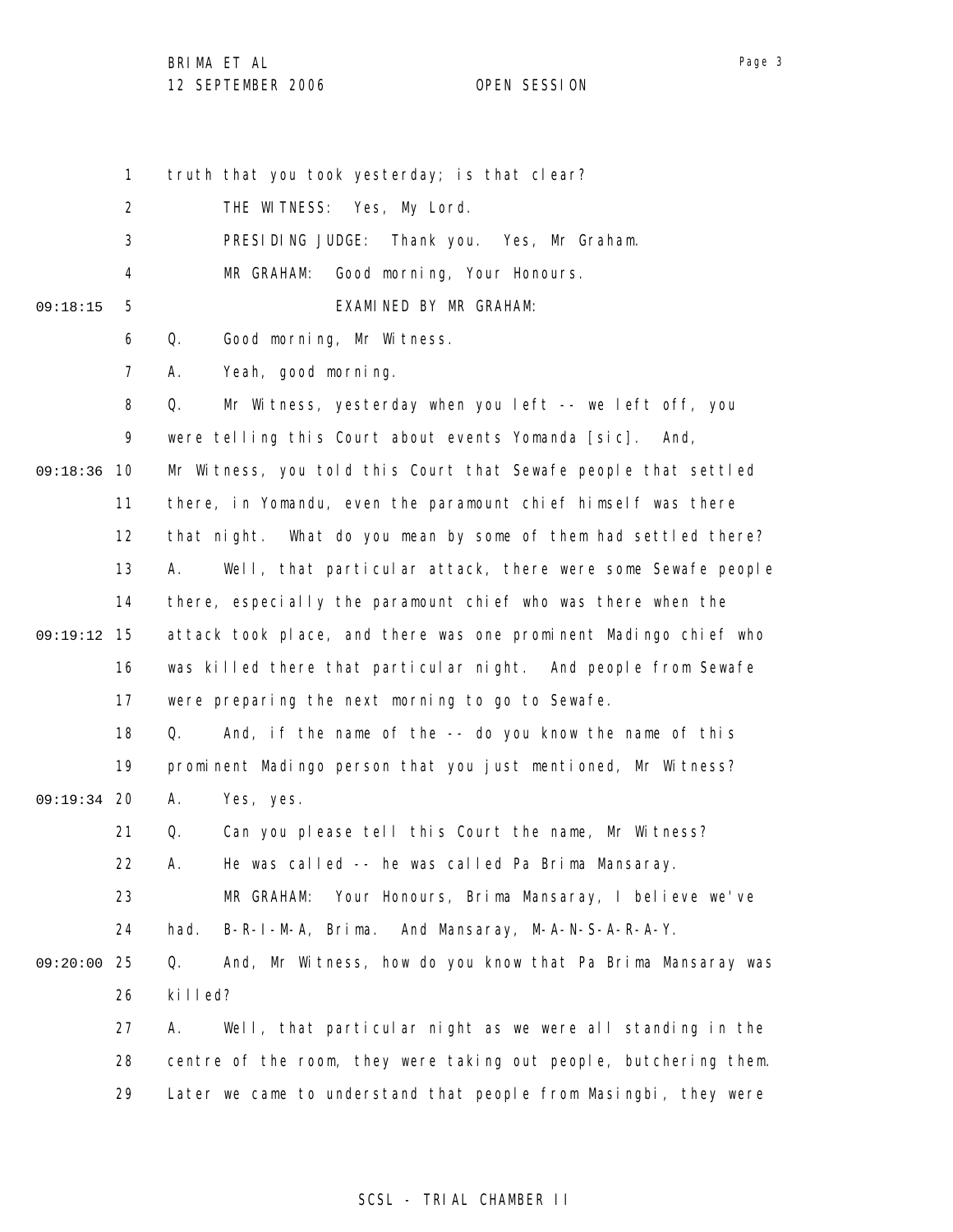truth that you took yesterday; is that clear?

THE WITNESS: Yes, My Lord.

PRESIDING JUDGE: Thank you. Yes, Mr Graham.

MR GRAHAM: Good morning, Your Honours.

EXAMINED BY MR GRAHAM:

Q. Good morning, Mr Witness.

A. Yeah, good morning.

Q. Mr Witness, yesterday when you left -- we left off, you were telling this Court about events Yomanda [sic]. And, Mr Witness, you told this Court that Sewafe people that settled there, in Yomandu, even the paramount chief himself was there that night. What do you mean by some of them had settled there?

A. Well, that particular attack, there were some Sewafe people there, especially the paramount chief who was there when the attack took place, and there was one prominent Madingo chief who was killed there that particular night. And people from Sewafe were preparing the next morning to go to Sewafe.

Q. And, if the name of the -- do you know the name of this prominent Madingo person that you just mentioned, Mr Witness?

A. Yes, yes.

Q. Can you please tell this Court the name, Mr Witness?

A. He was called -- he was called Pa Brima Mansaray.

MR GRAHAM: Your Honours, Brima Mansaray, I believe we've had. B-R-I-M-A, Brima. And Mansaray, M-A-N-S-A-R-A-Y.

Q. And, Mr Witness, how do you know that Pa Brima Mansaray was killed?

A. Well, that particular night as we were all standing in the centre of the room, they were taking out people, butchering them. Later we came to understand that people from Masingbi, they were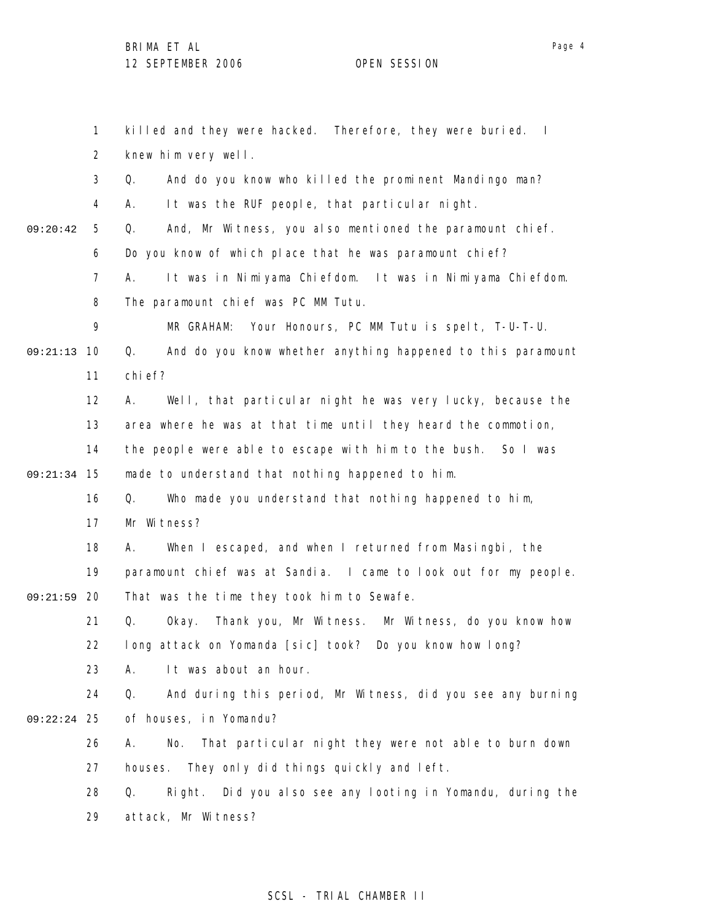1 killed and they were hacked. Therefore, they were buried. I
2 knew him very well.
3 Q. And do you know who killed the prominent Mandingo man?
4 A. It was the RUF people, that particular night.
09:20:42 5 Q. And, Mr Witness, you also mentioned the paramount chief.
6 Do you know of which place that he was paramount chief?
7 A. It was in Nimiyama Chiefdom. It was in Nimiyama Chiefdom.
8 The paramount chief was PC MM Tutu.
9 MR GRAHAM: Your Honours, PC MM Tutu is spelt, T-U-T-U.
09:21:13 10 Q. And do you know whether anything happened to this paramount
11 chief?
12 A. Well, that particular night he was very lucky, because the
13 area where he was at that time until they heard the commotion,
14 the people were able to escape with him to the bush. So I was
09:21:34 15 made to understand that nothing happened to him.
16 Q. Who made you understand that nothing happened to him,
17 Mr Witness?
18 A. When I escaped, and when I returned from Masingbi, the
19 paramount chief was at Sandia. I came to look out for my people.
09:21:59 20 That was the time they took him to Sewafe.
21 Q. Okay. Thank you, Mr Witness. Mr Witness, do you know how
22 long attack on Yomanda [sic] took? Do you know how long?
23 A. It was about an hour.
24 Q. And during this period, Mr Witness, did you see any burning
09:22:24 25 of houses, in Yomandu?
26 A. No. That particular night they were not able to burn down
27 houses. They only did things quickly and left.
28 Q. Right. Did you also see any looting in Yomandu, during the
29 attack, Mr Witness?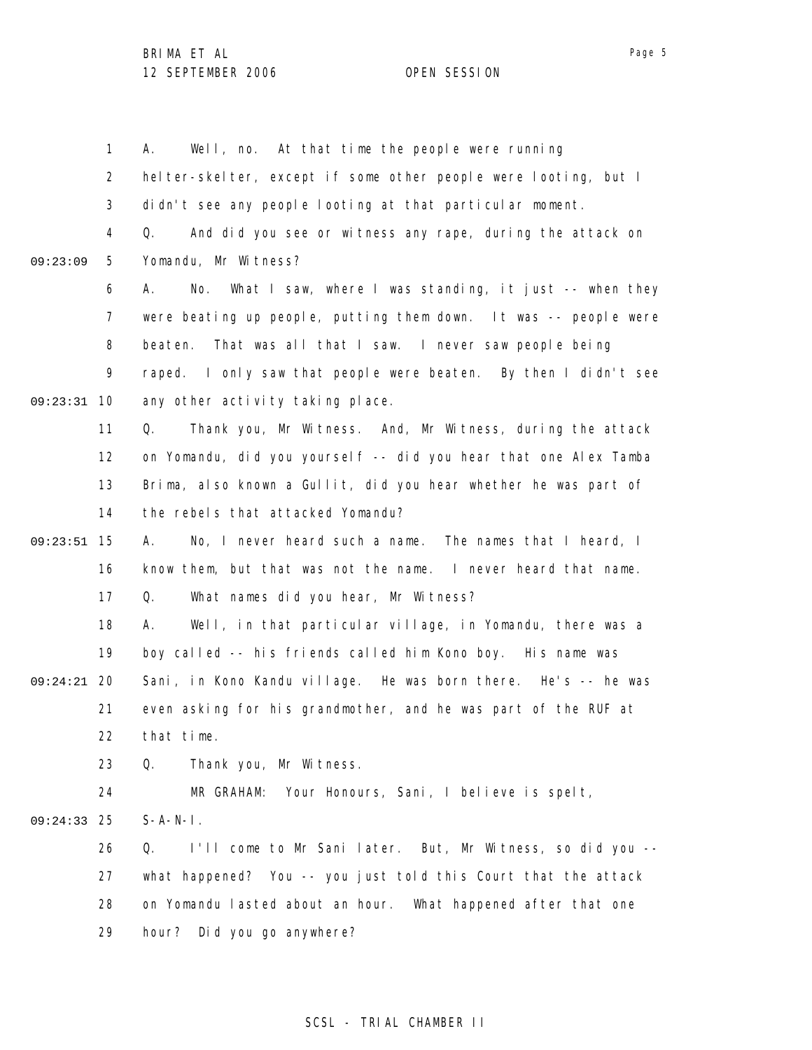A. Well, no. At that time the people were running helter-skelter, except if some other people were looting, but I didn't see any people looting at that particular moment.

Q. And did you see or witness any rape, during the attack on Yomandu, Mr Witness?

A. No. What I saw, where I was standing, it just -- when they were beating up people, putting them down. It was -- people were beaten. That was all that I saw. I never saw people being raped. I only saw that people were beaten. By then I didn't see any other activity taking place.

Q. Thank you, Mr Witness. And, Mr Witness, during the attack on Yomandu, did you yourself -- did you hear that one Alex Tamba Brima, also known a Gullit, did you hear whether he was part of the rebels that attacked Yomandu?

A. No, I never heard such a name. The names that I heard, I know them, but that was not the name. I never heard that name.

Q. What names did you hear, Mr Witness?

A. Well, in that particular village, in Yomandu, there was a boy called -- his friends called him Kono boy. His name was Sani, in Kono Kandu village. He was born there. He's -- he was even asking for his grandmother, and he was part of the RUF at that time.

Q. Thank you, Mr Witness.

MR GRAHAM: Your Honours, Sani, I believe is spelt, S-A-N-I.

Q. I'll come to Mr Sani later. But, Mr Witness, so did you -- what happened? You -- you just told this Court that the attack on Yomandu lasted about an hour. What happened after that one hour? Did you go anywhere?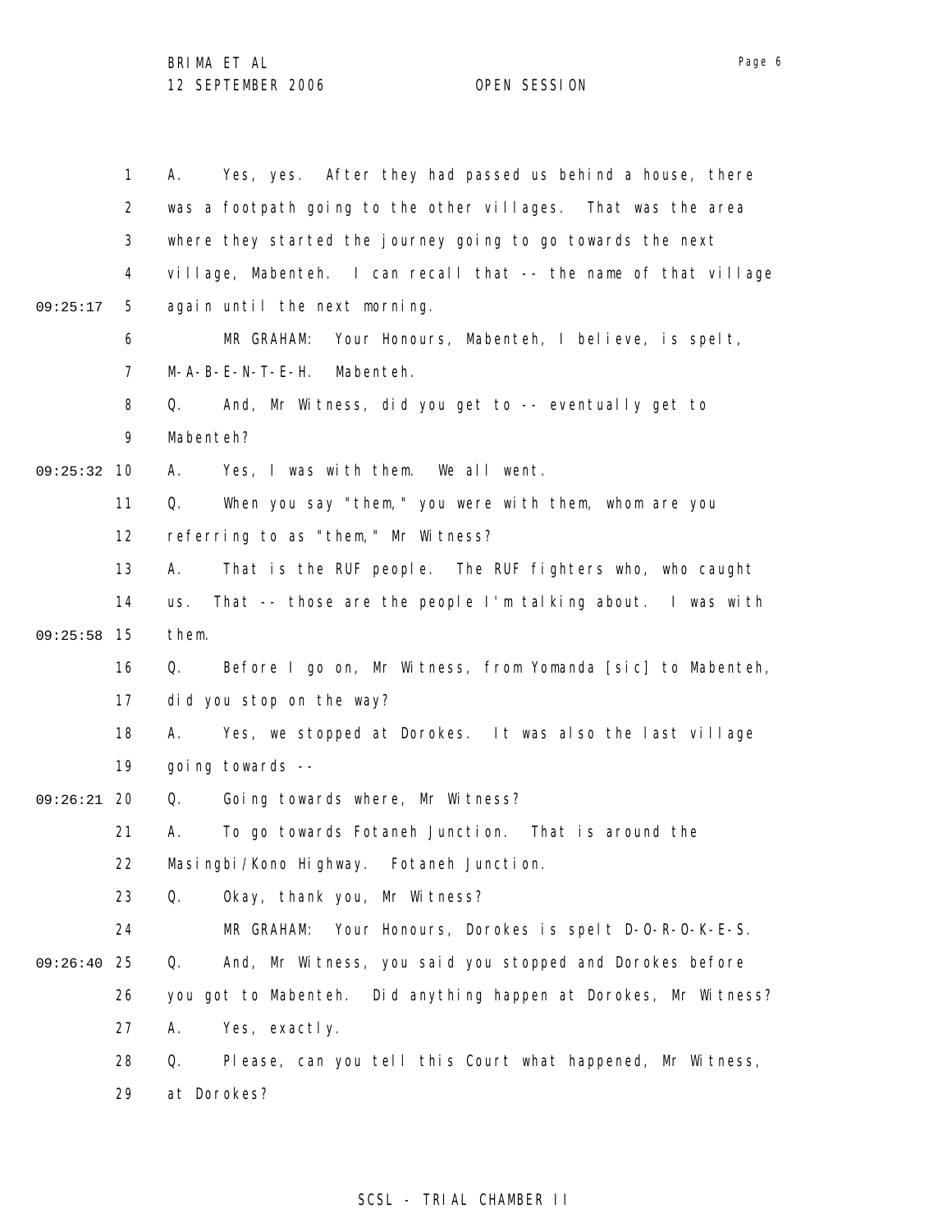A. Yes, yes. After they had passed us behind a house, there was a footpath going to the other villages. That was the area where they started the journey going to go towards the next village, Mabenteh. I can recall that -- the name of that village again until the next morning.

MR GRAHAM: Your Honours, Mabenteh, I believe, is spelt, M-A-B-E-N-T-E-H. Mabenteh.

Q. And, Mr Witness, did you get to -- eventually get to Mabenteh?

A. Yes, I was with them. We all went.

Q. When you say "them," you were with them, whom are you referring to as "them," Mr Witness?

A. That is the RUF people. The RUF fighters who, who caught us. That -- those are the people I'm talking about. I was with them.

Q. Before I go on, Mr Witness, from Yomanda [sic] to Mabenteh, did you stop on the way?

A. Yes, we stopped at Dorokes. It was also the last village going towards --

Q. Going towards where, Mr Witness?

A. To go towards Fotaneh Junction. That is around the Masingbi/Kono Highway. Fotaneh Junction.

Q. Okay, thank you, Mr Witness?

MR GRAHAM: Your Honours, Dorokes is spelt D-O-R-O-K-E-S.

Q. And, Mr Witness, you said you stopped and Dorokes before you got to Mabenteh. Did anything happen at Dorokes, Mr Witness?

A. Yes, exactly.

Q. Please, can you tell this Court what happened, Mr Witness, at Dorokes?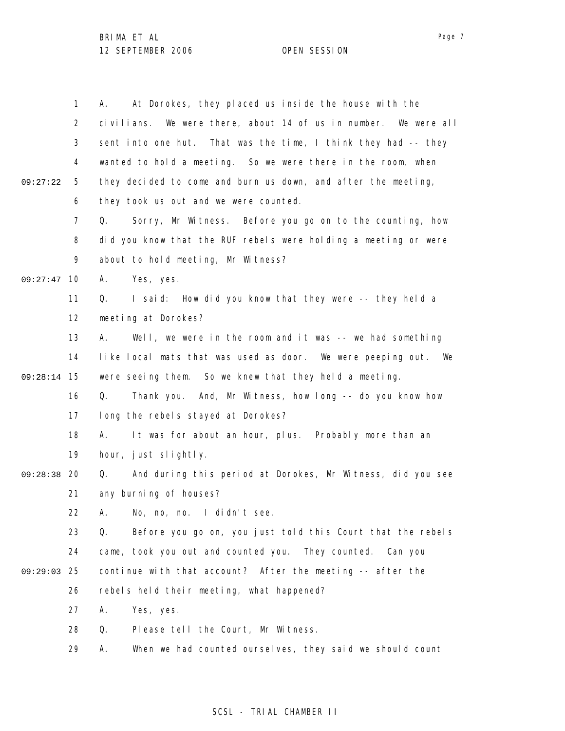1 A. At Dorokes, they placed us inside the house with the
2 civilians. We were there, about 14 of us in number. We were all
3 sent into one hut. That was the time, I think they had -- they
4 wanted to hold a meeting. So we were there in the room, when
09:27:22 5 they decided to come and burn us down, and after the meeting,
6 they took us out and we were counted.
7 Q. Sorry, Mr Witness. Before you go on to the counting, how
8 did you know that the RUF rebels were holding a meeting or were
9 about to hold meeting, Mr Witness?
09:27:47 10 A. Yes, yes.
11 Q. I said: How did you know that they were -- they held a
12 meeting at Dorokes?
13 A. Well, we were in the room and it was -- we had something
14 like local mats that was used as door. We were peeping out. We
09:28:14 15 were seeing them. So we knew that they held a meeting.
16 Q. Thank you. And, Mr Witness, how long -- do you know how
17 long the rebels stayed at Dorokes?
18 A. It was for about an hour, plus. Probably more than an
19 hour, just slightly.
09:28:38 20 Q. And during this period at Dorokes, Mr Witness, did you see
21 any burning of houses?
22 A. No, no, no. I didn't see.
23 Q. Before you go on, you just told this Court that the rebels
24 came, took you out and counted you. They counted. Can you
09:29:03 25 continue with that account? After the meeting -- after the
26 rebels held their meeting, what happened?
27 A. Yes, yes.
28 Q. Please tell the Court, Mr Witness.
29 A. When we had counted ourselves, they said we should count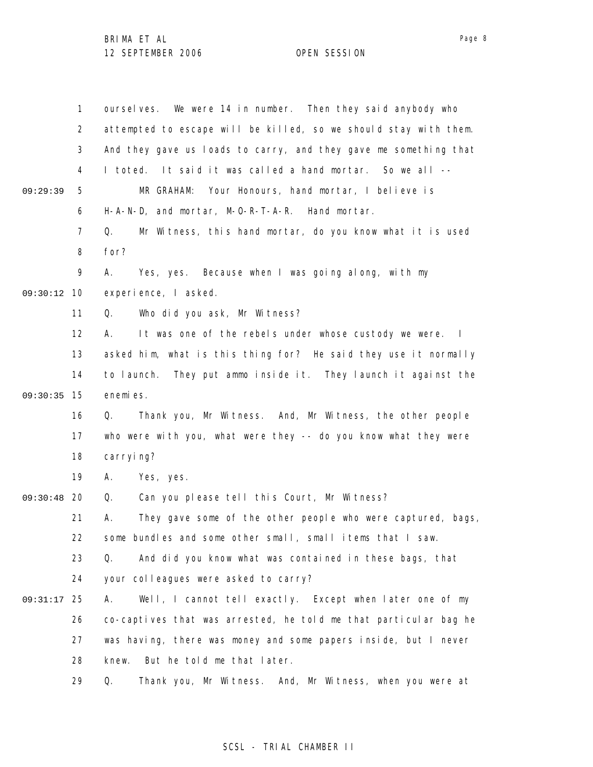ourselves. We were 14 in number. Then they said anybody who attempted to escape will be killed, so we should stay with them. And they gave us loads to carry, and they gave me something that I toted. It said it was called a hand mortar. So we all --

MR GRAHAM: Your Honours, hand mortar, I believe is H-A-N-D, and mortar, M-O-R-T-A-R. Hand mortar.

Q. Mr Witness, this hand mortar, do you know what it is used for?

A. Yes, yes. Because when I was going along, with my experience, I asked.

Q. Who did you ask, Mr Witness?

A. It was one of the rebels under whose custody we were. I asked him, what is this thing for? He said they use it normally to launch. They put ammo inside it. They launch it against the enemies.

Q. Thank you, Mr Witness. And, Mr Witness, the other people who were with you, what were they -- do you know what they were carrying?

A. Yes, yes.

Q. Can you please tell this Court, Mr Witness?

A. They gave some of the other people who were captured, bags, some bundles and some other small, small items that I saw.

Q. And did you know what was contained in these bags, that your colleagues were asked to carry?

A. Well, I cannot tell exactly. Except when later one of my co-captives that was arrested, he told me that particular bag he was having, there was money and some papers inside, but I never knew. But he told me that later.

Q. Thank you, Mr Witness. And, Mr Witness, when you were at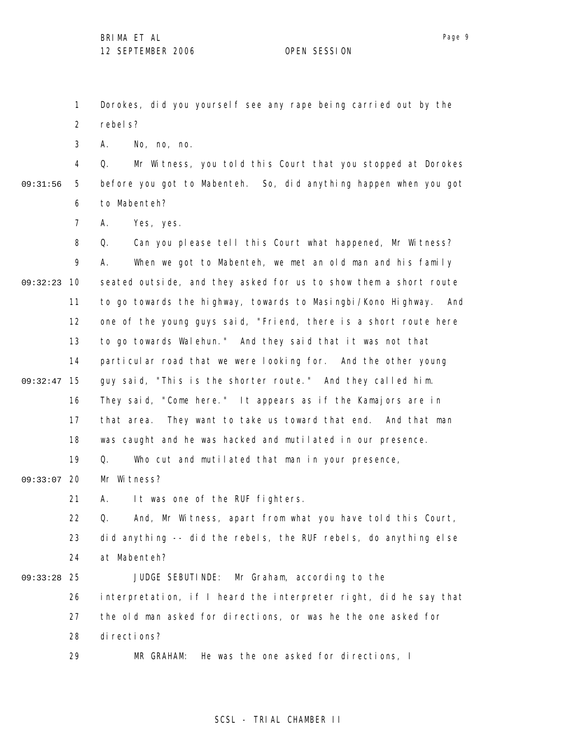1 Dorokes, did you yourself see any rape being carried out by the
2 rebels?
3 A. No, no, no.
4 Q. Mr Witness, you told this Court that you stopped at Dorokes
09:31:56 5 before you got to Mabenteh. So, did anything happen when you got
6 to Mabenteh?
7 A. Yes, yes.
8 Q. Can you please tell this Court what happened, Mr Witness?
9 A. When we got to Mabenteh, we met an old man and his family
09:32:23 10 seated outside, and they asked for us to show them a short route
11 to go towards the highway, towards to Masingbi/Kono Highway. And
12 one of the young guys said, "Friend, there is a short route here
13 to go towards Walehun." And they said that it was not that
14 particular road that we were looking for. And the other young
09:32:47 15 guy said, "This is the shorter route." And they called him.
16 They said, "Come here." It appears as if the Kamajors are in
17 that area. They want to take us toward that end. And that man
18 was caught and he was hacked and mutilated in our presence.
19 Q. Who cut and mutilated that man in your presence,
09:33:07 20 Mr Witness?
21 A. It was one of the RUF fighters.
22 Q. And, Mr Witness, apart from what you have told this Court,
23 did anything -- did the rebels, the RUF rebels, do anything else
24 at Mabenteh?
09:33:28 25 JUDGE SEBUTINDE: Mr Graham, according to the
26 interpretation, if I heard the interpreter right, did he say that
27 the old man asked for directions, or was he the one asked for
28 directions?
29 MR GRAHAM: He was the one asked for directions, I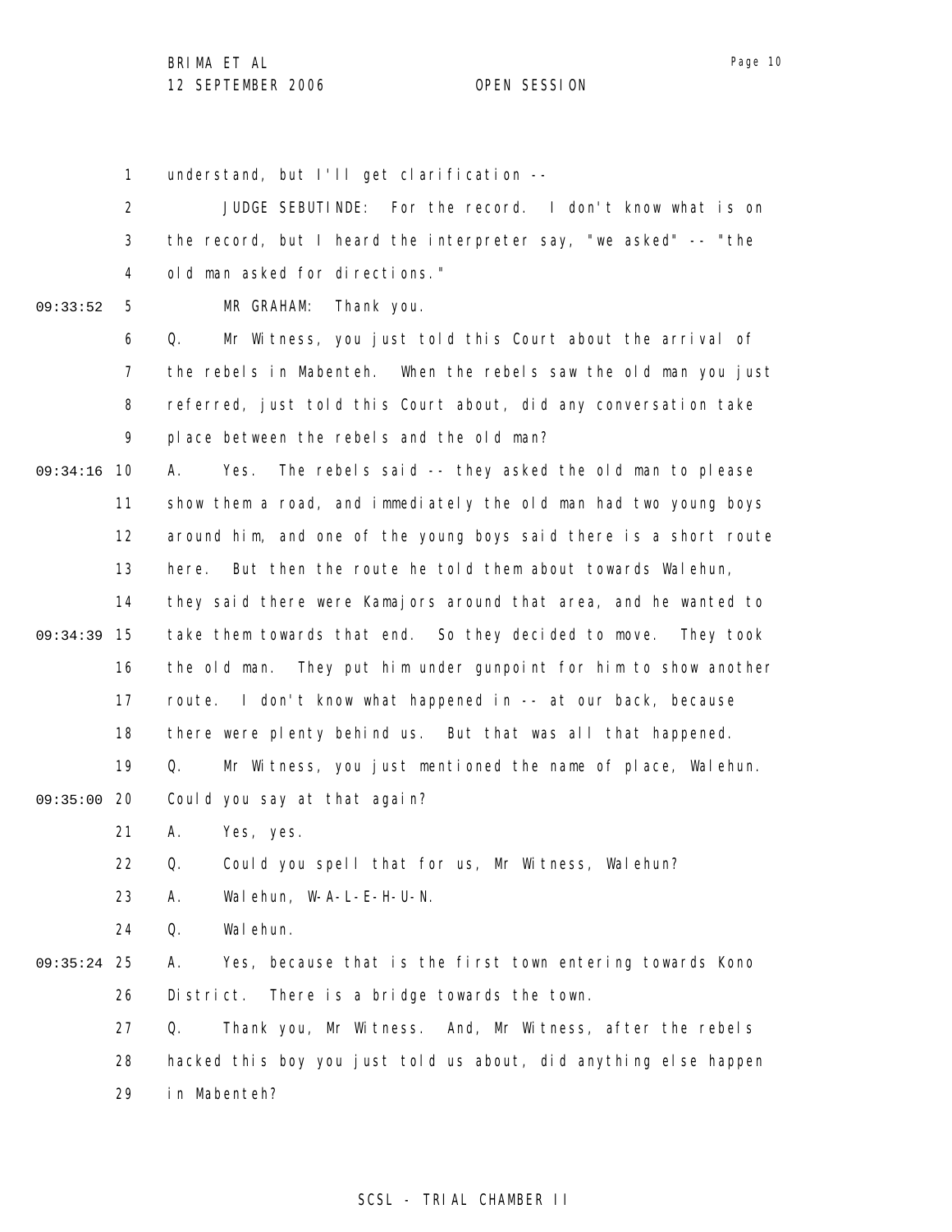understand, but I'll get clarification --

JUDGE SEBUTINDE: For the record. I don't know what is on the record, but I heard the interpreter say, "we asked" -- "the old man asked for directions."

MR GRAHAM: Thank you.

Q. Mr Witness, you just told this Court about the arrival of the rebels in Mabenteh. When the rebels saw the old man you just referred, just told this Court about, did any conversation take place between the rebels and the old man?

A. Yes. The rebels said -- they asked the old man to please show them a road, and immediately the old man had two young boys around him, and one of the young boys said there is a short route here. But then the route he told them about towards Walehun, they said there were Kamajors around that area, and he wanted to take them towards that end. So they decided to move. They took the old man. They put him under gunpoint for him to show another route. I don't know what happened in -- at our back, because there were plenty behind us. But that was all that happened.

Q. Mr Witness, you just mentioned the name of place, Walehun. Could you say at that again?

A. Yes, yes.

Q. Could you spell that for us, Mr Witness, Walehun?

A. Walehun, W-A-L-E-H-U-N.

Q. Walehun.

A. Yes, because that is the first town entering towards Kono District. There is a bridge towards the town.

Q. Thank you, Mr Witness. And, Mr Witness, after the rebels hacked this boy you just told us about, did anything else happen in Mabenteh?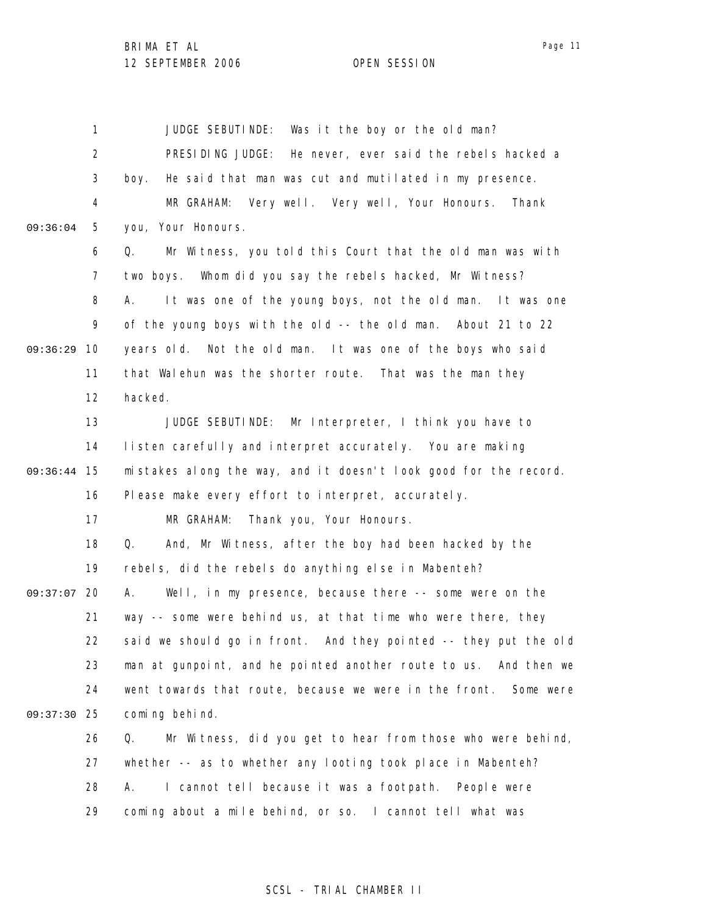JUDGE SEBUTINDE: Was it the boy or the old man?

PRESIDING JUDGE: He never, ever said the rebels hacked a boy. He said that man was cut and mutilated in my presence.

MR GRAHAM: Very well. Very well, Your Honours. Thank you, Your Honours.

Q. Mr Witness, you told this Court that the old man was with two boys. Whom did you say the rebels hacked, Mr Witness?

A. It was one of the young boys, not the old man. It was one of the young boys with the old -- the old man. About 21 to 22 years old. Not the old man. It was one of the boys who said that Walehun was the shorter route. That was the man they hacked.

JUDGE SEBUTINDE: Mr Interpreter, I think you have to listen carefully and interpret accurately. You are making mistakes along the way, and it doesn't look good for the record. Please make every effort to interpret, accurately.

MR GRAHAM: Thank you, Your Honours.

Q. And, Mr Witness, after the boy had been hacked by the rebels, did the rebels do anything else in Mabenteh?

A. Well, in my presence, because there -- some were on the way -- some were behind us, at that time who were there, they said we should go in front. And they pointed -- they put the old man at gunpoint, and he pointed another route to us. And then we went towards that route, because we were in the front. Some were coming behind.

Q. Mr Witness, did you get to hear from those who were behind, whether -- as to whether any looting took place in Mabenteh?

A. I cannot tell because it was a footpath. People were coming about a mile behind, or so. I cannot tell what was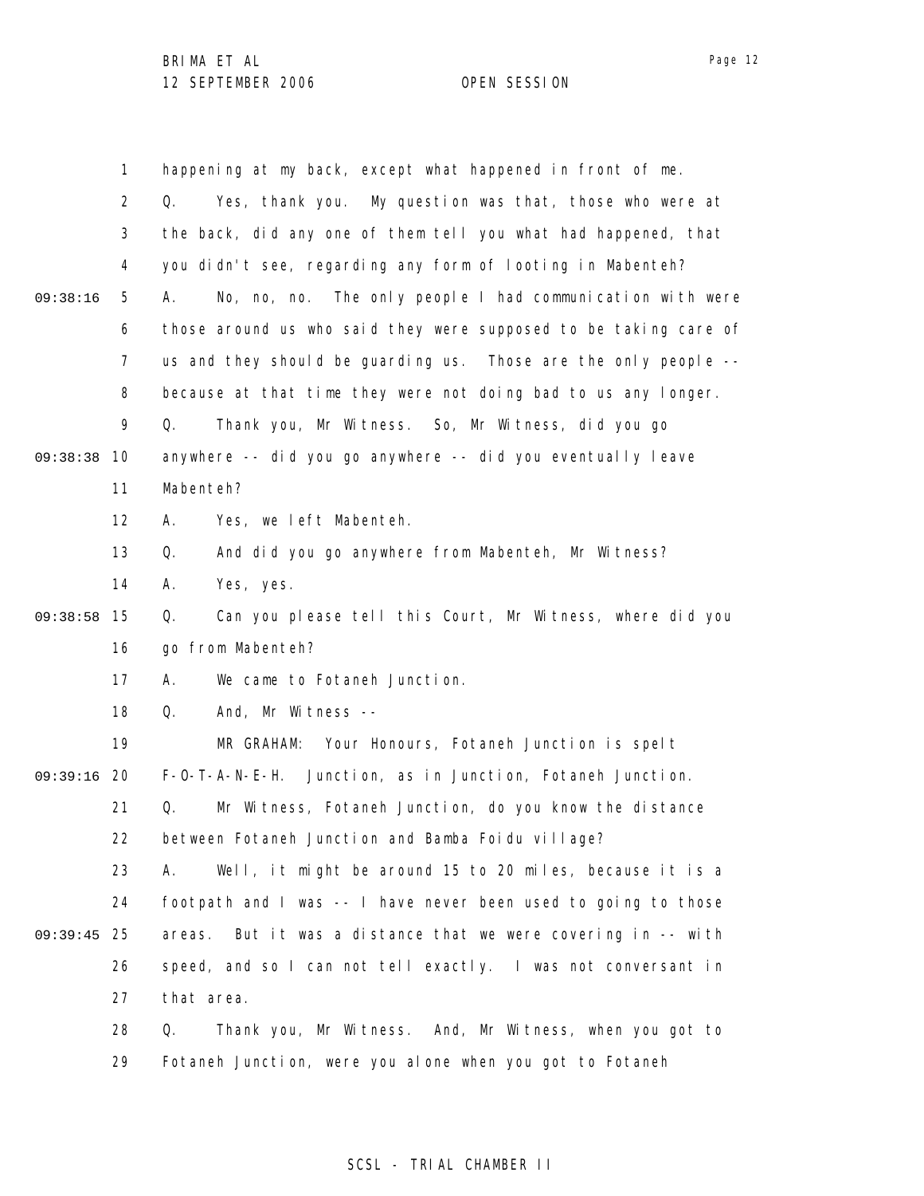happening at my back, except what happened in front of me.

Q. Yes, thank you. My question was that, those who were at the back, did any one of them tell you what had happened, that you didn't see, regarding any form of looting in Mabenteh?

A. No, no, no. The only people I had communication with were those around us who said they were supposed to be taking care of us and they should be guarding us. Those are the only people -- because at that time they were not doing bad to us any longer.

Q. Thank you, Mr Witness. So, Mr Witness, did you go anywhere -- did you go anywhere -- did you eventually leave Mabenteh?

A. Yes, we left Mabenteh.

Q. And did you go anywhere from Mabenteh, Mr Witness?

A. Yes, yes.

Q. Can you please tell this Court, Mr Witness, where did you go from Mabenteh?

A. We came to Fotaneh Junction.

Q. And, Mr Witness --

MR GRAHAM: Your Honours, Fotaneh Junction is spelt F-O-T-A-N-E-H. Junction, as in Junction, Fotaneh Junction.

Q. Mr Witness, Fotaneh Junction, do you know the distance between Fotaneh Junction and Bamba Foidu village?

A. Well, it might be around 15 to 20 miles, because it is a footpath and I was -- I have never been used to going to those areas. But it was a distance that we were covering in -- with speed, and so I can not tell exactly. I was not conversant in that area.

Q. Thank you, Mr Witness. And, Mr Witness, when you got to Fotaneh Junction, were you alone when you got to Fotaneh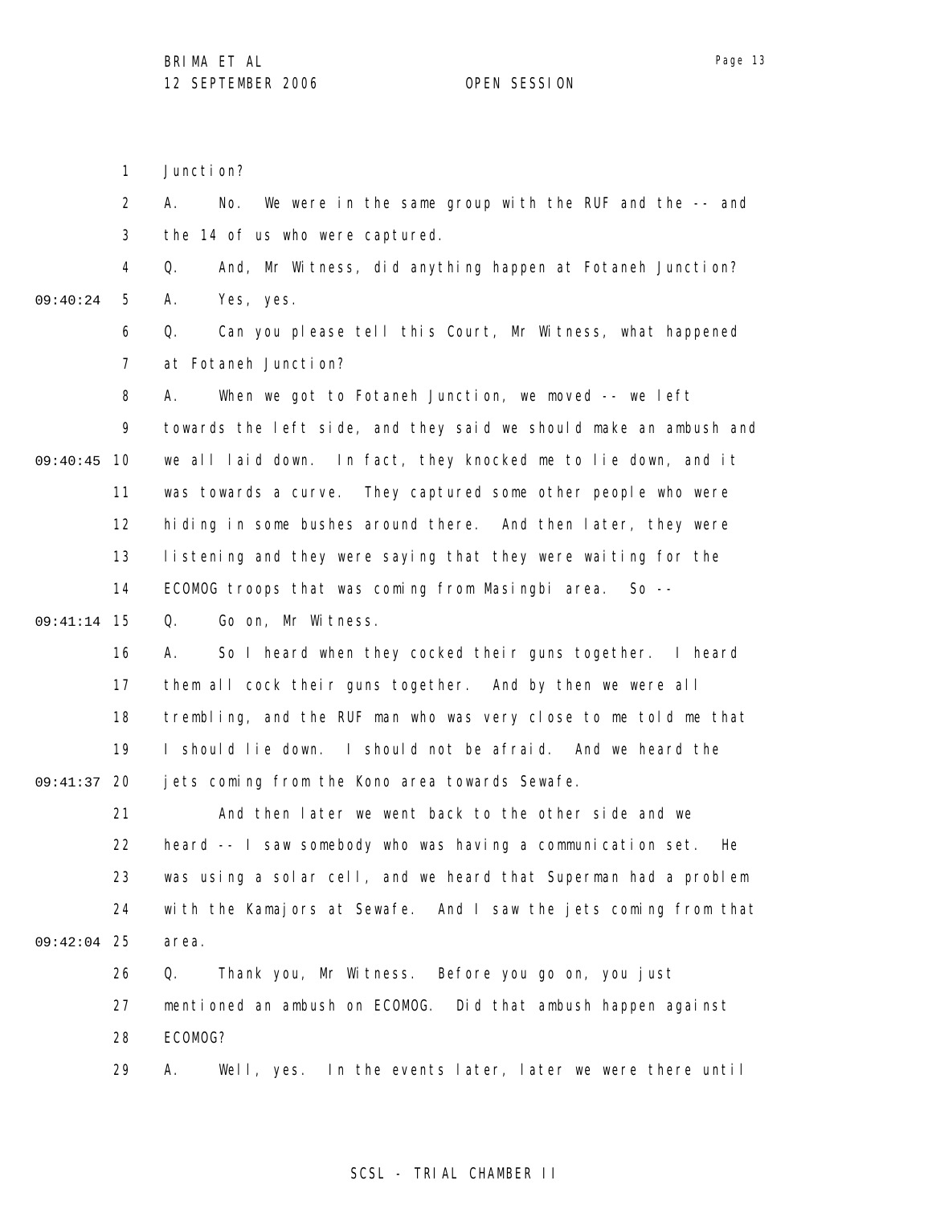Junction?

A. No. We were in the same group with the RUF and the -- and the 14 of us who were captured.

Q. And, Mr Witness, did anything happen at Fotaneh Junction?

A. Yes, yes.

Q. Can you please tell this Court, Mr Witness, what happened at Fotaneh Junction?

A. When we got to Fotaneh Junction, we moved -- we left towards the left side, and they said we should make an ambush and we all laid down. In fact, they knocked me to lie down, and it was towards a curve. They captured some other people who were hiding in some bushes around there. And then later, they were listening and they were saying that they were waiting for the ECOMOG troops that was coming from Masingbi area. So --

Q. Go on, Mr Witness.

A. So I heard when they cocked their guns together. I heard them all cock their guns together. And by then we were all trembling, and the RUF man who was very close to me told me that I should lie down. I should not be afraid. And we heard the jets coming from the Kono area towards Sewafe.

And then later we went back to the other side and we heard -- I saw somebody who was having a communication set. He was using a solar cell, and we heard that Superman had a problem with the Kamajors at Sewafe. And I saw the jets coming from that area.

Q. Thank you, Mr Witness. Before you go on, you just mentioned an ambush on ECOMOG. Did that ambush happen against ECOMOG?

A. Well, yes. In the events later, later we were there until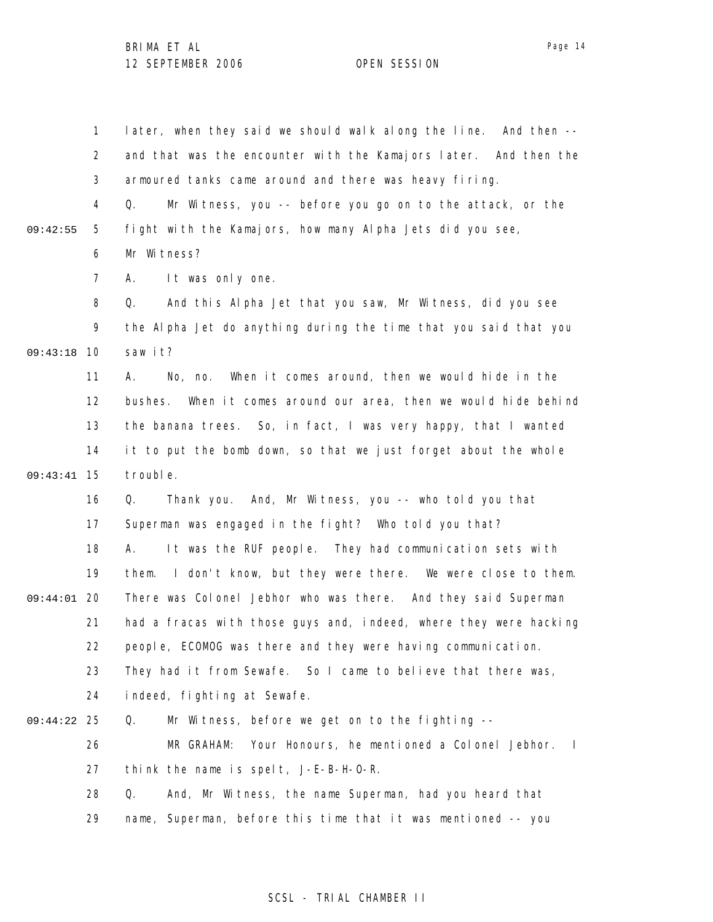later, when they said we should walk along the line. And then -- and that was the encounter with the Kamajors later. And then the armoured tanks came around and there was heavy firing.

Q. Mr Witness, you -- before you go on to the attack, or the fight with the Kamajors, how many Alpha Jets did you see, Mr Witness?

A. It was only one.

Q. And this Alpha Jet that you saw, Mr Witness, did you see the Alpha Jet do anything during the time that you said that you saw it?

A. No, no. When it comes around, then we would hide in the bushes. When it comes around our area, then we would hide behind the banana trees. So, in fact, I was very happy, that I wanted it to put the bomb down, so that we just forget about the whole trouble.

Q. Thank you. And, Mr Witness, you -- who told you that Superman was engaged in the fight? Who told you that?

A. It was the RUF people. They had communication sets with them. I don't know, but they were there. We were close to them. There was Colonel Jebhor who was there. And they said Superman had a fracas with those guys and, indeed, where they were hacking people, ECOMOG was there and they were having communication. They had it from Sewafe. So I came to believe that there was, indeed, fighting at Sewafe.

Q. Mr Witness, before we get on to the fighting --

MR GRAHAM: Your Honours, he mentioned a Colonel Jebhor. I think the name is spelt, J-E-B-H-O-R.

Q. And, Mr Witness, the name Superman, had you heard that name, Superman, before this time that it was mentioned -- you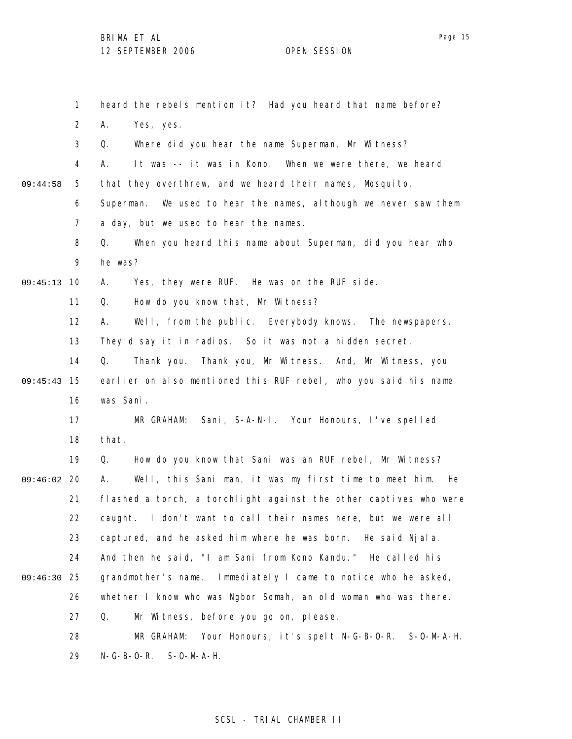heard the rebels mention it? Had you heard that name before?

A. Yes, yes.

Q. Where did you hear the name Superman, Mr Witness?

A. It was -- it was in Kono. When we were there, we heard that they overthrew, and we heard their names, Mosquito, Superman. We used to hear the names, although we never saw them a day, but we used to hear the names.

Q. When you heard this name about Superman, did you hear who he was?

A. Yes, they were RUF. He was on the RUF side.

Q. How do you know that, Mr Witness?

A. Well, from the public. Everybody knows. The newspapers. They'd say it in radios. So it was not a hidden secret.

Q. Thank you. Thank you, Mr Witness. And, Mr Witness, you earlier on also mentioned this RUF rebel, who you said his name was Sani.

MR GRAHAM: Sani, S-A-N-I. Your Honours, I've spelled that.

Q. How do you know that Sani was an RUF rebel, Mr Witness?

A. Well, this Sani man, it was my first time to meet him. He flashed a torch, a torchlight against the other captives who were caught. I don't want to call their names here, but we were all captured, and he asked him where he was born. He said Njala. And then he said, "I am Sani from Kono Kandu." He called his grandmother's name. Immediately I came to notice who he asked, whether I know who was Ngbor Somah, an old woman who was there.

Q. Mr Witness, before you go on, please.

MR GRAHAM: Your Honours, it's spelt N-G-B-O-R. S-O-M-A-H. N-G-B-O-R. S-O-M-A-H.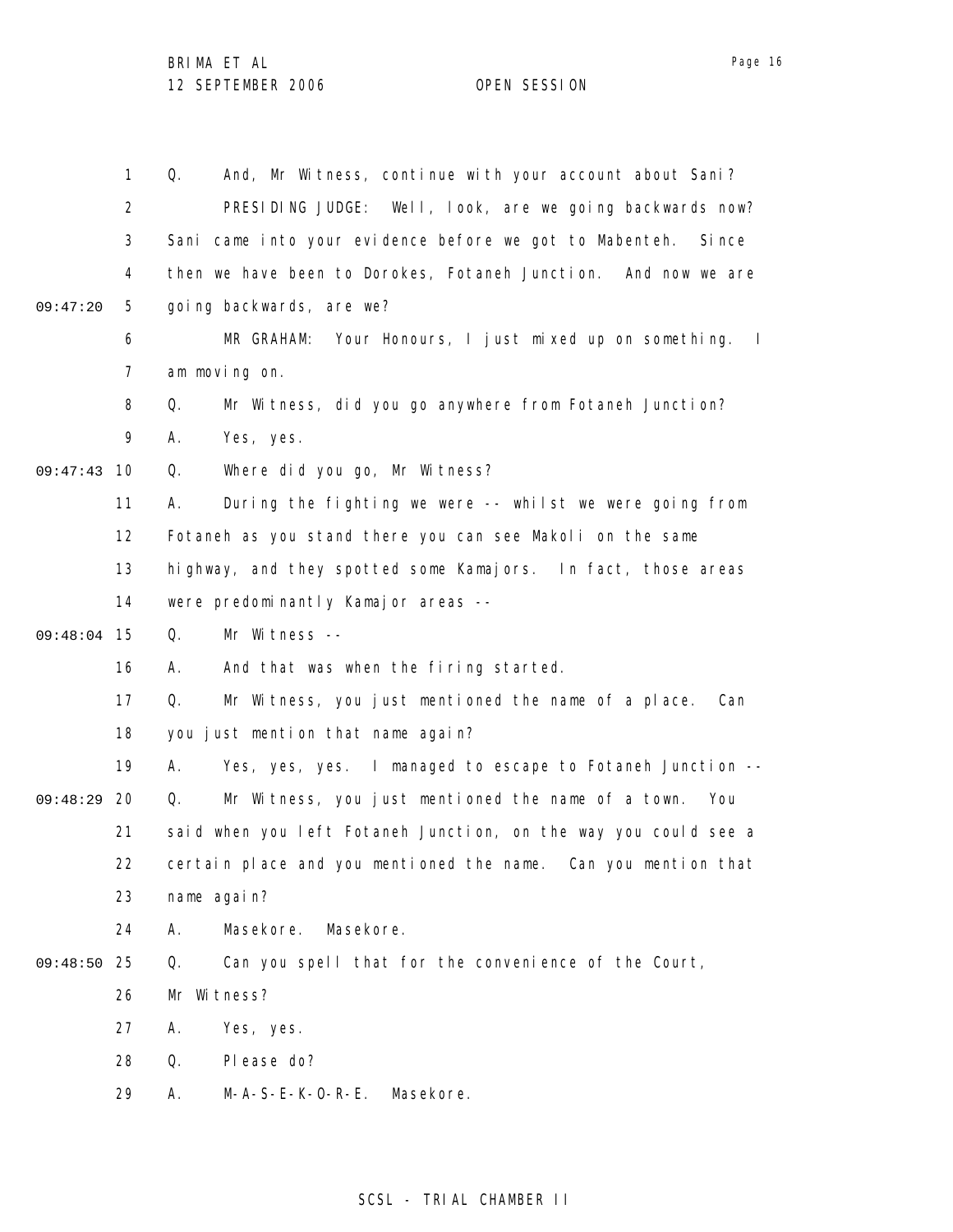Q. And, Mr Witness, continue with your account about Sani?

PRESIDING JUDGE: Well, look, are we going backwards now? Sani came into your evidence before we got to Mabenteh. Since then we have been to Dorokes, Fotaneh Junction. And now we are going backwards, are we?

MR GRAHAM: Your Honours, I just mixed up on something. I am moving on.

Q. Mr Witness, did you go anywhere from Fotaneh Junction?

A. Yes, yes.

Q. Where did you go, Mr Witness?

A. During the fighting we were -- whilst we were going from Fotaneh as you stand there you can see Makoli on the same highway, and they spotted some Kamajors. In fact, those areas were predominantly Kamajor areas --

Q. Mr Witness --

A. And that was when the firing started.

Q. Mr Witness, you just mentioned the name of a place. Can you just mention that name again?

A. Yes, yes, yes. I managed to escape to Fotaneh Junction --

Q. Mr Witness, you just mentioned the name of a town. You said when you left Fotaneh Junction, on the way you could see a certain place and you mentioned the name. Can you mention that name again?

A. Masekore. Masekore.

Q. Can you spell that for the convenience of the Court, Mr Witness?

A. Yes, yes.

Q. Please do?

A. M-A-S-E-K-O-R-E. Masekore.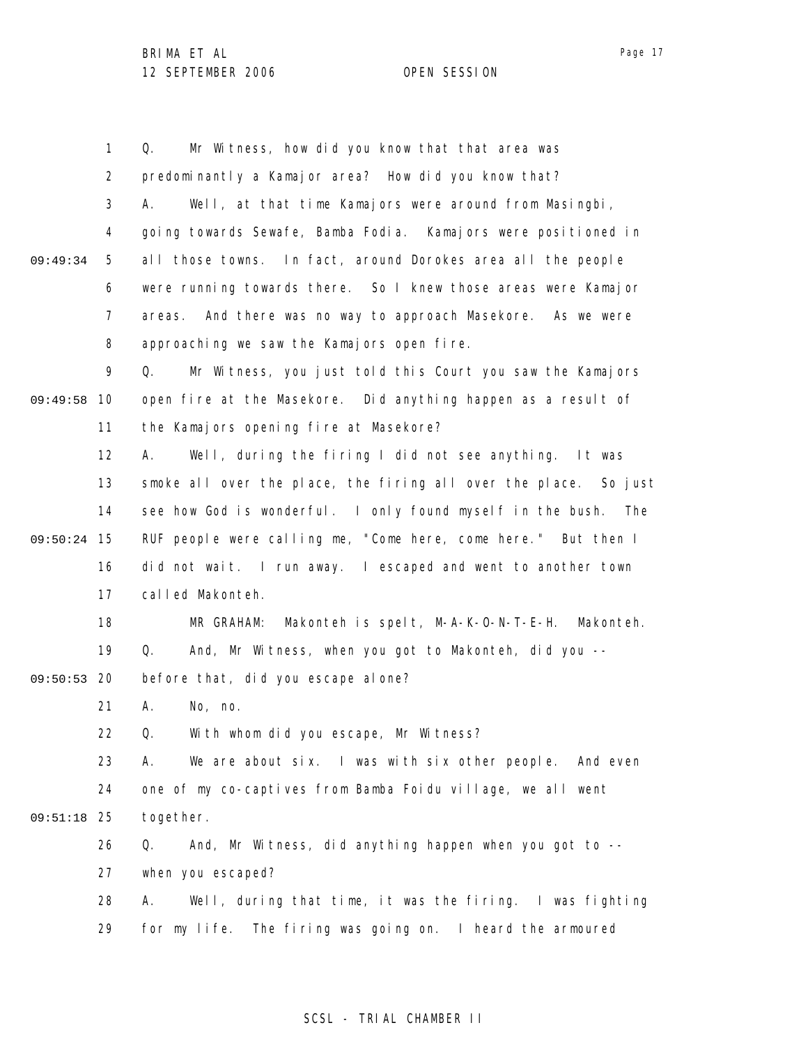Q. Mr Witness, how did you know that that area was predominantly a Kamajor area? How did you know that?

A. Well, at that time Kamajors were around from Masingbi, going towards Sewafe, Bamba Fodia. Kamajors were positioned in all those towns. In fact, around Dorokes area all the people were running towards there. So I knew those areas were Kamajor areas. And there was no way to approach Masekore. As we were approaching we saw the Kamajors open fire.

Q. Mr Witness, you just told this Court you saw the Kamajors open fire at the Masekore. Did anything happen as a result of the Kamajors opening fire at Masekore?

A. Well, during the firing I did not see anything. It was smoke all over the place, the firing all over the place. So just see how God is wonderful. I only found myself in the bush. The RUF people were calling me, "Come here, come here." But then I did not wait. I run away. I escaped and went to another town called Makonteh.

MR GRAHAM: Makonteh is spelt, M-A-K-O-N-T-E-H. Makonteh.

Q. And, Mr Witness, when you got to Makonteh, did you -- before that, did you escape alone?

A. No, no.

Q. With whom did you escape, Mr Witness?

A. We are about six. I was with six other people. And even one of my co-captives from Bamba Foidu village, we all went together.

Q. And, Mr Witness, did anything happen when you got to -- when you escaped?

A. Well, during that time, it was the firing. I was fighting for my life. The firing was going on. I heard the armoured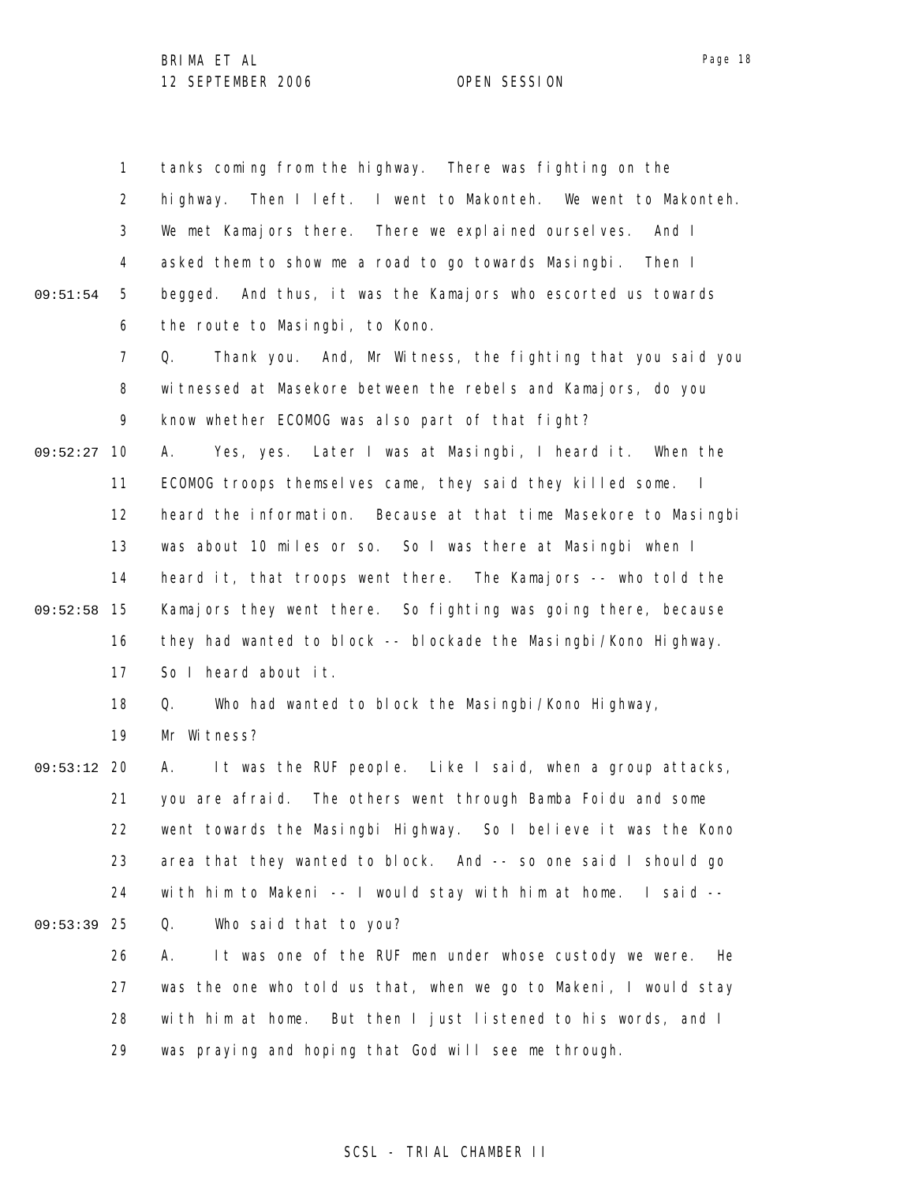tanks coming from the highway. There was fighting on the highway. Then I left. I went to Makonteh. We went to Makonteh. We met Kamajors there. There we explained ourselves. And I asked them to show me a road to go towards Masingbi. Then I begged. And thus, it was the Kamajors who escorted us towards the route to Masingbi, to Kono.

Q. Thank you. And, Mr Witness, the fighting that you said you witnessed at Masekore between the rebels and Kamajors, do you know whether ECOMOG was also part of that fight?

A. Yes, yes. Later I was at Masingbi, I heard it. When the ECOMOG troops themselves came, they said they killed some. I heard the information. Because at that time Masekore to Masingbi was about 10 miles or so. So I was there at Masingbi when I heard it, that troops went there. The Kamajors -- who told the Kamajors they went there. So fighting was going there, because they had wanted to block -- blockade the Masingbi/Kono Highway. So I heard about it.

Q. Who had wanted to block the Masingbi/Kono Highway, Mr Witness?

A. It was the RUF people. Like I said, when a group attacks, you are afraid. The others went through Bamba Foidu and some went towards the Masingbi Highway. So I believe it was the Kono area that they wanted to block. And -- so one said I should go with him to Makeni -- I would stay with him at home. I said --

Q. Who said that to you?

A. It was one of the RUF men under whose custody we were. He was the one who told us that, when we go to Makeni, I would stay with him at home. But then I just listened to his words, and I was praying and hoping that God will see me through.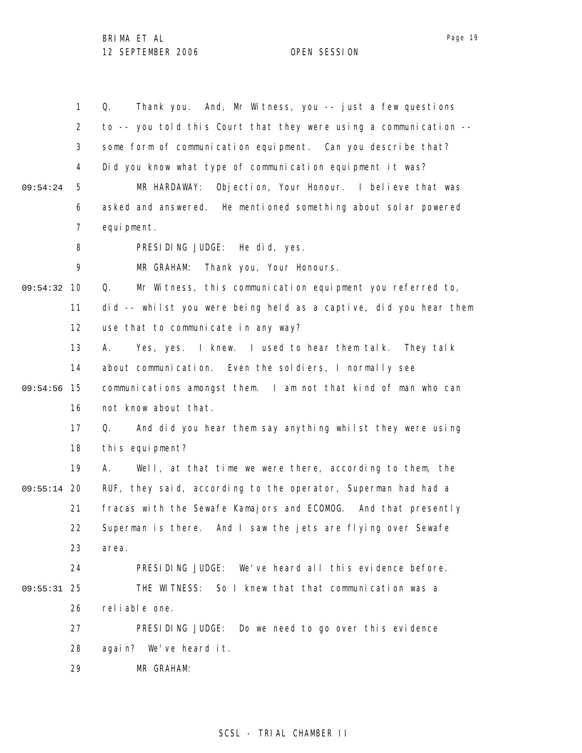Q. Thank you. And, Mr Witness, you -- just a few questions to -- you told this Court that they were using a communication -- some form of communication equipment. Can you describe that? Did you know what type of communication equipment it was?

MR HARDAWAY: Objection, Your Honour. I believe that was asked and answered. He mentioned something about solar powered equipment.

PRESIDING JUDGE: He did, yes.

MR GRAHAM: Thank you, Your Honours.

Q. Mr Witness, this communication equipment you referred to, did -- whilst you were being held as a captive, did you hear them use that to communicate in any way?

A. Yes, yes. I knew. I used to hear them talk. They talk about communication. Even the soldiers, I normally see communications amongst them. I am not that kind of man who can not know about that.

Q. And did you hear them say anything whilst they were using this equipment?

A. Well, at that time we were there, according to them, the RUF, they said, according to the operator, Superman had had a fracas with the Sewafe Kamajors and ECOMOG. And that presently Superman is there. And I saw the jets are flying over Sewafe area.

PRESIDING JUDGE: We've heard all this evidence before.

THE WITNESS: So I knew that that communication was a reliable one.

PRESIDING JUDGE: Do we need to go over this evidence again? We've heard it.

MR GRAHAM: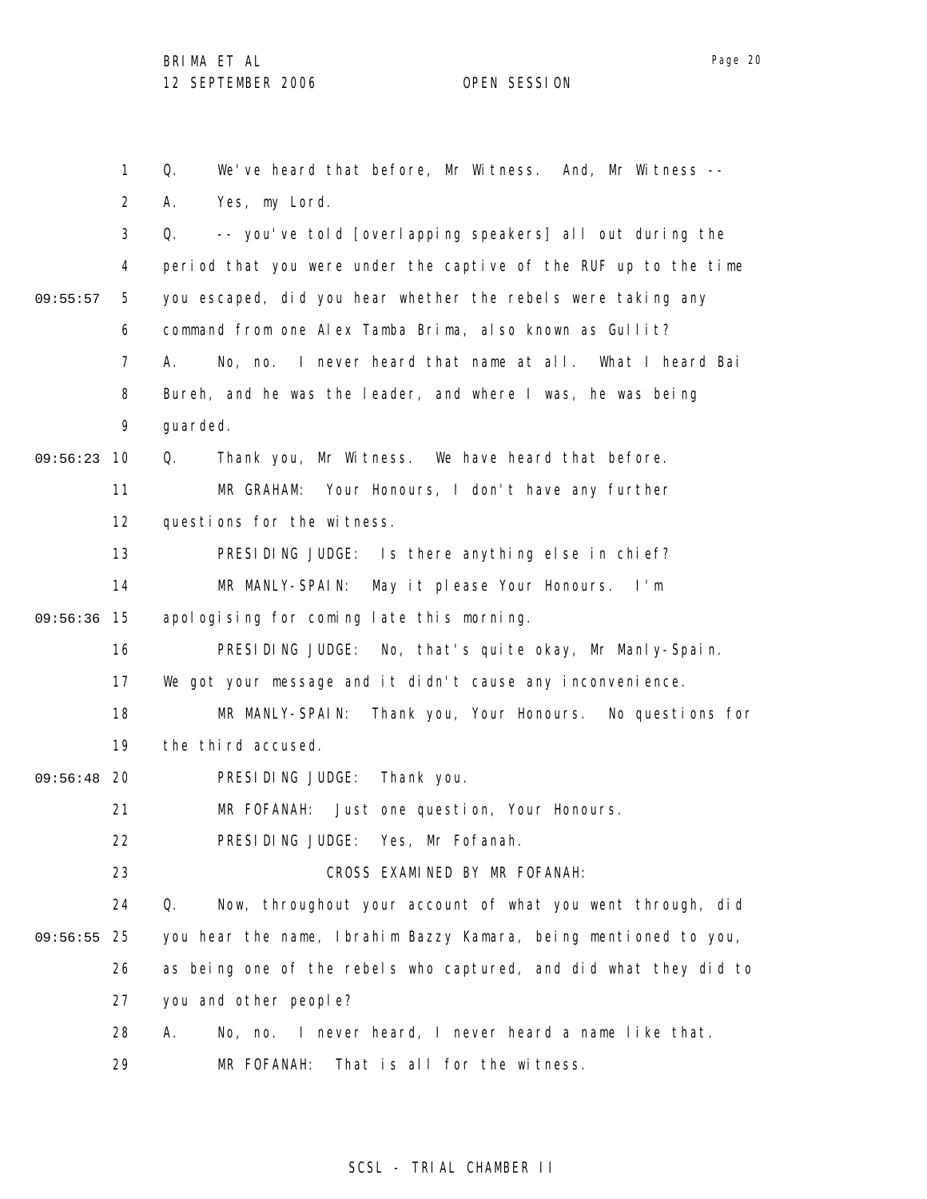Q. We've heard that before, Mr Witness. And, Mr Witness --

A. Yes, my Lord.

Q. -- you've told [overlapping speakers] all out during the period that you were under the captive of the RUF up to the time you escaped, did you hear whether the rebels were taking any command from one Alex Tamba Brima, also known as Gullit?

A. No, no. I never heard that name at all. What I heard Bai Bureh, and he was the leader, and where I was, he was being guarded.

Q. Thank you, Mr Witness. We have heard that before.

MR GRAHAM: Your Honours, I don't have any further questions for the witness.

PRESIDING JUDGE: Is there anything else in chief?

MR MANLY-SPAIN: May it please Your Honours. I'm apologising for coming late this morning.

PRESIDING JUDGE: No, that's quite okay, Mr Manly-Spain. We got your message and it didn't cause any inconvenience.

MR MANLY-SPAIN: Thank you, Your Honours. No questions for the third accused.

PRESIDING JUDGE: Thank you.

MR FOFANAH: Just one question, Your Honours.

PRESIDING JUDGE: Yes, Mr Fofanah.

CROSS EXAMINED BY MR FOFANAH:

Q. Now, throughout your account of what you went through, did you hear the name, Ibrahim Bazzy Kamara, being mentioned to you, as being one of the rebels who captured, and did what they did to you and other people?

A. No, no. I never heard, I never heard a name like that.

MR FOFANAH: That is all for the witness.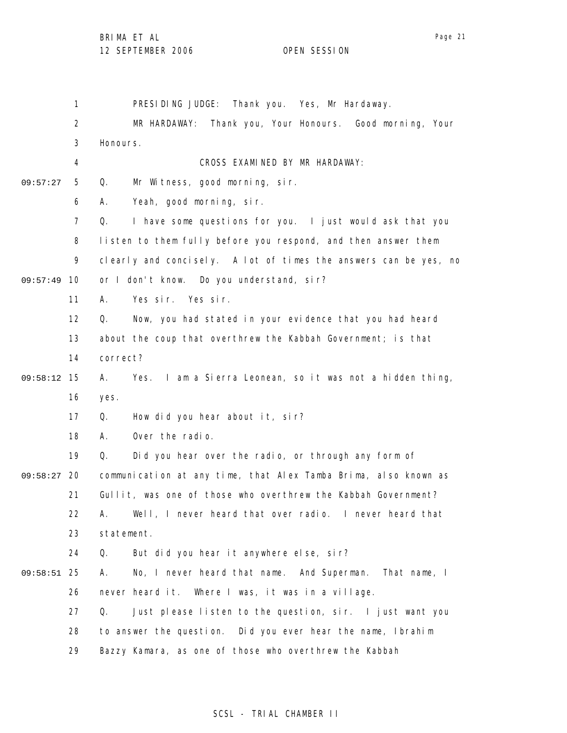PRESIDING JUDGE: Thank you. Yes, Mr Hardaway.

MR HARDAWAY: Thank you, Your Honours. Good morning, Your Honours.

CROSS EXAMINED BY MR HARDAWAY:

Q. Mr Witness, good morning, sir.

A. Yeah, good morning, sir.

Q. I have some questions for you. I just would ask that you listen to them fully before you respond, and then answer them clearly and concisely. A lot of times the answers can be yes, no or I don't know. Do you understand, sir?

A. Yes sir. Yes sir.

Q. Now, you had stated in your evidence that you had heard about the coup that overthrew the Kabbah Government; is that correct?

A. Yes. I am a Sierra Leonean, so it was not a hidden thing, yes.

Q. How did you hear about it, sir?

A. Over the radio.

Q. Did you hear over the radio, or through any form of communication at any time, that Alex Tamba Brima, also known as Gullit, was one of those who overthrew the Kabbah Government?

A. Well, I never heard that over radio. I never heard that statement.

Q. But did you hear it anywhere else, sir?

A. No, I never heard that name. And Superman. That name, I never heard it. Where I was, it was in a village.

Q. Just please listen to the question, sir. I just want you to answer the question. Did you ever hear the name, Ibrahim Bazzy Kamara, as one of those who overthrew the Kabbah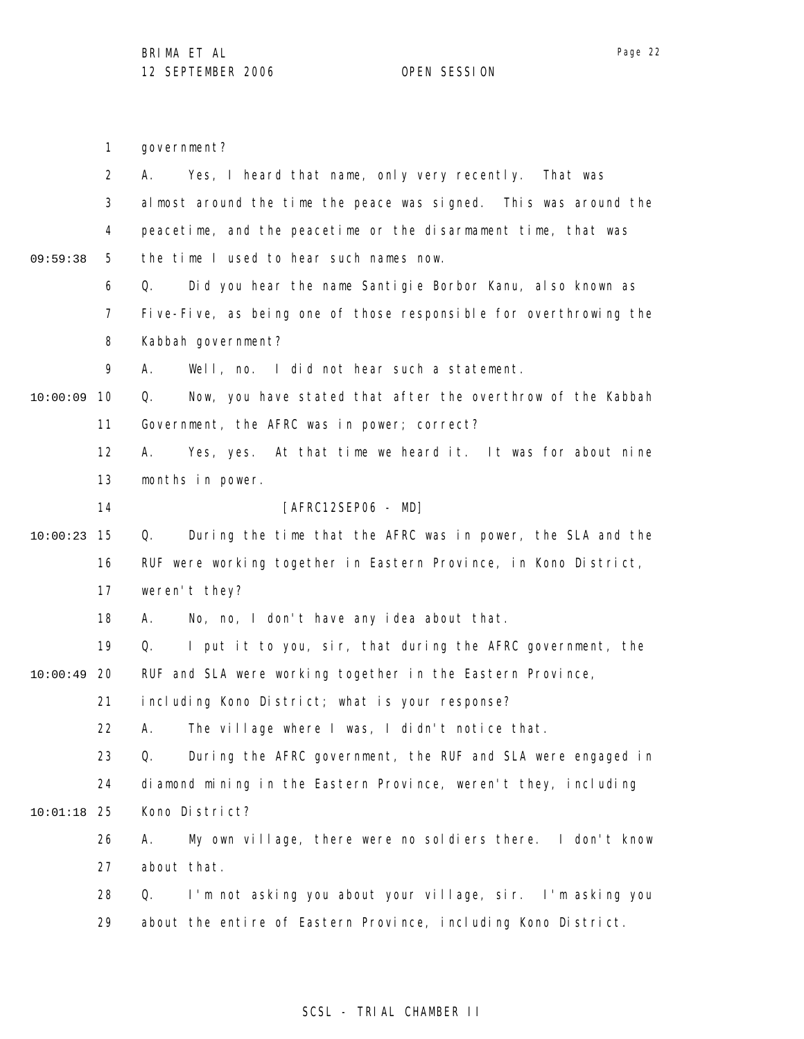government?

A. Yes, I heard that name, only very recently. That was almost around the time the peace was signed. This was around the peacetime, and the peacetime or the disarmament time, that was the time I used to hear such names now.

Q. Did you hear the name Santigie Borbor Kanu, also known as Five-Five, as being one of those responsible for overthrowing the Kabbah government?

A. Well, no. I did not hear such a statement.

Q. Now, you have stated that after the overthrow of the Kabbah Government, the AFRC was in power; correct?

A. Yes, yes. At that time we heard it. It was for about nine months in power.

[AFRC12SEP06 - MD]

Q. During the time that the AFRC was in power, the SLA and the RUF were working together in Eastern Province, in Kono District, weren't they?

A. No, no, I don't have any idea about that.

Q. I put it to you, sir, that during the AFRC government, the RUF and SLA were working together in the Eastern Province, including Kono District; what is your response?

A. The village where I was, I didn't notice that.

Q. During the AFRC government, the RUF and SLA were engaged in diamond mining in the Eastern Province, weren't they, including Kono District?

A. My own village, there were no soldiers there. I don't know about that.

Q. I'm not asking you about your village, sir. I'm asking you about the entire of Eastern Province, including Kono District.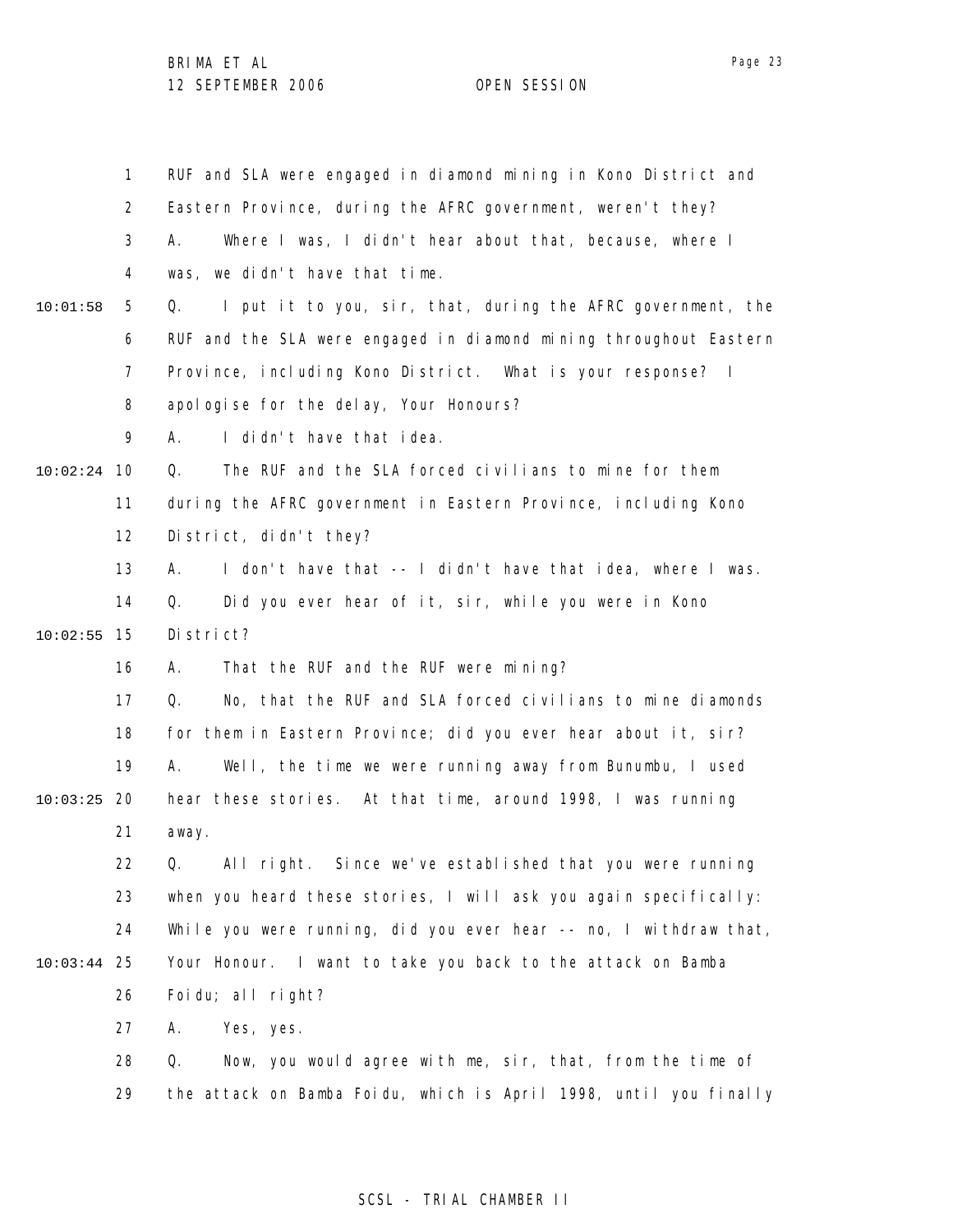1 RUF and SLA were engaged in diamond mining in Kono District and
2 Eastern Province, during the AFRC government, weren't they?
3 A. Where I was, I didn't hear about that, because, where I
4 was, we didn't have that time.
10:01:58 5 Q. I put it to you, sir, that, during the AFRC government, the
6 RUF and the SLA were engaged in diamond mining throughout Eastern
7 Province, including Kono District. What is your response? I
8 apologise for the delay, Your Honours?
9 A. I didn't have that idea.
10:02:24 10 Q. The RUF and the SLA forced civilians to mine for them
11 during the AFRC government in Eastern Province, including Kono
12 District, didn't they?
13 A. I don't have that -- I didn't have that idea, where I was.
14 Q. Did you ever hear of it, sir, while you were in Kono
10:02:55 15 District?
16 A. That the RUF and the RUF were mining?
17 Q. No, that the RUF and SLA forced civilians to mine diamonds
18 for them in Eastern Province; did you ever hear about it, sir?
19 A. Well, the time we were running away from Bunumbu, I used
10:03:25 20 hear these stories. At that time, around 1998, I was running
21 away.
22 Q. All right. Since we've established that you were running
23 when you heard these stories, I will ask you again specifically:
24 While you were running, did you ever hear -- no, I withdraw that,
10:03:44 25 Your Honour. I want to take you back to the attack on Bamba
26 Foidu; all right?
27 A. Yes, yes.
28 Q. Now, you would agree with me, sir, that, from the time of
29 the attack on Bamba Foidu, which is April 1998, until you finally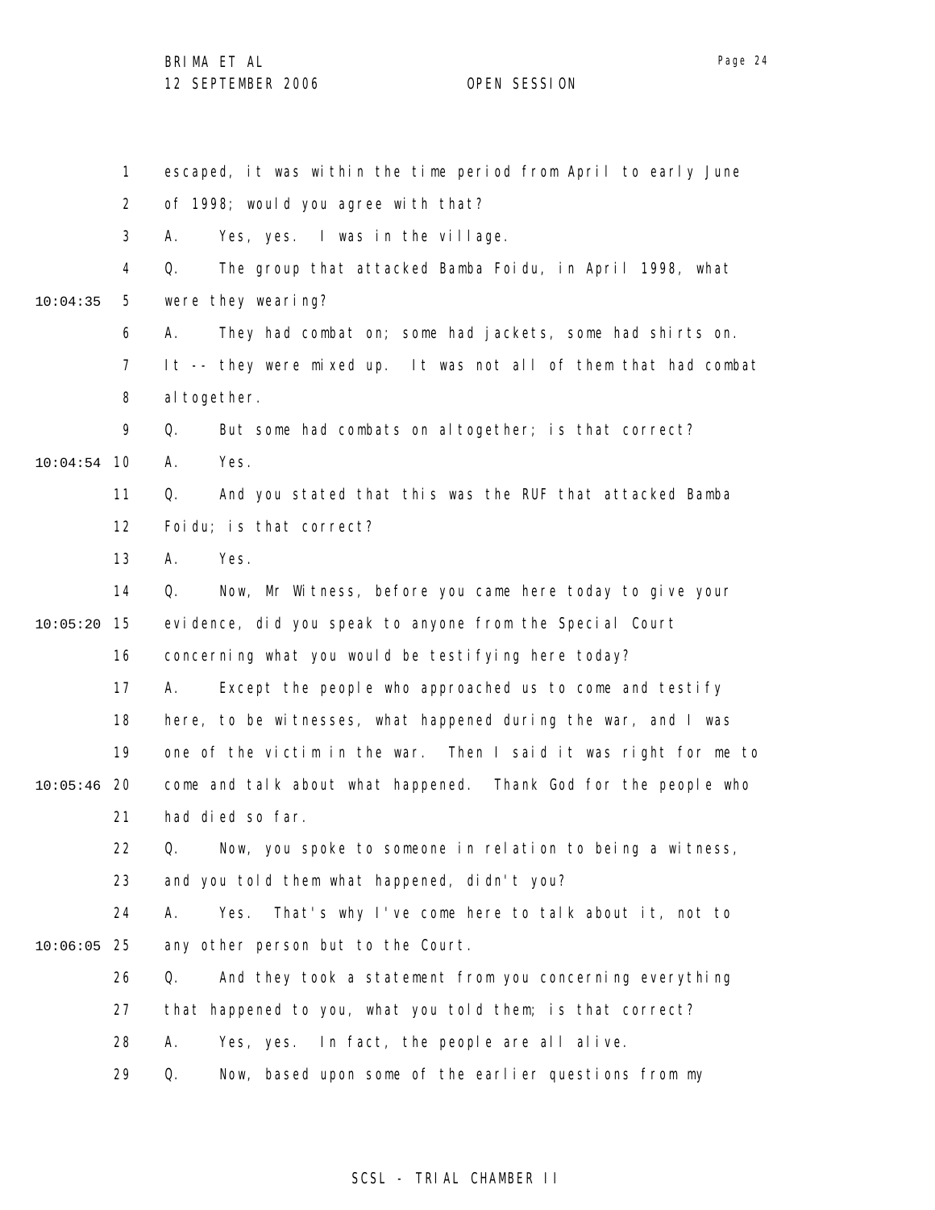1 escaped, it was within the time period from April to early June
2 of 1998; would you agree with that?
3 A. Yes, yes. I was in the village.
4 Q. The group that attacked Bamba Foidu, in April 1998, what
10:04:35 5 were they wearing?
6 A. They had combat on; some had jackets, some had shirts on.
7 It -- they were mixed up. It was not all of them that had combat
8 altogether.
9 Q. But some had combats on altogether; is that correct?
10:04:54 10 A. Yes.
11 Q. And you stated that this was the RUF that attacked Bamba
12 Foidu; is that correct?
13 A. Yes.
14 Q. Now, Mr Witness, before you came here today to give your
10:05:20 15 evidence, did you speak to anyone from the Special Court
16 concerning what you would be testifying here today?
17 A. Except the people who approached us to come and testify
18 here, to be witnesses, what happened during the war, and I was
19 one of the victim in the war. Then I said it was right for me to
10:05:46 20 come and talk about what happened. Thank God for the people who
21 had died so far.
22 Q. Now, you spoke to someone in relation to being a witness,
23 and you told them what happened, didn't you?
24 A. Yes. That's why I've come here to talk about it, not to
10:06:05 25 any other person but to the Court.
26 Q. And they took a statement from you concerning everything
27 that happened to you, what you told them; is that correct?
28 A. Yes, yes. In fact, the people are all alive.
29 Q. Now, based upon some of the earlier questions from my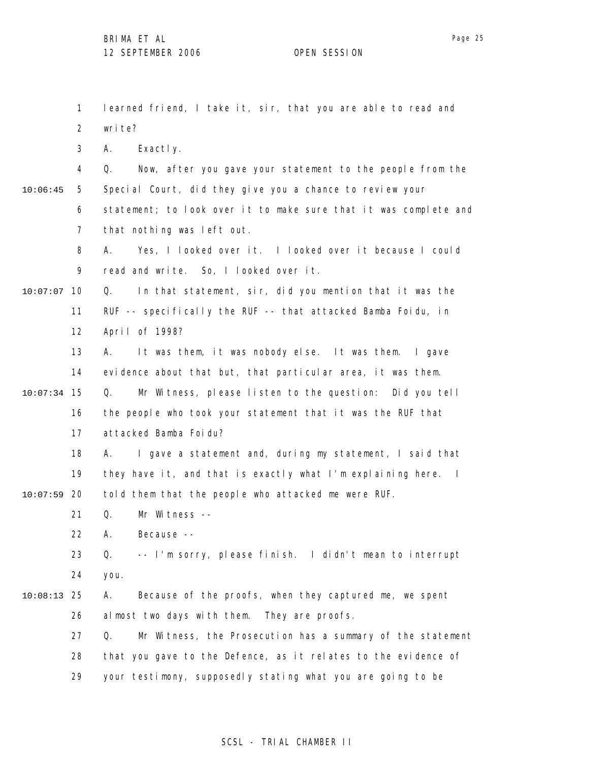learned friend, I take it, sir, that you are able to read and write?

A. Exactly.

Q. Now, after you gave your statement to the people from the Special Court, did they give you a chance to review your statement; to look over it to make sure that it was complete and that nothing was left out.

A. Yes, I looked over it. I looked over it because I could read and write. So, I looked over it.

Q. In that statement, sir, did you mention that it was the RUF -- specifically the RUF -- that attacked Bamba Foidu, in April of 1998?

A. It was them, it was nobody else. It was them. I gave evidence about that but, that particular area, it was them.

Q. Mr Witness, please listen to the question: Did you tell the people who took your statement that it was the RUF that attacked Bamba Foidu?

A. I gave a statement and, during my statement, I said that they have it, and that is exactly what I'm explaining here. I told them that the people who attacked me were RUF.

Q. Mr Witness --

A. Because --

Q. -- I'm sorry, please finish. I didn't mean to interrupt you.

A. Because of the proofs, when they captured me, we spent almost two days with them. They are proofs.

Q. Mr Witness, the Prosecution has a summary of the statement that you gave to the Defence, as it relates to the evidence of your testimony, supposedly stating what you are going to be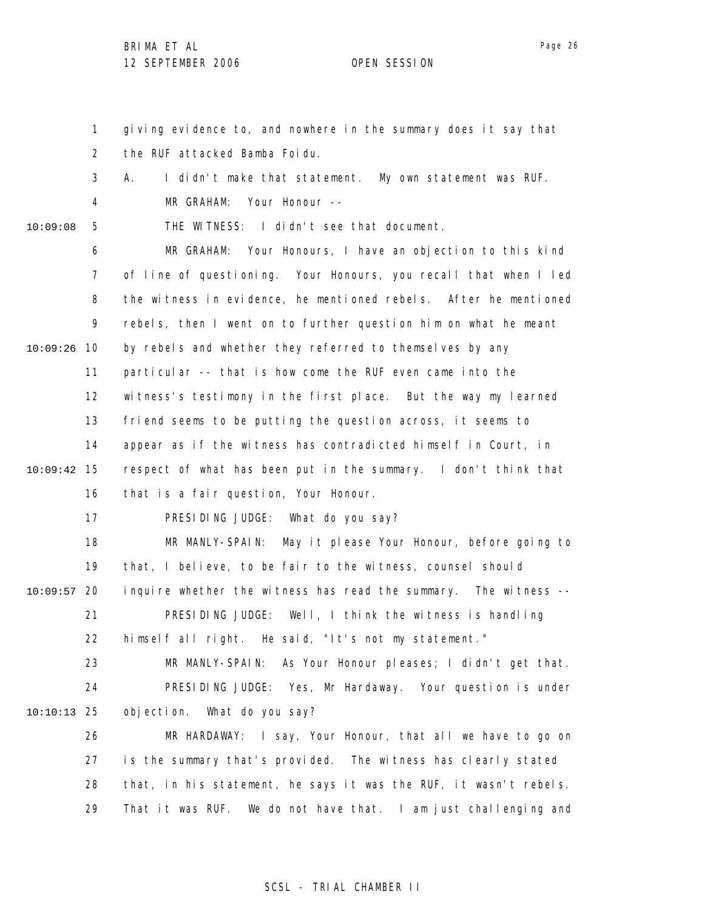giving evidence to, and nowhere in the summary does it say that the RUF attacked Bamba Foidu.

A. I didn't make that statement. My own statement was RUF.

MR GRAHAM: Your Honour --

THE WITNESS: I didn't see that document.

MR GRAHAM: Your Honours, I have an objection to this kind of line of questioning. Your Honours, you recall that when I led the witness in evidence, he mentioned rebels. After he mentioned rebels, then I went on to further question him on what he meant by rebels and whether they referred to themselves by any particular -- that is how come the RUF even came into the witness's testimony in the first place. But the way my learned friend seems to be putting the question across, it seems to appear as if the witness has contradicted himself in Court, in respect of what has been put in the summary. I don't think that that is a fair question, Your Honour.

PRESIDING JUDGE: What do you say?

MR MANLY-SPAIN: May it please Your Honour, before going to that, I believe, to be fair to the witness, counsel should inquire whether the witness has read the summary. The witness --

PRESIDING JUDGE: Well, I think the witness is handling himself all right. He said, "It's not my statement."

MR MANLY-SPAIN: As Your Honour pleases; I didn't get that.

PRESIDING JUDGE: Yes, Mr Hardaway. Your question is under objection. What do you say?

MR HARDAWAY: I say, Your Honour, that all we have to go on is the summary that's provided. The witness has clearly stated that, in his statement, he says it was the RUF, it wasn't rebels. That it was RUF. We do not have that. I am just challenging and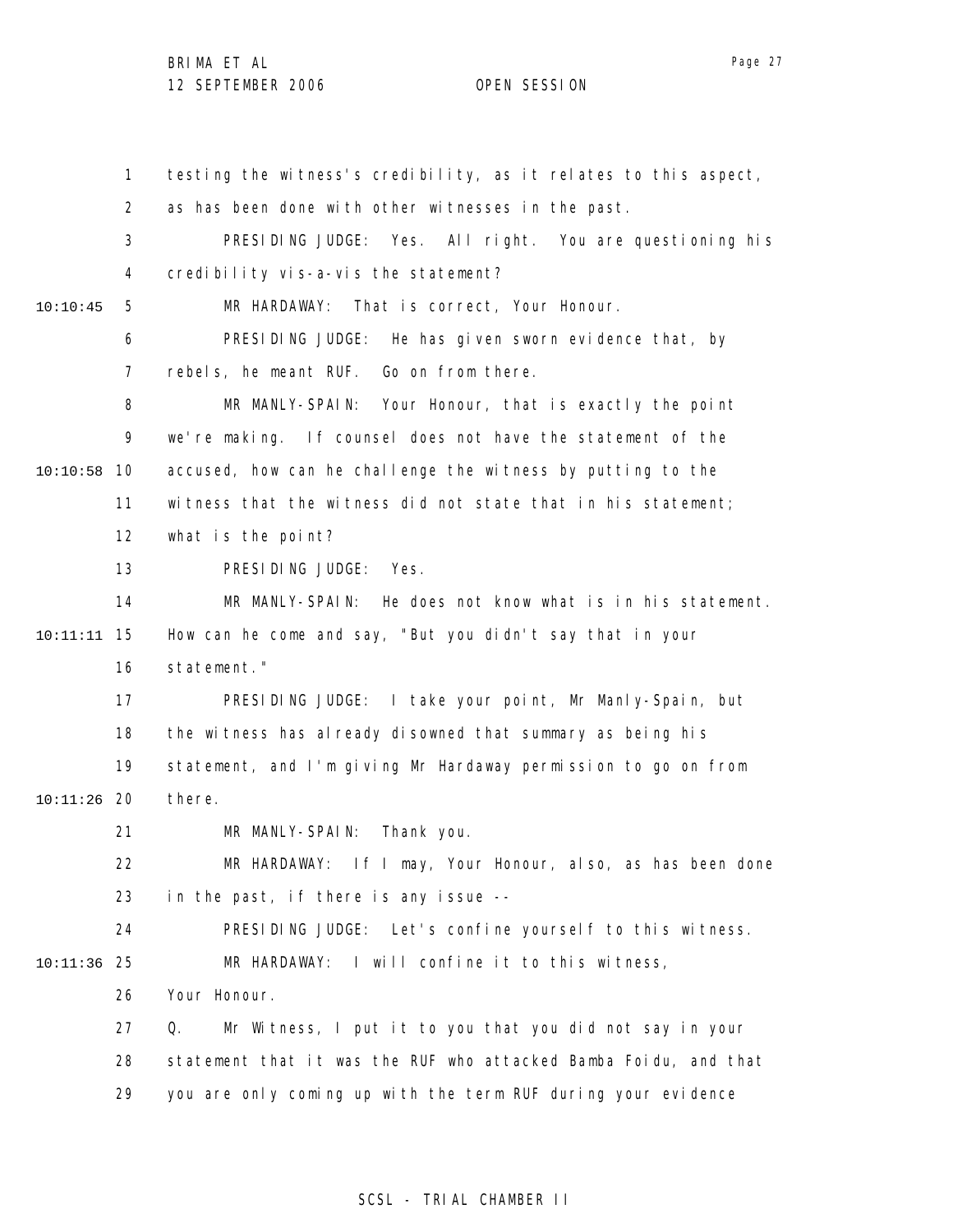testing the witness's credibility, as it relates to this aspect, as has been done with other witnesses in the past.

PRESIDING JUDGE: Yes. All right. You are questioning his credibility vis-a-vis the statement?

MR HARDAWAY: That is correct, Your Honour.

PRESIDING JUDGE: He has given sworn evidence that, by rebels, he meant RUF. Go on from there.

MR MANLY-SPAIN: Your Honour, that is exactly the point we're making. If counsel does not have the statement of the accused, how can he challenge the witness by putting to the witness that the witness did not state that in his statement; what is the point?

PRESIDING JUDGE: Yes.

MR MANLY-SPAIN: He does not know what is in his statement. How can he come and say, "But you didn't say that in your statement."

PRESIDING JUDGE: I take your point, Mr Manly-Spain, but the witness has already disowned that summary as being his statement, and I'm giving Mr Hardaway permission to go on from there.

MR MANLY-SPAIN: Thank you.

MR HARDAWAY: If I may, Your Honour, also, as has been done in the past, if there is any issue --

PRESIDING JUDGE: Let's confine yourself to this witness.

MR HARDAWAY: I will confine it to this witness, Your Honour.

Q. Mr Witness, I put it to you that you did not say in your statement that it was the RUF who attacked Bamba Foidu, and that you are only coming up with the term RUF during your evidence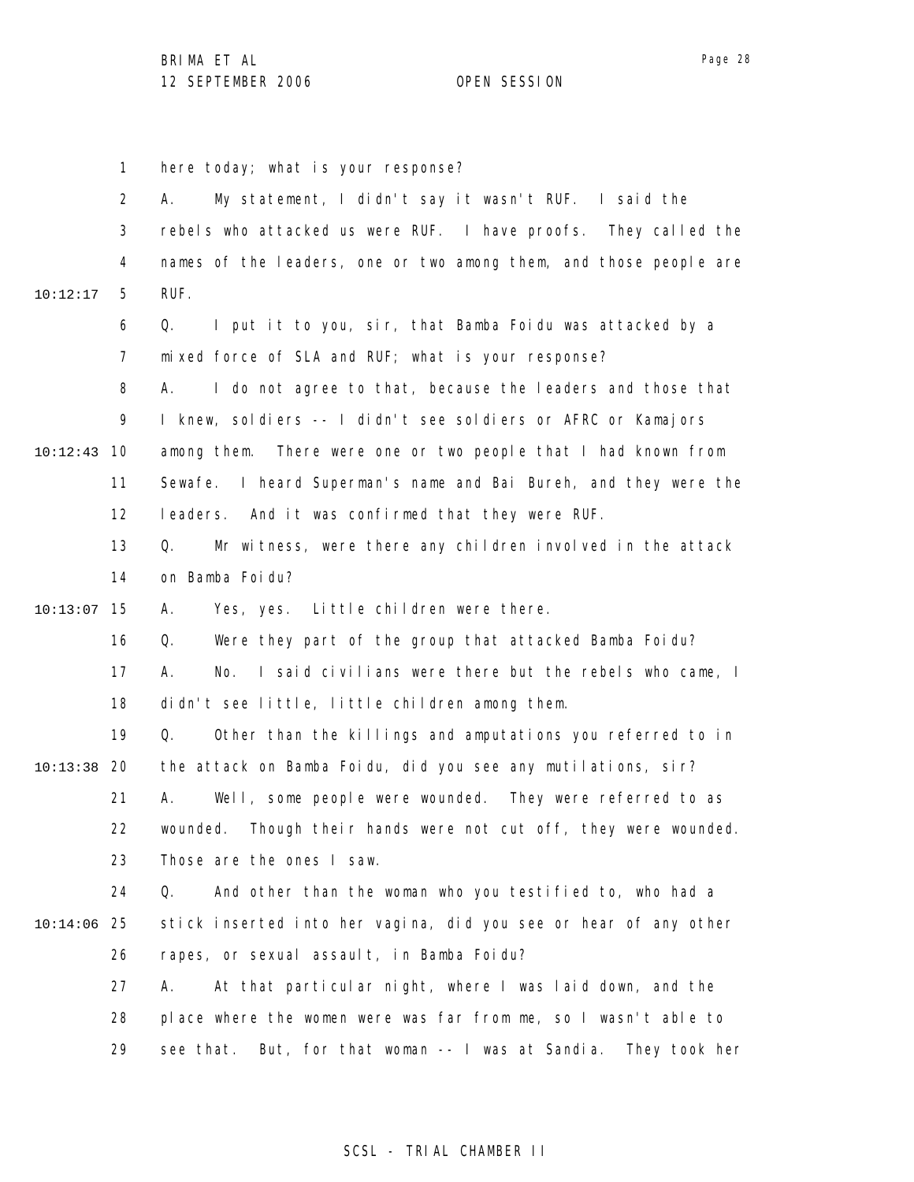here today; what is your response?

A. My statement, I didn't say it wasn't RUF. I said the rebels who attacked us were RUF. I have proofs. They called the names of the leaders, one or two among them, and those people are RUF.

Q. I put it to you, sir, that Bamba Foidu was attacked by a mixed force of SLA and RUF; what is your response?

A. I do not agree to that, because the leaders and those that I knew, soldiers -- I didn't see soldiers or AFRC or Kamajors among them. There were one or two people that I had known from Sewafe. I heard Superman's name and Bai Bureh, and they were the leaders. And it was confirmed that they were RUF.

Q. Mr witness, were there any children involved in the attack on Bamba Foidu?

A. Yes, yes. Little children were there.

Q. Were they part of the group that attacked Bamba Foidu?

A. No. I said civilians were there but the rebels who came, I didn't see little, little children among them.

Q. Other than the killings and amputations you referred to in the attack on Bamba Foidu, did you see any mutilations, sir?

A. Well, some people were wounded. They were referred to as wounded. Though their hands were not cut off, they were wounded. Those are the ones I saw.

Q. And other than the woman who you testified to, who had a stick inserted into her vagina, did you see or hear of any other rapes, or sexual assault, in Bamba Foidu?

A. At that particular night, where I was laid down, and the place where the women were was far from me, so I wasn't able to see that. But, for that woman -- I was at Sandia. They took her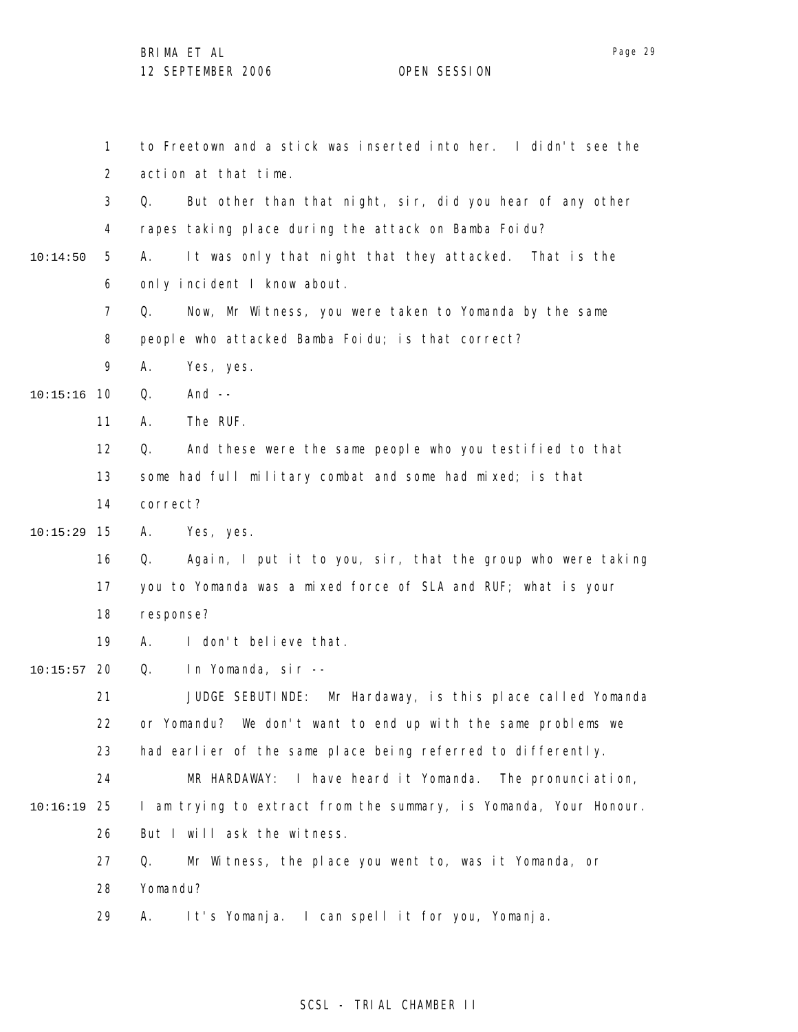to Freetown and a stick was inserted into her. I didn't see the action at that time.

Q. But other than that night, sir, did you hear of any other rapes taking place during the attack on Bamba Foidu?

A. It was only that night that they attacked. That is the only incident I know about.

Q. Now, Mr Witness, you were taken to Yomanda by the same people who attacked Bamba Foidu; is that correct?

A. Yes, yes.

Q. And --

A. The RUF.

Q. And these were the same people who you testified to that some had full military combat and some had mixed; is that correct?

A. Yes, yes.

Q. Again, I put it to you, sir, that the group who were taking you to Yomanda was a mixed force of SLA and RUF; what is your response?

A. I don't believe that.

Q. In Yomanda, sir --

JUDGE SEBUTINDE: Mr Hardaway, is this place called Yomanda or Yomandu? We don't want to end up with the same problems we had earlier of the same place being referred to differently.

MR HARDAWAY: I have heard it Yomanda. The pronunciation, I am trying to extract from the summary, is Yomanda, Your Honour. But I will ask the witness.

Q. Mr Witness, the place you went to, was it Yomanda, or Yomandu?

A. It's Yomanja. I can spell it for you, Yomanja.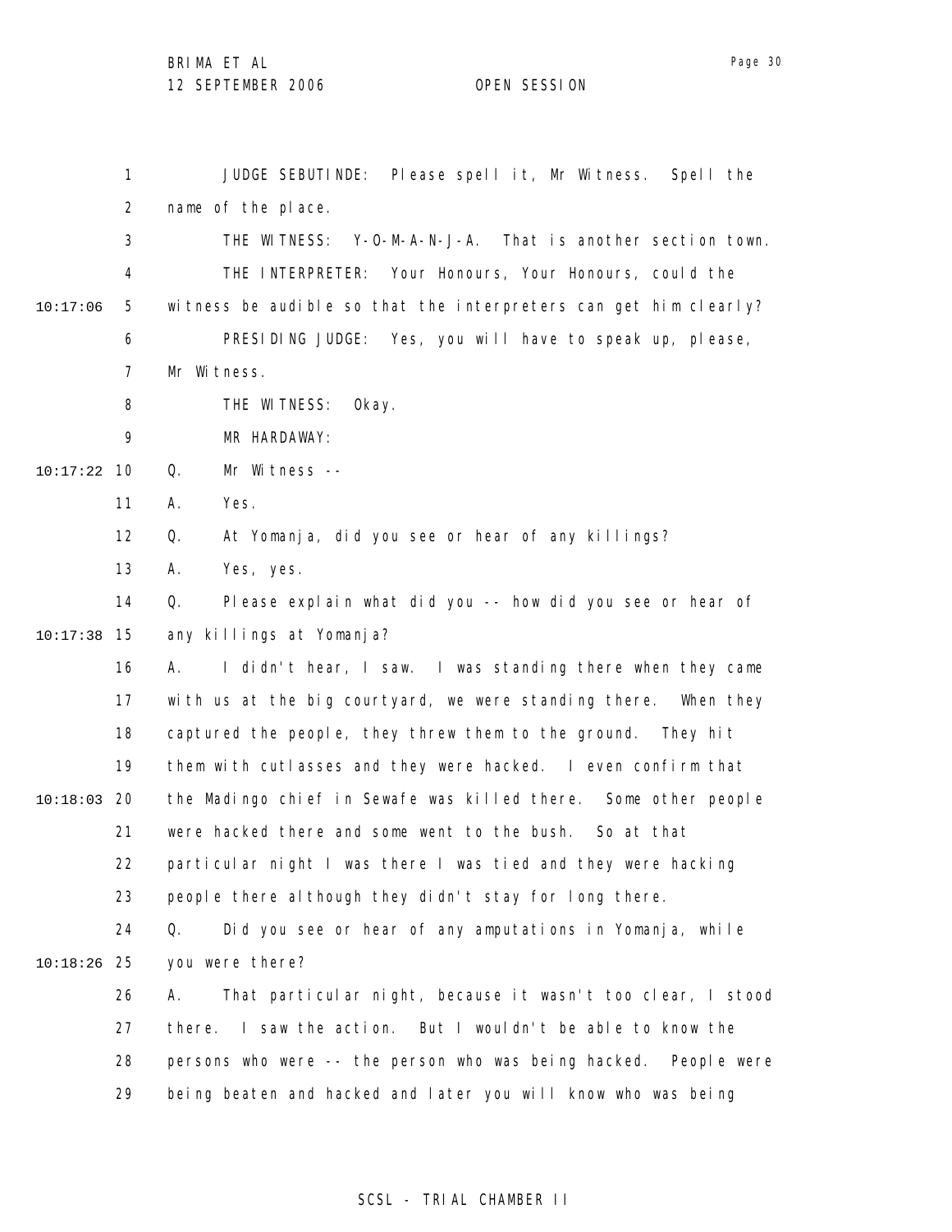JUDGE SEBUTINDE: Please spell it, Mr Witness. Spell the name of the place.

THE WITNESS: Y-O-M-A-N-J-A. That is another section town.

THE INTERPRETER: Your Honours, Your Honours, could the witness be audible so that the interpreters can get him clearly?

PRESIDING JUDGE: Yes, you will have to speak up, please, Mr Witness.

THE WITNESS: Okay.

MR HARDAWAY:

Q. Mr Witness --

A. Yes.

Q. At Yomanja, did you see or hear of any killings?

A. Yes, yes.

Q. Please explain what did you -- how did you see or hear of any killings at Yomanja?

A. I didn't hear, I saw. I was standing there when they came with us at the big courtyard, we were standing there. When they captured the people, they threw them to the ground. They hit them with cutlasses and they were hacked. I even confirm that the Madingo chief in Sewafe was killed there. Some other people were hacked there and some went to the bush. So at that particular night I was there I was tied and they were hacking people there although they didn't stay for long there.

Q. Did you see or hear of any amputations in Yomanja, while you were there?

A. That particular night, because it wasn't too clear, I stood there. I saw the action. But I wouldn't be able to know the persons who were -- the person who was being hacked. People were being beaten and hacked and later you will know who was being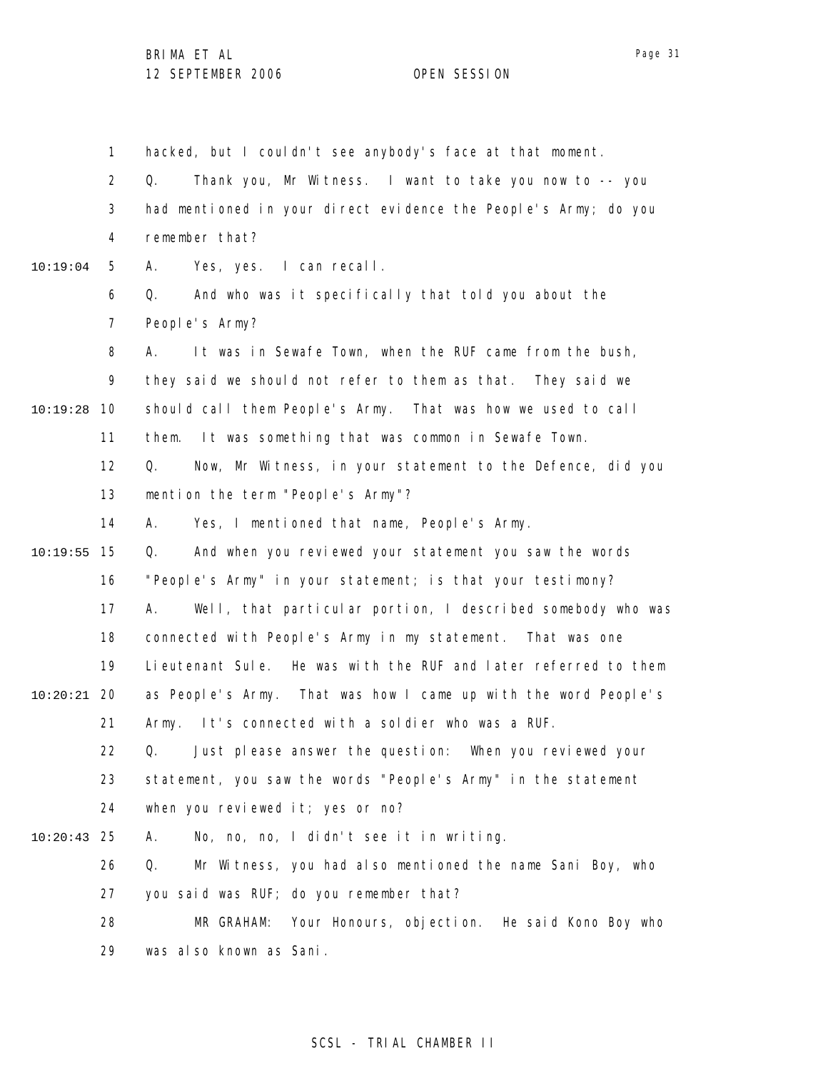hacked, but I couldn't see anybody's face at that moment.

Q. Thank you, Mr Witness. I want to take you now to -- you had mentioned in your direct evidence the People's Army; do you remember that?

A. Yes, yes. I can recall.

Q. And who was it specifically that told you about the People's Army?

A. It was in Sewafe Town, when the RUF came from the bush, they said we should not refer to them as that. They said we should call them People's Army. That was how we used to call them. It was something that was common in Sewafe Town.

Q. Now, Mr Witness, in your statement to the Defence, did you mention the term "People's Army"?

A. Yes, I mentioned that name, People's Army.

Q. And when you reviewed your statement you saw the words "People's Army" in your statement; is that your testimony?

A. Well, that particular portion, I described somebody who was connected with People's Army in my statement. That was one Lieutenant Sule. He was with the RUF and later referred to them as People's Army. That was how I came up with the word People's Army. It's connected with a soldier who was a RUF.

Q. Just please answer the question: When you reviewed your statement, you saw the words "People's Army" in the statement when you reviewed it; yes or no?

A. No, no, no, I didn't see it in writing.

Q. Mr Witness, you had also mentioned the name Sani Boy, who you said was RUF; do you remember that?

MR GRAHAM: Your Honours, objection. He said Kono Boy who was also known as Sani.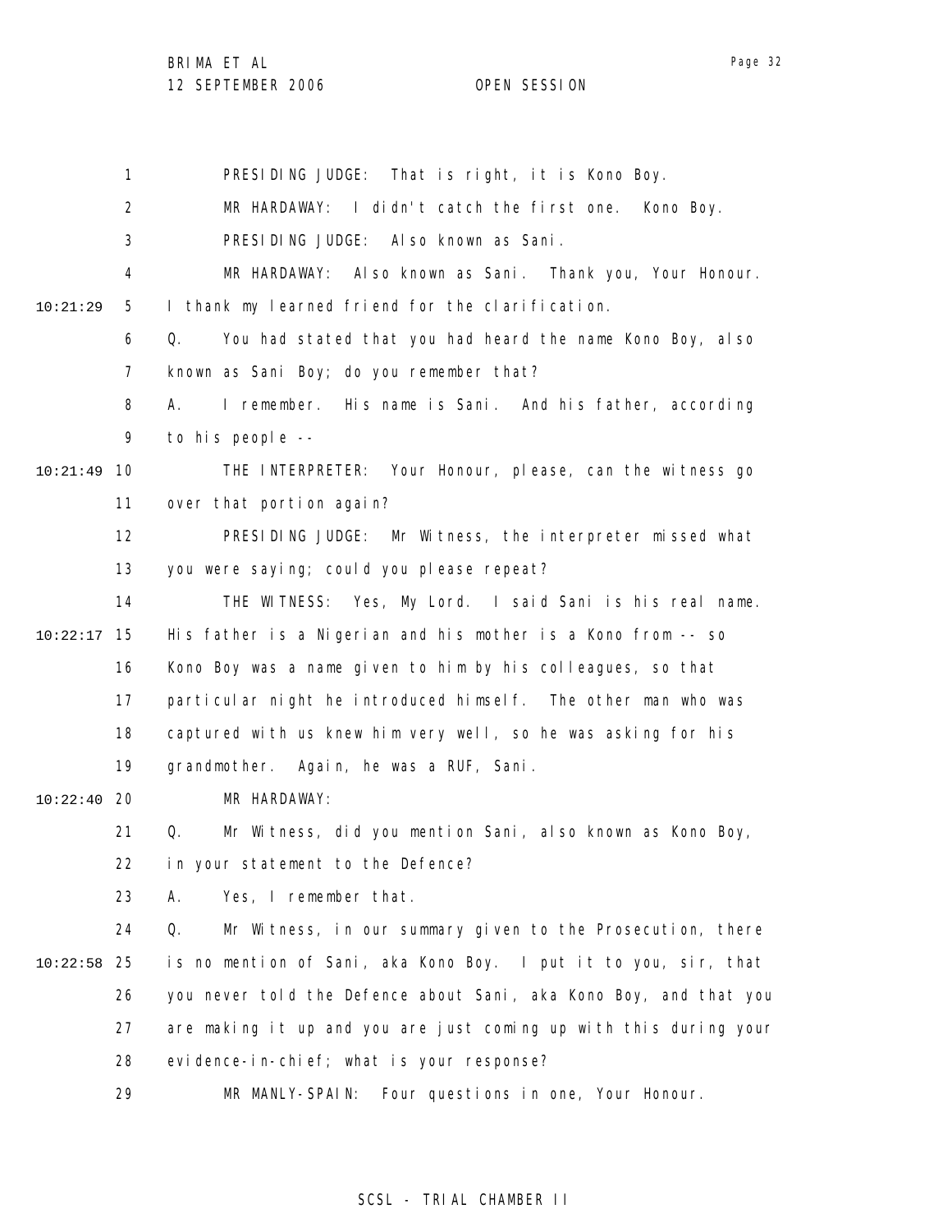PRESIDING JUDGE: That is right, it is Kono Boy.

MR HARDAWAY: I didn't catch the first one. Kono Boy.

PRESIDING JUDGE: Also known as Sani.

MR HARDAWAY: Also known as Sani. Thank you, Your Honour. I thank my learned friend for the clarification.

Q. You had stated that you had heard the name Kono Boy, also known as Sani Boy; do you remember that?

A. I remember. His name is Sani. And his father, according to his people --

THE INTERPRETER: Your Honour, please, can the witness go over that portion again?

PRESIDING JUDGE: Mr Witness, the interpreter missed what you were saying; could you please repeat?

THE WITNESS: Yes, My Lord. I said Sani is his real name. His father is a Nigerian and his mother is a Kono from -- so Kono Boy was a name given to him by his colleagues, so that particular night he introduced himself. The other man who was captured with us knew him very well, so he was asking for his grandmother. Again, he was a RUF, Sani.

MR HARDAWAY:

Q. Mr Witness, did you mention Sani, also known as Kono Boy, in your statement to the Defence?

A. Yes, I remember that.

Q. Mr Witness, in our summary given to the Prosecution, there is no mention of Sani, aka Kono Boy. I put it to you, sir, that you never told the Defence about Sani, aka Kono Boy, and that you are making it up and you are just coming up with this during your evidence-in-chief; what is your response?

MR MANLY-SPAIN: Four questions in one, Your Honour.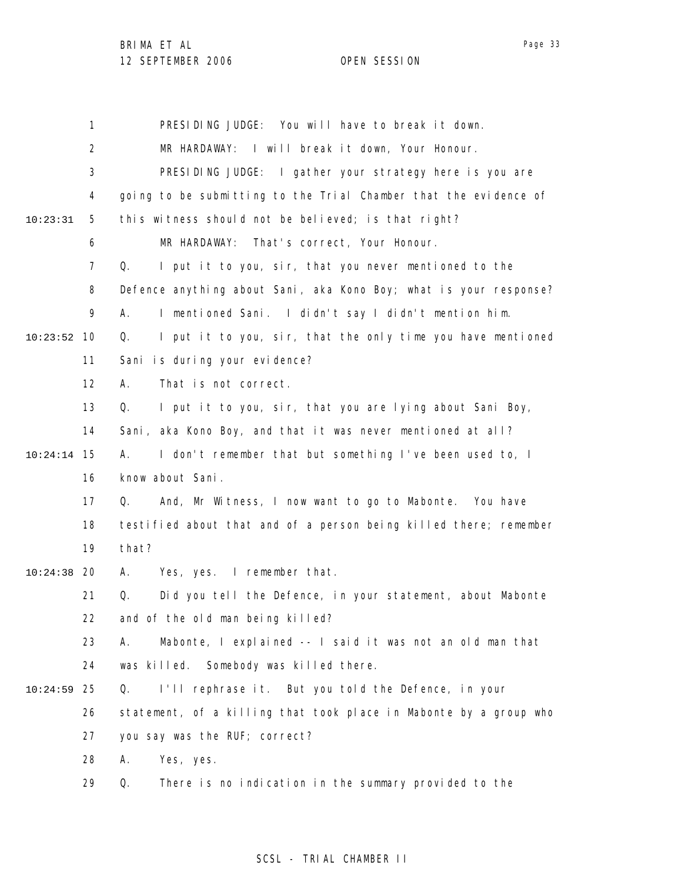PRESIDING JUDGE: You will have to break it down.

MR HARDAWAY: I will break it down, Your Honour.

PRESIDING JUDGE: I gather your strategy here is you are going to be submitting to the Trial Chamber that the evidence of this witness should not be believed; is that right?

MR HARDAWAY: That's correct, Your Honour.

Q. I put it to you, sir, that you never mentioned to the Defence anything about Sani, aka Kono Boy; what is your response?

A. I mentioned Sani. I didn't say I didn't mention him.

Q. I put it to you, sir, that the only time you have mentioned Sani is during your evidence?

A. That is not correct.

Q. I put it to you, sir, that you are lying about Sani Boy, Sani, aka Kono Boy, and that it was never mentioned at all?

A. I don't remember that but something I've been used to, I know about Sani.

Q. And, Mr Witness, I now want to go to Mabonte. You have testified about that and of a person being killed there; remember that?

A. Yes, yes. I remember that.

Q. Did you tell the Defence, in your statement, about Mabonte and of the old man being killed?

A. Mabonte, I explained -- I said it was not an old man that was killed. Somebody was killed there.

Q. I'll rephrase it. But you told the Defence, in your statement, of a killing that took place in Mabonte by a group who you say was the RUF; correct?

A. Yes, yes.

Q. There is no indication in the summary provided to the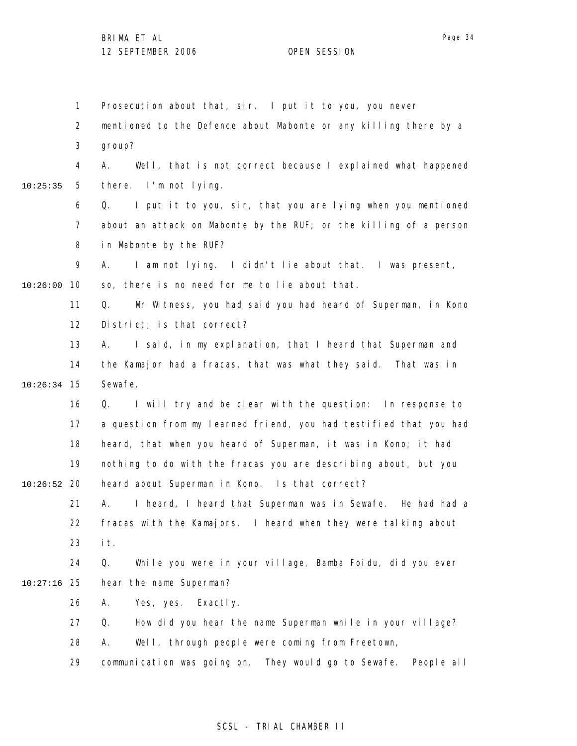Prosecution about that, sir. I put it to you, you never mentioned to the Defence about Mabonte or any killing there by a group?

A. Well, that is not correct because I explained what happened there. I'm not lying.

Q. I put it to you, sir, that you are lying when you mentioned about an attack on Mabonte by the RUF; or the killing of a person in Mabonte by the RUF?

A. I am not lying. I didn't lie about that. I was present, so, there is no need for me to lie about that.

Q. Mr Witness, you had said you had heard of Superman, in Kono District; is that correct?

A. I said, in my explanation, that I heard that Superman and the Kamajor had a fracas, that was what they said. That was in Sewafe.

Q. I will try and be clear with the question: In response to a question from my learned friend, you had testified that you had heard, that when you heard of Superman, it was in Kono; it had nothing to do with the fracas you are describing about, but you heard about Superman in Kono. Is that correct?

A. I heard, I heard that Superman was in Sewafe. He had had a fracas with the Kamajors. I heard when they were talking about it.

Q. While you were in your village, Bamba Foidu, did you ever hear the name Superman?

A. Yes, yes. Exactly.

Q. How did you hear the name Superman while in your village?

A. Well, through people were coming from Freetown, communication was going on. They would go to Sewafe. People all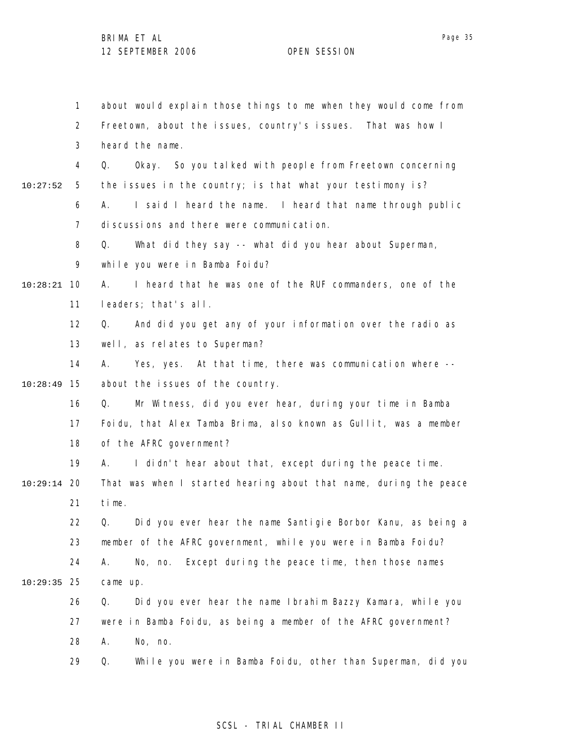about would explain those things to me when they would come from Freetown, about the issues, country's issues. That was how I heard the name.

Q. Okay. So you talked with people from Freetown concerning the issues in the country; is that what your testimony is?

A. I said I heard the name. I heard that name through public discussions and there were communication.

Q. What did they say -- what did you hear about Superman, while you were in Bamba Foidu?

A. I heard that he was one of the RUF commanders, one of the leaders; that's all.

Q. And did you get any of your information over the radio as well, as relates to Superman?

A. Yes, yes. At that time, there was communication where -- about the issues of the country.

Q. Mr Witness, did you ever hear, during your time in Bamba Foidu, that Alex Tamba Brima, also known as Gullit, was a member of the AFRC government?

A. I didn't hear about that, except during the peace time. That was when I started hearing about that name, during the peace time.

Q. Did you ever hear the name Santigie Borbor Kanu, as being a member of the AFRC government, while you were in Bamba Foidu?

A. No, no. Except during the peace time, then those names came up.

Q. Did you ever hear the name Ibrahim Bazzy Kamara, while you were in Bamba Foidu, as being a member of the AFRC government?

A. No, no.

Q. While you were in Bamba Foidu, other than Superman, did you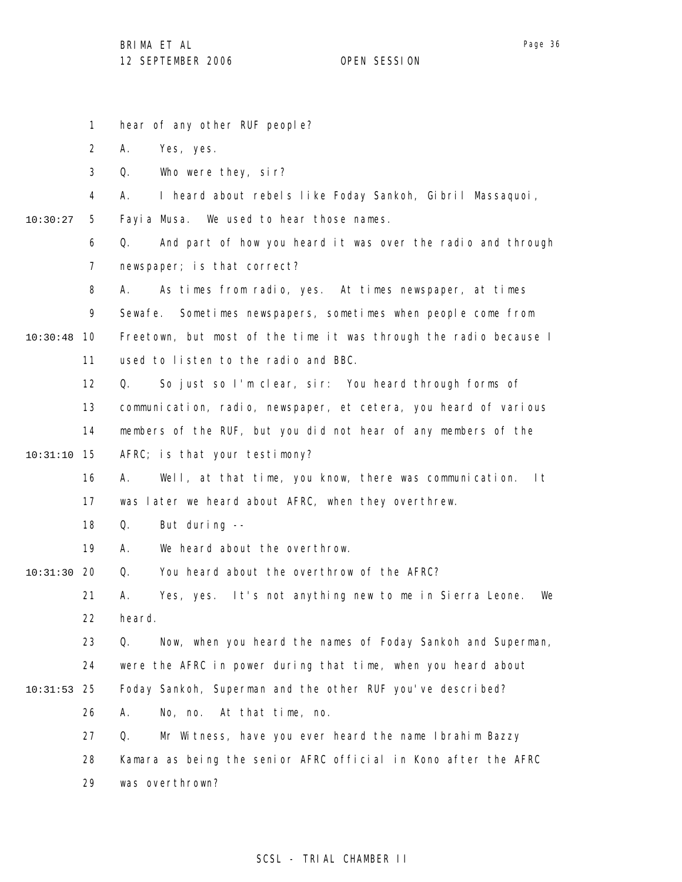1 hear of any other RUF people?

2 A. Yes, yes.

3 Q. Who were they, sir?

4 A. I heard about rebels like Foday Sankoh, Gibril Massaquoi,

10:30:27 5 Fayia Musa. We used to hear those names.

6 Q. And part of how you heard it was over the radio and through

7 newspaper; is that correct?

8 A. As times from radio, yes. At times newspaper, at times

9 Sewafe. Sometimes newspapers, sometimes when people come from

10:30:48 10 Freetown, but most of the time it was through the radio because I

11 used to listen to the radio and BBC.

12 Q. So just so I'm clear, sir: You heard through forms of

13 communication, radio, newspaper, et cetera, you heard of various

14 members of the RUF, but you did not hear of any members of the

10:31:10 15 AFRC; is that your testimony?

16 A. Well, at that time, you know, there was communication. It

17 was later we heard about AFRC, when they overthrew.

18 Q. But during --

19 A. We heard about the overthrow.

10:31:30 20 Q. You heard about the overthrow of the AFRC?

21 A. Yes, yes. It's not anything new to me in Sierra Leone. We

22 heard.

23 Q. Now, when you heard the names of Foday Sankoh and Superman,

24 were the AFRC in power during that time, when you heard about

10:31:53 25 Foday Sankoh, Superman and the other RUF you've described?

26 A. No, no. At that time, no.

27 Q. Mr Witness, have you ever heard the name Ibrahim Bazzy

28 Kamara as being the senior AFRC official in Kono after the AFRC

29 was overthrown?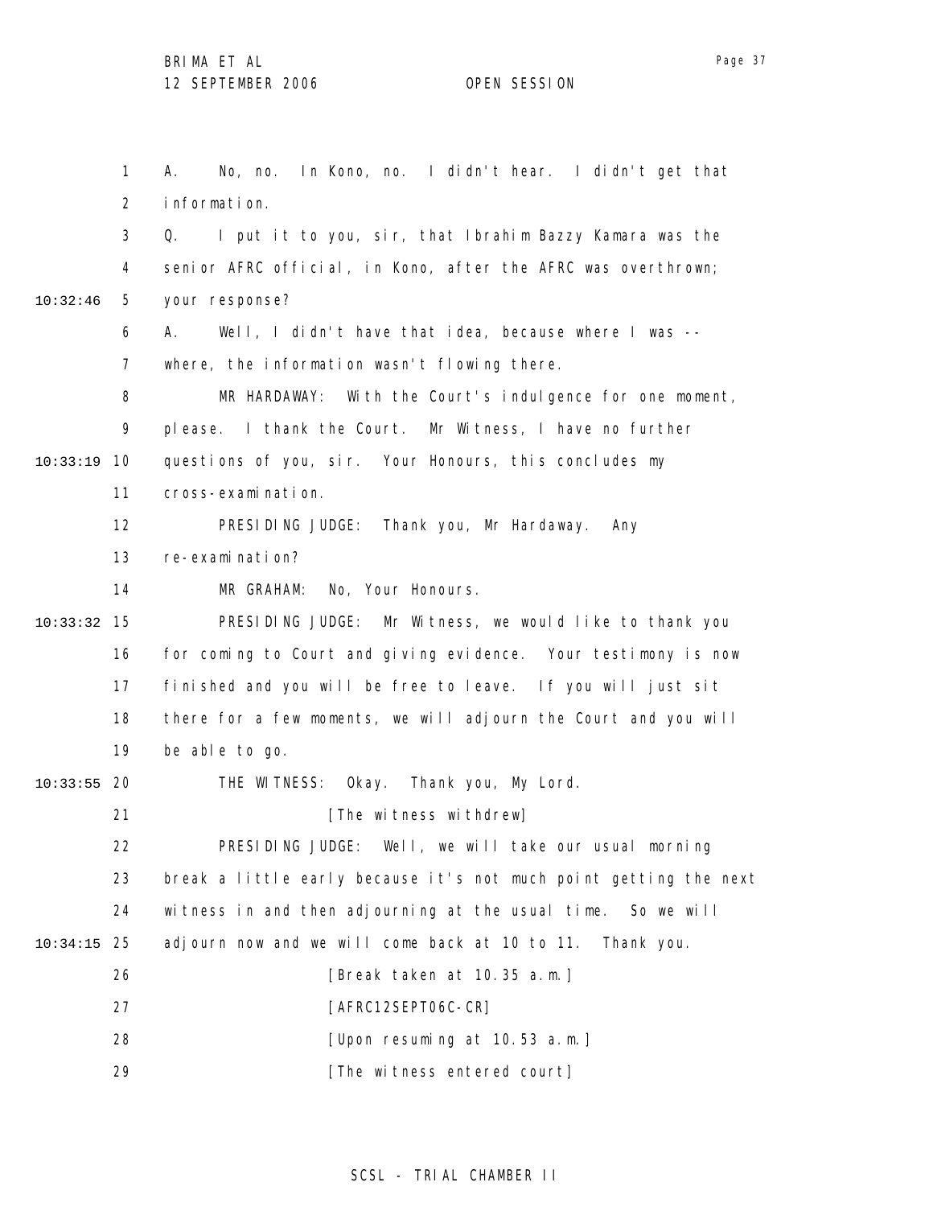A. No, no. In Kono, no. I didn't hear. I didn't get that information.

Q. I put it to you, sir, that Ibrahim Bazzy Kamara was the senior AFRC official, in Kono, after the AFRC was overthrown; your response?

A. Well, I didn't have that idea, because where I was -- where, the information wasn't flowing there.

MR HARDAWAY: With the Court's indulgence for one moment, please. I thank the Court. Mr Witness, I have no further questions of you, sir. Your Honours, this concludes my cross-examination.

PRESIDING JUDGE: Thank you, Mr Hardaway. Any re-examination?

MR GRAHAM: No, Your Honours.

PRESIDING JUDGE: Mr Witness, we would like to thank you for coming to Court and giving evidence. Your testimony is now finished and you will be free to leave. If you will just sit there for a few moments, we will adjourn the Court and you will be able to go.

THE WITNESS: Okay. Thank you, My Lord.

[The witness withdrew]

PRESIDING JUDGE: Well, we will take our usual morning break a little early because it's not much point getting the next witness in and then adjourning at the usual time. So we will adjourn now and we will come back at 10 to 11. Thank you.

[Break taken at 10.35 a.m.]

[AFRC12SEPT06C-CR]

[Upon resuming at 10.53 a.m.]

[The witness entered court]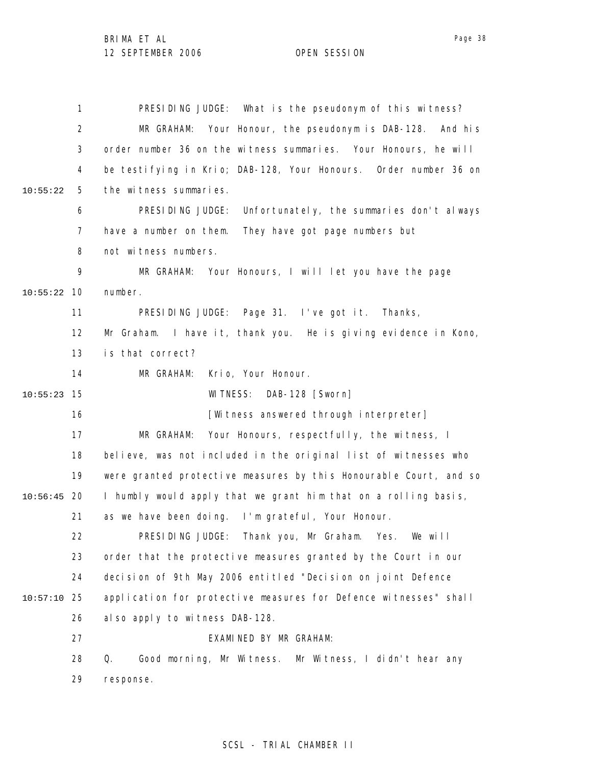PRESIDING JUDGE: What is the pseudonym of this witness?

MR GRAHAM: Your Honour, the pseudonym is DAB-128. And his order number 36 on the witness summaries. Your Honours, he will be testifying in Krio; DAB-128, Your Honours. Order number 36 on the witness summaries.

PRESIDING JUDGE: Unfortunately, the summaries don't always have a number on them. They have got page numbers but not witness numbers.

MR GRAHAM: Your Honours, I will let you have the page number.

PRESIDING JUDGE: Page 31. I've got it. Thanks, Mr Graham. I have it, thank you. He is giving evidence in Kono, is that correct?

MR GRAHAM: Krio, Your Honour.

WITNESS: DAB-128 [Sworn]

[Witness answered through interpreter]

MR GRAHAM: Your Honours, respectfully, the witness, I believe, was not included in the original list of witnesses who were granted protective measures by this Honourable Court, and so I humbly would apply that we grant him that on a rolling basis, as we have been doing. I'm grateful, Your Honour.

PRESIDING JUDGE: Thank you, Mr Graham. Yes. We will order that the protective measures granted by the Court in our decision of 9th May 2006 entitled "Decision on joint Defence application for protective measures for Defence witnesses" shall also apply to witness DAB-128.

EXAMINED BY MR GRAHAM:

Q. Good morning, Mr Witness. Mr Witness, I didn't hear any response.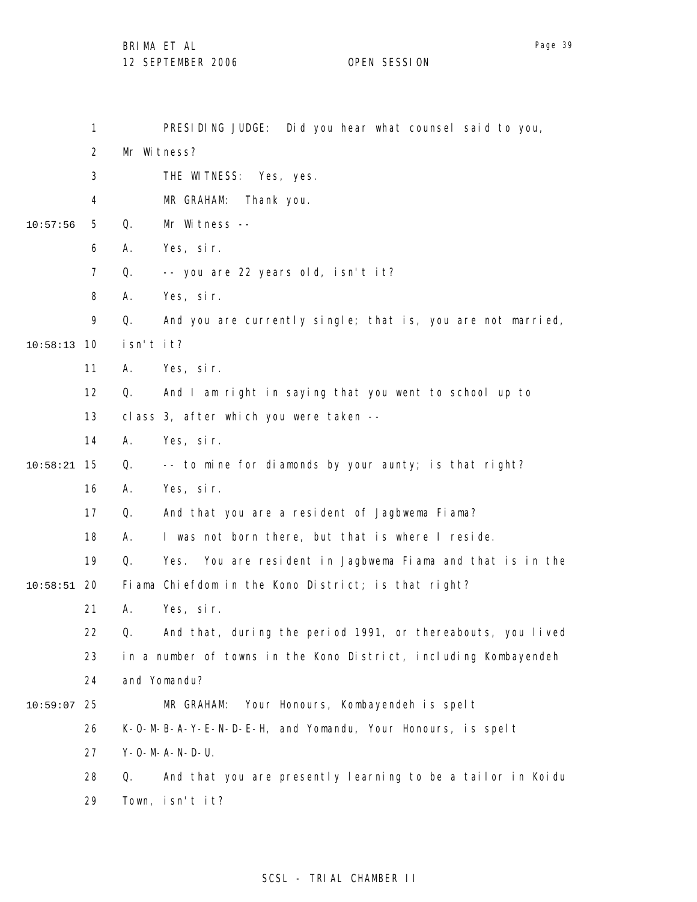PRESIDING JUDGE: Did you hear what counsel said to you, Mr Witness?

THE WITNESS: Yes, yes.

MR GRAHAM: Thank you.

Q. Mr Witness --

A. Yes, sir.

Q. -- you are 22 years old, isn't it?

A. Yes, sir.

Q. And you are currently single; that is, you are not married, isn't it?

A. Yes, sir.

Q. And I am right in saying that you went to school up to class 3, after which you were taken --

A. Yes, sir.

Q. -- to mine for diamonds by your aunty; is that right?

A. Yes, sir.

Q. And that you are a resident of Jagbwema Fiama?

A. I was not born there, but that is where I reside.

Q. Yes. You are resident in Jagbwema Fiama and that is in the Fiama Chiefdom in the Kono District; is that right?

A. Yes, sir.

Q. And that, during the period 1991, or thereabouts, you lived in a number of towns in the Kono District, including Kombayendeh and Yomandu?

MR GRAHAM: Your Honours, Kombayendeh is spelt K-O-M-B-A-Y-E-N-D-E-H, and Yomandu, Your Honours, is spelt Y-O-M-A-N-D-U.

Q. And that you are presently learning to be a tailor in Koidu Town, isn't it?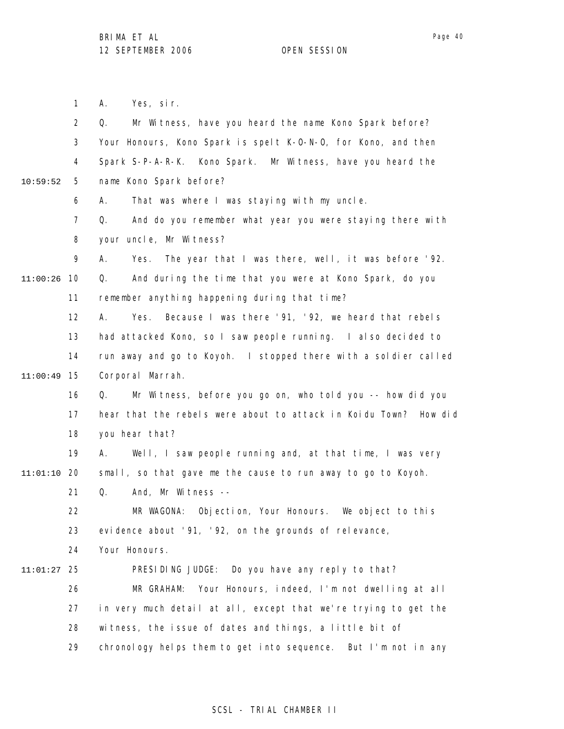A. Yes, sir.

Q. Mr Witness, have you heard the name Kono Spark before? Your Honours, Kono Spark is spelt K-O-N-O, for Kono, and then Spark S-P-A-R-K. Kono Spark. Mr Witness, have you heard the name Kono Spark before?

A. That was where I was staying with my uncle.

Q. And do you remember what year you were staying there with your uncle, Mr Witness?

A. Yes. The year that I was there, well, it was before '92.

Q. And during the time that you were at Kono Spark, do you remember anything happening during that time?

A. Yes. Because I was there '91, '92, we heard that rebels had attacked Kono, so I saw people running. I also decided to run away and go to Koyoh. I stopped there with a soldier called Corporal Marrah.

Q. Mr Witness, before you go on, who told you -- how did you hear that the rebels were about to attack in Koidu Town? How did you hear that?

A. Well, I saw people running and, at that time, I was very small, so that gave me the cause to run away to go to Koyoh.

Q. And, Mr Witness --

MR WAGONA: Objection, Your Honours. We object to this evidence about '91, '92, on the grounds of relevance, Your Honours.

PRESIDING JUDGE: Do you have any reply to that?

MR GRAHAM: Your Honours, indeed, I'm not dwelling at all in very much detail at all, except that we're trying to get the witness, the issue of dates and things, a little bit of chronology helps them to get into sequence. But I'm not in any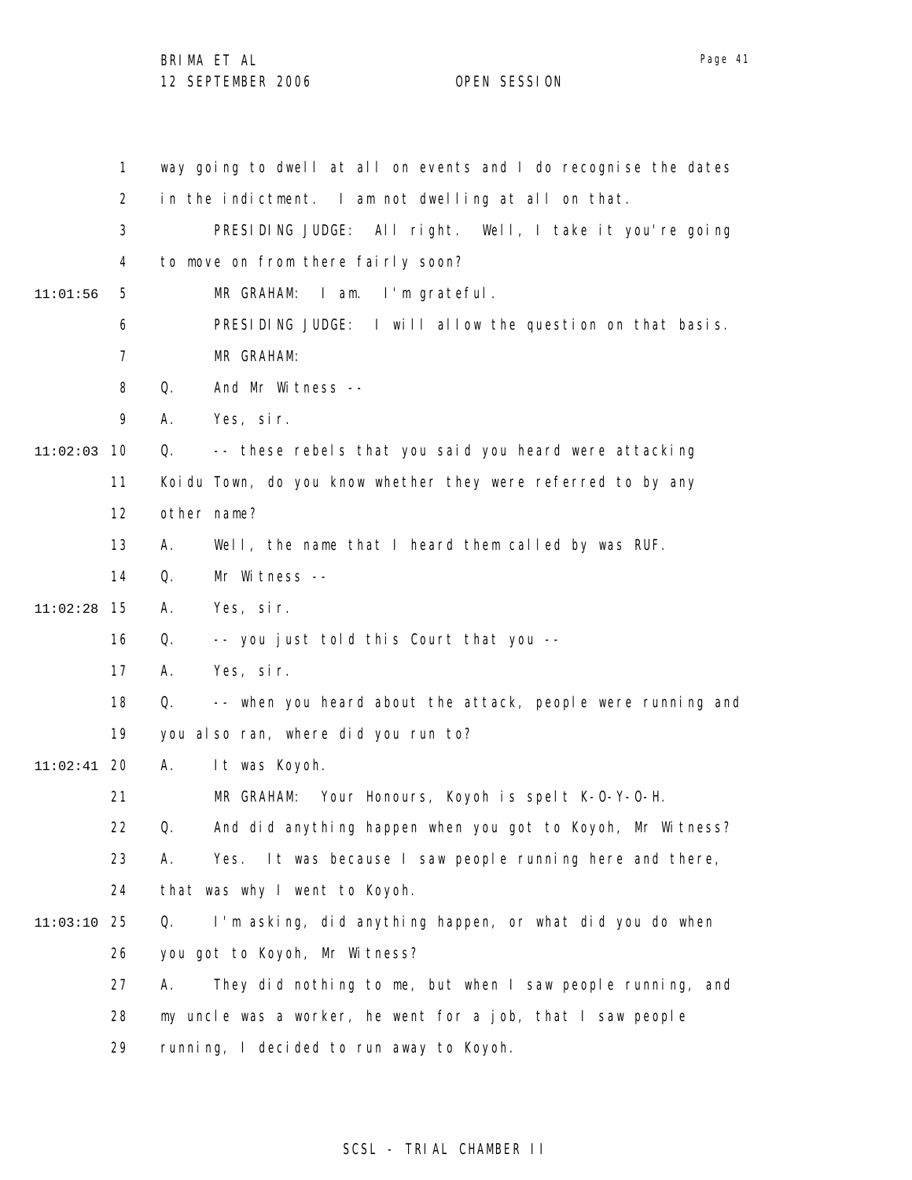way going to dwell at all on events and I do recognise the dates in the indictment. I am not dwelling at all on that.

PRESIDING JUDGE: All right. Well, I take it you're going to move on from there fairly soon?

MR GRAHAM: I am. I'm grateful.

PRESIDING JUDGE: I will allow the question on that basis.

MR GRAHAM:

Q. And Mr Witness --

A. Yes, sir.

Q. -- these rebels that you said you heard were attacking Koidu Town, do you know whether they were referred to by any other name?

A. Well, the name that I heard them called by was RUF.

Q. Mr Witness --

A. Yes, sir.

Q. -- you just told this Court that you --

A. Yes, sir.

Q. -- when you heard about the attack, people were running and you also ran, where did you run to?

A. It was Koyoh.

MR GRAHAM: Your Honours, Koyoh is spelt K-O-Y-O-H.

Q. And did anything happen when you got to Koyoh, Mr Witness?

A. Yes. It was because I saw people running here and there, that was why I went to Koyoh.

Q. I'm asking, did anything happen, or what did you do when you got to Koyoh, Mr Witness?

A. They did nothing to me, but when I saw people running, and my uncle was a worker, he went for a job, that I saw people running, I decided to run away to Koyoh.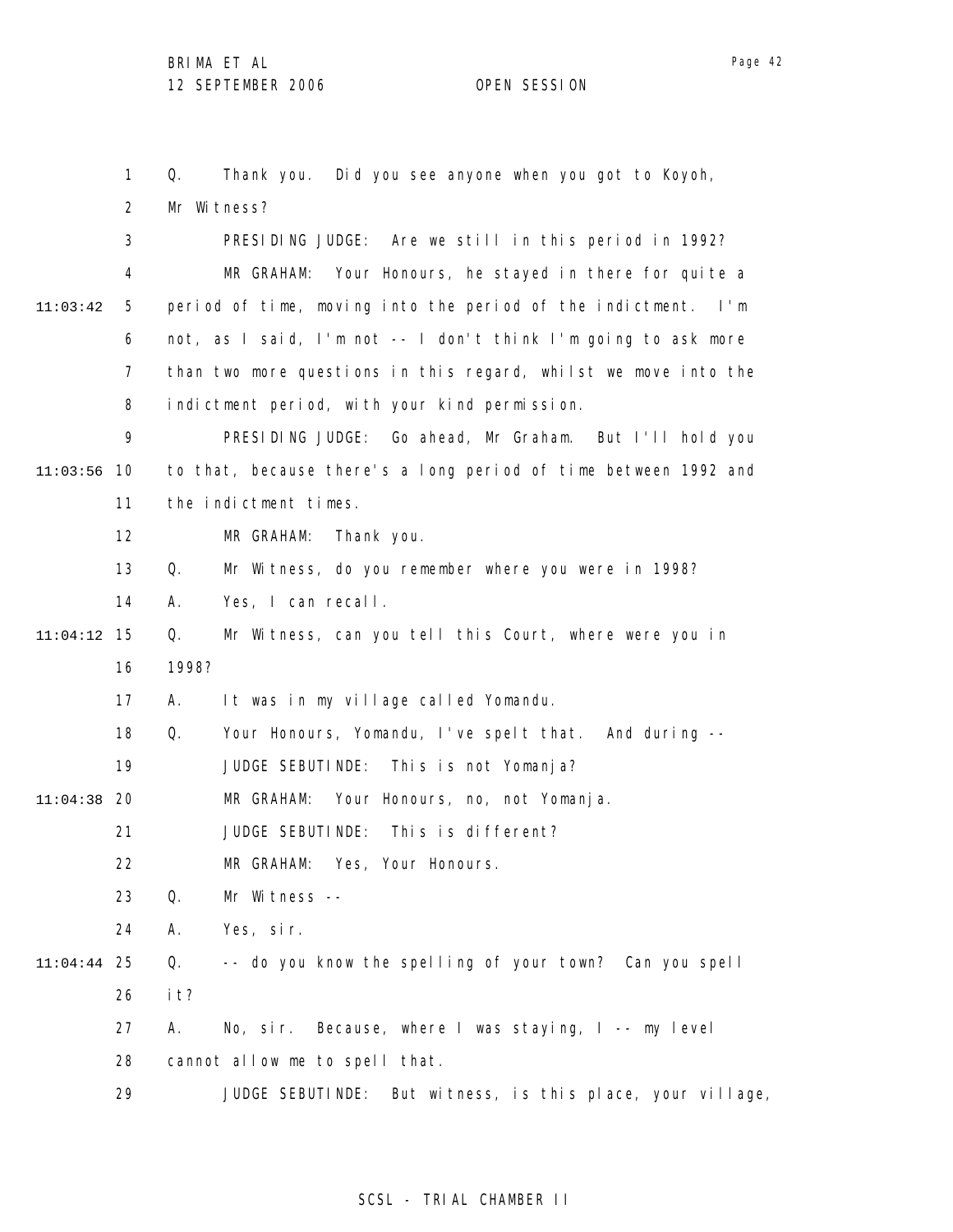Q. Thank you. Did you see anyone when you got to Koyoh, Mr Witness?

PRESIDING JUDGE: Are we still in this period in 1992?

MR GRAHAM: Your Honours, he stayed in there for quite a period of time, moving into the period of the indictment. I'm not, as I said, I'm not -- I don't think I'm going to ask more than two more questions in this regard, whilst we move into the indictment period, with your kind permission.

PRESIDING JUDGE: Go ahead, Mr Graham. But I'll hold you to that, because there's a long period of time between 1992 and the indictment times.

MR GRAHAM: Thank you.

Q. Mr Witness, do you remember where you were in 1998?

A. Yes, I can recall.

Q. Mr Witness, can you tell this Court, where were you in 1998?

A. It was in my village called Yomandu.

Q. Your Honours, Yomandu, I've spelt that. And during --

JUDGE SEBUTINDE: This is not Yomanja?

MR GRAHAM: Your Honours, no, not Yomanja.

JUDGE SEBUTINDE: This is different?

MR GRAHAM: Yes, Your Honours.

Q. Mr Witness --

A. Yes, sir.

Q. -- do you know the spelling of your town? Can you spell it?

A. No, sir. Because, where I was staying, I -- my level cannot allow me to spell that.

JUDGE SEBUTINDE: But witness, is this place, your village,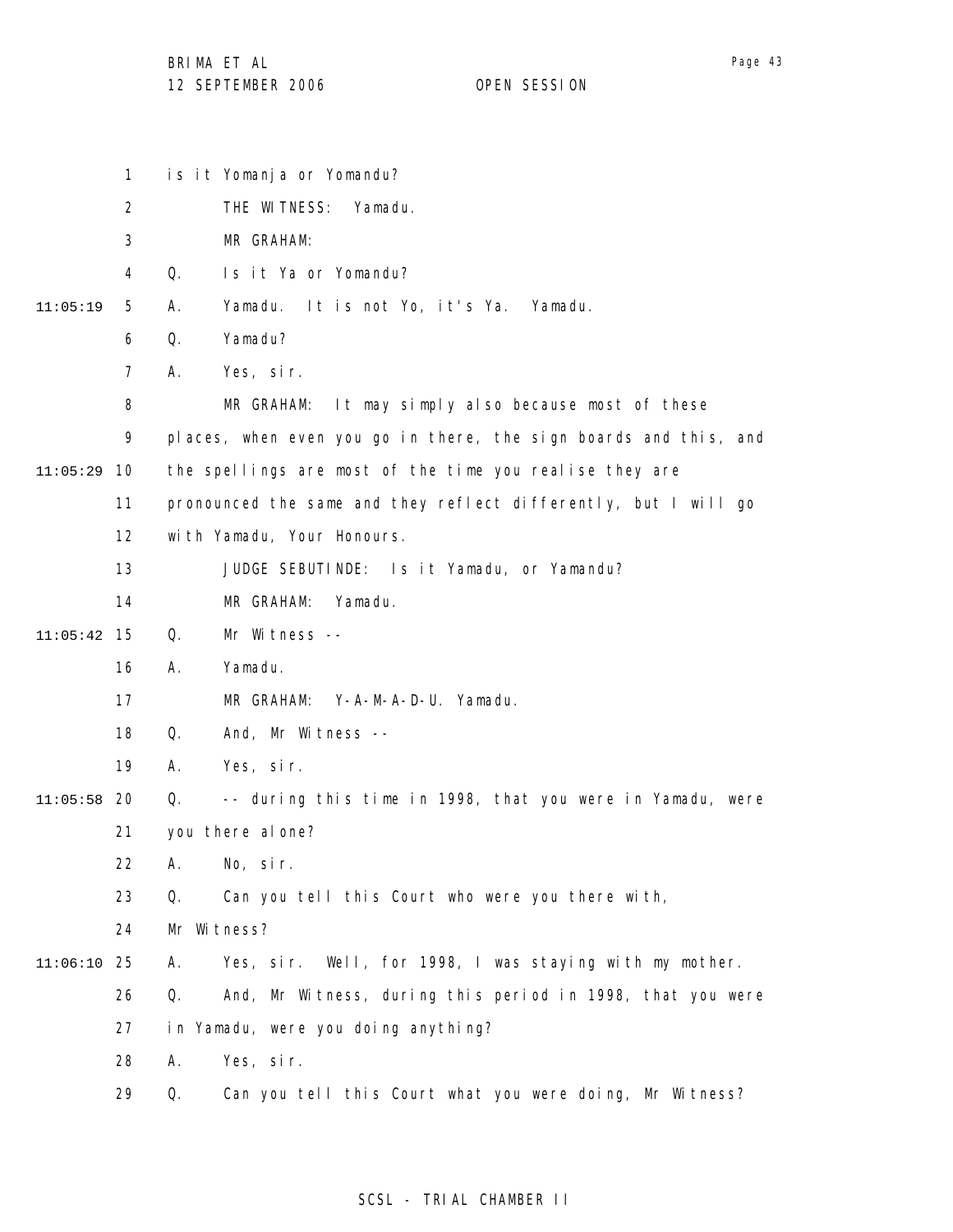1 is it Yomanja or Yomandu?

2 THE WITNESS: Yamadu.

3 MR GRAHAM:

4 Q. Is it Ya or Yomandu?

11:05:19 5 A. Yamadu. It is not Yo, it's Ya. Yamadu.

6 Q. Yamadu?

7 A. Yes, sir.

8 MR GRAHAM: It may simply also because most of these

9 places, when even you go in there, the sign boards and this, and

11:05:29 10 the spellings are most of the time you realise they are

11 pronounced the same and they reflect differently, but I will go

12 with Yamadu, Your Honours.

13 JUDGE SEBUTINDE: Is it Yamadu, or Yamandu?

14 MR GRAHAM: Yamadu.

11:05:42 15 Q. Mr Witness --

16 A. Yamadu.

17 MR GRAHAM: Y-A-M-A-D-U. Yamadu.

18 Q. And, Mr Witness --

19 A. Yes, sir.

11:05:58 20 Q. -- during this time in 1998, that you were in Yamadu, were

21 you there alone?

22 A. No, sir.

23 Q. Can you tell this Court who were you there with,

24 Mr Witness?

11:06:10 25 A. Yes, sir. Well, for 1998, I was staying with my mother.

26 Q. And, Mr Witness, during this period in 1998, that you were

27 in Yamadu, were you doing anything?

28 A. Yes, sir.

29 Q. Can you tell this Court what you were doing, Mr Witness?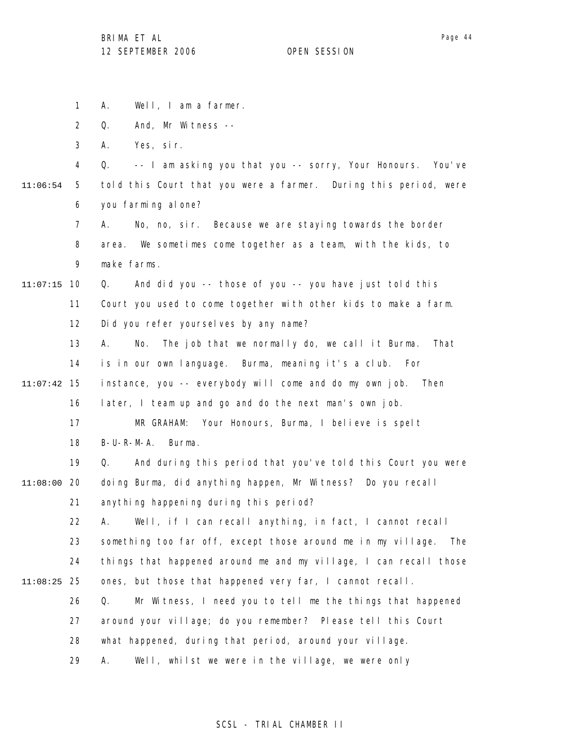A. Well, I am a farmer.

Q. And, Mr Witness --

A. Yes, sir.

Q. -- I am asking you that you -- sorry, Your Honours. You've told this Court that you were a farmer. During this period, were you farming alone?

A. No, no, sir. Because we are staying towards the border area. We sometimes come together as a team, with the kids, to make farms.

Q. And did you -- those of you -- you have just told this Court you used to come together with other kids to make a farm. Did you refer yourselves by any name?

A. No. The job that we normally do, we call it Burma. That is in our own language. Burma, meaning it's a club. For instance, you -- everybody will come and do my own job. Then later, I team up and go and do the next man's own job.

MR GRAHAM: Your Honours, Burma, I believe is spelt B-U-R-M-A. Burma.

Q. And during this period that you've told this Court you were doing Burma, did anything happen, Mr Witness? Do you recall anything happening during this period?

A. Well, if I can recall anything, in fact, I cannot recall something too far off, except those around me in my village. The things that happened around me and my village, I can recall those ones, but those that happened very far, I cannot recall.

Q. Mr Witness, I need you to tell me the things that happened around your village; do you remember? Please tell this Court what happened, during that period, around your village.

A. Well, whilst we were in the village, we were only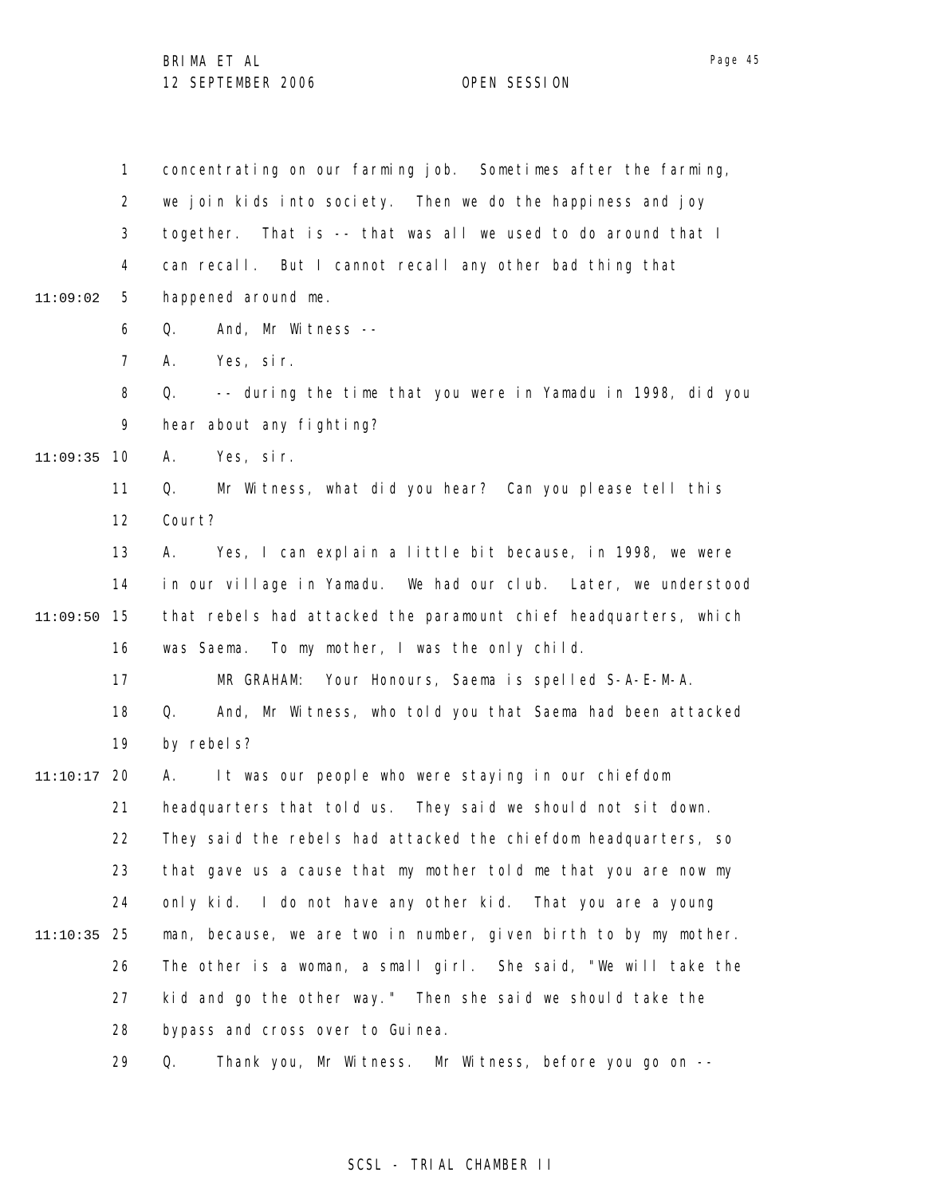concentrating on our farming job. Sometimes after the farming, we join kids into society. Then we do the happiness and joy together. That is -- that was all we used to do around that I can recall. But I cannot recall any other bad thing that happened around me.

Q. And, Mr Witness --

A. Yes, sir.

Q. -- during the time that you were in Yamadu in 1998, did you hear about any fighting?

A. Yes, sir.

Q. Mr Witness, what did you hear? Can you please tell this Court?

A. Yes, I can explain a little bit because, in 1998, we were in our village in Yamadu. We had our club. Later, we understood that rebels had attacked the paramount chief headquarters, which was Saema. To my mother, I was the only child.

MR GRAHAM: Your Honours, Saema is spelled S-A-E-M-A.

Q. And, Mr Witness, who told you that Saema had been attacked by rebels?

A. It was our people who were staying in our chiefdom headquarters that told us. They said we should not sit down. They said the rebels had attacked the chiefdom headquarters, so that gave us a cause that my mother told me that you are now my only kid. I do not have any other kid. That you are a young man, because, we are two in number, given birth to by my mother. The other is a woman, a small girl. She said, "We will take the kid and go the other way." Then she said we should take the bypass and cross over to Guinea.

Q. Thank you, Mr Witness. Mr Witness, before you go on --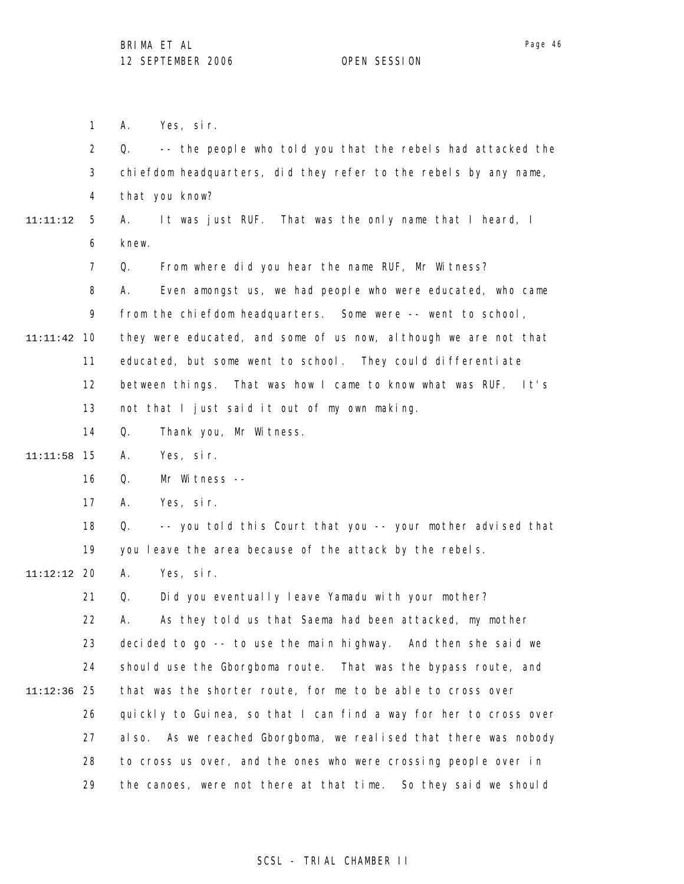A. Yes, sir.

Q. -- the people who told you that the rebels had attacked the chiefdom headquarters, did they refer to the rebels by any name, that you know?

A. It was just RUF. That was the only name that I heard, I knew.

Q. From where did you hear the name RUF, Mr Witness?

A. Even amongst us, we had people who were educated, who came from the chiefdom headquarters. Some were -- went to school, they were educated, and some of us now, although we are not that educated, but some went to school. They could differentiate between things. That was how I came to know what was RUF. It's not that I just said it out of my own making.

Q. Thank you, Mr Witness.

A. Yes, sir.

Q. Mr Witness --

A. Yes, sir.

Q. -- you told this Court that you -- your mother advised that you leave the area because of the attack by the rebels.

A. Yes, sir.

Q. Did you eventually leave Yamadu with your mother?

A. As they told us that Saema had been attacked, my mother decided to go -- to use the main highway. And then she said we should use the Gborgboma route. That was the bypass route, and that was the shorter route, for me to be able to cross over quickly to Guinea, so that I can find a way for her to cross over also. As we reached Gborgboma, we realised that there was nobody to cross us over, and the ones who were crossing people over in the canoes, were not there at that time. So they said we should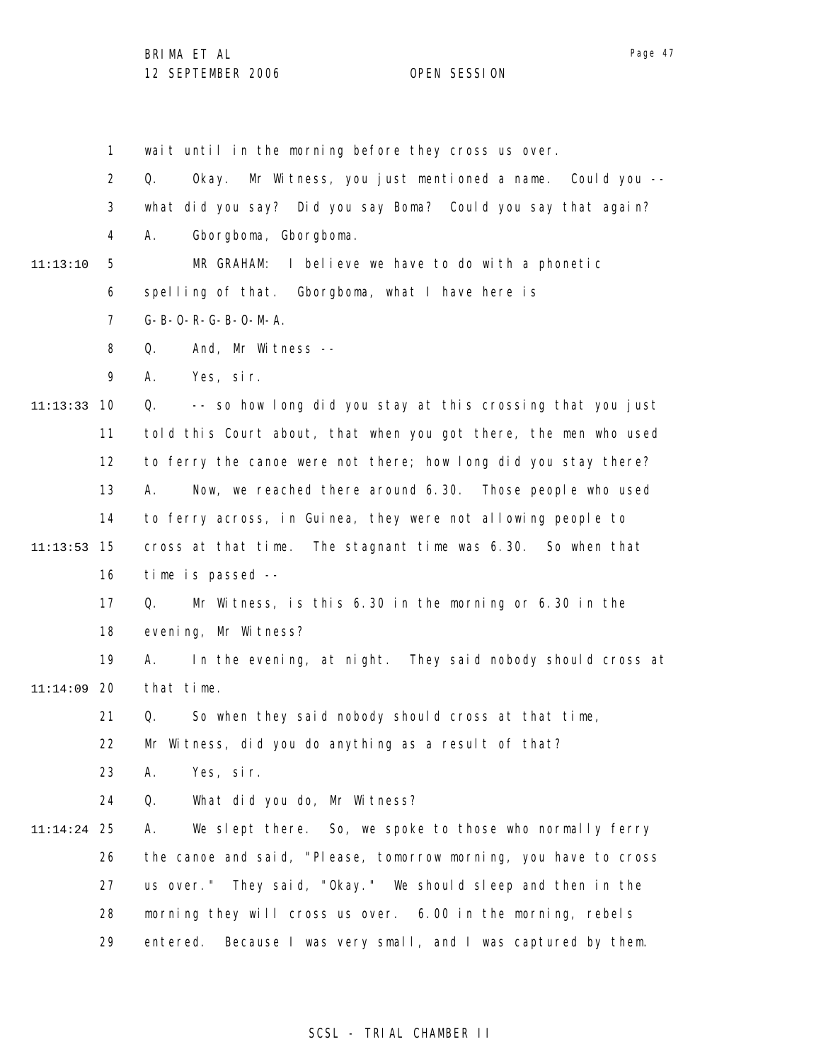1 wait until in the morning before they cross us over.

2 Q. Okay. Mr Witness, you just mentioned a name. Could you --

3 what did you say? Did you say Boma? Could you say that again?

4 A. Gborgboma, Gborgboma.

11:13:10 5 MR GRAHAM: I believe we have to do with a phonetic

6 spelling of that. Gborgboma, what I have here is

7 G-B-O-R-G-B-O-M-A.

8 Q. And, Mr Witness --

9 A. Yes, sir.

11:13:33 10 Q. -- so how long did you stay at this crossing that you just

11 told this Court about, that when you got there, the men who used

12 to ferry the canoe were not there; how long did you stay there?

13 A. Now, we reached there around 6.30. Those people who used

14 to ferry across, in Guinea, they were not allowing people to

11:13:53 15 cross at that time. The stagnant time was 6.30. So when that

16 time is passed --

17 Q. Mr Witness, is this 6.30 in the morning or 6.30 in the

18 evening, Mr Witness?

19 A. In the evening, at night. They said nobody should cross at

11:14:09 20 that time.

21 Q. So when they said nobody should cross at that time,

22 Mr Witness, did you do anything as a result of that?

23 A. Yes, sir.

24 Q. What did you do, Mr Witness?

11:14:24 25 A. We slept there. So, we spoke to those who normally ferry

26 the canoe and said, "Please, tomorrow morning, you have to cross

27 us over." They said, "Okay." We should sleep and then in the

28 morning they will cross us over. 6.00 in the morning, rebels

29 entered. Because I was very small, and I was captured by them.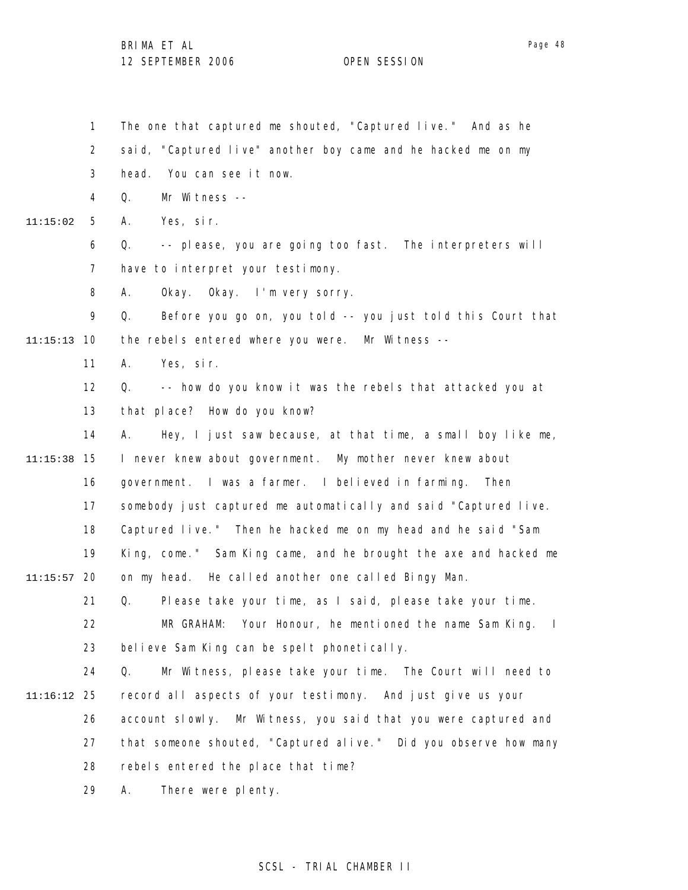The one that captured me shouted, "Captured live." And as he said, "Captured live" another boy came and he hacked me on my head. You can see it now.

Q. Mr Witness --

A. Yes, sir.

Q. -- please, you are going too fast. The interpreters will have to interpret your testimony.

A. Okay. Okay. I'm very sorry.

Q. Before you go on, you told -- you just told this Court that the rebels entered where you were. Mr Witness --

A. Yes, sir.

Q. -- how do you know it was the rebels that attacked you at that place? How do you know?

A. Hey, I just saw because, at that time, a small boy like me, I never knew about government. My mother never knew about government. I was a farmer. I believed in farming. Then somebody just captured me automatically and said "Captured live. Captured live." Then he hacked me on my head and he said "Sam King, come." Sam King came, and he brought the axe and hacked me on my head. He called another one called Bingy Man.

Q. Please take your time, as I said, please take your time.

MR GRAHAM: Your Honour, he mentioned the name Sam King. I believe Sam King can be spelt phonetically.

Q. Mr Witness, please take your time. The Court will need to record all aspects of your testimony. And just give us your account slowly. Mr Witness, you said that you were captured and that someone shouted, "Captured alive." Did you observe how many rebels entered the place that time?

A. There were plenty.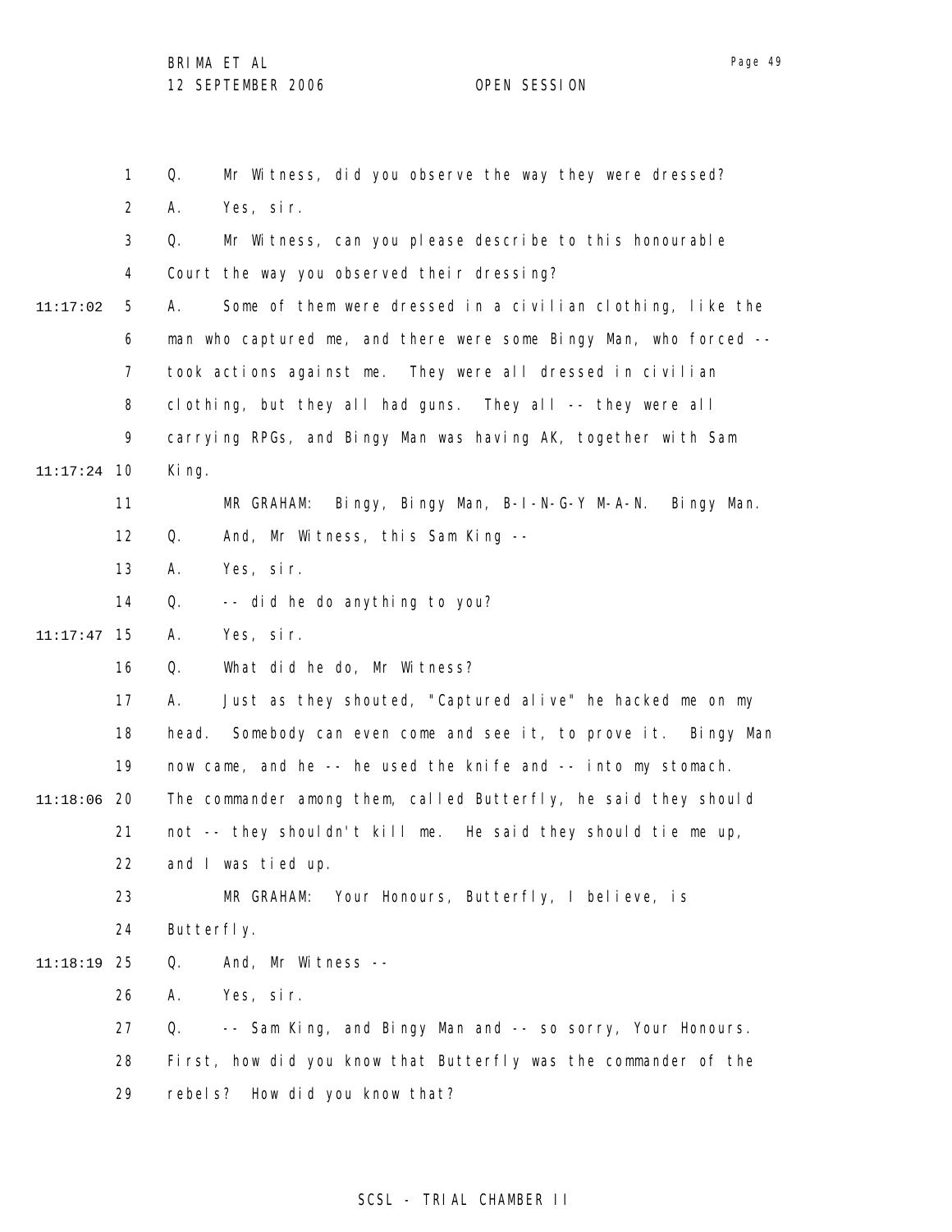Q. Mr Witness, did you observe the way they were dressed?

A. Yes, sir.

Q. Mr Witness, can you please describe to this honourable Court the way you observed their dressing?

11:17:02 A. Some of them were dressed in a civilian clothing, like the man who captured me, and there were some Bingy Man, who forced -- took actions against me. They were all dressed in civilian clothing, but they all had guns. They all -- they were all carrying RPGs, and Bingy Man was having AK, together with Sam

11:17:24 King.

MR GRAHAM: Bingy, Bingy Man, B-I-N-G-Y M-A-N. Bingy Man.

Q. And, Mr Witness, this Sam King --

A. Yes, sir.

Q. -- did he do anything to you?

11:17:47 A. Yes, sir.

Q. What did he do, Mr Witness?

A. Just as they shouted, "Captured alive" he hacked me on my head. Somebody can even come and see it, to prove it. Bingy Man now came, and he -- he used the knife and -- into my stomach.

11:18:06 The commander among them, called Butterfly, he said they should not -- they shouldn't kill me. He said they should tie me up, and I was tied up.

MR GRAHAM: Your Honours, Butterfly, I believe, is Butterfly.

11:18:19 Q. And, Mr Witness --

A. Yes, sir.

Q. -- Sam King, and Bingy Man and -- so sorry, Your Honours. First, how did you know that Butterfly was the commander of the rebels? How did you know that?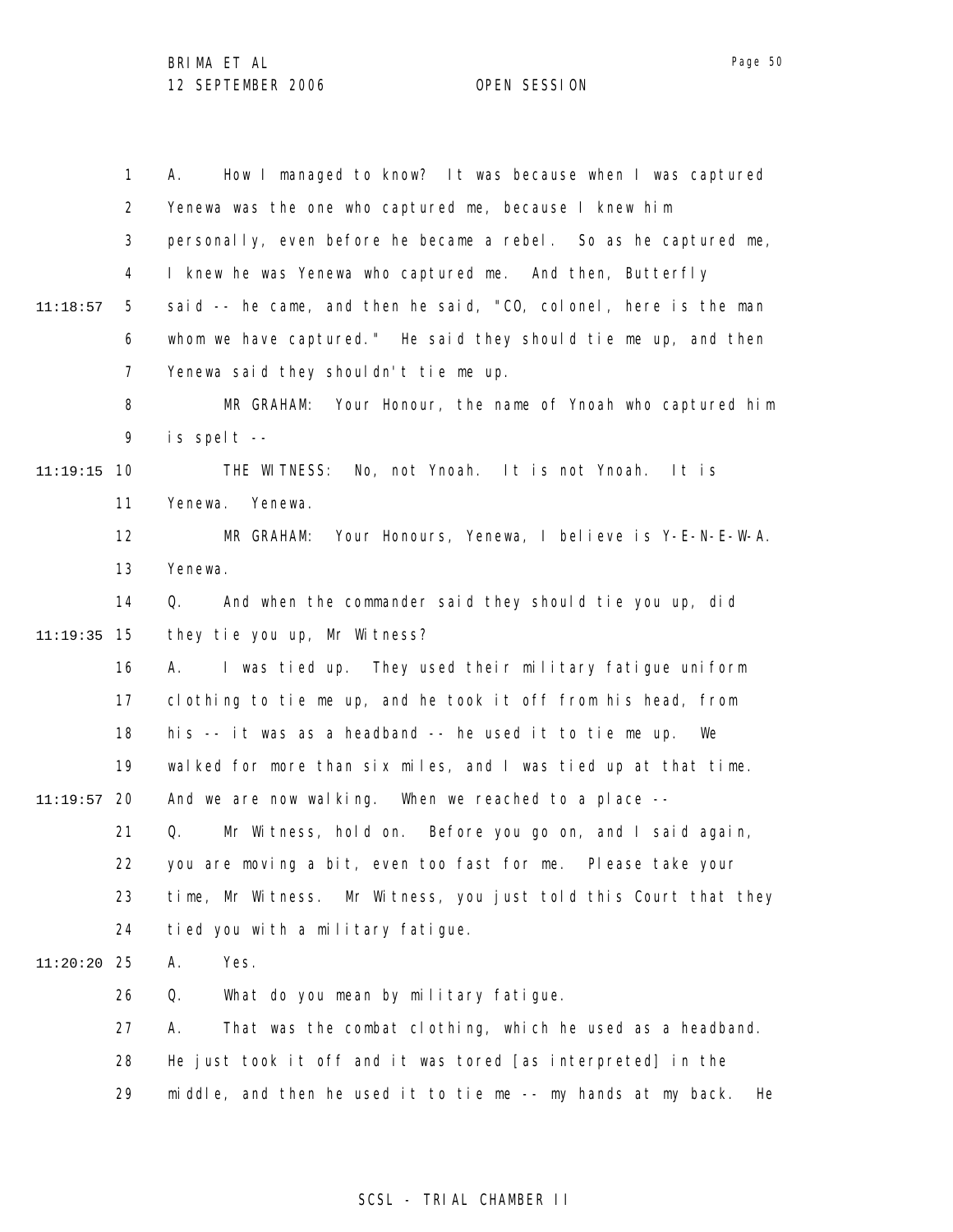A. How I managed to know? It was because when I was captured Yenewa was the one who captured me, because I knew him personally, even before he became a rebel. So as he captured me, I knew he was Yenewa who captured me. And then, Butterfly said -- he came, and then he said, "CO, colonel, here is the man whom we have captured." He said they should tie me up, and then Yenewa said they shouldn't tie me up.

MR GRAHAM: Your Honour, the name of Ynoah who captured him is spelt --

THE WITNESS: No, not Ynoah. It is not Ynoah. It is Yenewa. Yenewa.

MR GRAHAM: Your Honours, Yenewa, I believe is Y-E-N-E-W-A. Yenewa.

Q. And when the commander said they should tie you up, did they tie you up, Mr Witness?

A. I was tied up. They used their military fatigue uniform clothing to tie me up, and he took it off from his head, from his -- it was as a headband -- he used it to tie me up. We walked for more than six miles, and I was tied up at that time. And we are now walking. When we reached to a place --

Q. Mr Witness, hold on. Before you go on, and I said again, you are moving a bit, even too fast for me. Please take your time, Mr Witness. Mr Witness, you just told this Court that they tied you with a military fatigue.

A. Yes.

Q. What do you mean by military fatigue.

A. That was the combat clothing, which he used as a headband. He just took it off and it was tored [as interpreted] in the middle, and then he used it to tie me -- my hands at my back. He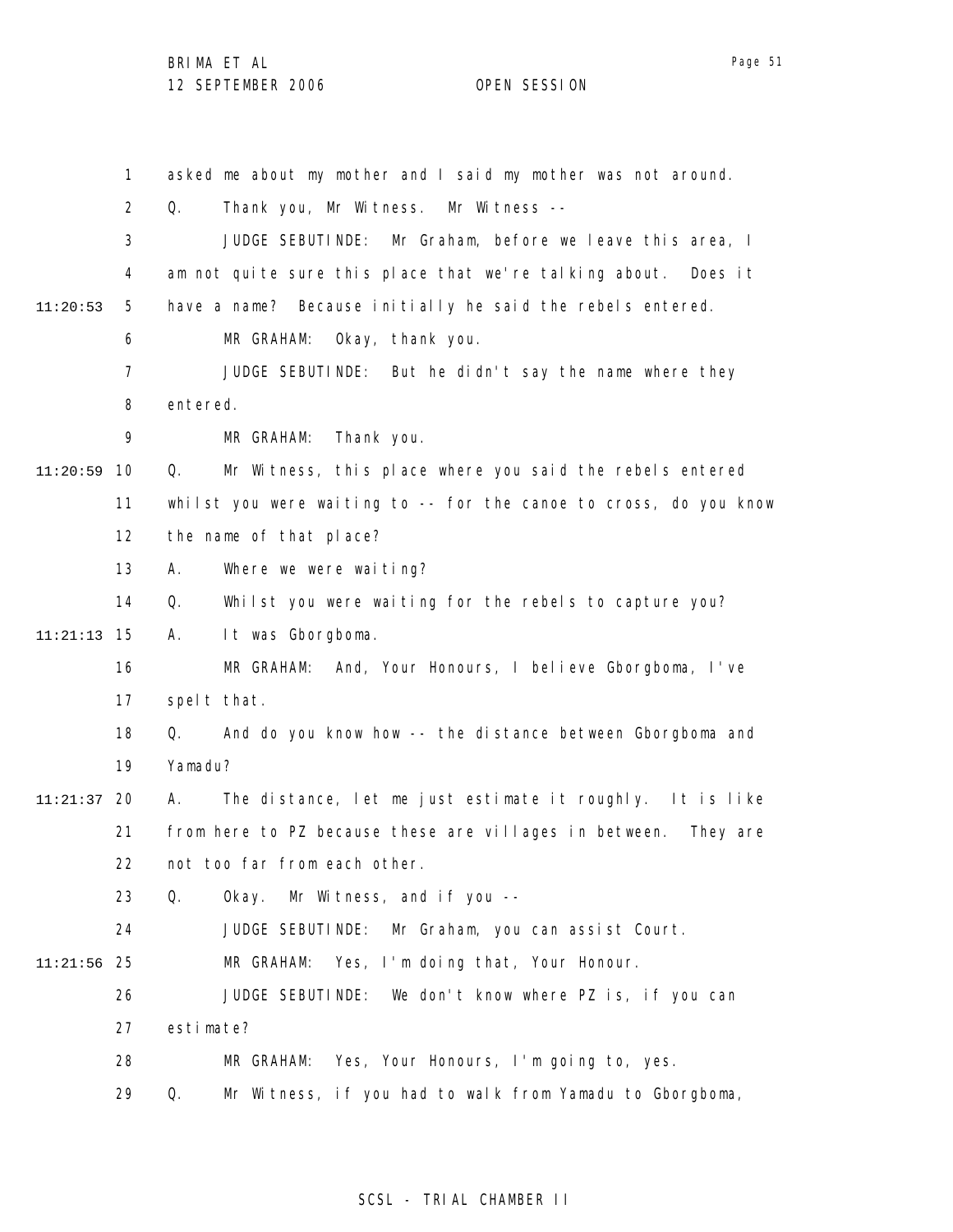asked me about my mother and I said my mother was not around.

Q. Thank you, Mr Witness. Mr Witness --

JUDGE SEBUTINDE: Mr Graham, before we leave this area, I am not quite sure this place that we're talking about. Does it have a name? Because initially he said the rebels entered.

MR GRAHAM: Okay, thank you.

JUDGE SEBUTINDE: But he didn't say the name where they entered.

MR GRAHAM: Thank you.

Q. Mr Witness, this place where you said the rebels entered whilst you were waiting to -- for the canoe to cross, do you know the name of that place?

A. Where we were waiting?

Q. Whilst you were waiting for the rebels to capture you?

A. It was Gborgboma.

MR GRAHAM: And, Your Honours, I believe Gborgboma, I've spelt that.

Q. And do you know how -- the distance between Gborgboma and Yamadu?

A. The distance, let me just estimate it roughly. It is like from here to PZ because these are villages in between. They are not too far from each other.

Q. Okay. Mr Witness, and if you --

JUDGE SEBUTINDE: Mr Graham, you can assist Court.

MR GRAHAM: Yes, I'm doing that, Your Honour.

JUDGE SEBUTINDE: We don't know where PZ is, if you can estimate?

MR GRAHAM: Yes, Your Honours, I'm going to, yes.

Q. Mr Witness, if you had to walk from Yamadu to Gborgboma,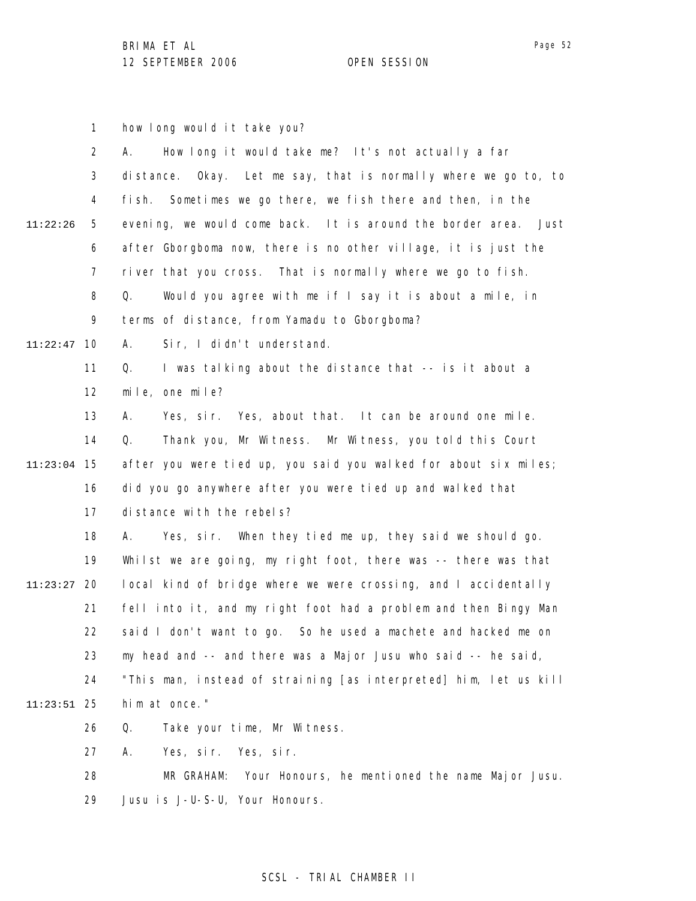how long would it take you?

A. How long it would take me? It's not actually a far distance. Okay. Let me say, that is normally where we go to, to fish. Sometimes we go there, we fish there and then, in the evening, we would come back. It is around the border area. Just after Gborgboma now, there is no other village, it is just the river that you cross. That is normally where we go to fish.

Q. Would you agree with me if I say it is about a mile, in terms of distance, from Yamadu to Gborgboma?

A. Sir, I didn't understand.

Q. I was talking about the distance that -- is it about a mile, one mile?

A. Yes, sir. Yes, about that. It can be around one mile.

Q. Thank you, Mr Witness. Mr Witness, you told this Court after you were tied up, you said you walked for about six miles; did you go anywhere after you were tied up and walked that distance with the rebels?

A. Yes, sir. When they tied me up, they said we should go. Whilst we are going, my right foot, there was -- there was that local kind of bridge where we were crossing, and I accidentally fell into it, and my right foot had a problem and then Bingy Man said I don't want to go. So he used a machete and hacked me on my head and -- and there was a Major Jusu who said -- he said, "This man, instead of straining [as interpreted] him, let us kill him at once."

Q. Take your time, Mr Witness.

A. Yes, sir. Yes, sir.

MR GRAHAM: Your Honours, he mentioned the name Major Jusu. Jusu is J-U-S-U, Your Honours.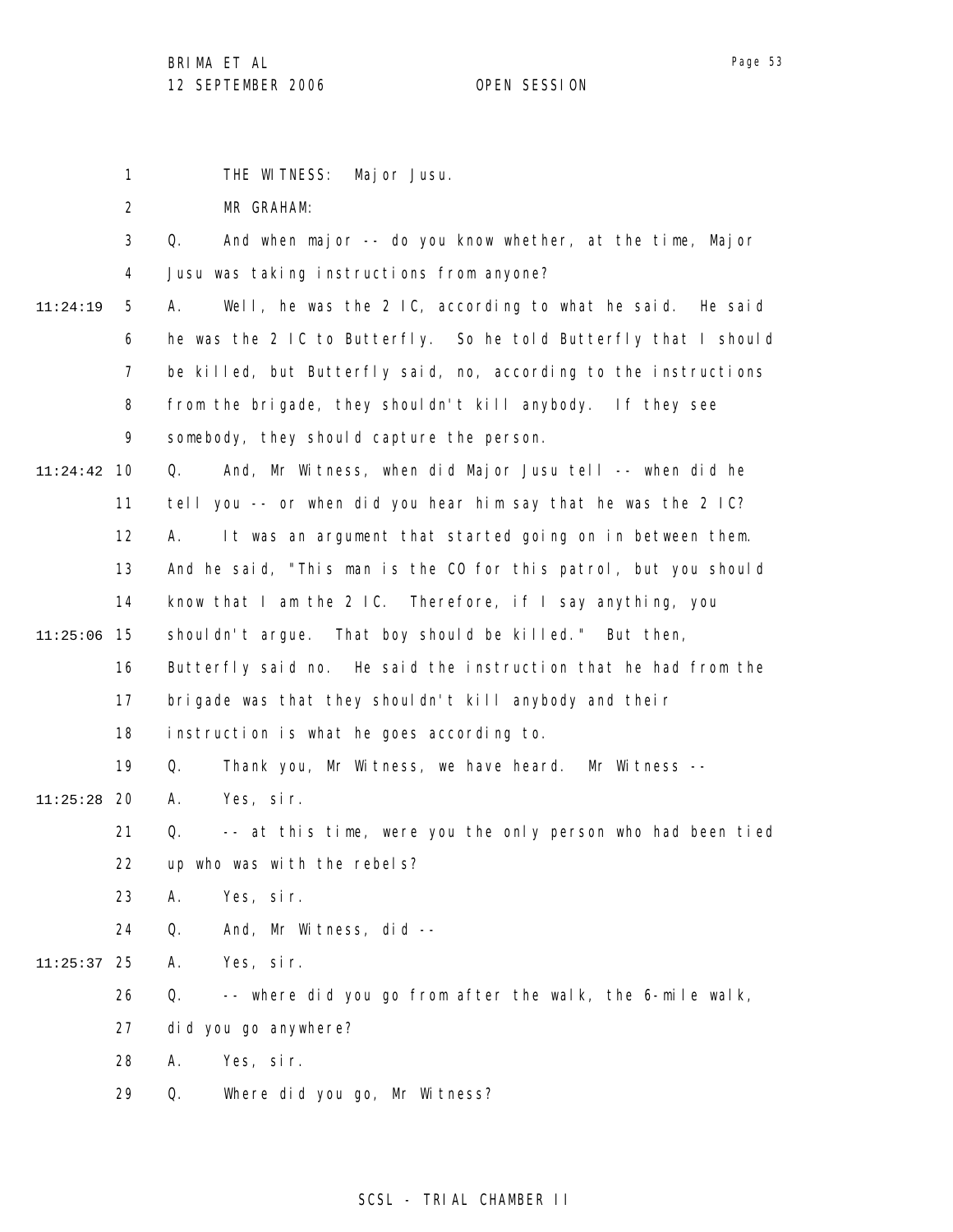THE WITNESS: Major Jusu.

MR GRAHAM:

Q. And when major -- do you know whether, at the time, Major Jusu was taking instructions from anyone?

A. Well, he was the 2 IC, according to what he said. He said he was the 2 IC to Butterfly. So he told Butterfly that I should be killed, but Butterfly said, no, according to the instructions from the brigade, they shouldn't kill anybody. If they see somebody, they should capture the person.

Q. And, Mr Witness, when did Major Jusu tell -- when did he tell you -- or when did you hear him say that he was the 2 IC?

A. It was an argument that started going on in between them. And he said, "This man is the CO for this patrol, but you should know that I am the 2 IC. Therefore, if I say anything, you shouldn't argue. That boy should be killed." But then, Butterfly said no. He said the instruction that he had from the brigade was that they shouldn't kill anybody and their instruction is what he goes according to.

Q. Thank you, Mr Witness, we have heard. Mr Witness --

A. Yes, sir.

Q. -- at this time, were you the only person who had been tied up who was with the rebels?

A. Yes, sir.

Q. And, Mr Witness, did --

A. Yes, sir.

Q. -- where did you go from after the walk, the 6-mile walk, did you go anywhere?

A. Yes, sir.

Q. Where did you go, Mr Witness?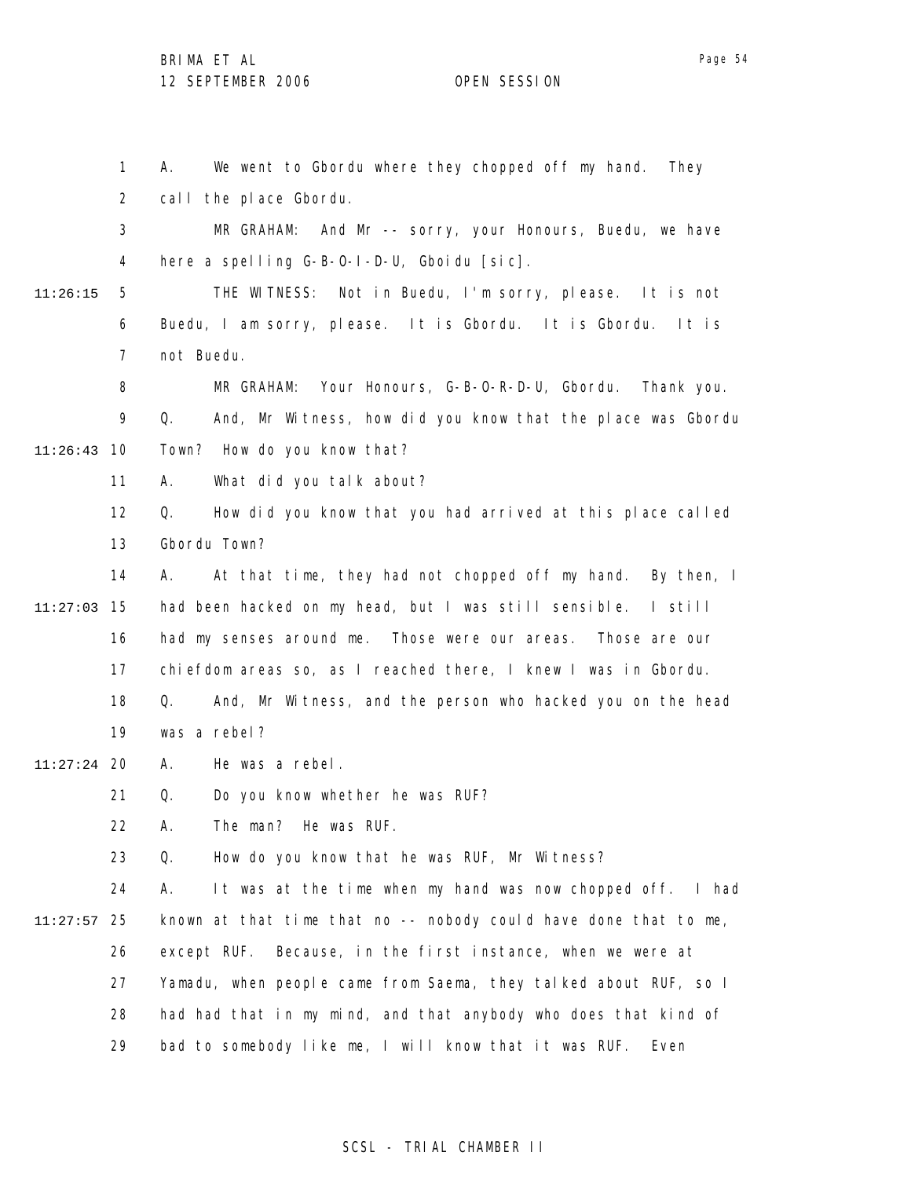A. We went to Gbordu where they chopped off my hand. They call the place Gbordu.

MR GRAHAM: And Mr -- sorry, your Honours, Buedu, we have here a spelling G-B-O-I-D-U, Gboidu [sic].

THE WITNESS: Not in Buedu, I'm sorry, please. It is not Buedu, I am sorry, please. It is Gbordu. It is Gbordu. It is not Buedu.

MR GRAHAM: Your Honours, G-B-O-R-D-U, Gbordu. Thank you.

Q. And, Mr Witness, how did you know that the place was Gbordu Town? How do you know that?

A. What did you talk about?

Q. How did you know that you had arrived at this place called Gbordu Town?

A. At that time, they had not chopped off my hand. By then, I had been hacked on my head, but I was still sensible. I still had my senses around me. Those were our areas. Those are our chiefdom areas so, as I reached there, I knew I was in Gbordu.

Q. And, Mr Witness, and the person who hacked you on the head was a rebel?

A. He was a rebel.

Q. Do you know whether he was RUF?

A. The man? He was RUF.

Q. How do you know that he was RUF, Mr Witness?

A. It was at the time when my hand was now chopped off. I had known at that time that no -- nobody could have done that to me, except RUF. Because, in the first instance, when we were at Yamadu, when people came from Saema, they talked about RUF, so I had had that in my mind, and that anybody who does that kind of bad to somebody like me, I will know that it was RUF. Even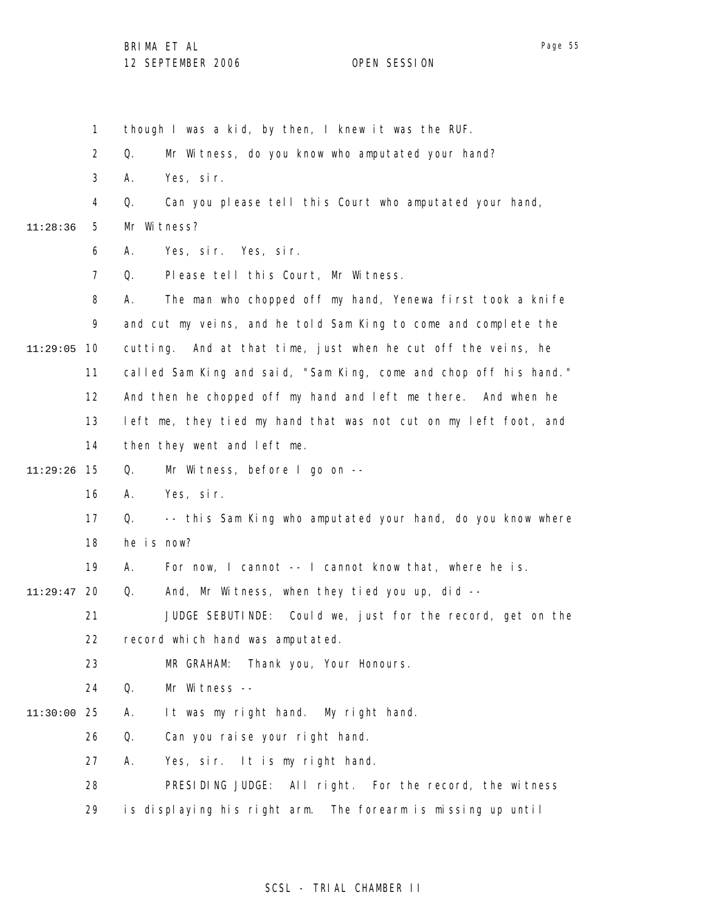though I was a kid, by then, I knew it was the RUF.

Q. Mr Witness, do you know who amputated your hand?

A. Yes, sir.

Q. Can you please tell this Court who amputated your hand, Mr Witness?

A. Yes, sir. Yes, sir.

Q. Please tell this Court, Mr Witness.

A. The man who chopped off my hand, Yenewa first took a knife and cut my veins, and he told Sam King to come and complete the cutting. And at that time, just when he cut off the veins, he called Sam King and said, "Sam King, come and chop off his hand." And then he chopped off my hand and left me there. And when he left me, they tied my hand that was not cut on my left foot, and then they went and left me.

Q. Mr Witness, before I go on --

A. Yes, sir.

Q. -- this Sam King who amputated your hand, do you know where he is now?

A. For now, I cannot -- I cannot know that, where he is.

Q. And, Mr Witness, when they tied you up, did --

JUDGE SEBUTINDE: Could we, just for the record, get on the record which hand was amputated.

MR GRAHAM: Thank you, Your Honours.

Q. Mr Witness --

A. It was my right hand. My right hand.

Q. Can you raise your right hand.

A. Yes, sir. It is my right hand.

PRESIDING JUDGE: All right. For the record, the witness is displaying his right arm. The forearm is missing up until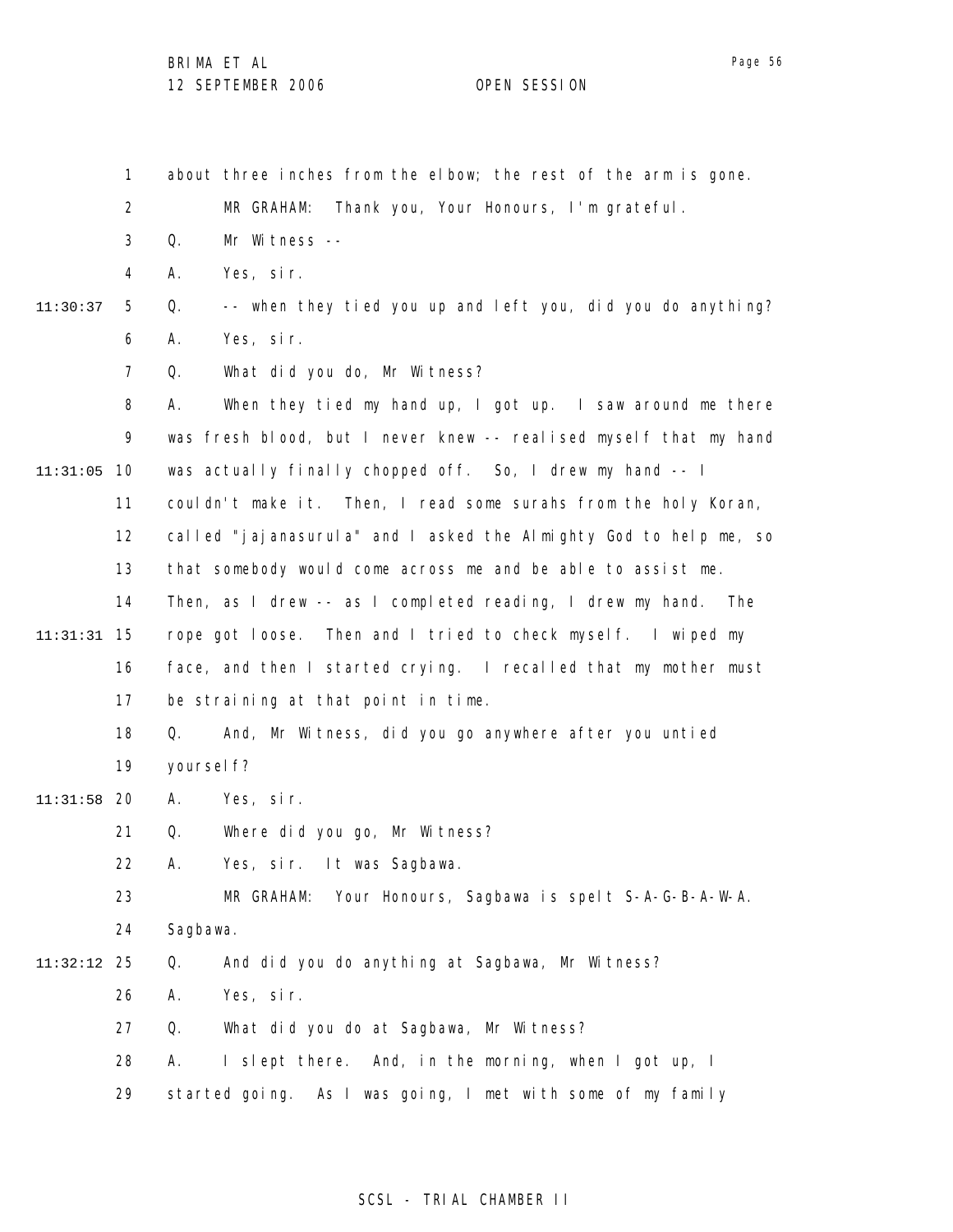about three inches from the elbow; the rest of the arm is gone.

MR GRAHAM: Thank you, Your Honours, I'm grateful.

Q. Mr Witness --

A. Yes, sir.

Q. -- when they tied you up and left you, did you do anything?

A. Yes, sir.

Q. What did you do, Mr Witness?

A. When they tied my hand up, I got up. I saw around me there was fresh blood, but I never knew -- realised myself that my hand was actually finally chopped off. So, I drew my hand -- I couldn't make it. Then, I read some surahs from the holy Koran, called "jajanasurula" and I asked the Almighty God to help me, so that somebody would come across me and be able to assist me. Then, as I drew -- as I completed reading, I drew my hand. The rope got loose. Then and I tried to check myself. I wiped my face, and then I started crying. I recalled that my mother must be straining at that point in time.

Q. And, Mr Witness, did you go anywhere after you untied yourself?

A. Yes, sir.

Q. Where did you go, Mr Witness?

A. Yes, sir. It was Sagbawa.

MR GRAHAM: Your Honours, Sagbawa is spelt S-A-G-B-A-W-A. Sagbawa.

Q. And did you do anything at Sagbawa, Mr Witness?

A. Yes, sir.

Q. What did you do at Sagbawa, Mr Witness?

A. I slept there. And, in the morning, when I got up, I started going. As I was going, I met with some of my family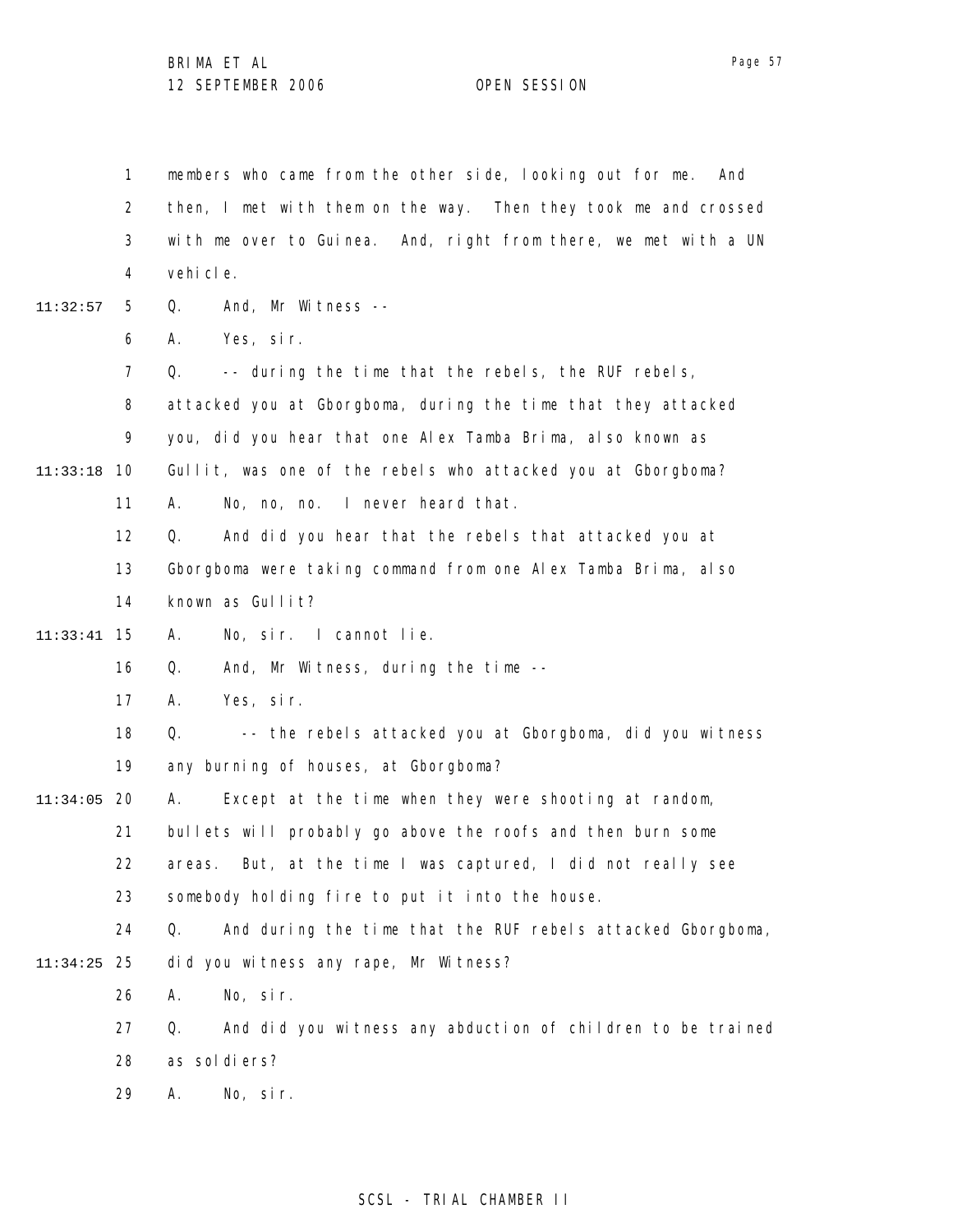1 members who came from the other side, looking out for me. And
2 then, I met with them on the way. Then they took me and crossed
3 with me over to Guinea. And, right from there, we met with a UN
4 vehicle.

11:32:57 5 Q. And, Mr Witness --
6 A. Yes, sir.
7 Q. -- during the time that the rebels, the RUF rebels,
8 attacked you at Gborgboma, during the time that they attacked
9 you, did you hear that one Alex Tamba Brima, also known as

11:33:18 10 Gullit, was one of the rebels who attacked you at Gborgboma?
11 A. No, no, no. I never heard that.
12 Q. And did you hear that the rebels that attacked you at
13 Gborgboma were taking command from one Alex Tamba Brima, also
14 known as Gullit?

11:33:41 15 A. No, sir. I cannot lie.
16 Q. And, Mr Witness, during the time --
17 A. Yes, sir.
18 Q. -- the rebels attacked you at Gborgboma, did you witness
19 any burning of houses, at Gborgboma?

11:34:05 20 A. Except at the time when they were shooting at random,
21 bullets will probably go above the roofs and then burn some
22 areas. But, at the time I was captured, I did not really see
23 somebody holding fire to put it into the house.
24 Q. And during the time that the RUF rebels attacked Gborgboma,

11:34:25 25 did you witness any rape, Mr Witness?
26 A. No, sir.
27 Q. And did you witness any abduction of children to be trained
28 as soldiers?
29 A. No, sir.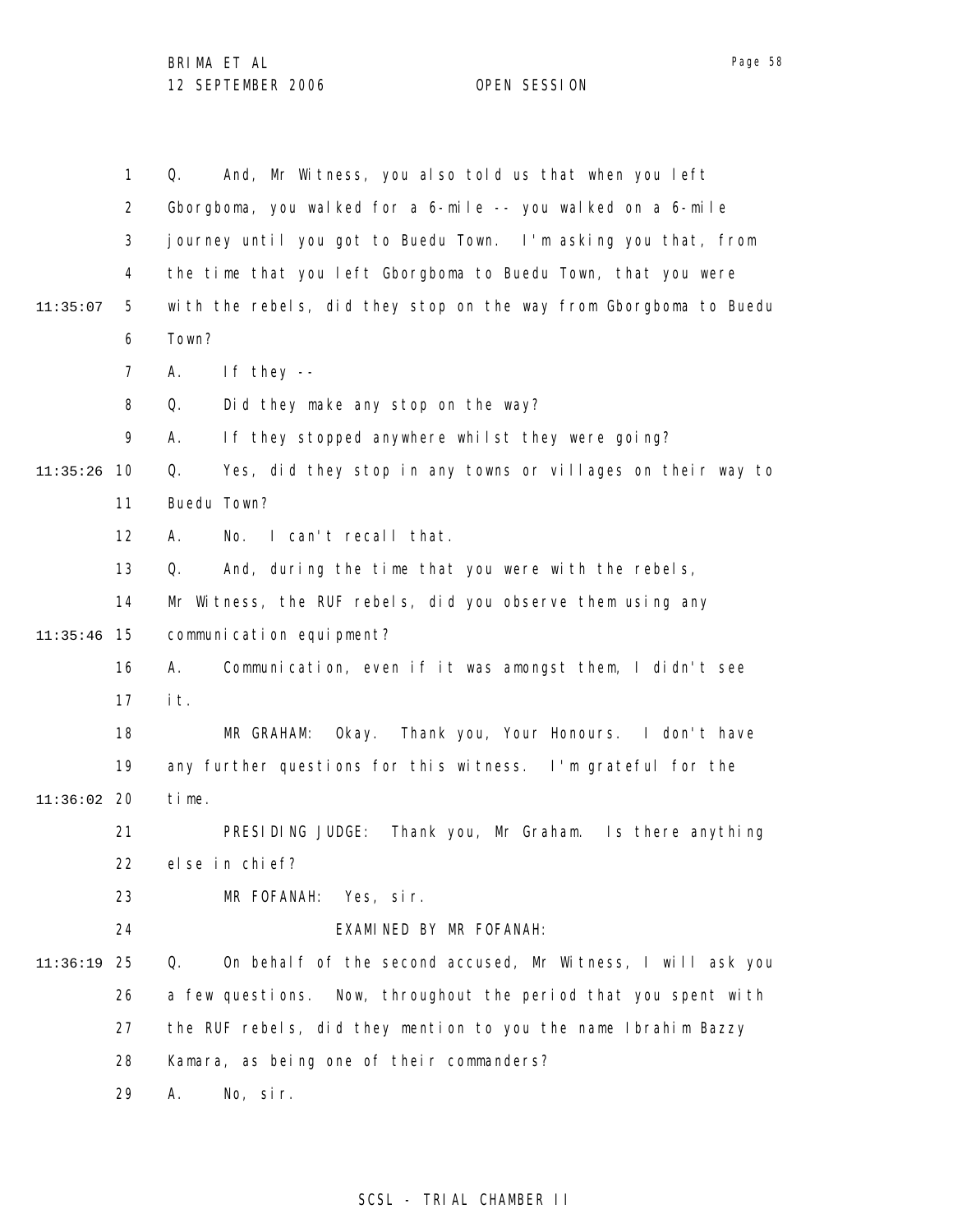Q. And, Mr Witness, you also told us that when you left Gborgboma, you walked for a 6-mile -- you walked on a 6-mile journey until you got to Buedu Town. I'm asking you that, from the time that you left Gborgboma to Buedu Town, that you were with the rebels, did they stop on the way from Gborgboma to Buedu Town?

A. If they --

Q. Did they make any stop on the way?

A. If they stopped anywhere whilst they were going?

Q. Yes, did they stop in any towns or villages on their way to Buedu Town?

A. No. I can't recall that.

Q. And, during the time that you were with the rebels, Mr Witness, the RUF rebels, did you observe them using any communication equipment?

A. Communication, even if it was amongst them, I didn't see it.

MR GRAHAM: Okay. Thank you, Your Honours. I don't have any further questions for this witness. I'm grateful for the time.

PRESIDING JUDGE: Thank you, Mr Graham. Is there anything else in chief?

MR FOFANAH: Yes, sir.

EXAMINED BY MR FOFANAH:

Q. On behalf of the second accused, Mr Witness, I will ask you a few questions. Now, throughout the period that you spent with the RUF rebels, did they mention to you the name Ibrahim Bazzy Kamara, as being one of their commanders?

A. No, sir.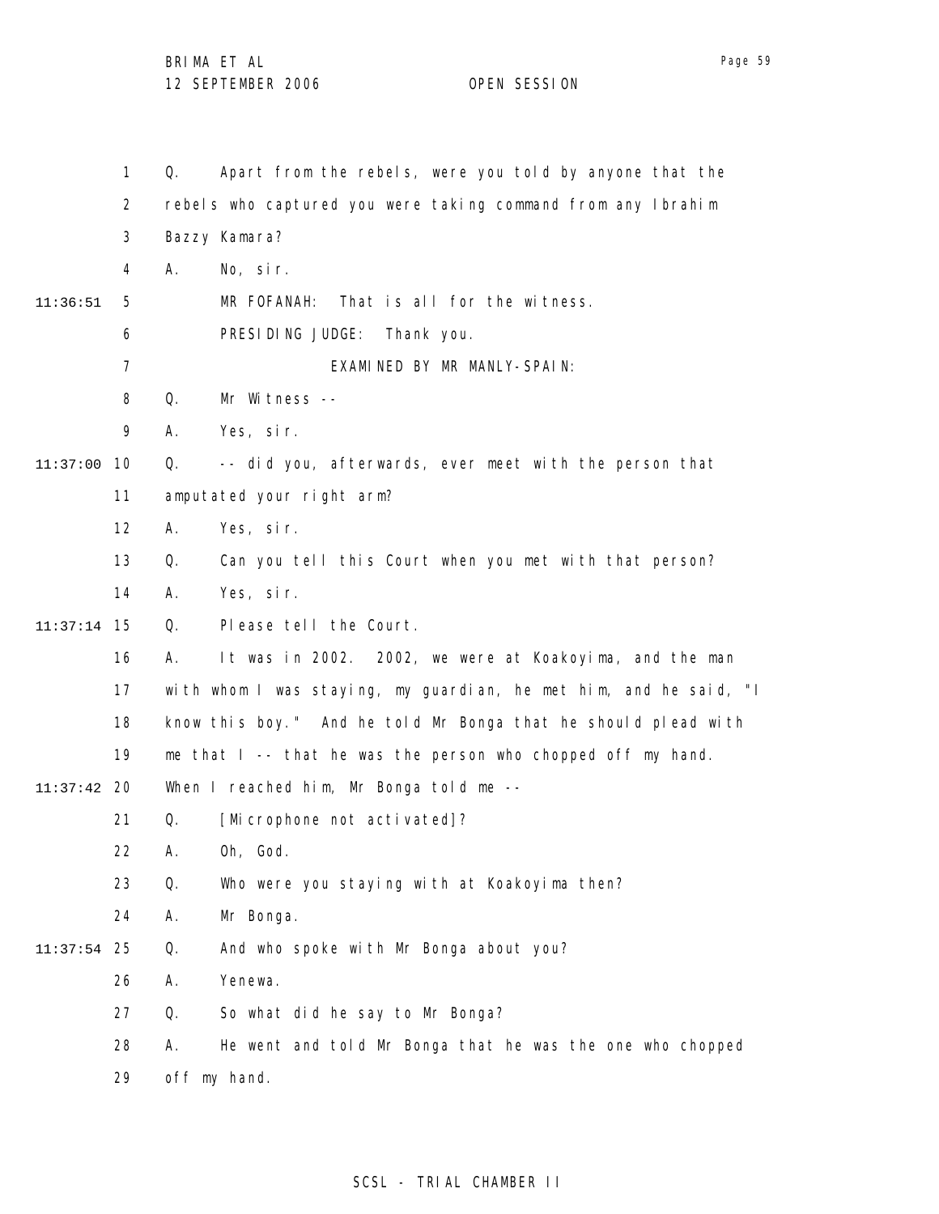Q. Apart from the rebels, were you told by anyone that the rebels who captured you were taking command from any Ibrahim Bazzy Kamara?

A. No, sir.

11:36:51 MR FOFANAH: That is all for the witness.

PRESIDING JUDGE: Thank you.

EXAMINED BY MR MANLY-SPAIN:

Q. Mr Witness --

A. Yes, sir.

11:37:00 Q. -- did you, afterwards, ever meet with the person that amputated your right arm?

A. Yes, sir.

Q. Can you tell this Court when you met with that person?

A. Yes, sir.

11:37:14 Q. Please tell the Court.

A. It was in 2002. 2002, we were at Koakoyima, and the man with whom I was staying, my guardian, he met him, and he said, "I know this boy." And he told Mr Bonga that he should plead with me that I -- that he was the person who chopped off my hand.

11:37:42 When I reached him, Mr Bonga told me --

Q. [Microphone not activated]?

A. Oh, God.

Q. Who were you staying with at Koakoyima then?

A. Mr Bonga.

11:37:54 Q. And who spoke with Mr Bonga about you?

A. Yenewa.

Q. So what did he say to Mr Bonga?

A. He went and told Mr Bonga that he was the one who chopped off my hand.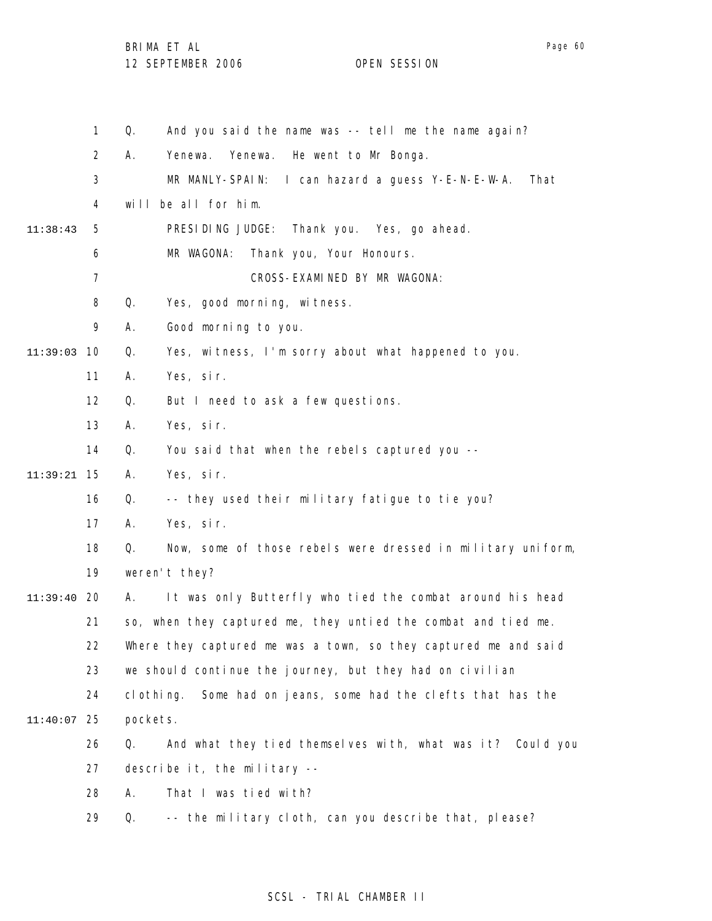1 Q. And you said the name was -- tell me the name again?

2 A. Yenewa. Yenewa. He went to Mr Bonga.

3 MR MANLY-SPAIN: I can hazard a guess Y-E-N-E-W-A. That

4 will be all for him.

11:38:43 5 PRESIDING JUDGE: Thank you. Yes, go ahead.

6 MR WAGONA: Thank you, Your Honours.

7 CROSS-EXAMINED BY MR WAGONA:

8 Q. Yes, good morning, witness.

9 A. Good morning to you.

11:39:03 10 Q. Yes, witness, I'm sorry about what happened to you.

11 A. Yes, sir.

12 Q. But I need to ask a few questions.

13 A. Yes, sir.

14 Q. You said that when the rebels captured you --

11:39:21 15 A. Yes, sir.

16 Q. -- they used their military fatigue to tie you?

17 A. Yes, sir.

18 Q. Now, some of those rebels were dressed in military uniform,

19 weren't they?

11:39:40 20 A. It was only Butterfly who tied the combat around his head

21 so, when they captured me, they untied the combat and tied me.

22 Where they captured me was a town, so they captured me and said

23 we should continue the journey, but they had on civilian

24 clothing. Some had on jeans, some had the clefts that has the

11:40:07 25 pockets.

26 Q. And what they tied themselves with, what was it? Could you

27 describe it, the military --

28 A. That I was tied with?

29 Q. -- the military cloth, can you describe that, please?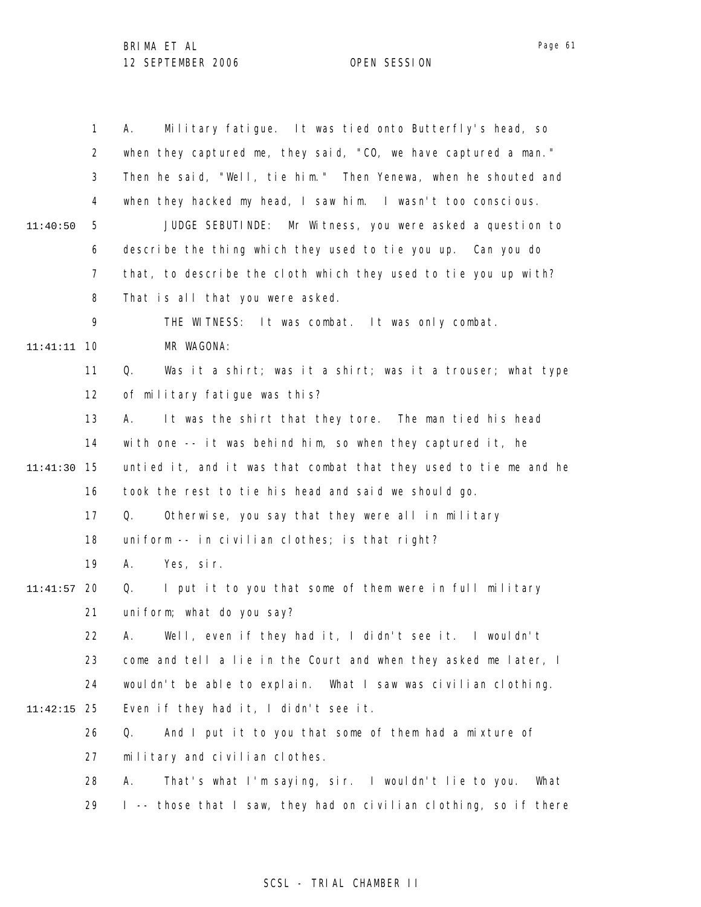1 A. Military fatigue. It was tied onto Butterfly's head, so
2 when they captured me, they said, "CO, we have captured a man."
3 Then he said, "Well, tie him." Then Yenewa, when he shouted and
4 when they hacked my head, I saw him. I wasn't too conscious.
11:40:50 5 JUDGE SEBUTINDE: Mr Witness, you were asked a question to
6 describe the thing which they used to tie you up. Can you do
7 that, to describe the cloth which they used to tie you up with?
8 That is all that you were asked.
9 THE WITNESS: It was combat. It was only combat.
11:41:11 10 MR WAGONA:
11 Q. Was it a shirt; was it a shirt; was it a trouser; what type
12 of military fatigue was this?
13 A. It was the shirt that they tore. The man tied his head
14 with one -- it was behind him, so when they captured it, he
11:41:30 15 untied it, and it was that combat that they used to tie me and he
16 took the rest to tie his head and said we should go.
17 Q. Otherwise, you say that they were all in military
18 uniform -- in civilian clothes; is that right?
19 A. Yes, sir.
11:41:57 20 Q. I put it to you that some of them were in full military
21 uniform; what do you say?
22 A. Well, even if they had it, I didn't see it. I wouldn't
23 come and tell a lie in the Court and when they asked me later, I
24 wouldn't be able to explain. What I saw was civilian clothing.
11:42:15 25 Even if they had it, I didn't see it.
26 Q. And I put it to you that some of them had a mixture of
27 military and civilian clothes.
28 A. That's what I'm saying, sir. I wouldn't lie to you. What
29 I -- those that I saw, they had on civilian clothing, so if there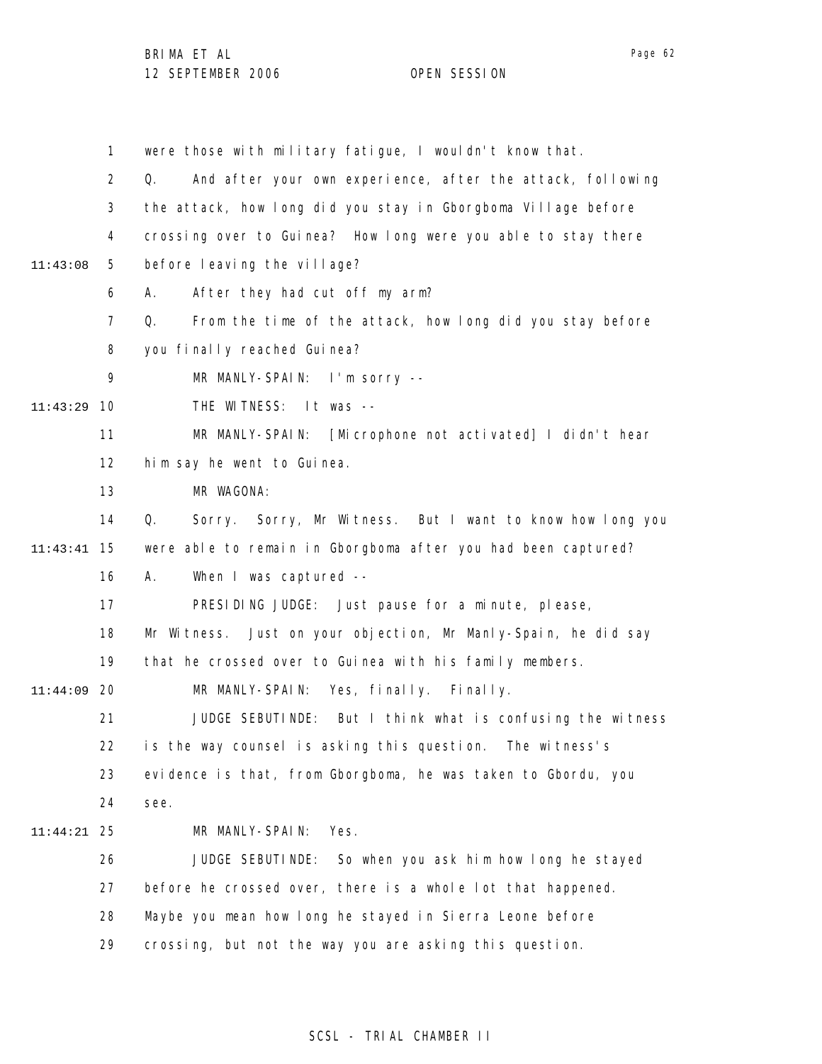were those with military fatigue, I wouldn't know that.

Q. And after your own experience, after the attack, following the attack, how long did you stay in Gborgboma Village before crossing over to Guinea? How long were you able to stay there before leaving the village?

A. After they had cut off my arm?

Q. From the time of the attack, how long did you stay before you finally reached Guinea?

MR MANLY-SPAIN: I'm sorry --

THE WITNESS: It was --

MR MANLY-SPAIN: [Microphone not activated] I didn't hear him say he went to Guinea.

MR WAGONA:

Q. Sorry. Sorry, Mr Witness. But I want to know how long you were able to remain in Gborgboma after you had been captured?

A. When I was captured --

PRESIDING JUDGE: Just pause for a minute, please, Mr Witness. Just on your objection, Mr Manly-Spain, he did say that he crossed over to Guinea with his family members.

MR MANLY-SPAIN: Yes, finally. Finally.

JUDGE SEBUTINDE: But I think what is confusing the witness is the way counsel is asking this question. The witness's evidence is that, from Gborgboma, he was taken to Gbordu, you see.

MR MANLY-SPAIN: Yes.

JUDGE SEBUTINDE: So when you ask him how long he stayed before he crossed over, there is a whole lot that happened. Maybe you mean how long he stayed in Sierra Leone before crossing, but not the way you are asking this question.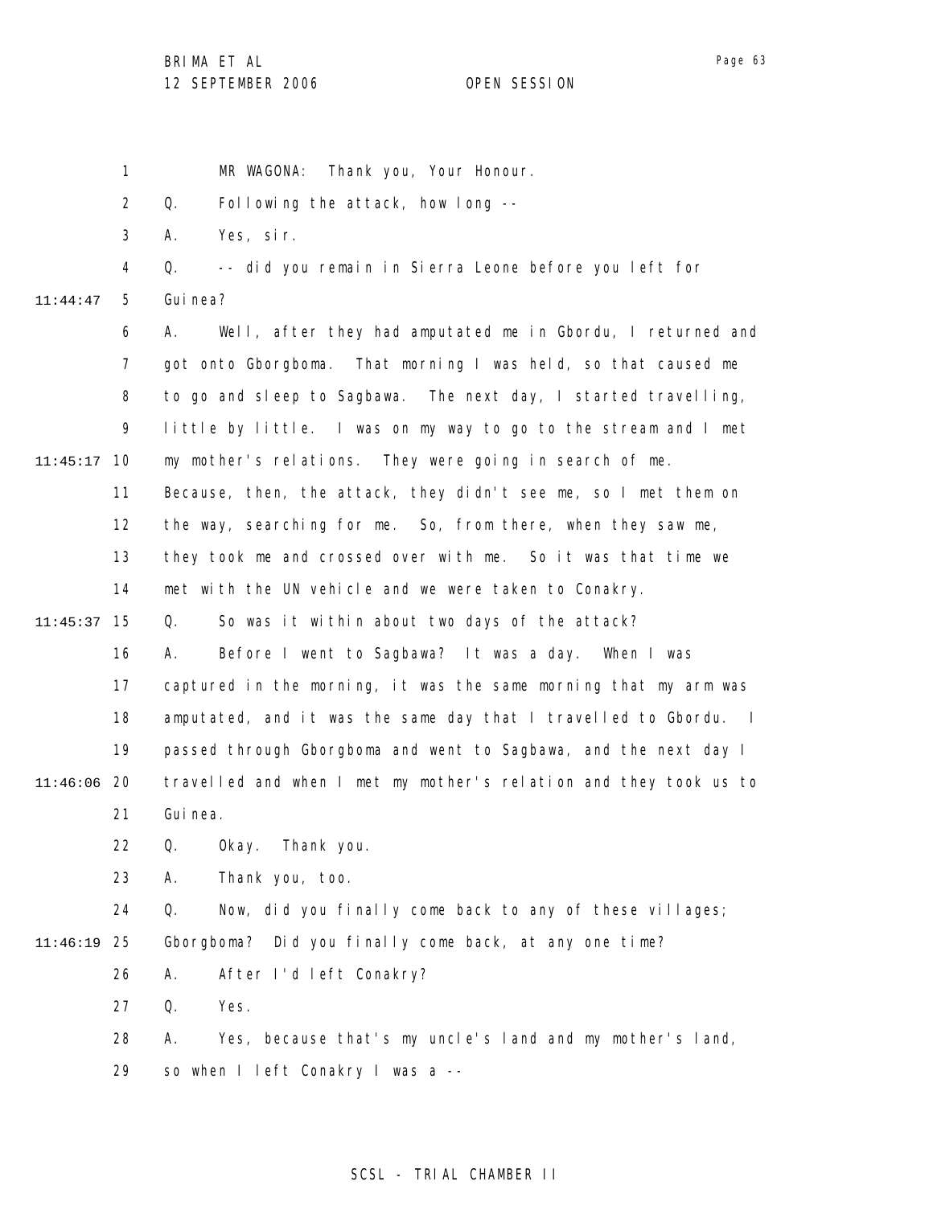MR WAGONA: Thank you, Your Honour.

Q. Following the attack, how long --

A. Yes, sir.

Q. -- did you remain in Sierra Leone before you left for Guinea?

A. Well, after they had amputated me in Gbordu, I returned and got onto Gborgboma. That morning I was held, so that caused me to go and sleep to Sagbawa. The next day, I started travelling, little by little. I was on my way to go to the stream and I met my mother's relations. They were going in search of me. Because, then, the attack, they didn't see me, so I met them on the way, searching for me. So, from there, when they saw me, they took me and crossed over with me. So it was that time we met with the UN vehicle and we were taken to Conakry.

Q. So was it within about two days of the attack?

A. Before I went to Sagbawa? It was a day. When I was captured in the morning, it was the same morning that my arm was amputated, and it was the same day that I travelled to Gbordu. I passed through Gborgboma and went to Sagbawa, and the next day I travelled and when I met my mother's relation and they took us to Guinea.

Q. Okay. Thank you.

A. Thank you, too.

Q. Now, did you finally come back to any of these villages; Gborgboma? Did you finally come back, at any one time?

A. After I'd left Conakry?

Q. Yes.

A. Yes, because that's my uncle's land and my mother's land, so when I left Conakry I was a --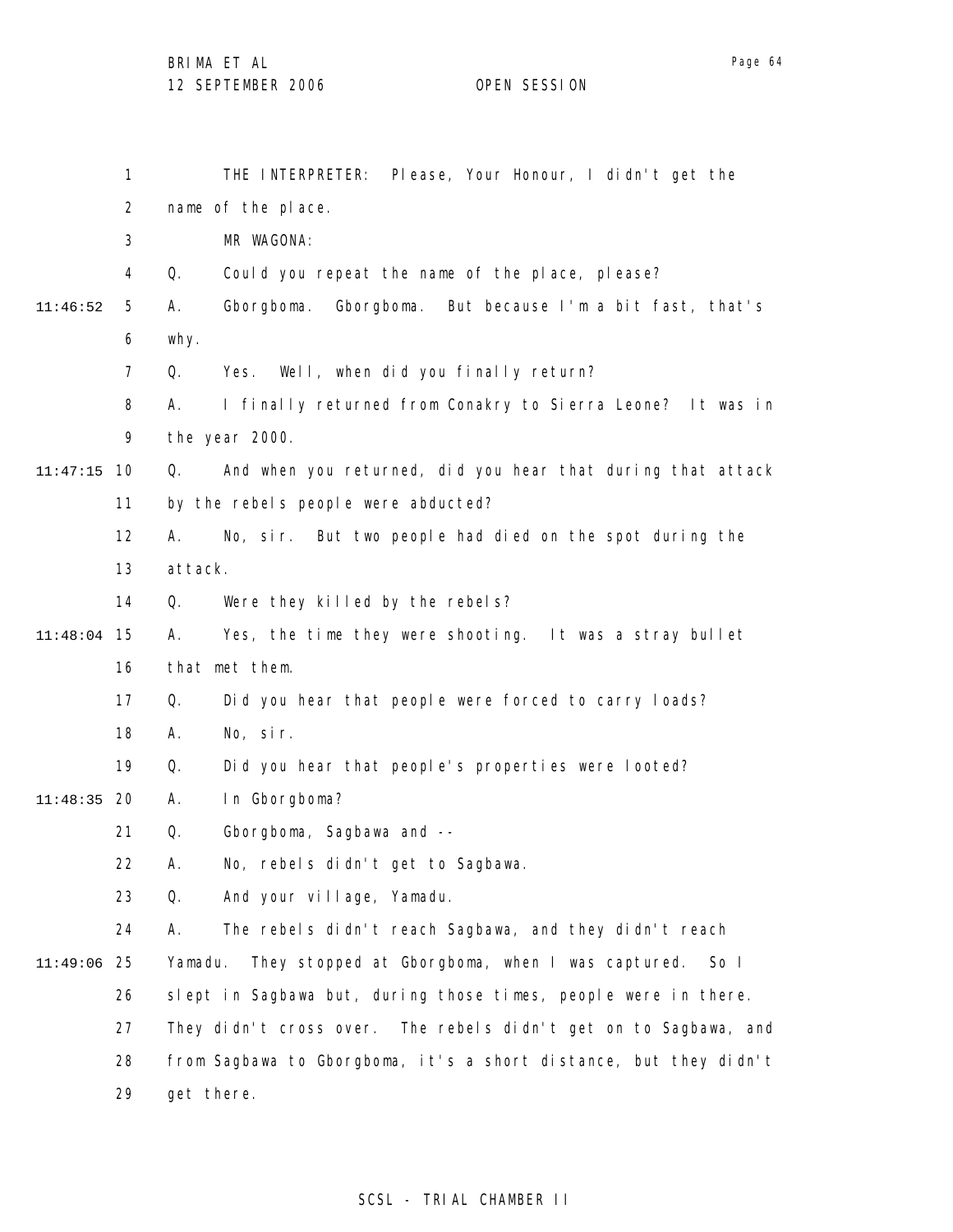THE INTERPRETER: Please, Your Honour, I didn't get the name of the place.

MR WAGONA:

Q. Could you repeat the name of the place, please?

A. Gborgboma. Gborgboma. But because I'm a bit fast, that's why.

Q. Yes. Well, when did you finally return?

A. I finally returned from Conakry to Sierra Leone? It was in the year 2000.

Q. And when you returned, did you hear that during that attack by the rebels people were abducted?

A. No, sir. But two people had died on the spot during the attack.

Q. Were they killed by the rebels?

A. Yes, the time they were shooting. It was a stray bullet that met them.

Q. Did you hear that people were forced to carry loads?

A. No, sir.

Q. Did you hear that people's properties were looted?

A. In Gborgboma?

Q. Gborgboma, Sagbawa and --

A. No, rebels didn't get to Sagbawa.

Q. And your village, Yamadu.

A. The rebels didn't reach Sagbawa, and they didn't reach Yamadu. They stopped at Gborgboma, when I was captured. So I slept in Sagbawa but, during those times, people were in there. They didn't cross over. The rebels didn't get on to Sagbawa, and from Sagbawa to Gborgboma, it's a short distance, but they didn't get there.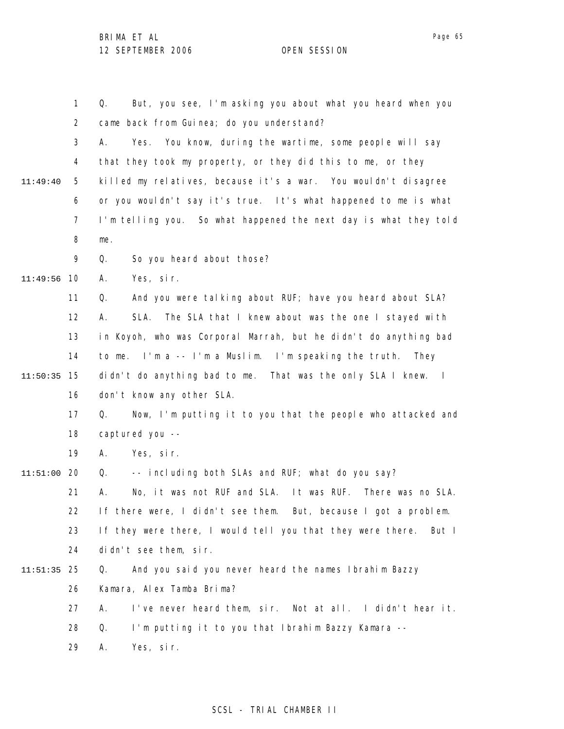Q. But, you see, I'm asking you about what you heard when you came back from Guinea; do you understand?

A. Yes. You know, during the wartime, some people will say that they took my property, or they did this to me, or they killed my relatives, because it's a war. You wouldn't disagree or you wouldn't say it's true. It's what happened to me is what I'm telling you. So what happened the next day is what they told me.

Q. So you heard about those?

A. Yes, sir.

Q. And you were talking about RUF; have you heard about SLA?

A. SLA. The SLA that I knew about was the one I stayed with in Koyoh, who was Corporal Marrah, but he didn't do anything bad to me. I'm a -- I'm a Muslim. I'm speaking the truth. They didn't do anything bad to me. That was the only SLA I knew. I don't know any other SLA.

Q. Now, I'm putting it to you that the people who attacked and captured you --

A. Yes, sir.

Q. -- including both SLAs and RUF; what do you say?

A. No, it was not RUF and SLA. It was RUF. There was no SLA. If there were, I didn't see them. But, because I got a problem. If they were there, I would tell you that they were there. But I didn't see them, sir.

Q. And you said you never heard the names Ibrahim Bazzy Kamara, Alex Tamba Brima?

A. I've never heard them, sir. Not at all. I didn't hear it.

Q. I'm putting it to you that Ibrahim Bazzy Kamara --

A. Yes, sir.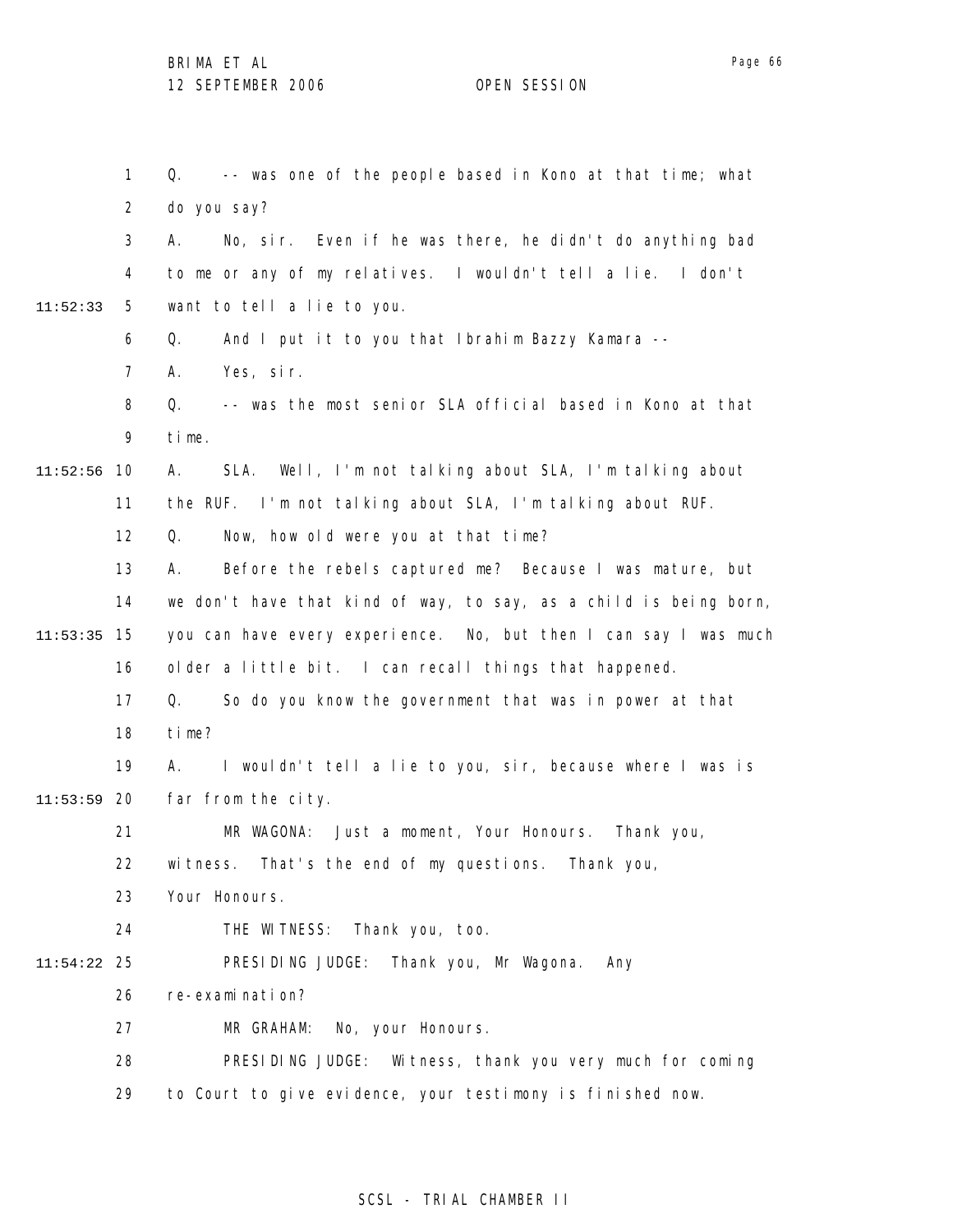Q. -- was one of the people based in Kono at that time; what do you say?

A. No, sir. Even if he was there, he didn't do anything bad to me or any of my relatives. I wouldn't tell a lie. I don't want to tell a lie to you.

Q. And I put it to you that Ibrahim Bazzy Kamara --

A. Yes, sir.

Q. -- was the most senior SLA official based in Kono at that time.

A. SLA. Well, I'm not talking about SLA, I'm talking about the RUF. I'm not talking about SLA, I'm talking about RUF.

Q. Now, how old were you at that time?

A. Before the rebels captured me? Because I was mature, but we don't have that kind of way, to say, as a child is being born, you can have every experience. No, but then I can say I was much older a little bit. I can recall things that happened.

Q. So do you know the government that was in power at that time?

A. I wouldn't tell a lie to you, sir, because where I was is far from the city.

MR WAGONA: Just a moment, Your Honours. Thank you, witness. That's the end of my questions. Thank you, Your Honours.

THE WITNESS: Thank you, too.

PRESIDING JUDGE: Thank you, Mr Wagona. Any re-examination?

MR GRAHAM: No, your Honours.

PRESIDING JUDGE: Witness, thank you very much for coming to Court to give evidence, your testimony is finished now.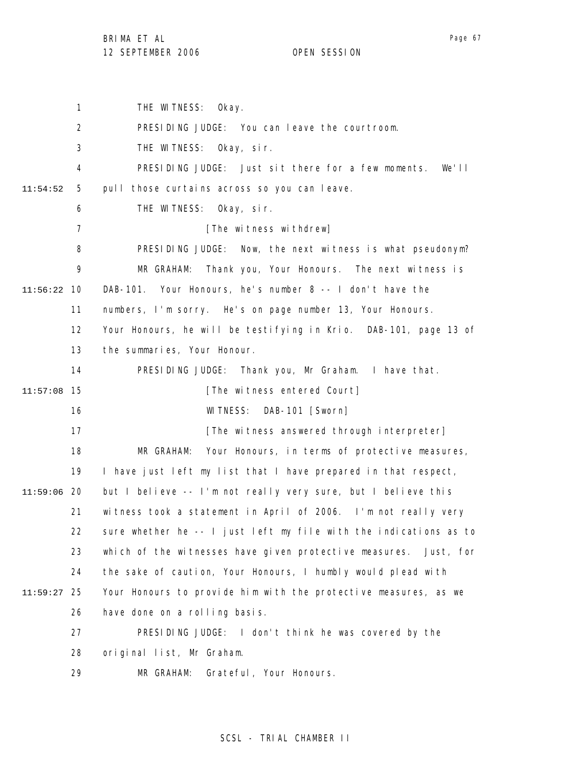THE WITNESS: Okay.

PRESIDING JUDGE: You can leave the courtroom.

THE WITNESS: Okay, sir.

PRESIDING JUDGE: Just sit there for a few moments. We'll pull those curtains across so you can leave.

THE WITNESS: Okay, sir.

[The witness withdrew]

PRESIDING JUDGE: Now, the next witness is what pseudonym?

MR GRAHAM: Thank you, Your Honours. The next witness is DAB-101. Your Honours, he's number 8 -- I don't have the numbers, I'm sorry. He's on page number 13, Your Honours. Your Honours, he will be testifying in Krio. DAB-101, page 13 of the summaries, Your Honour.

PRESIDING JUDGE: Thank you, Mr Graham. I have that.

[The witness entered Court]

WITNESS: DAB-101 [Sworn]

[The witness answered through interpreter]

MR GRAHAM: Your Honours, in terms of protective measures, I have just left my list that I have prepared in that respect, but I believe -- I'm not really very sure, but I believe this witness took a statement in April of 2006. I'm not really very sure whether he -- I just left my file with the indications as to which of the witnesses have given protective measures. Just, for the sake of caution, Your Honours, I humbly would plead with Your Honours to provide him with the protective measures, as we have done on a rolling basis.

PRESIDING JUDGE: I don't think he was covered by the original list, Mr Graham.

MR GRAHAM: Grateful, Your Honours.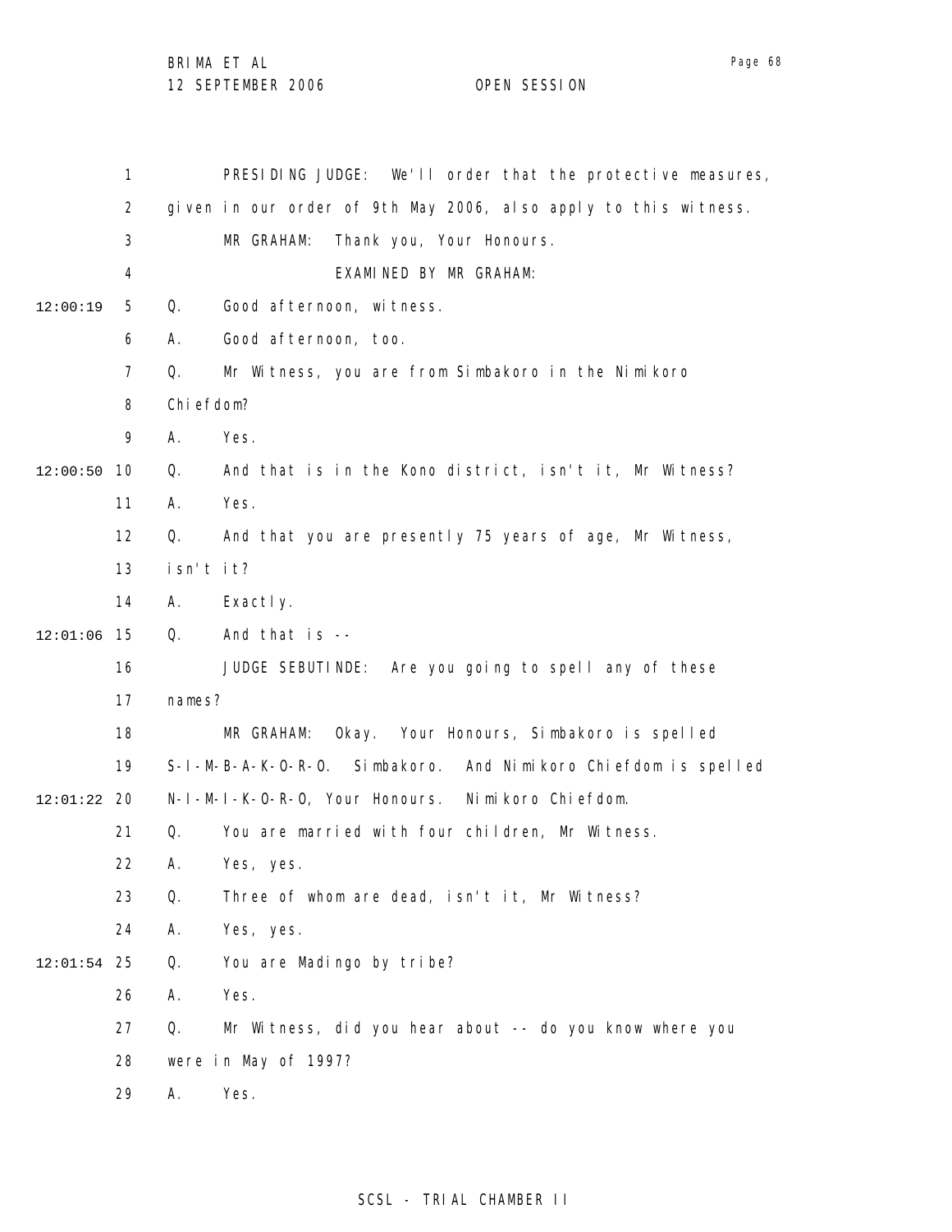PRESIDING JUDGE: We'll order that the protective measures, given in our order of 9th May 2006, also apply to this witness.

MR GRAHAM: Thank you, Your Honours.

EXAMINED BY MR GRAHAM:

Q. Good afternoon, witness.

A. Good afternoon, too.

Q. Mr Witness, you are from Simbakoro in the Nimikoro Chiefdom?

A. Yes.

Q. And that is in the Kono district, isn't it, Mr Witness?

A. Yes.

Q. And that you are presently 75 years of age, Mr Witness, isn't it?

A. Exactly.

Q. And that is --

JUDGE SEBUTINDE: Are you going to spell any of these names?

MR GRAHAM: Okay. Your Honours, Simbakoro is spelled S-I-M-B-A-K-O-R-O. Simbakoro. And Nimikoro Chiefdom is spelled N-I-M-I-K-O-R-O, Your Honours. Nimikoro Chiefdom.

Q. You are married with four children, Mr Witness.

A. Yes, yes.

Q. Three of whom are dead, isn't it, Mr Witness?

A. Yes, yes.

Q. You are Madingo by tribe?

A. Yes.

Q. Mr Witness, did you hear about -- do you know where you were in May of 1997?

A. Yes.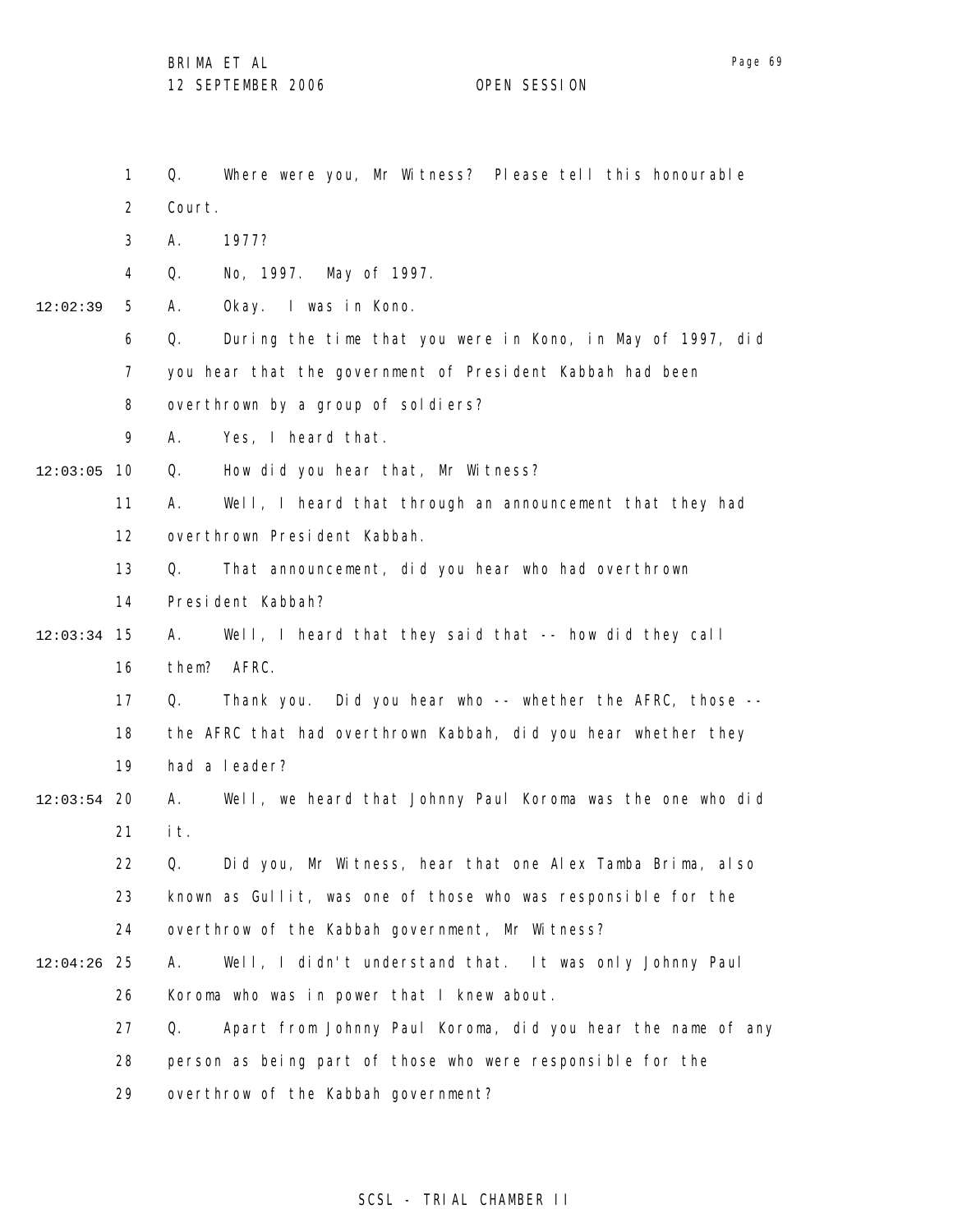Q. Where were you, Mr Witness? Please tell this honourable Court.

A. 1977?

Q. No, 1997. May of 1997.

A. Okay. I was in Kono.

Q. During the time that you were in Kono, in May of 1997, did you hear that the government of President Kabbah had been overthrown by a group of soldiers?

A. Yes, I heard that.

Q. How did you hear that, Mr Witness?

A. Well, I heard that through an announcement that they had overthrown President Kabbah.

Q. That announcement, did you hear who had overthrown President Kabbah?

A. Well, I heard that they said that -- how did they call them? AFRC.

Q. Thank you. Did you hear who -- whether the AFRC, those -- the AFRC that had overthrown Kabbah, did you hear whether they had a leader?

A. Well, we heard that Johnny Paul Koroma was the one who did it.

Q. Did you, Mr Witness, hear that one Alex Tamba Brima, also known as Gullit, was one of those who was responsible for the overthrow of the Kabbah government, Mr Witness?

A. Well, I didn't understand that. It was only Johnny Paul Koroma who was in power that I knew about.

Q. Apart from Johnny Paul Koroma, did you hear the name of any person as being part of those who were responsible for the overthrow of the Kabbah government?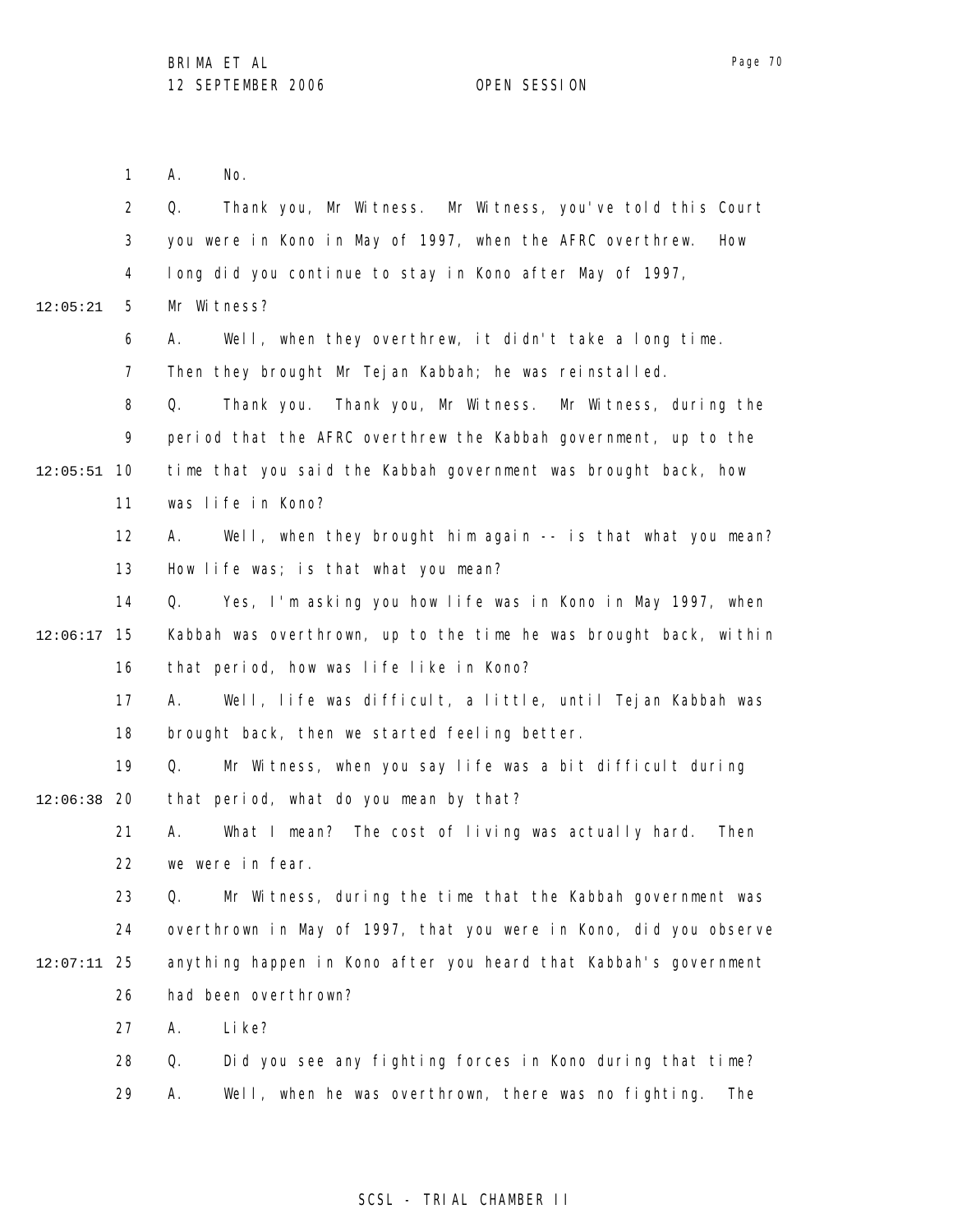A. No.

Q. Thank you, Mr Witness. Mr Witness, you've told this Court you were in Kono in May of 1997, when the AFRC overthrew. How long did you continue to stay in Kono after May of 1997, Mr Witness?

A. Well, when they overthrew, it didn't take a long time. Then they brought Mr Tejan Kabbah; he was reinstalled.

Q. Thank you. Thank you, Mr Witness. Mr Witness, during the period that the AFRC overthrew the Kabbah government, up to the time that you said the Kabbah government was brought back, how was life in Kono?

A. Well, when they brought him again -- is that what you mean? How life was; is that what you mean?

Q. Yes, I'm asking you how life was in Kono in May 1997, when Kabbah was overthrown, up to the time he was brought back, within that period, how was life like in Kono?

A. Well, life was difficult, a little, until Tejan Kabbah was brought back, then we started feeling better.

Q. Mr Witness, when you say life was a bit difficult during that period, what do you mean by that?

A. What I mean? The cost of living was actually hard. Then we were in fear.

Q. Mr Witness, during the time that the Kabbah government was overthrown in May of 1997, that you were in Kono, did you observe anything happen in Kono after you heard that Kabbah's government had been overthrown?

A. Like?

Q. Did you see any fighting forces in Kono during that time?

A. Well, when he was overthrown, there was no fighting. The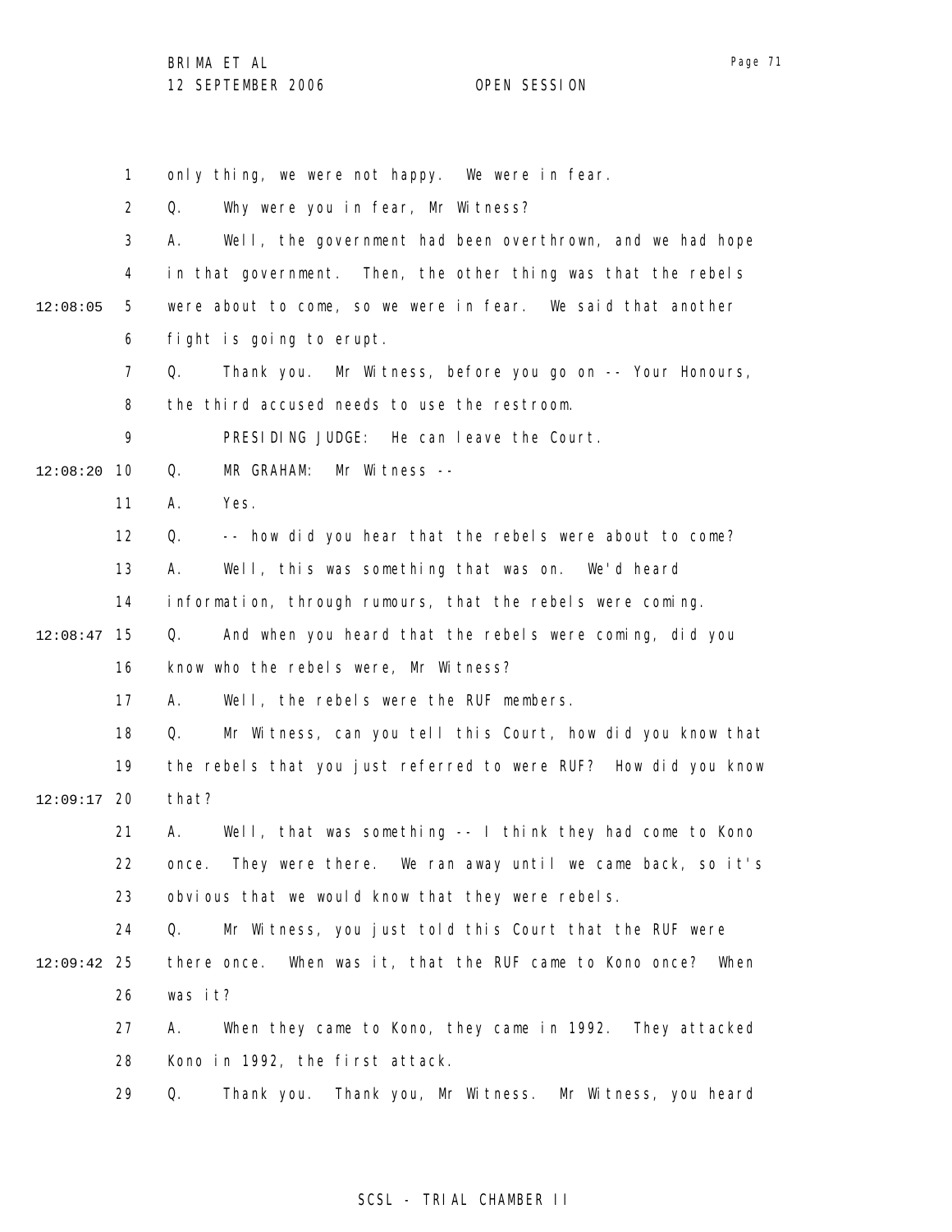only thing, we were not happy. We were in fear.

Q. Why were you in fear, Mr Witness?

A. Well, the government had been overthrown, and we had hope in that government. Then, the other thing was that the rebels were about to come, so we were in fear. We said that another fight is going to erupt.

Q. Thank you. Mr Witness, before you go on -- Your Honours, the third accused needs to use the restroom.

PRESIDING JUDGE: He can leave the Court.

Q. MR GRAHAM: Mr Witness --

A. Yes.

Q. -- how did you hear that the rebels were about to come?

A. Well, this was something that was on. We'd heard information, through rumours, that the rebels were coming.

Q. And when you heard that the rebels were coming, did you know who the rebels were, Mr Witness?

A. Well, the rebels were the RUF members.

Q. Mr Witness, can you tell this Court, how did you know that the rebels that you just referred to were RUF? How did you know that?

A. Well, that was something -- I think they had come to Kono once. They were there. We ran away until we came back, so it's obvious that we would know that they were rebels.

Q. Mr Witness, you just told this Court that the RUF were there once. When was it, that the RUF came to Kono once? When was it?

A. When they came to Kono, they came in 1992. They attacked Kono in 1992, the first attack.

Q. Thank you. Thank you, Mr Witness. Mr Witness, you heard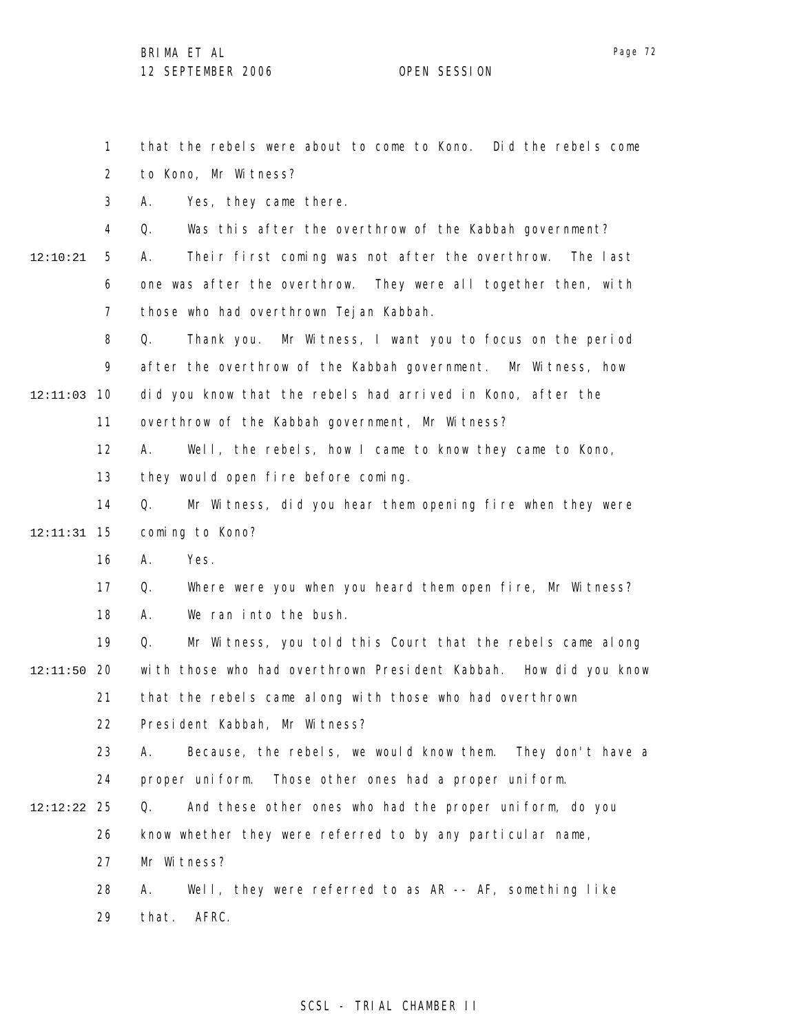that the rebels were about to come to Kono. Did the rebels come to Kono, Mr Witness?

A. Yes, they came there.

Q. Was this after the overthrow of the Kabbah government?

A. Their first coming was not after the overthrow. The last one was after the overthrow. They were all together then, with those who had overthrown Tejan Kabbah.

Q. Thank you. Mr Witness, I want you to focus on the period after the overthrow of the Kabbah government. Mr Witness, how did you know that the rebels had arrived in Kono, after the overthrow of the Kabbah government, Mr Witness?

A. Well, the rebels, how I came to know they came to Kono, they would open fire before coming.

Q. Mr Witness, did you hear them opening fire when they were coming to Kono?

A. Yes.

Q. Where were you when you heard them open fire, Mr Witness?

A. We ran into the bush.

Q. Mr Witness, you told this Court that the rebels came along with those who had overthrown President Kabbah. How did you know that the rebels came along with those who had overthrown President Kabbah, Mr Witness?

A. Because, the rebels, we would know them. They don't have a proper uniform. Those other ones had a proper uniform.

Q. And these other ones who had the proper uniform, do you know whether they were referred to by any particular name, Mr Witness?

A. Well, they were referred to as AR -- AF, something like that. AFRC.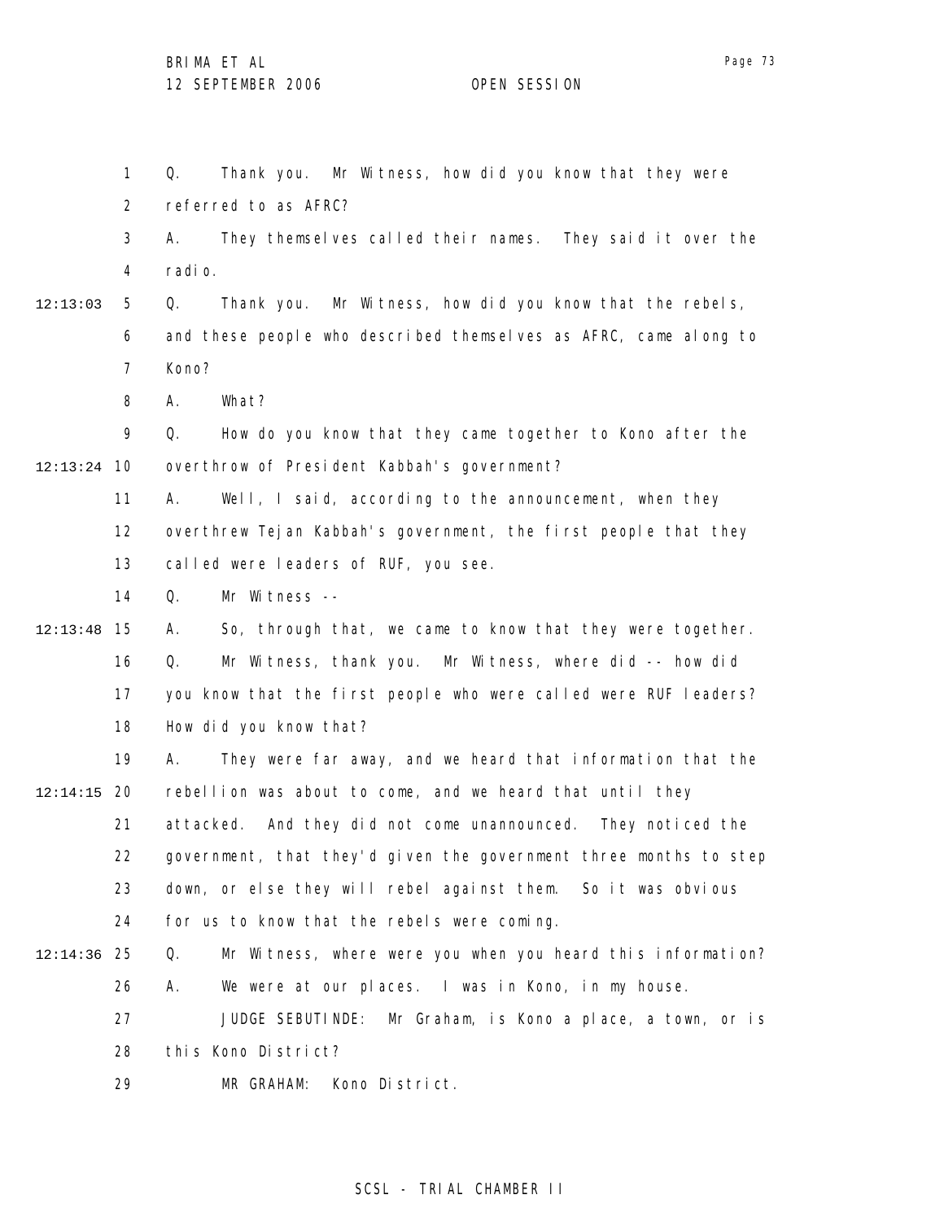1 Q. Thank you. Mr Witness, how did you know that they were
2 referred to as AFRC?
3 A. They themselves called their names. They said it over the
4 radio.

12:13:03 5 Q. Thank you. Mr Witness, how did you know that the rebels,
6 and these people who described themselves as AFRC, came along to
7 Kono?
8 A. What?
9 Q. How do you know that they came together to Kono after the

12:13:24 10 overthrow of President Kabbah's government?
11 A. Well, I said, according to the announcement, when they
12 overthrew Tejan Kabbah's government, the first people that they
13 called were leaders of RUF, you see.
14 Q. Mr Witness --

12:13:48 15 A. So, through that, we came to know that they were together.
16 Q. Mr Witness, thank you. Mr Witness, where did -- how did
17 you know that the first people who were called were RUF leaders?
18 How did you know that?
19 A. They were far away, and we heard that information that the

12:14:15 20 rebellion was about to come, and we heard that until they
21 attacked. And they did not come unannounced. They noticed the
22 government, that they'd given the government three months to step
23 down, or else they will rebel against them. So it was obvious
24 for us to know that the rebels were coming.

12:14:36 25 Q. Mr Witness, where were you when you heard this information?
26 A. We were at our places. I was in Kono, in my house.
27 JUDGE SEBUTINDE: Mr Graham, is Kono a place, a town, or is
28 this Kono District?
29 MR GRAHAM: Kono District.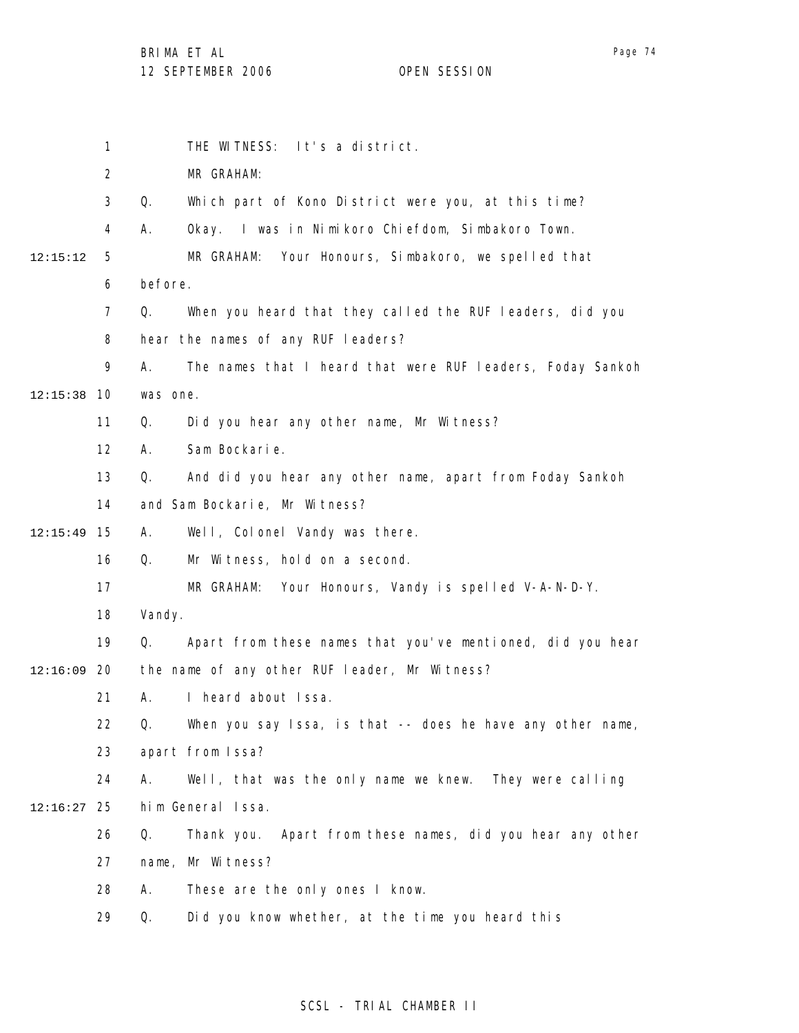THE WITNESS: It's a district.

MR GRAHAM:

Q. Which part of Kono District were you, at this time?

A. Okay. I was in Nimikoro Chiefdom, Simbakoro Town.

MR GRAHAM: Your Honours, Simbakoro, we spelled that before.

Q. When you heard that they called the RUF leaders, did you hear the names of any RUF leaders?

A. The names that I heard that were RUF leaders, Foday Sankoh was one.

Q. Did you hear any other name, Mr Witness?

A. Sam Bockarie.

Q. And did you hear any other name, apart from Foday Sankoh and Sam Bockarie, Mr Witness?

A. Well, Colonel Vandy was there.

Q. Mr Witness, hold on a second.

MR GRAHAM: Your Honours, Vandy is spelled V-A-N-D-Y. Vandy.

Q. Apart from these names that you've mentioned, did you hear the name of any other RUF leader, Mr Witness?

A. I heard about Issa.

Q. When you say Issa, is that -- does he have any other name, apart from Issa?

A. Well, that was the only name we knew. They were calling him General Issa.

Q. Thank you. Apart from these names, did you hear any other name, Mr Witness?

A. These are the only ones I know.

Q. Did you know whether, at the time you heard this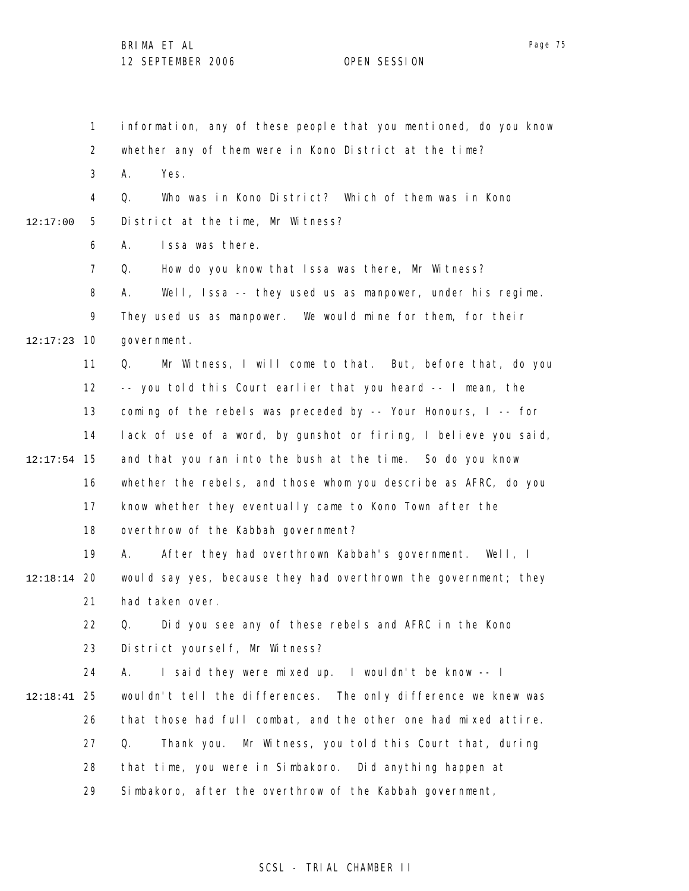information, any of these people that you mentioned, do you know whether any of them were in Kono District at the time?

A. Yes.

Q. Who was in Kono District? Which of them was in Kono District at the time, Mr Witness?

A. Issa was there.

Q. How do you know that Issa was there, Mr Witness?

A. Well, Issa -- they used us as manpower, under his regime. They used us as manpower. We would mine for them, for their government.

Q. Mr Witness, I will come to that. But, before that, do you -- you told this Court earlier that you heard -- I mean, the coming of the rebels was preceded by -- Your Honours, I -- for lack of use of a word, by gunshot or firing, I believe you said, and that you ran into the bush at the time. So do you know whether the rebels, and those whom you describe as AFRC, do you know whether they eventually came to Kono Town after the overthrow of the Kabbah government?

A. After they had overthrown Kabbah's government. Well, I would say yes, because they had overthrown the government; they had taken over.

Q. Did you see any of these rebels and AFRC in the Kono District yourself, Mr Witness?

A. I said they were mixed up. I wouldn't be know -- I wouldn't tell the differences. The only difference we knew was that those had full combat, and the other one had mixed attire.

Q. Thank you. Mr Witness, you told this Court that, during that time, you were in Simbakoro. Did anything happen at Simbakoro, after the overthrow of the Kabbah government,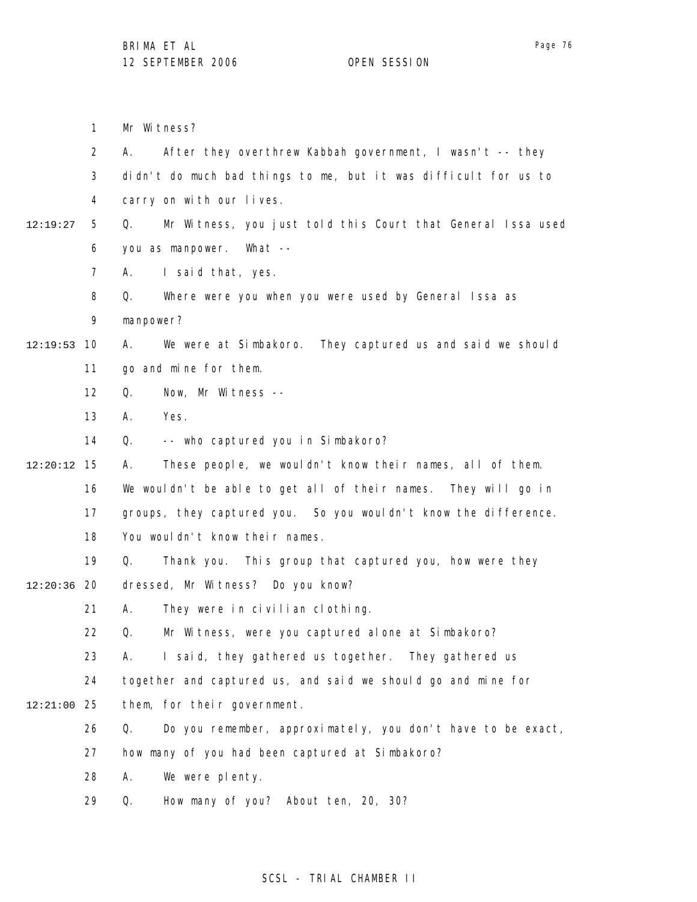Mr Witness?

A. After they overthrew Kabbah government, I wasn't -- they didn't do much bad things to me, but it was difficult for us to carry on with our lives.

12:19:27 Q. Mr Witness, you just told this Court that General Issa used you as manpower. What --

A. I said that, yes.

Q. Where were you when you were used by General Issa as manpower?

12:19:53 A. We were at Simbakoro. They captured us and said we should go and mine for them.

Q. Now, Mr Witness --

A. Yes.

Q. -- who captured you in Simbakoro?

12:20:12 A. These people, we wouldn't know their names, all of them. We wouldn't be able to get all of their names. They will go in groups, they captured you. So you wouldn't know the difference. You wouldn't know their names.

Q. Thank you. This group that captured you, how were they

12:20:36 dressed, Mr Witness? Do you know?

A. They were in civilian clothing.

Q. Mr Witness, were you captured alone at Simbakoro?

A. I said, they gathered us together. They gathered us together and captured us, and said we should go and mine for

12:21:00 them, for their government.

Q. Do you remember, approximately, you don't have to be exact, how many of you had been captured at Simbakoro?

A. We were plenty.

Q. How many of you? About ten, 20, 30?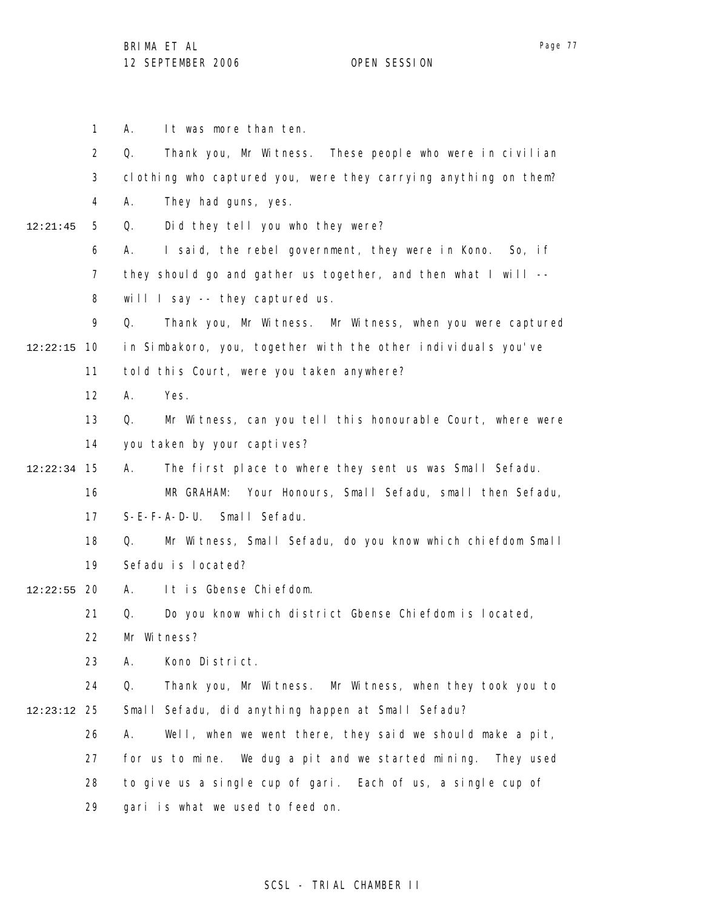A. It was more than ten.

Q. Thank you, Mr Witness. These people who were in civilian clothing who captured you, were they carrying anything on them?

A. They had guns, yes.

Q. Did they tell you who they were?

A. I said, the rebel government, they were in Kono. So, if they should go and gather us together, and then what I will -- will I say -- they captured us.

Q. Thank you, Mr Witness. Mr Witness, when you were captured in Simbakoro, you, together with the other individuals you've told this Court, were you taken anywhere?

A. Yes.

Q. Mr Witness, can you tell this honourable Court, where were you taken by your captives?

A. The first place to where they sent us was Small Sefadu.

MR GRAHAM: Your Honours, Small Sefadu, small then Sefadu, S-E-F-A-D-U. Small Sefadu.

Q. Mr Witness, Small Sefadu, do you know which chiefdom Small Sefadu is located?

A. It is Gbense Chiefdom.

Q. Do you know which district Gbense Chiefdom is located, Mr Witness?

A. Kono District.

Q. Thank you, Mr Witness. Mr Witness, when they took you to Small Sefadu, did anything happen at Small Sefadu?

A. Well, when we went there, they said we should make a pit, for us to mine. We dug a pit and we started mining. They used to give us a single cup of gari. Each of us, a single cup of gari is what we used to feed on.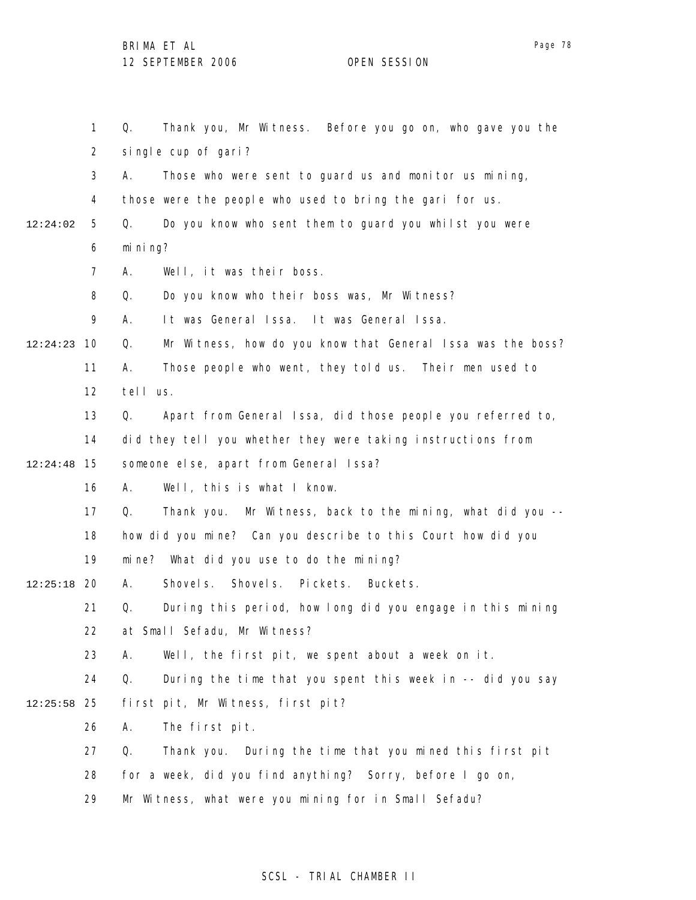Q. Thank you, Mr Witness. Before you go on, who gave you the single cup of gari?

A. Those who were sent to guard us and monitor us mining, those were the people who used to bring the gari for us.

12:24:02 Q. Do you know who sent them to guard you whilst you were mining?

A. Well, it was their boss.

Q. Do you know who their boss was, Mr Witness?

A. It was General Issa. It was General Issa.

12:24:23 Q. Mr Witness, how do you know that General Issa was the boss?

A. Those people who went, they told us. Their men used to tell us.

Q. Apart from General Issa, did those people you referred to, did they tell you whether they were taking instructions from

12:24:48 someone else, apart from General Issa?

A. Well, this is what I know.

Q. Thank you. Mr Witness, back to the mining, what did you -- how did you mine? Can you describe to this Court how did you mine? What did you use to do the mining?

12:25:18 A. Shovels. Shovels. Pickets. Buckets.

Q. During this period, how long did you engage in this mining at Small Sefadu, Mr Witness?

A. Well, the first pit, we spent about a week on it.

Q. During the time that you spent this week in -- did you say

12:25:58 first pit, Mr Witness, first pit?

A. The first pit.

Q. Thank you. During the time that you mined this first pit for a week, did you find anything? Sorry, before I go on, Mr Witness, what were you mining for in Small Sefadu?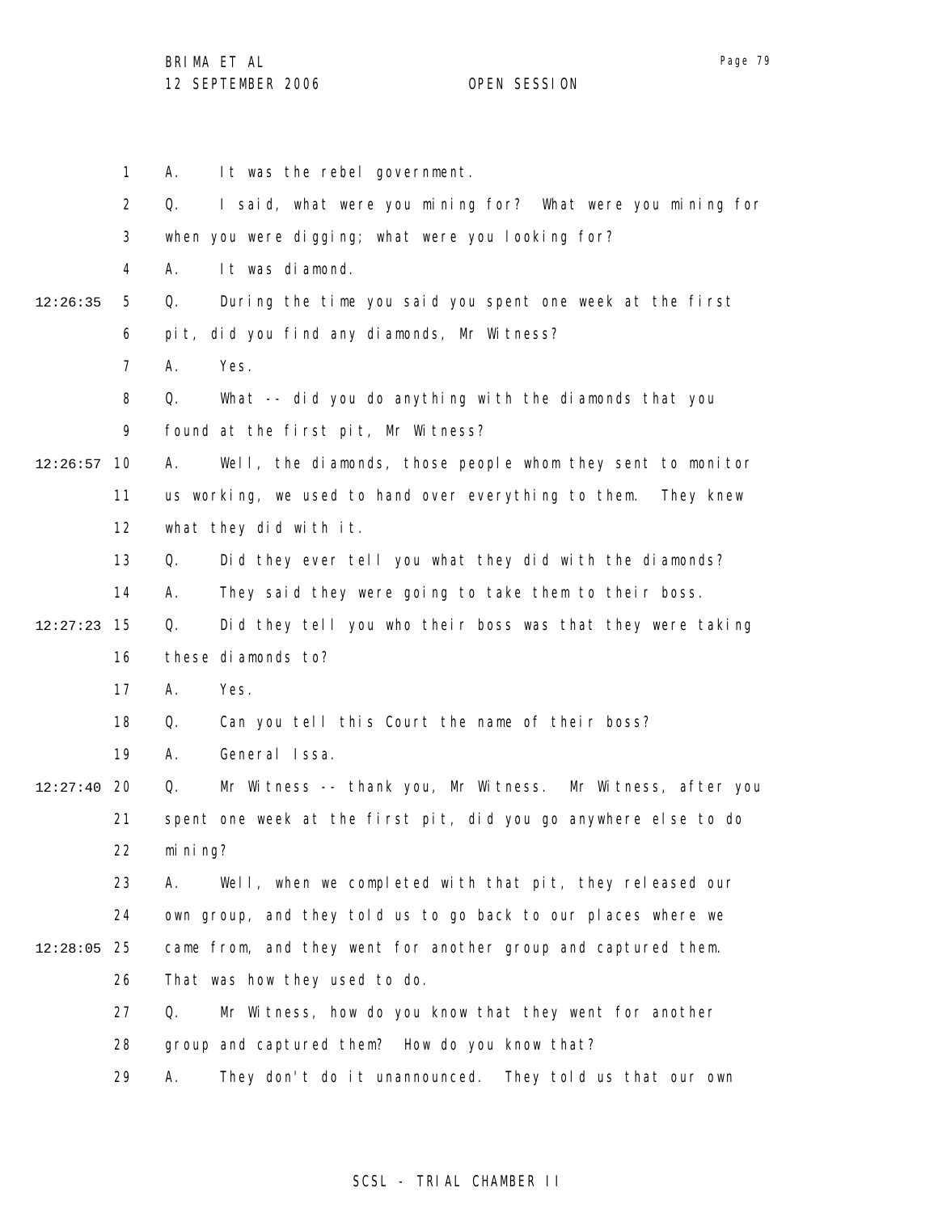1 A. It was the rebel government.

2 Q. I said, what were you mining for? What were you mining for

3 when you were digging; what were you looking for?

4 A. It was diamond.

12:26:35 5 Q. During the time you said you spent one week at the first

6 pit, did you find any diamonds, Mr Witness?

7 A. Yes.

8 Q. What -- did you do anything with the diamonds that you

9 found at the first pit, Mr Witness?

12:26:57 10 A. Well, the diamonds, those people whom they sent to monitor

11 us working, we used to hand over everything to them. They knew

12 what they did with it.

13 Q. Did they ever tell you what they did with the diamonds?

14 A. They said they were going to take them to their boss.

12:27:23 15 Q. Did they tell you who their boss was that they were taking

16 these diamonds to?

17 A. Yes.

18 Q. Can you tell this Court the name of their boss?

19 A. General Issa.

12:27:40 20 Q. Mr Witness -- thank you, Mr Witness. Mr Witness, after you

21 spent one week at the first pit, did you go anywhere else to do

22 mining?

23 A. Well, when we completed with that pit, they released our

24 own group, and they told us to go back to our places where we

12:28:05 25 came from, and they went for another group and captured them.

26 That was how they used to do.

27 Q. Mr Witness, how do you know that they went for another

28 group and captured them? How do you know that?

29 A. They don't do it unannounced. They told us that our own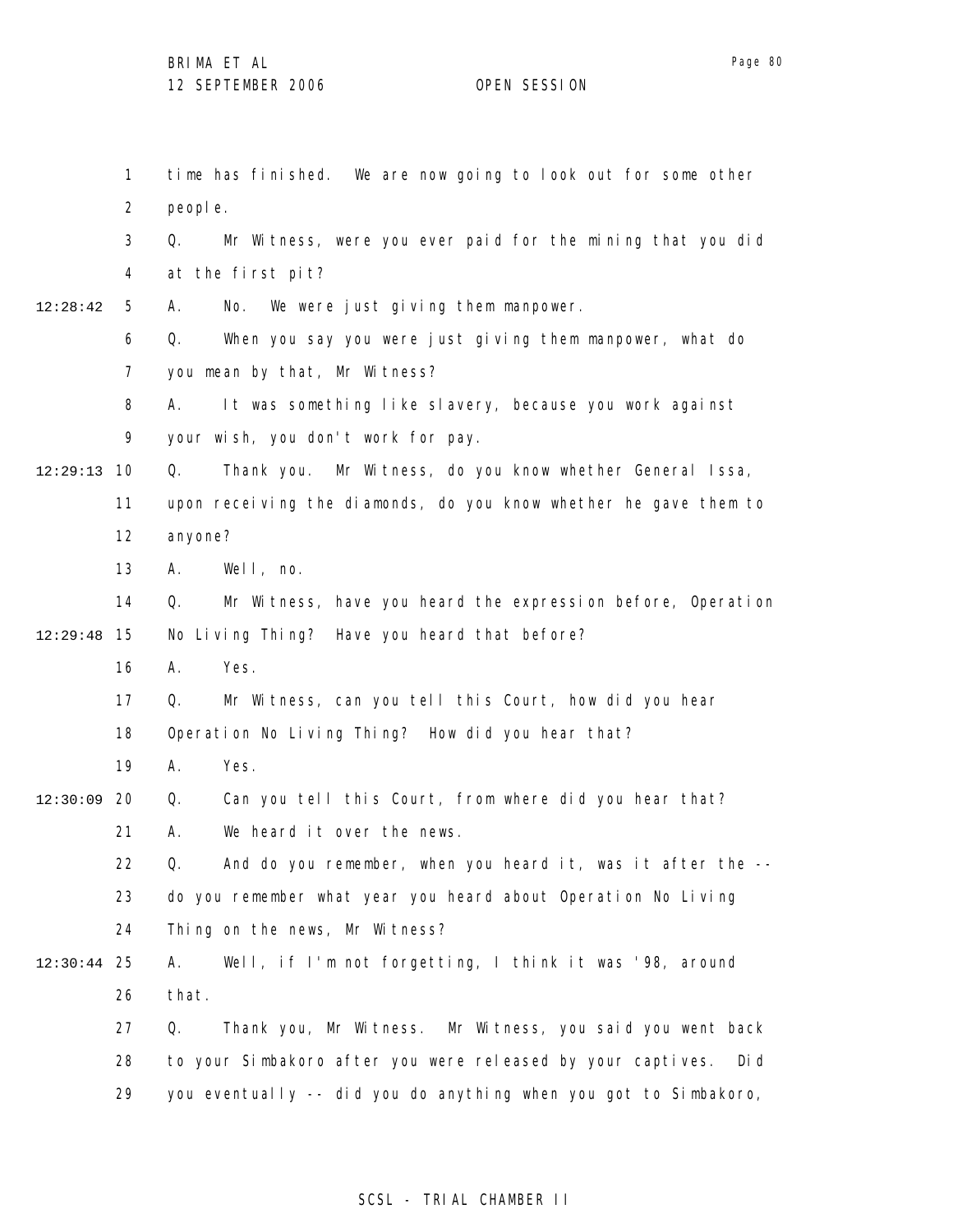time has finished. We are now going to look out for some other people.

Q. Mr Witness, were you ever paid for the mining that you did at the first pit?

A. No. We were just giving them manpower.

Q. When you say you were just giving them manpower, what do you mean by that, Mr Witness?

A. It was something like slavery, because you work against your wish, you don't work for pay.

Q. Thank you. Mr Witness, do you know whether General Issa, upon receiving the diamonds, do you know whether he gave them to anyone?

A. Well, no.

Q. Mr Witness, have you heard the expression before, Operation No Living Thing? Have you heard that before?

A. Yes.

Q. Mr Witness, can you tell this Court, how did you hear Operation No Living Thing? How did you hear that?

A. Yes.

Q. Can you tell this Court, from where did you hear that?

A. We heard it over the news.

Q. And do you remember, when you heard it, was it after the -- do you remember what year you heard about Operation No Living Thing on the news, Mr Witness?

A. Well, if I'm not forgetting, I think it was '98, around that.

Q. Thank you, Mr Witness. Mr Witness, you said you went back to your Simbakoro after you were released by your captives. Did you eventually -- did you do anything when you got to Simbakoro,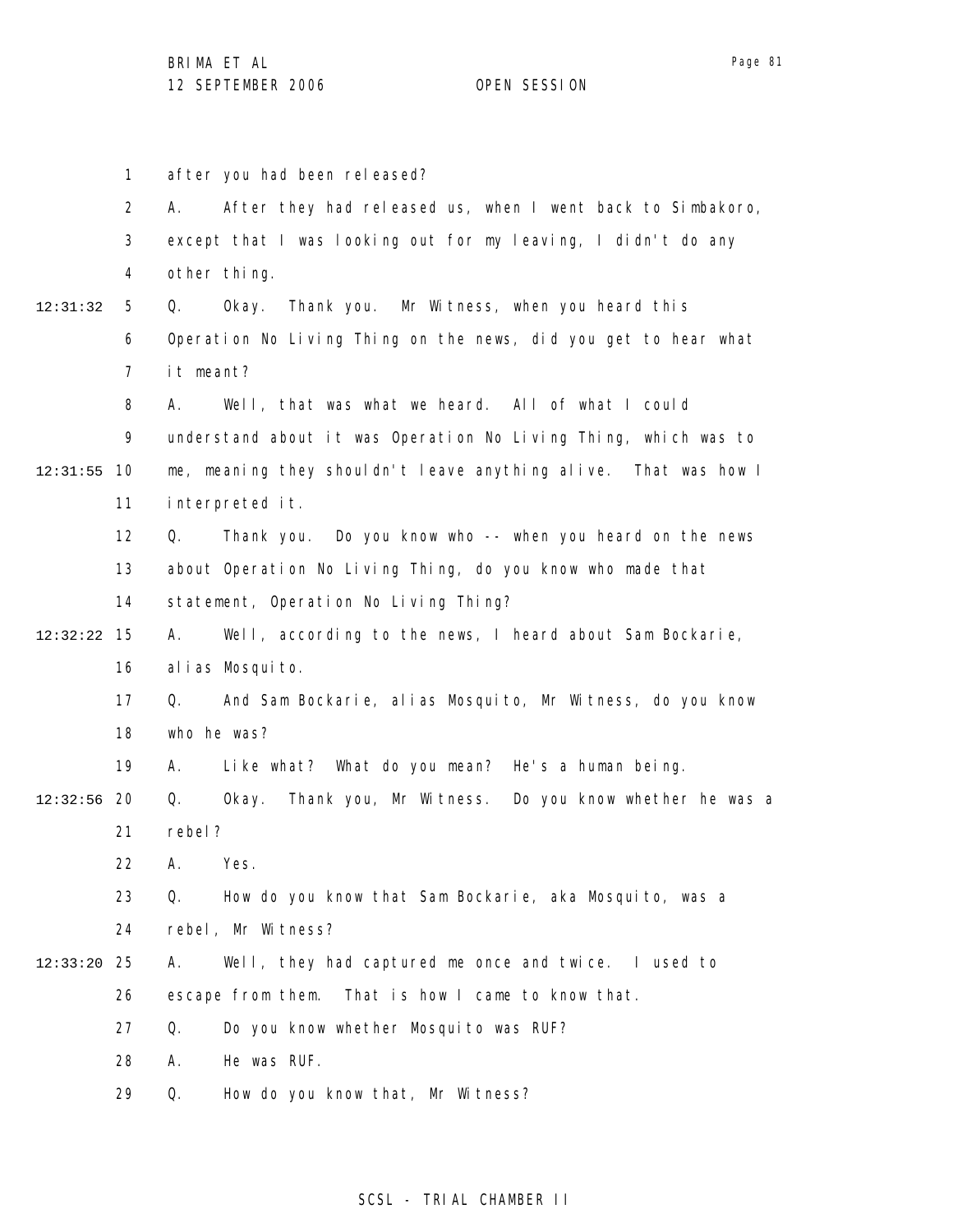1 after you had been released?

2 A. After they had released us, when I went back to Simbakoro,

3 except that I was looking out for my leaving, I didn't do any

4 other thing.

12:31:32 5 Q. Okay. Thank you. Mr Witness, when you heard this

6 Operation No Living Thing on the news, did you get to hear what

7 it meant?

8 A. Well, that was what we heard. All of what I could

9 understand about it was Operation No Living Thing, which was to

12:31:55 10 me, meaning they shouldn't leave anything alive. That was how I

11 interpreted it.

12 Q. Thank you. Do you know who -- when you heard on the news

13 about Operation No Living Thing, do you know who made that

14 statement, Operation No Living Thing?

12:32:22 15 A. Well, according to the news, I heard about Sam Bockarie,

16 alias Mosquito.

17 Q. And Sam Bockarie, alias Mosquito, Mr Witness, do you know

18 who he was?

19 A. Like what? What do you mean? He's a human being.

12:32:56 20 Q. Okay. Thank you, Mr Witness. Do you know whether he was a

21 rebel?

22 A. Yes.

23 Q. How do you know that Sam Bockarie, aka Mosquito, was a

24 rebel, Mr Witness?

12:33:20 25 A. Well, they had captured me once and twice. I used to

26 escape from them. That is how I came to know that.

27 Q. Do you know whether Mosquito was RUF?

28 A. He was RUF.

29 Q. How do you know that, Mr Witness?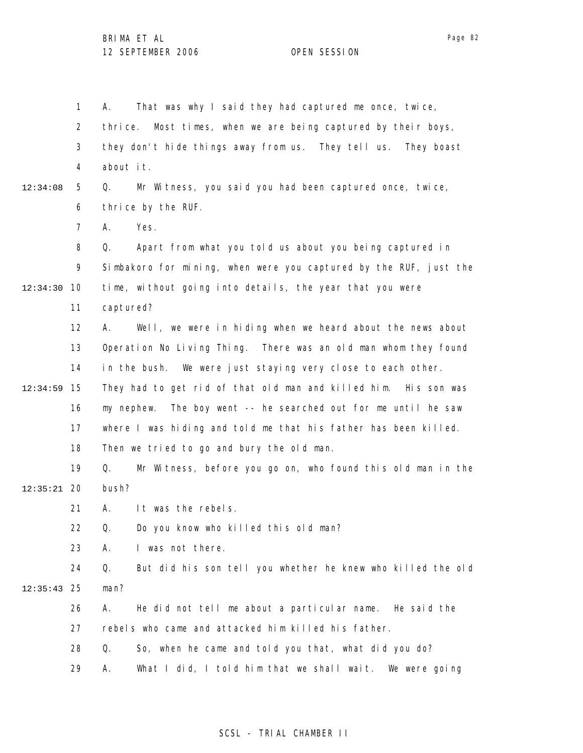A. That was why I said they had captured me once, twice, thrice. Most times, when we are being captured by their boys, they don't hide things away from us. They tell us. They boast about it.

Q. Mr Witness, you said you had been captured once, twice, thrice by the RUF.

A. Yes.

Q. Apart from what you told us about you being captured in Simbakoro for mining, when were you captured by the RUF, just the time, without going into details, the year that you were captured?

A. Well, we were in hiding when we heard about the news about Operation No Living Thing. There was an old man whom they found in the bush. We were just staying very close to each other. They had to get rid of that old man and killed him. His son was my nephew. The boy went -- he searched out for me until he saw where I was hiding and told me that his father has been killed. Then we tried to go and bury the old man.

Q. Mr Witness, before you go on, who found this old man in the bush?

A. It was the rebels.

Q. Do you know who killed this old man?

A. I was not there.

Q. But did his son tell you whether he knew who killed the old man?

A. He did not tell me about a particular name. He said the rebels who came and attacked him killed his father.

Q. So, when he came and told you that, what did you do?

A. What I did, I told him that we shall wait. We were going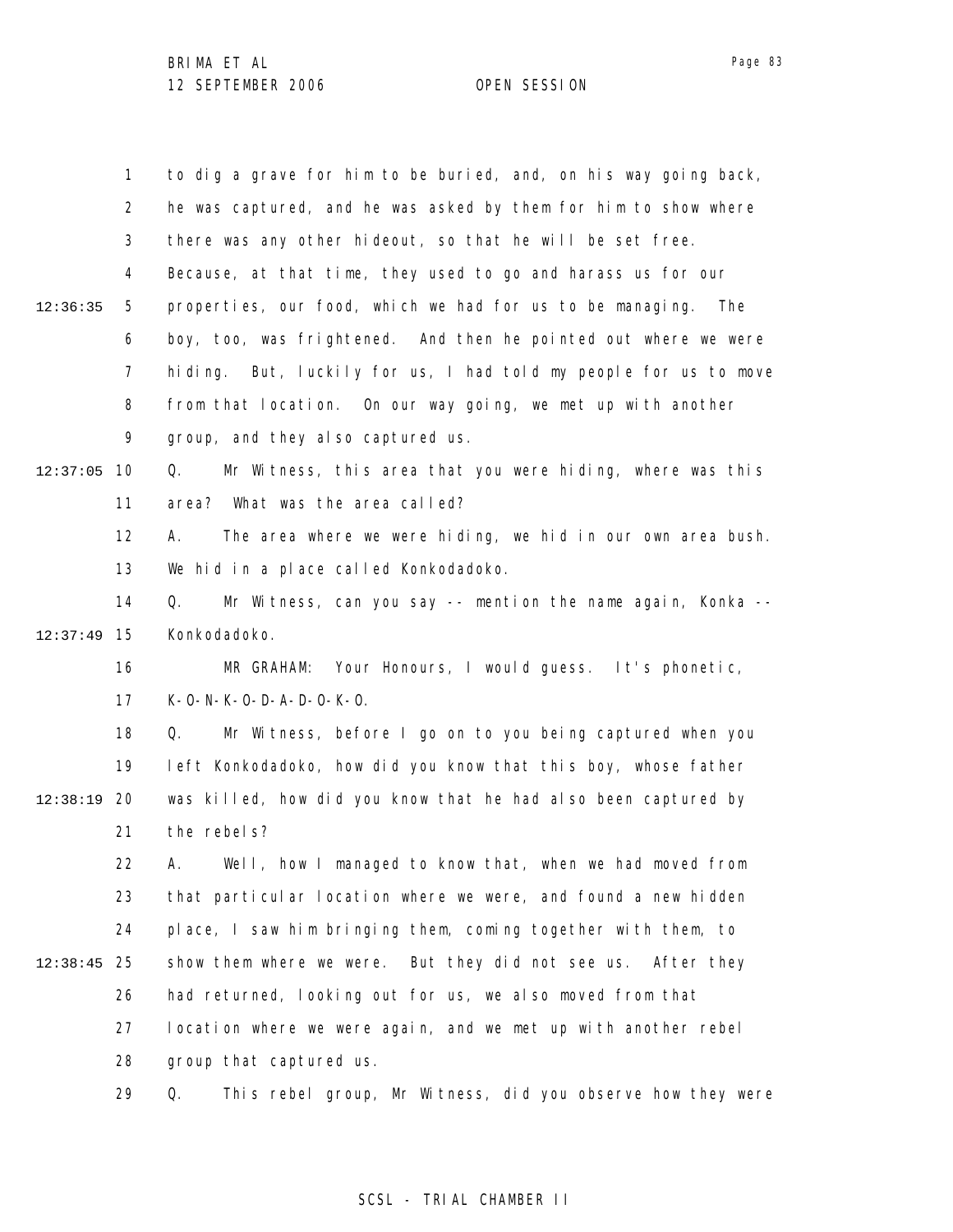to dig a grave for him to be buried, and, on his way going back, he was captured, and he was asked by them for him to show where there was any other hideout, so that he will be set free. Because, at that time, they used to go and harass us for our properties, our food, which we had for us to be managing. The boy, too, was frightened. And then he pointed out where we were hiding. But, luckily for us, I had told my people for us to move from that location. On our way going, we met up with another group, and they also captured us.

Q. Mr Witness, this area that you were hiding, where was this area? What was the area called?

A. The area where we were hiding, we hid in our own area bush. We hid in a place called Konkodadoko.

Q. Mr Witness, can you say -- mention the name again, Konka -- Konkodadoko.

MR GRAHAM: Your Honours, I would guess. It's phonetic, K-O-N-K-O-D-A-D-O-K-O.

Q. Mr Witness, before I go on to you being captured when you left Konkodadoko, how did you know that this boy, whose father was killed, how did you know that he had also been captured by the rebels?

A. Well, how I managed to know that, when we had moved from that particular location where we were, and found a new hidden place, I saw him bringing them, coming together with them, to show them where we were. But they did not see us. After they had returned, looking out for us, we also moved from that location where we were again, and we met up with another rebel group that captured us.

Q. This rebel group, Mr Witness, did you observe how they were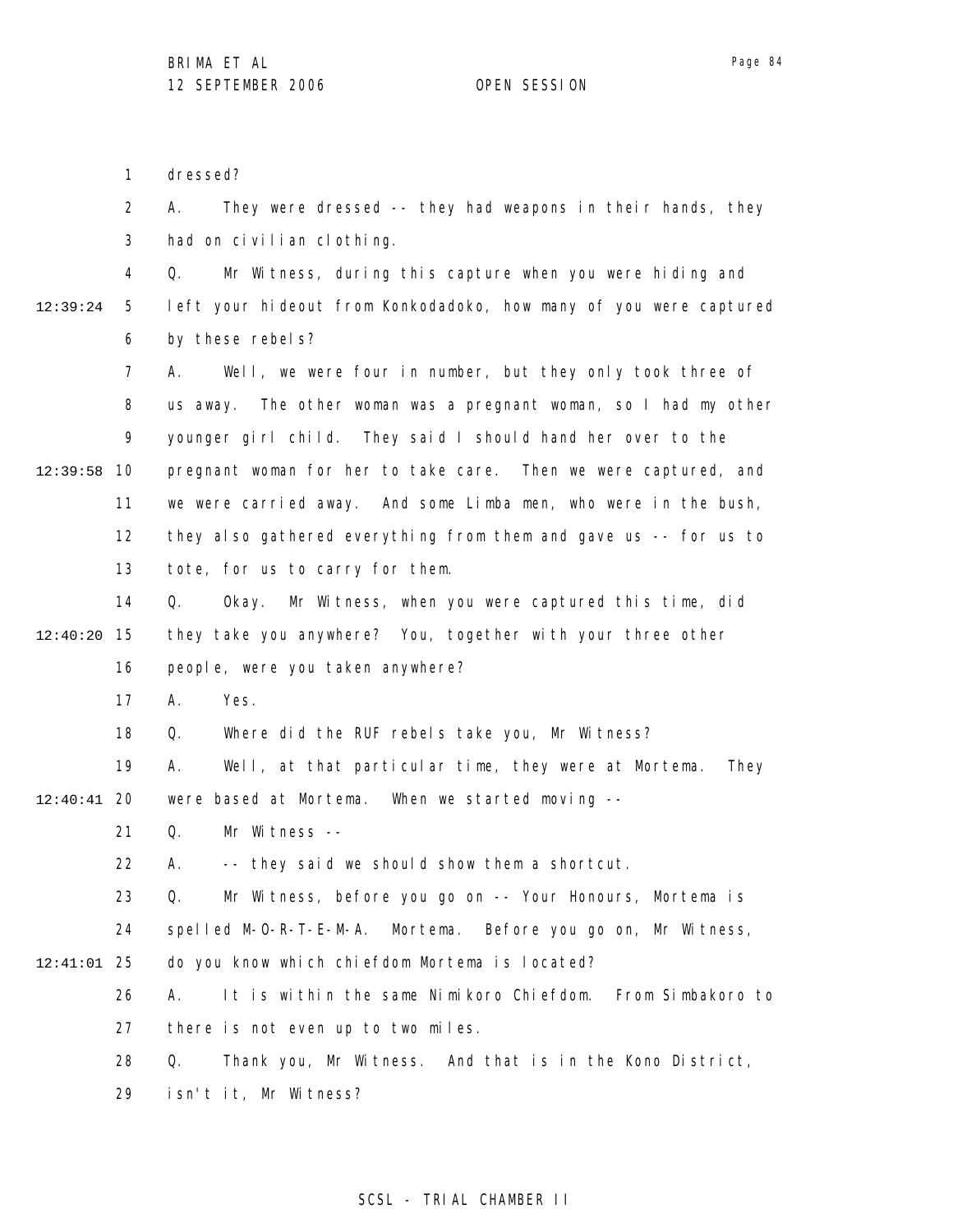dressed?

A. They were dressed -- they had weapons in their hands, they had on civilian clothing.

Q. Mr Witness, during this capture when you were hiding and left your hideout from Konkodadoko, how many of you were captured by these rebels?

A. Well, we were four in number, but they only took three of us away. The other woman was a pregnant woman, so I had my other younger girl child. They said I should hand her over to the pregnant woman for her to take care. Then we were captured, and we were carried away. And some Limba men, who were in the bush, they also gathered everything from them and gave us -- for us to tote, for us to carry for them.

Q. Okay. Mr Witness, when you were captured this time, did they take you anywhere? You, together with your three other people, were you taken anywhere?

A. Yes.

Q. Where did the RUF rebels take you, Mr Witness?

A. Well, at that particular time, they were at Mortema. They were based at Mortema. When we started moving --

Q. Mr Witness --

A. -- they said we should show them a shortcut.

Q. Mr Witness, before you go on -- Your Honours, Mortema is spelled M-O-R-T-E-M-A. Mortema. Before you go on, Mr Witness, do you know which chiefdom Mortema is located?

A. It is within the same Nimikoro Chiefdom. From Simbakoro to there is not even up to two miles.

Q. Thank you, Mr Witness. And that is in the Kono District, isn't it, Mr Witness?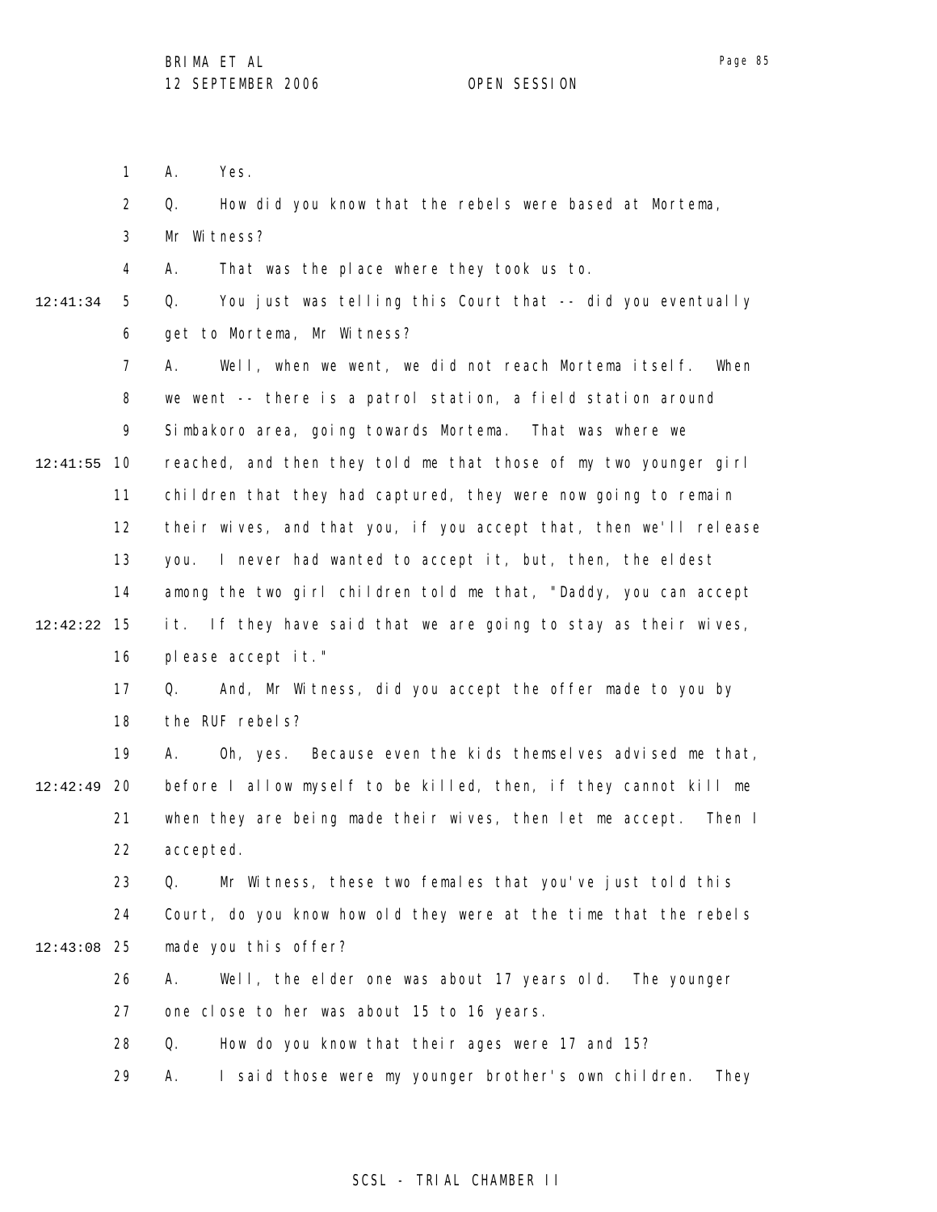1 A. Yes.

2 Q. How did you know that the rebels were based at Mortema,

3 Mr Witness?

4 A. That was the place where they took us to.

12:41:34 5 Q. You just was telling this Court that -- did you eventually

6 get to Mortema, Mr Witness?

7 A. Well, when we went, we did not reach Mortema itself. When

8 we went -- there is a patrol station, a field station around

9 Simbakoro area, going towards Mortema. That was where we

12:41:55 10 reached, and then they told me that those of my two younger girl

11 children that they had captured, they were now going to remain

12 their wives, and that you, if you accept that, then we'll release

13 you. I never had wanted to accept it, but, then, the eldest

14 among the two girl children told me that, "Daddy, you can accept

12:42:22 15 it. If they have said that we are going to stay as their wives,

16 please accept it."

17 Q. And, Mr Witness, did you accept the offer made to you by

18 the RUF rebels?

19 A. Oh, yes. Because even the kids themselves advised me that,

12:42:49 20 before I allow myself to be killed, then, if they cannot kill me

21 when they are being made their wives, then let me accept. Then I

22 accepted.

23 Q. Mr Witness, these two females that you've just told this

24 Court, do you know how old they were at the time that the rebels

12:43:08 25 made you this offer?

26 A. Well, the elder one was about 17 years old. The younger

27 one close to her was about 15 to 16 years.

28 Q. How do you know that their ages were 17 and 15?

29 A. I said those were my younger brother's own children. They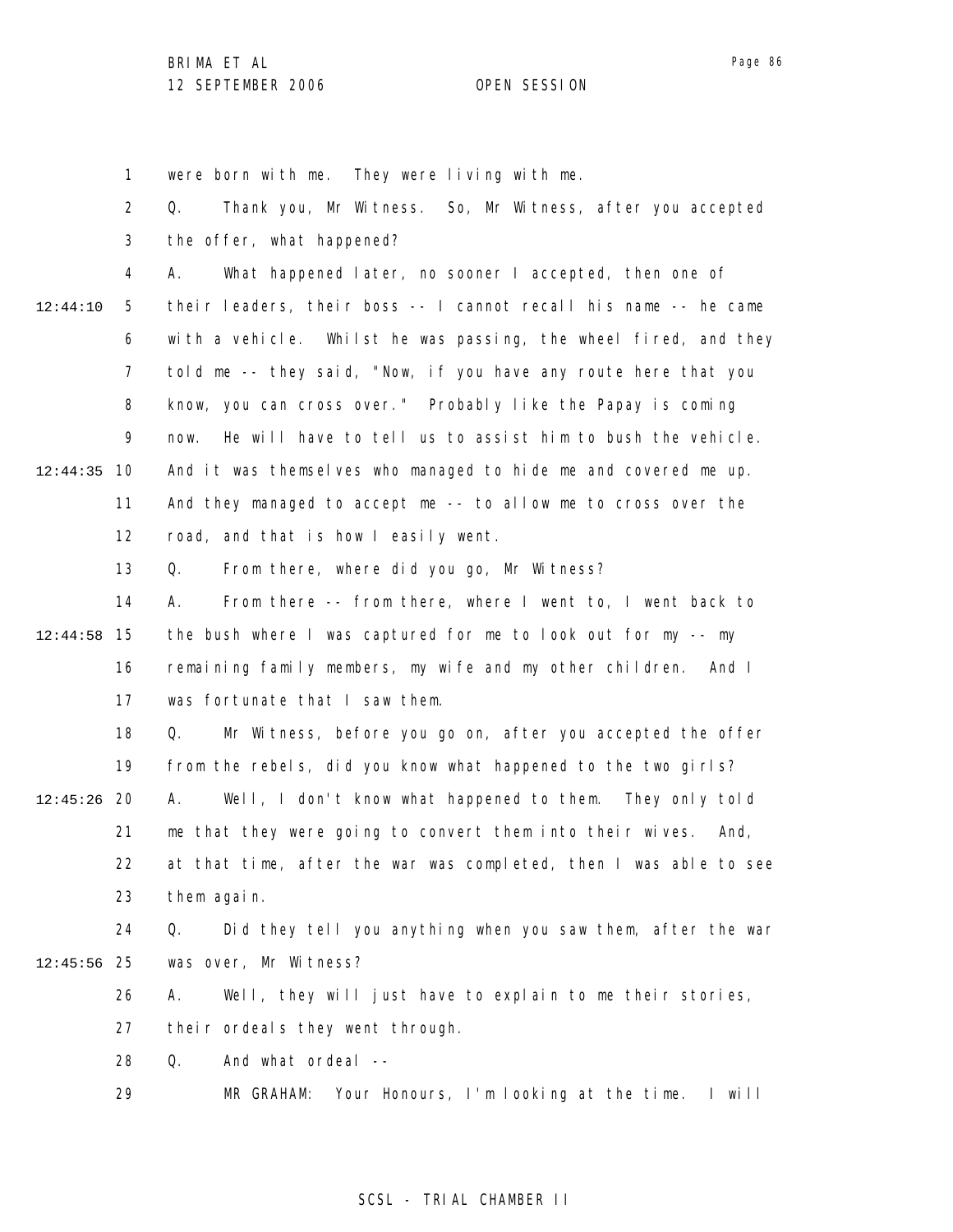were born with me. They were living with me.

Q. Thank you, Mr Witness. So, Mr Witness, after you accepted the offer, what happened?

A. What happened later, no sooner I accepted, then one of their leaders, their boss -- I cannot recall his name -- he came with a vehicle. Whilst he was passing, the wheel fired, and they told me -- they said, "Now, if you have any route here that you know, you can cross over." Probably like the Papay is coming now. He will have to tell us to assist him to bush the vehicle. And it was themselves who managed to hide me and covered me up. And they managed to accept me -- to allow me to cross over the road, and that is how I easily went.

Q. From there, where did you go, Mr Witness?

A. From there -- from there, where I went to, I went back to the bush where I was captured for me to look out for my -- my remaining family members, my wife and my other children. And I was fortunate that I saw them.

Q. Mr Witness, before you go on, after you accepted the offer from the rebels, did you know what happened to the two girls?

A. Well, I don't know what happened to them. They only told me that they were going to convert them into their wives. And, at that time, after the war was completed, then I was able to see them again.

Q. Did they tell you anything when you saw them, after the war was over, Mr Witness?

A. Well, they will just have to explain to me their stories, their ordeals they went through.

Q. And what ordeal --

MR GRAHAM: Your Honours, I'm looking at the time. I will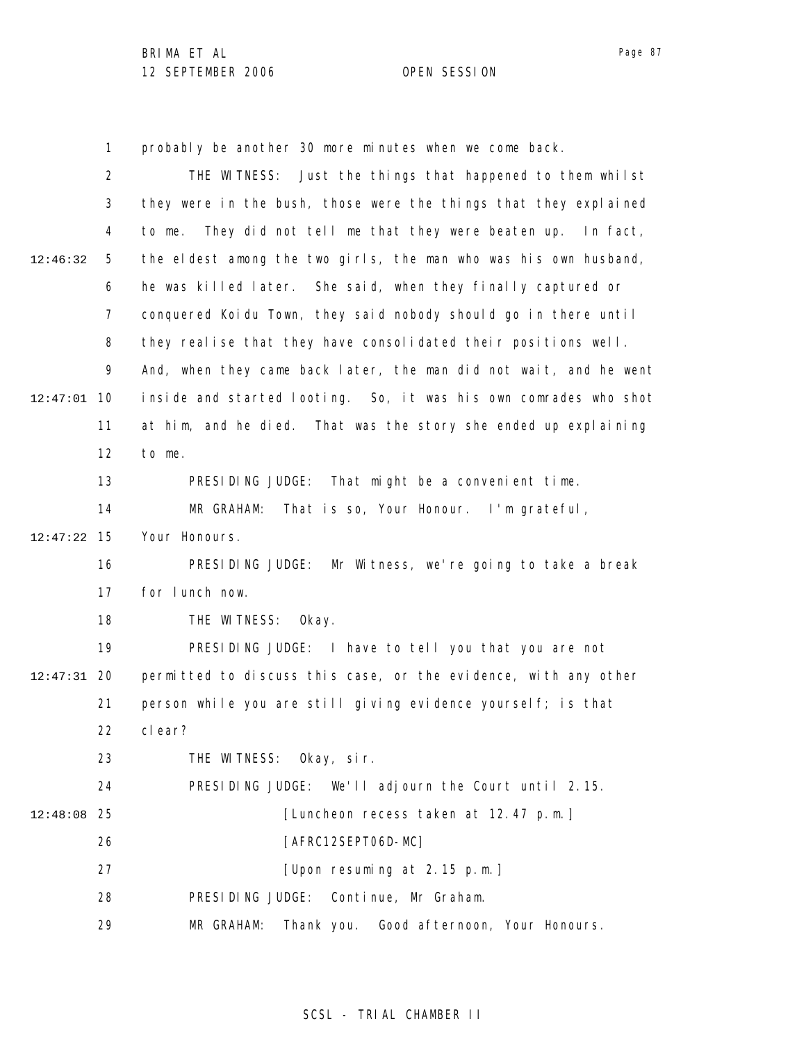probably be another 30 more minutes when we come back.

THE WITNESS: Just the things that happened to them whilst they were in the bush, those were the things that they explained to me. They did not tell me that they were beaten up. In fact, the eldest among the two girls, the man who was his own husband, he was killed later. She said, when they finally captured or conquered Koidu Town, they said nobody should go in there until they realise that they have consolidated their positions well. And, when they came back later, the man did not wait, and he went inside and started looting. So, it was his own comrades who shot at him, and he died. That was the story she ended up explaining to me.

PRESIDING JUDGE: That might be a convenient time.

MR GRAHAM: That is so, Your Honour. I'm grateful, Your Honours.

PRESIDING JUDGE: Mr Witness, we're going to take a break for lunch now.

THE WITNESS: Okay.

PRESIDING JUDGE: I have to tell you that you are not permitted to discuss this case, or the evidence, with any other person while you are still giving evidence yourself; is that clear?

THE WITNESS: Okay, sir.

PRESIDING JUDGE: We'll adjourn the Court until 2.15.

[Luncheon recess taken at 12.47 p.m.]

[AFRC12SEPT06D-MC]

[Upon resuming at 2.15 p.m.]

PRESIDING JUDGE: Continue, Mr Graham.

MR GRAHAM: Thank you. Good afternoon, Your Honours.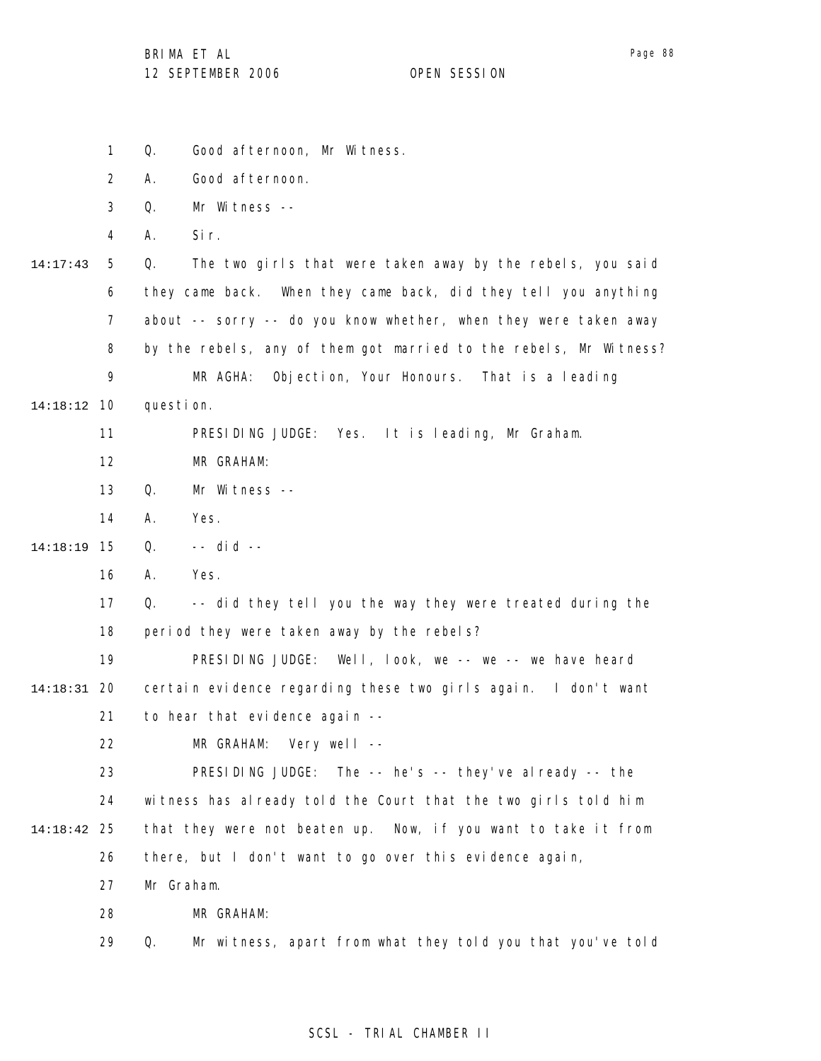Q. Good afternoon, Mr Witness.

A. Good afternoon.

Q. Mr Witness --

A. Sir.

Q. The two girls that were taken away by the rebels, you said they came back. When they came back, did they tell you anything about -- sorry -- do you know whether, when they were taken away by the rebels, any of them got married to the rebels, Mr Witness?

MR AGHA: Objection, Your Honours. That is a leading question.

PRESIDING JUDGE: Yes. It is leading, Mr Graham.

MR GRAHAM:

Q. Mr Witness --

A. Yes.

Q. -- did --

A. Yes.

Q. -- did they tell you the way they were treated during the period they were taken away by the rebels?

PRESIDING JUDGE: Well, look, we -- we -- we have heard certain evidence regarding these two girls again. I don't want to hear that evidence again --

MR GRAHAM: Very well --

PRESIDING JUDGE: The -- he's -- they've already -- the witness has already told the Court that the two girls told him that they were not beaten up. Now, if you want to take it from there, but I don't want to go over this evidence again, Mr Graham.

MR GRAHAM:

Q. Mr witness, apart from what they told you that you've told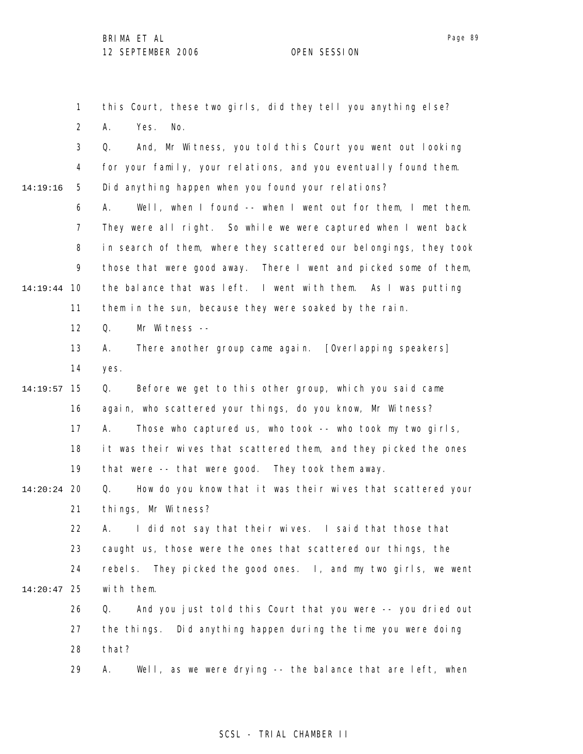this Court, these two girls, did they tell you anything else?

A. Yes. No.

Q. And, Mr Witness, you told this Court you went out looking for your family, your relations, and you eventually found them. Did anything happen when you found your relations?

A. Well, when I found -- when I went out for them, I met them. They were all right. So while we were captured when I went back in search of them, where they scattered our belongings, they took those that were good away. There I went and picked some of them, the balance that was left. I went with them. As I was putting them in the sun, because they were soaked by the rain.

Q. Mr Witness --

A. There another group came again. [Overlapping speakers] yes.

Q. Before we get to this other group, which you said came again, who scattered your things, do you know, Mr Witness?

A. Those who captured us, who took -- who took my two girls, it was their wives that scattered them, and they picked the ones that were -- that were good. They took them away.

Q. How do you know that it was their wives that scattered your things, Mr Witness?

A. I did not say that their wives. I said that those that caught us, those were the ones that scattered our things, the rebels. They picked the good ones. I, and my two girls, we went with them.

Q. And you just told this Court that you were -- you dried out the things. Did anything happen during the time you were doing that?

A. Well, as we were drying -- the balance that are left, when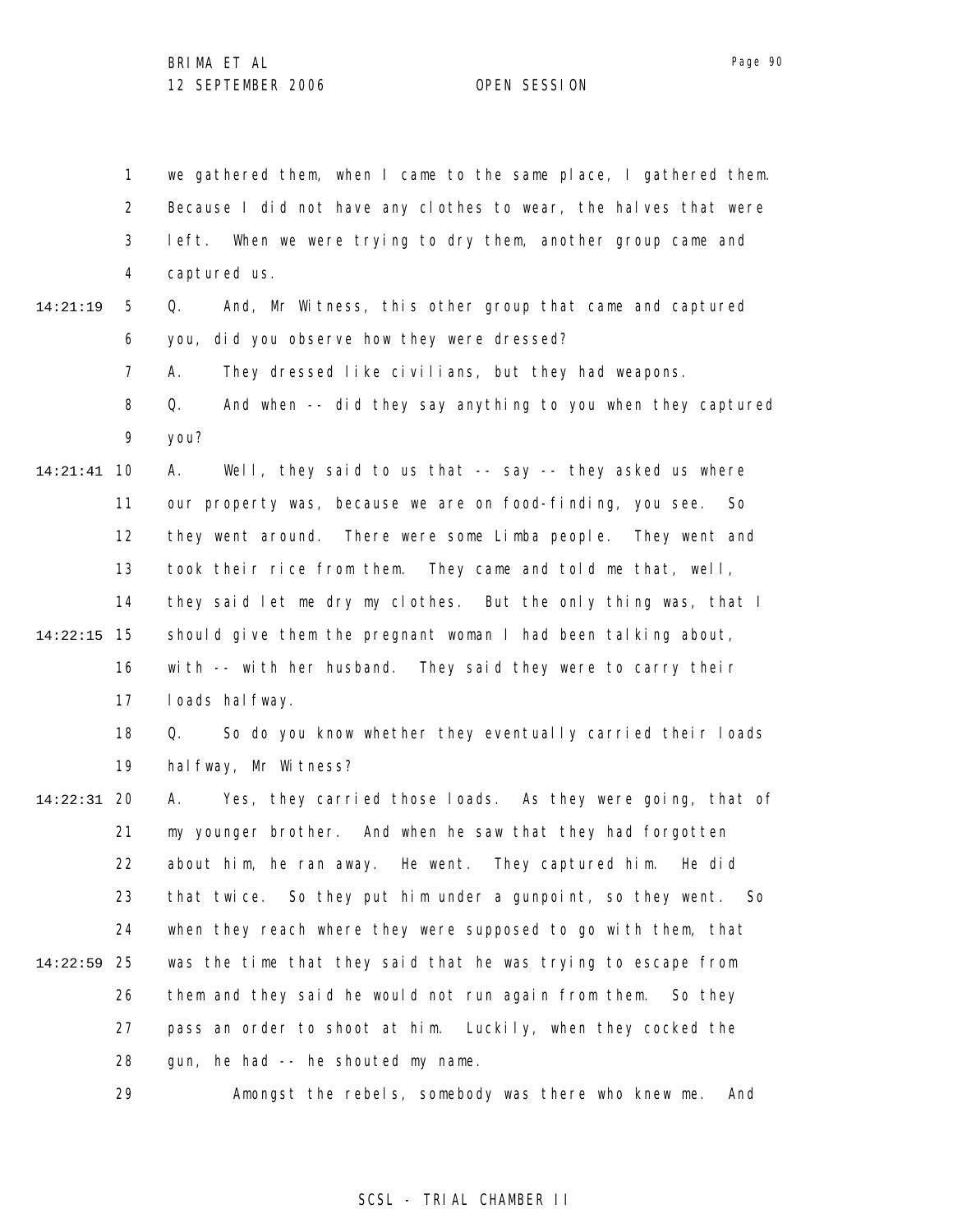we gathered them, when I came to the same place, I gathered them. Because I did not have any clothes to wear, the halves that were left. When we were trying to dry them, another group came and captured us.

Q. And, Mr Witness, this other group that came and captured you, did you observe how they were dressed?

A. They dressed like civilians, but they had weapons.

Q. And when -- did they say anything to you when they captured you?

A. Well, they said to us that -- say -- they asked us where our property was, because we are on food-finding, you see. So they went around. There were some Limba people. They went and took their rice from them. They came and told me that, well, they said let me dry my clothes. But the only thing was, that I should give them the pregnant woman I had been talking about, with -- with her husband. They said they were to carry their loads halfway.

Q. So do you know whether they eventually carried their loads halfway, Mr Witness?

A. Yes, they carried those loads. As they were going, that of my younger brother. And when he saw that they had forgotten about him, he ran away. He went. They captured him. He did that twice. So they put him under a gunpoint, so they went. So when they reach where they were supposed to go with them, that was the time that they said that he was trying to escape from them and they said he would not run again from them. So they pass an order to shoot at him. Luckily, when they cocked the gun, he had -- he shouted my name.

Amongst the rebels, somebody was there who knew me. And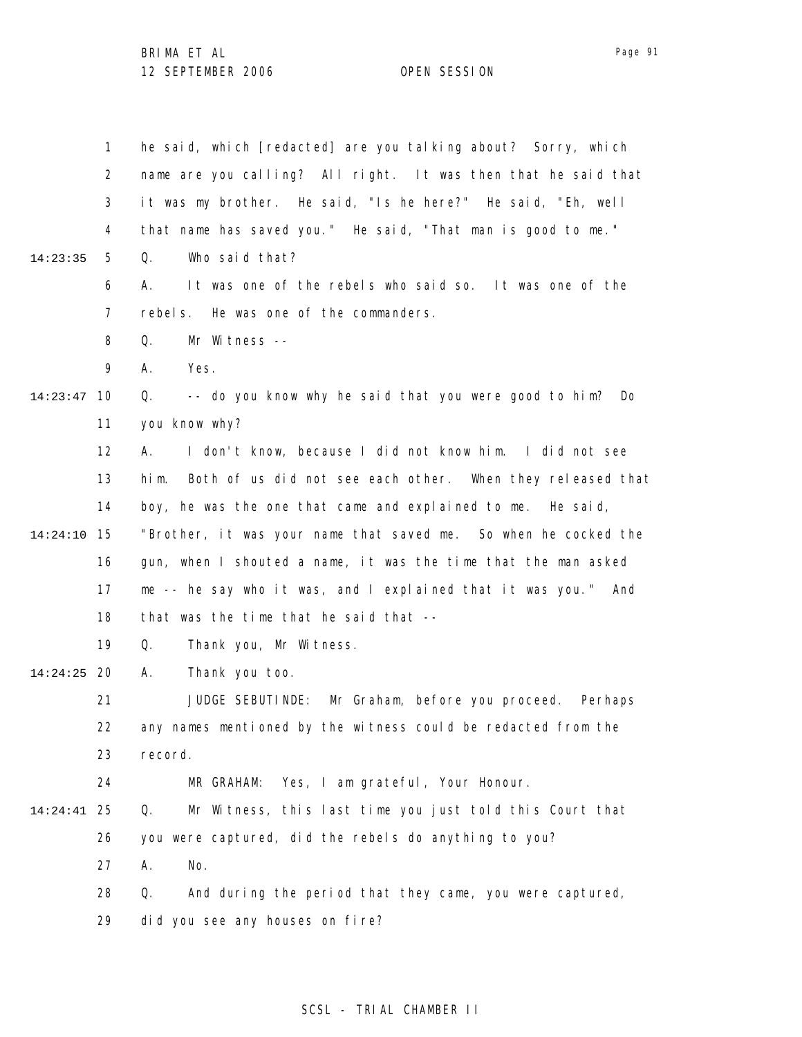he said, which [redacted] are you talking about? Sorry, which name are you calling? All right. It was then that he said that it was my brother. He said, "Is he here?" He said, "Eh, well that name has saved you." He said, "That man is good to me."

Q. Who said that?

A. It was one of the rebels who said so. It was one of the rebels. He was one of the commanders.

Q. Mr Witness --

A. Yes.

Q. -- do you know why he said that you were good to him? Do you know why?

A. I don't know, because I did not know him. I did not see him. Both of us did not see each other. When they released that boy, he was the one that came and explained to me. He said, "Brother, it was your name that saved me. So when he cocked the gun, when I shouted a name, it was the time that the man asked me -- he say who it was, and I explained that it was you." And that was the time that he said that --

Q. Thank you, Mr Witness.

A. Thank you too.

JUDGE SEBUTINDE: Mr Graham, before you proceed. Perhaps any names mentioned by the witness could be redacted from the record.

MR GRAHAM: Yes, I am grateful, Your Honour.

Q. Mr Witness, this last time you just told this Court that you were captured, did the rebels do anything to you?

A. No.

Q. And during the period that they came, you were captured, did you see any houses on fire?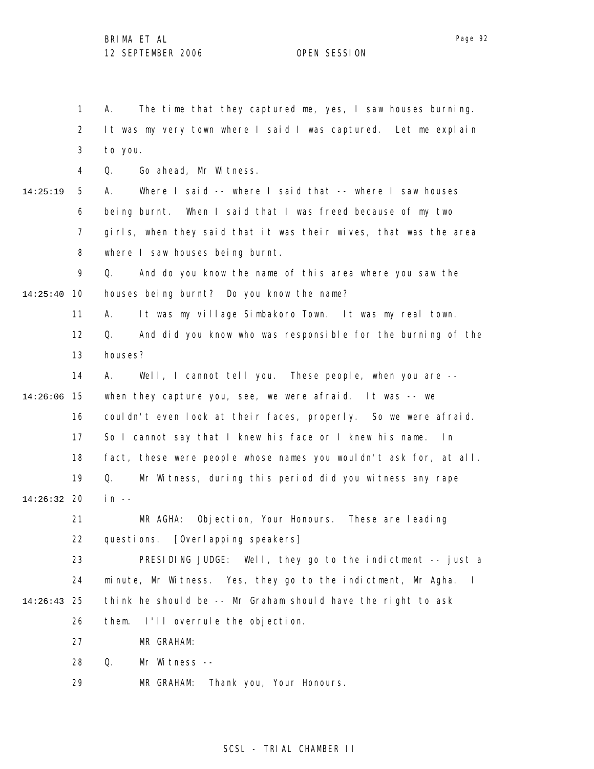A. The time that they captured me, yes, I saw houses burning. It was my very town where I said I was captured. Let me explain to you.

Q. Go ahead, Mr Witness.

14:25:19 A. Where I said -- where I said that -- where I saw houses being burnt. When I said that I was freed because of my two girls, when they said that it was their wives, that was the area where I saw houses being burnt.

Q. And do you know the name of this area where you saw the

14:25:40 houses being burnt? Do you know the name?

A. It was my village Simbakoro Town. It was my real town.

Q. And did you know who was responsible for the burning of the houses?

A. Well, I cannot tell you. These people, when you are --

14:26:06 when they capture you, see, we were afraid. It was -- we couldn't even look at their faces, properly. So we were afraid. So I cannot say that I knew his face or I knew his name. In fact, these were people whose names you wouldn't ask for, at all.

Q. Mr Witness, during this period did you witness any rape

14:26:32 in --

MR AGHA: Objection, Your Honours. These are leading questions. [Overlapping speakers]

PRESIDING JUDGE: Well, they go to the indictment -- just a minute, Mr Witness. Yes, they go to the indictment, Mr Agha. I

14:26:43 think he should be -- Mr Graham should have the right to ask them. I'll overrule the objection.

MR GRAHAM:

Q. Mr Witness --

MR GRAHAM: Thank you, Your Honours.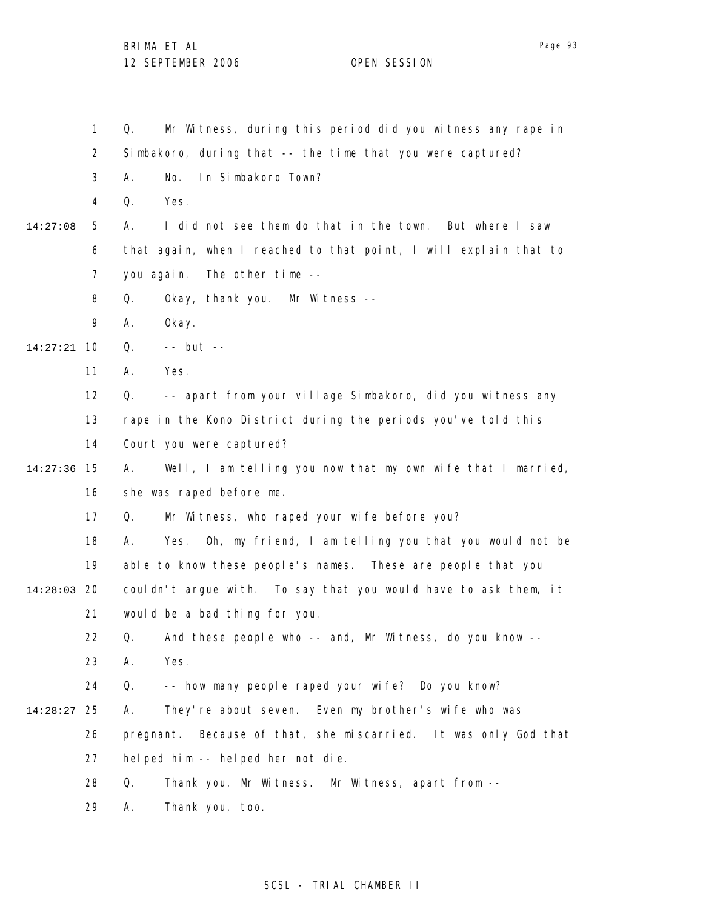1 Q. Mr Witness, during this period did you witness any rape in
2 Simbakoro, during that -- the time that you were captured?
3 A. No. In Simbakoro Town?
4 Q. Yes.
14:27:08 5 A. I did not see them do that in the town. But where I saw
6 that again, when I reached to that point, I will explain that to
7 you again. The other time --
8 Q. Okay, thank you. Mr Witness --
9 A. Okay.
14:27:21 10 Q. -- but --
11 A. Yes.
12 Q. -- apart from your village Simbakoro, did you witness any
13 rape in the Kono District during the periods you've told this
14 Court you were captured?
14:27:36 15 A. Well, I am telling you now that my own wife that I married,
16 she was raped before me.
17 Q. Mr Witness, who raped your wife before you?
18 A. Yes. Oh, my friend, I am telling you that you would not be
19 able to know these people's names. These are people that you
14:28:03 20 couldn't argue with. To say that you would have to ask them, it
21 would be a bad thing for you.
22 Q. And these people who -- and, Mr Witness, do you know --
23 A. Yes.
24 Q. -- how many people raped your wife? Do you know?
14:28:27 25 A. They're about seven. Even my brother's wife who was
26 pregnant. Because of that, she miscarried. It was only God that
27 helped him -- helped her not die.
28 Q. Thank you, Mr Witness. Mr Witness, apart from --
29 A. Thank you, too.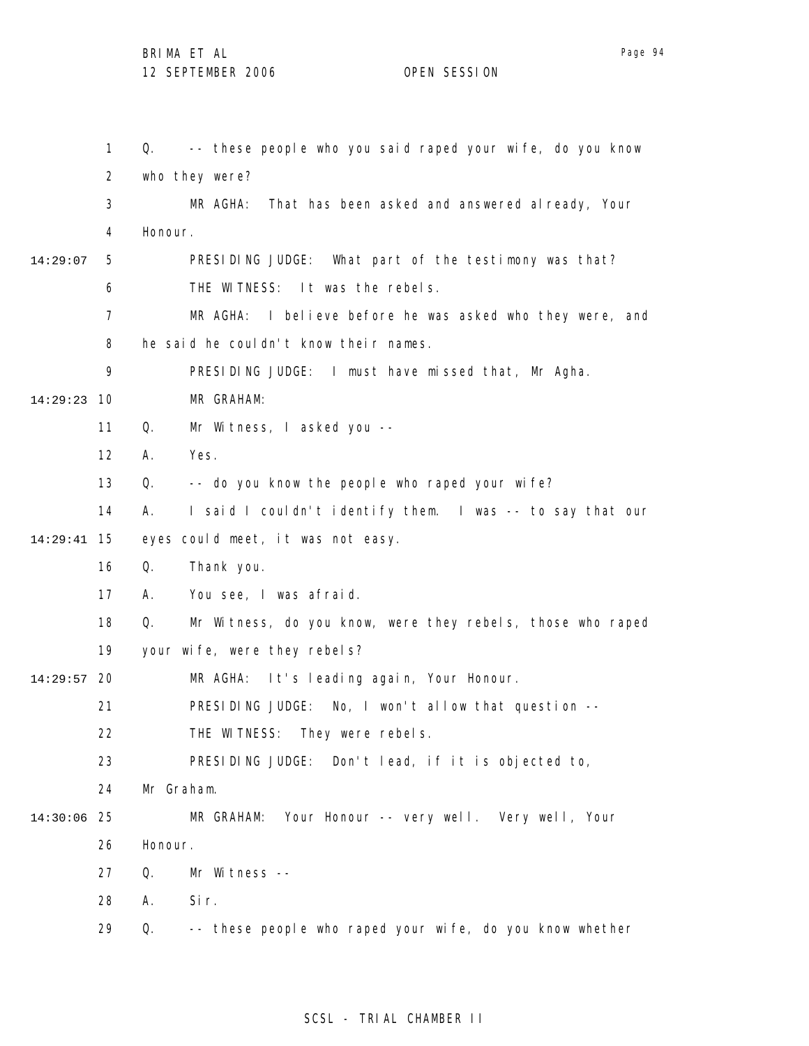1 Q. -- these people who you said raped your wife, do you know

2 who they were?

3 MR AGHA: That has been asked and answered already, Your

4 Honour.

14:29:07 5 PRESIDING JUDGE: What part of the testimony was that?

6 THE WITNESS: It was the rebels.

7 MR AGHA: I believe before he was asked who they were, and

8 he said he couldn't know their names.

9 PRESIDING JUDGE: I must have missed that, Mr Agha.

14:29:23 10 MR GRAHAM:

11 Q. Mr Witness, I asked you --

12 A. Yes.

13 Q. -- do you know the people who raped your wife?

14 A. I said I couldn't identify them. I was -- to say that our

14:29:41 15 eyes could meet, it was not easy.

16 Q. Thank you.

17 A. You see, I was afraid.

18 Q. Mr Witness, do you know, were they rebels, those who raped

19 your wife, were they rebels?

14:29:57 20 MR AGHA: It's leading again, Your Honour.

21 PRESIDING JUDGE: No, I won't allow that question --

22 THE WITNESS: They were rebels.

23 PRESIDING JUDGE: Don't lead, if it is objected to,

24 Mr Graham.

14:30:06 25 MR GRAHAM: Your Honour -- very well. Very well, Your

26 Honour.

27 Q. Mr Witness --

28 A. Sir.

29 Q. -- these people who raped your wife, do you know whether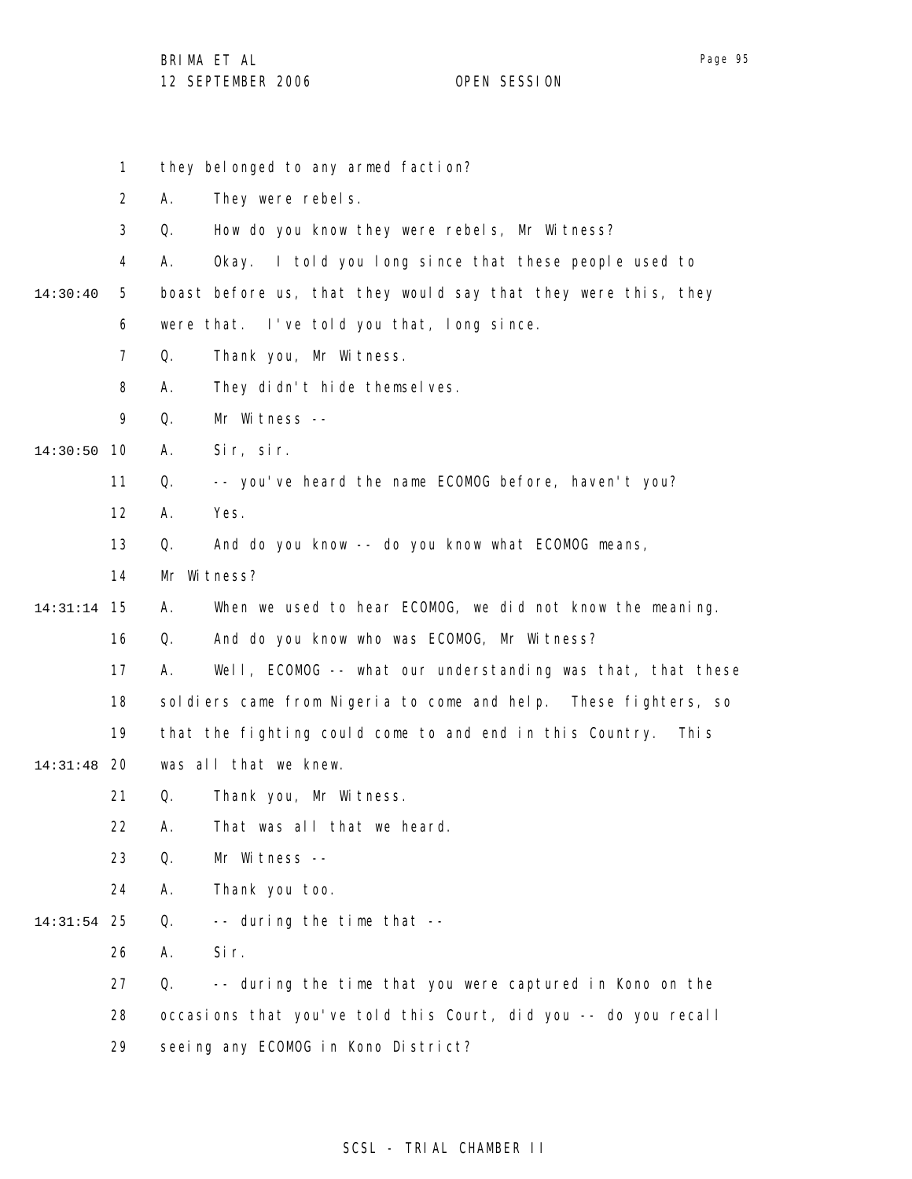1 they belonged to any armed faction?

2 A. They were rebels.

3 Q. How do you know they were rebels, Mr Witness?

4 A. Okay. I told you long since that these people used to

14:30:40 5 boast before us, that they would say that they were this, they

6 were that. I've told you that, long since.

7 Q. Thank you, Mr Witness.

8 A. They didn't hide themselves.

9 Q. Mr Witness --

14:30:50 10 A. Sir, sir.

11 Q. -- you've heard the name ECOMOG before, haven't you?

12 A. Yes.

13 Q. And do you know -- do you know what ECOMOG means,

14 Mr Witness?

14:31:14 15 A. When we used to hear ECOMOG, we did not know the meaning.

16 Q. And do you know who was ECOMOG, Mr Witness?

17 A. Well, ECOMOG -- what our understanding was that, that these

18 soldiers came from Nigeria to come and help. These fighters, so

19 that the fighting could come to and end in this Country. This

14:31:48 20 was all that we knew.

21 Q. Thank you, Mr Witness.

22 A. That was all that we heard.

23 Q. Mr Witness --

24 A. Thank you too.

14:31:54 25 Q. -- during the time that --

26 A. Sir.

27 Q. -- during the time that you were captured in Kono on the

28 occasions that you've told this Court, did you -- do you recall

29 seeing any ECOMOG in Kono District?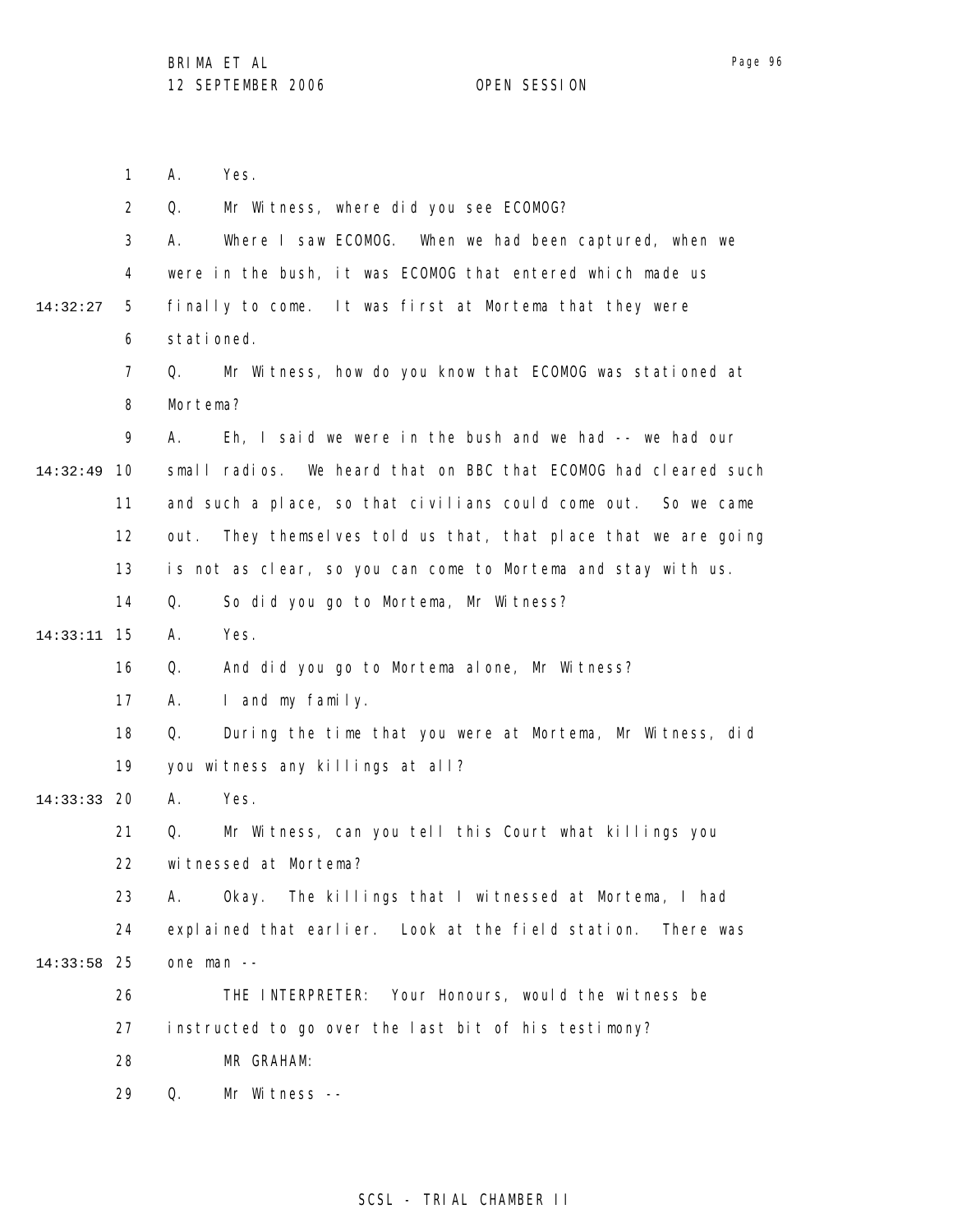A. Yes.

Q. Mr Witness, where did you see ECOMOG?

A. Where I saw ECOMOG. When we had been captured, when we were in the bush, it was ECOMOG that entered which made us finally to come. It was first at Mortema that they were stationed.

Q. Mr Witness, how do you know that ECOMOG was stationed at Mortema?

A. Eh, I said we were in the bush and we had -- we had our small radios. We heard that on BBC that ECOMOG had cleared such and such a place, so that civilians could come out. So we came out. They themselves told us that, that place that we are going is not as clear, so you can come to Mortema and stay with us.

Q. So did you go to Mortema, Mr Witness?

A. Yes.

Q. And did you go to Mortema alone, Mr Witness?

A. I and my family.

Q. During the time that you were at Mortema, Mr Witness, did you witness any killings at all?

A. Yes.

Q. Mr Witness, can you tell this Court what killings you witnessed at Mortema?

A. Okay. The killings that I witnessed at Mortema, I had explained that earlier. Look at the field station. There was one man --

THE INTERPRETER: Your Honours, would the witness be instructed to go over the last bit of his testimony?

MR GRAHAM:

Q. Mr Witness --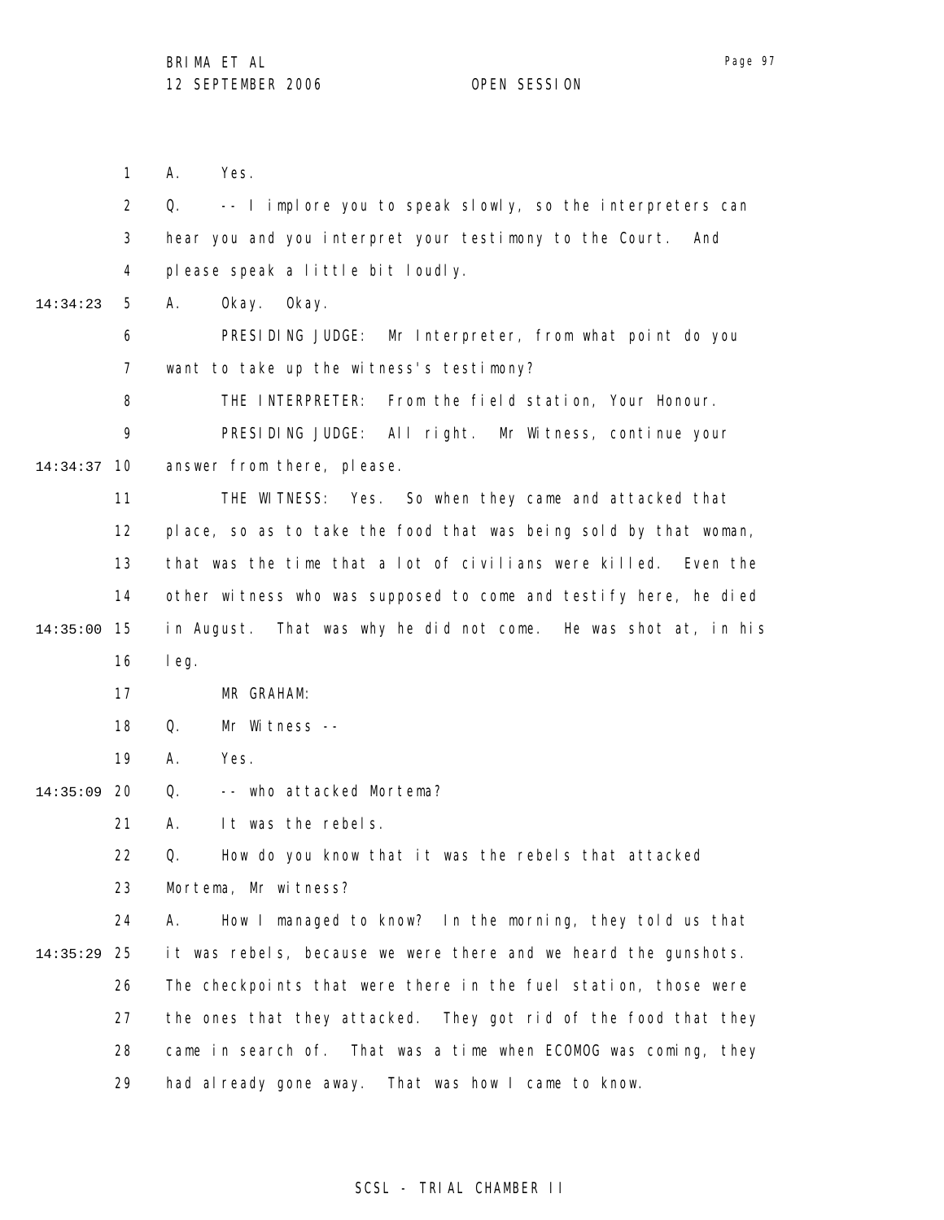A. Yes.

Q. -- I implore you to speak slowly, so the interpreters can hear you and you interpret your testimony to the Court. And please speak a little bit loudly.

A. Okay. Okay.

PRESIDING JUDGE: Mr Interpreter, from what point do you want to take up the witness's testimony?

THE INTERPRETER: From the field station, Your Honour.

PRESIDING JUDGE: All right. Mr Witness, continue your answer from there, please.

THE WITNESS: Yes. So when they came and attacked that place, so as to take the food that was being sold by that woman, that was the time that a lot of civilians were killed. Even the other witness who was supposed to come and testify here, he died in August. That was why he did not come. He was shot at, in his leg.

MR GRAHAM:

Q. Mr Witness --

A. Yes.

Q. -- who attacked Mortema?

A. It was the rebels.

Q. How do you know that it was the rebels that attacked Mortema, Mr witness?

A. How I managed to know? In the morning, they told us that it was rebels, because we were there and we heard the gunshots. The checkpoints that were there in the fuel station, those were the ones that they attacked. They got rid of the food that they came in search of. That was a time when ECOMOG was coming, they had already gone away. That was how I came to know.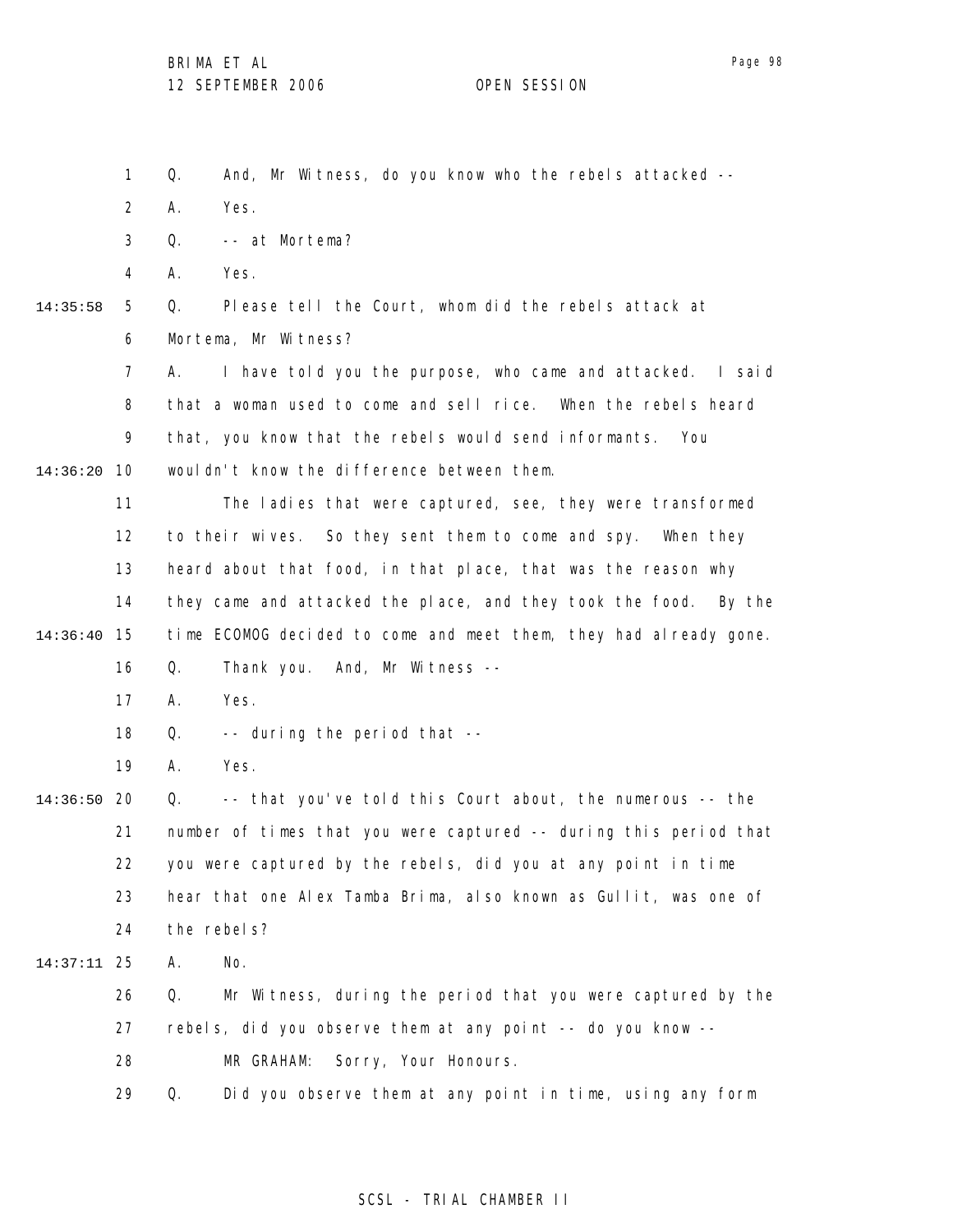Q. And, Mr Witness, do you know who the rebels attacked --

A. Yes.

Q. -- at Mortema?

A. Yes.

Q. Please tell the Court, whom did the rebels attack at Mortema, Mr Witness?

A. I have told you the purpose, who came and attacked. I said that a woman used to come and sell rice. When the rebels heard that, you know that the rebels would send informants. You wouldn't know the difference between them.

The ladies that were captured, see, they were transformed to their wives. So they sent them to come and spy. When they heard about that food, in that place, that was the reason why they came and attacked the place, and they took the food. By the time ECOMOG decided to come and meet them, they had already gone.

Q. Thank you. And, Mr Witness --

A. Yes.

Q. -- during the period that --

A. Yes.

Q. -- that you've told this Court about, the numerous -- the number of times that you were captured -- during this period that you were captured by the rebels, did you at any point in time hear that one Alex Tamba Brima, also known as Gullit, was one of the rebels?

A. No.

Q. Mr Witness, during the period that you were captured by the rebels, did you observe them at any point -- do you know --

MR GRAHAM: Sorry, Your Honours.

Q. Did you observe them at any point in time, using any form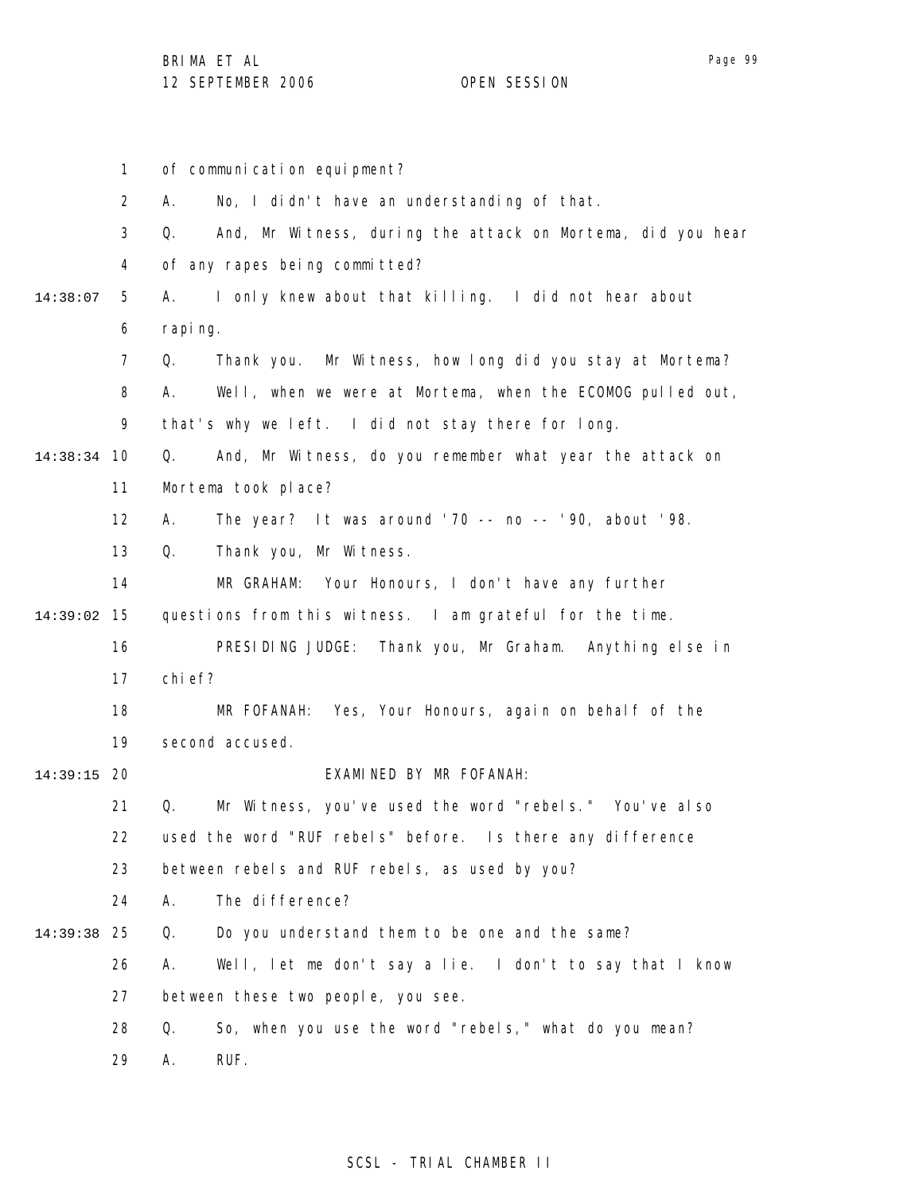of communication equipment?

A. No, I didn't have an understanding of that.

Q. And, Mr Witness, during the attack on Mortema, did you hear of any rapes being committed?

A. I only knew about that killing. I did not hear about raping.

Q. Thank you. Mr Witness, how long did you stay at Mortema?

A. Well, when we were at Mortema, when the ECOMOG pulled out, that's why we left. I did not stay there for long.

Q. And, Mr Witness, do you remember what year the attack on Mortema took place?

A. The year? It was around '70 -- no -- '90, about '98.

Q. Thank you, Mr Witness.

MR GRAHAM: Your Honours, I don't have any further questions from this witness. I am grateful for the time.

PRESIDING JUDGE: Thank you, Mr Graham. Anything else in chief?

MR FOFANAH: Yes, Your Honours, again on behalf of the second accused.

EXAMINED BY MR FOFANAH:

Q. Mr Witness, you've used the word "rebels." You've also used the word "RUF rebels" before. Is there any difference between rebels and RUF rebels, as used by you?

A. The difference?

Q. Do you understand them to be one and the same?

A. Well, let me don't say a lie. I don't to say that I know between these two people, you see.

Q. So, when you use the word "rebels," what do you mean?

A. RUF.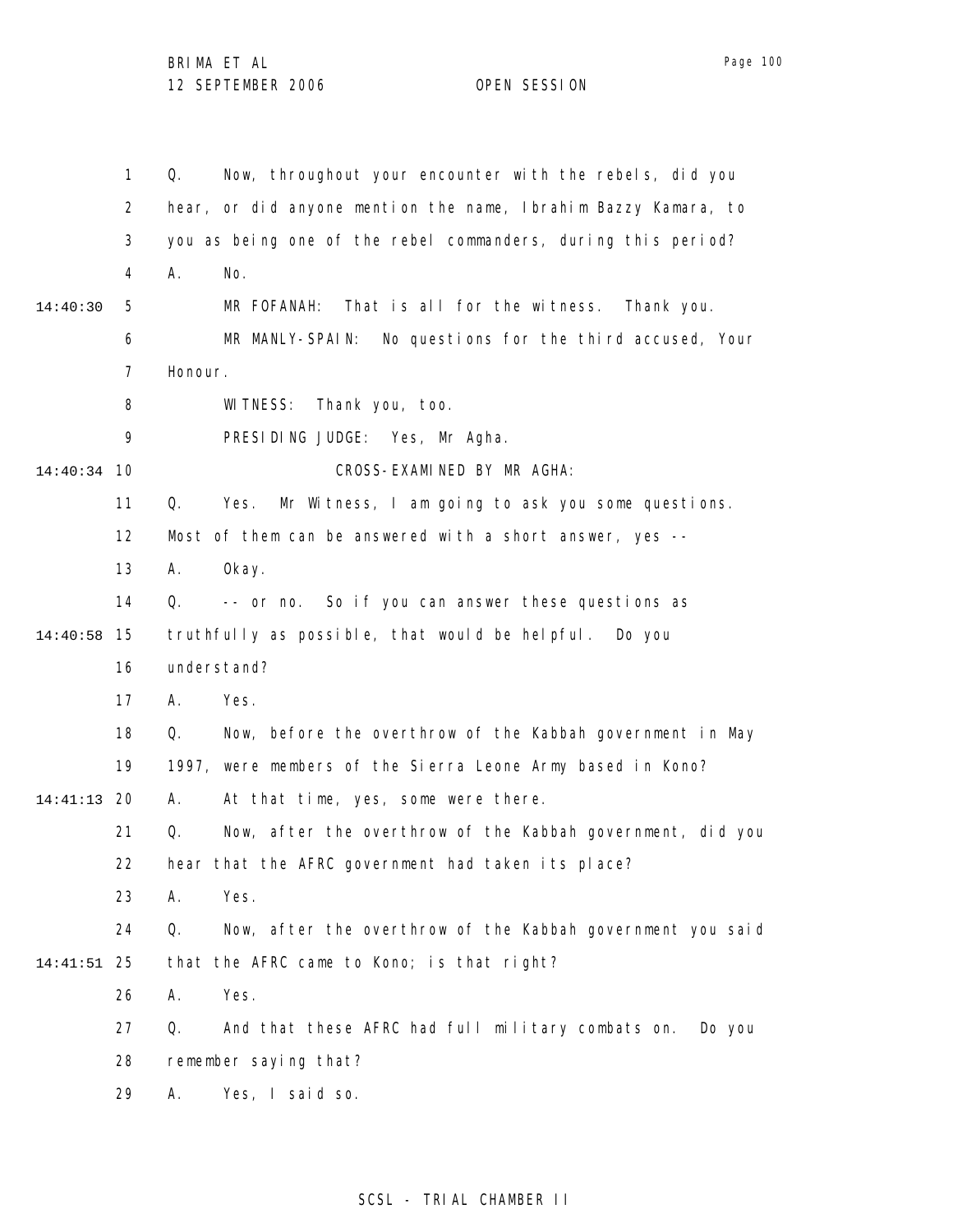1 Q. Now, throughout your encounter with the rebels, did you
2 hear, or did anyone mention the name, Ibrahim Bazzy Kamara, to
3 you as being one of the rebel commanders, during this period?
4 A. No.

14:40:30 5 MR FOFANAH: That is all for the witness. Thank you.
6 MR MANLY-SPAIN: No questions for the third accused, Your
7 Honour.
8 WITNESS: Thank you, too.
9 PRESIDING JUDGE: Yes, Mr Agha.

14:40:34 10 CROSS-EXAMINED BY MR AGHA:

11 Q. Yes. Mr Witness, I am going to ask you some questions.
12 Most of them can be answered with a short answer, yes --
13 A. Okay.
14 Q. -- or no. So if you can answer these questions as

14:40:58 15 truthfully as possible, that would be helpful. Do you
16 understand?
17 A. Yes.
18 Q. Now, before the overthrow of the Kabbah government in May
19 1997, were members of the Sierra Leone Army based in Kono?

14:41:13 20 A. At that time, yes, some were there.
21 Q. Now, after the overthrow of the Kabbah government, did you
22 hear that the AFRC government had taken its place?
23 A. Yes.
24 Q. Now, after the overthrow of the Kabbah government you said

14:41:51 25 that the AFRC came to Kono; is that right?
26 A. Yes.
27 Q. And that these AFRC had full military combats on. Do you
28 remember saying that?
29 A. Yes, I said so.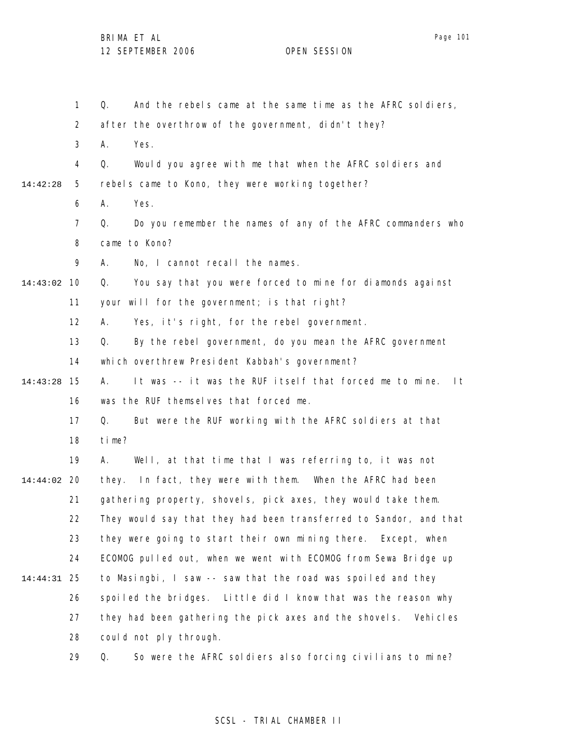Q. And the rebels came at the same time as the AFRC soldiers, after the overthrow of the government, didn't they?

A. Yes.

Q. Would you agree with me that when the AFRC soldiers and rebels came to Kono, they were working together?

A. Yes.

Q. Do you remember the names of any of the AFRC commanders who came to Kono?

A. No, I cannot recall the names.

Q. You say that you were forced to mine for diamonds against your will for the government; is that right?

A. Yes, it's right, for the rebel government.

Q. By the rebel government, do you mean the AFRC government which overthrew President Kabbah's government?

A. It was -- it was the RUF itself that forced me to mine. It was the RUF themselves that forced me.

Q. But were the RUF working with the AFRC soldiers at that time?

A. Well, at that time that I was referring to, it was not they. In fact, they were with them. When the AFRC had been gathering property, shovels, pick axes, they would take them. They would say that they had been transferred to Sandor, and that they were going to start their own mining there. Except, when ECOMOG pulled out, when we went with ECOMOG from Sewa Bridge up to Masingbi, I saw -- saw that the road was spoiled and they spoiled the bridges. Little did I know that was the reason why they had been gathering the pick axes and the shovels. Vehicles could not ply through.

Q. So were the AFRC soldiers also forcing civilians to mine?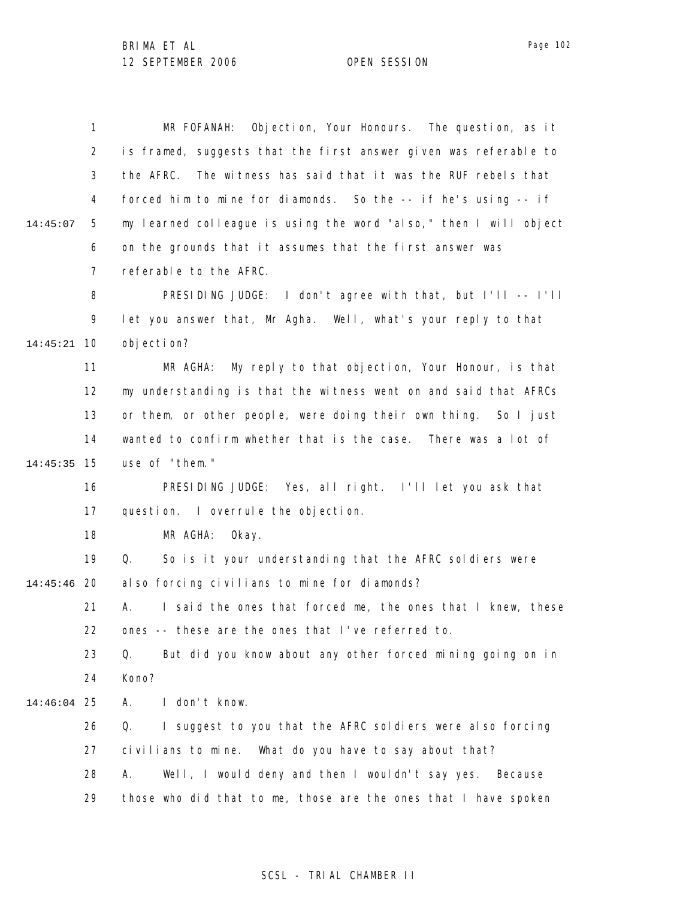MR FOFANAH: Objection, Your Honours. The question, as it is framed, suggests that the first answer given was referable to the AFRC. The witness has said that it was the RUF rebels that forced him to mine for diamonds. So the -- if he's using -- if my learned colleague is using the word "also," then I will object on the grounds that it assumes that the first answer was referable to the AFRC.

PRESIDING JUDGE: I don't agree with that, but I'll -- I'll let you answer that, Mr Agha. Well, what's your reply to that objection?

MR AGHA: My reply to that objection, Your Honour, is that my understanding is that the witness went on and said that AFRCs or them, or other people, were doing their own thing. So I just wanted to confirm whether that is the case. There was a lot of use of "them."

PRESIDING JUDGE: Yes, all right. I'll let you ask that question. I overrule the objection.

MR AGHA: Okay.

Q. So is it your understanding that the AFRC soldiers were also forcing civilians to mine for diamonds?

A. I said the ones that forced me, the ones that I knew, these ones -- these are the ones that I've referred to.

Q. But did you know about any other forced mining going on in Kono?

A. I don't know.

Q. I suggest to you that the AFRC soldiers were also forcing civilians to mine. What do you have to say about that?

A. Well, I would deny and then I wouldn't say yes. Because those who did that to me, those are the ones that I have spoken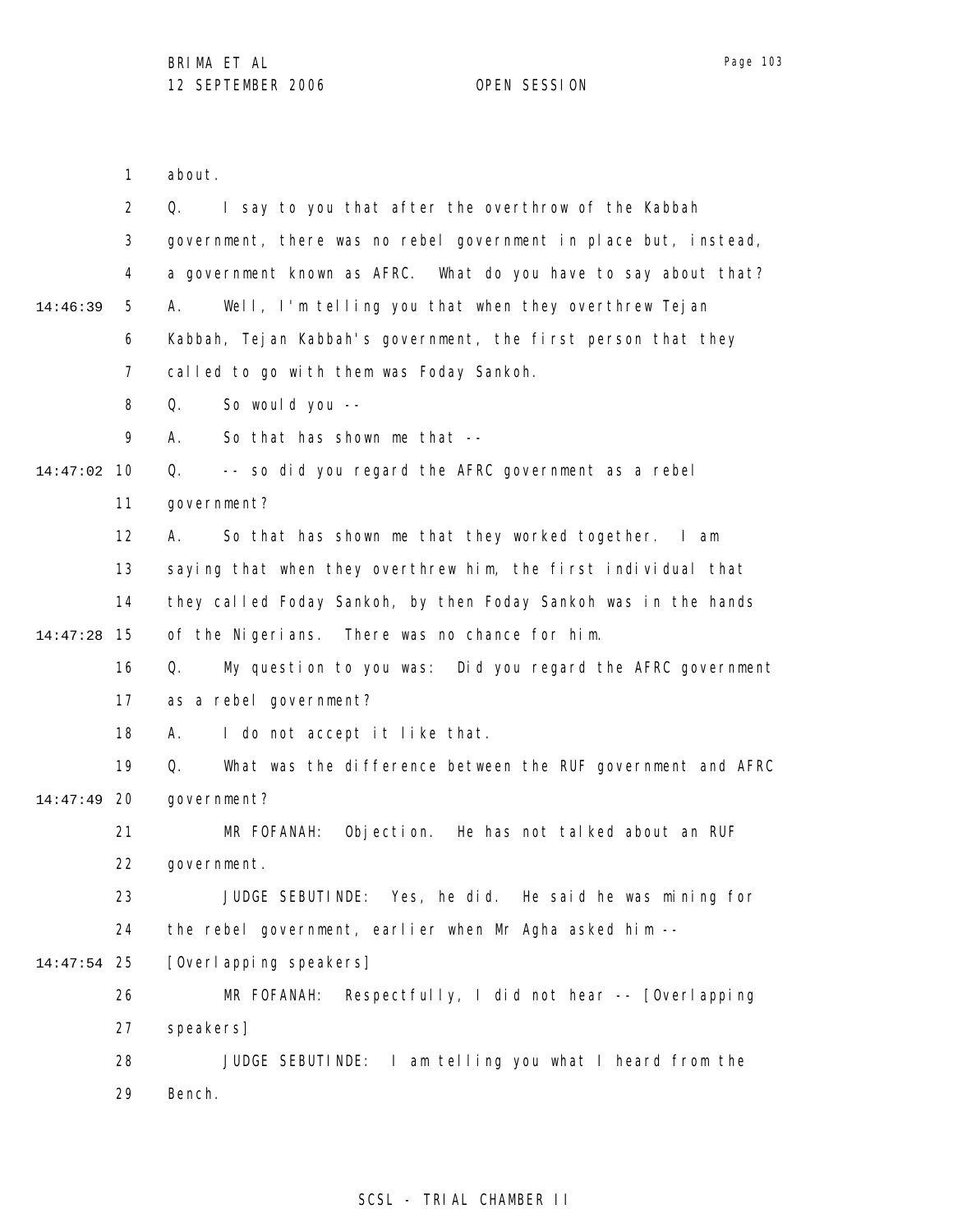about.

Q. I say to you that after the overthrow of the Kabbah government, there was no rebel government in place but, instead, a government known as AFRC. What do you have to say about that?

A. Well, I'm telling you that when they overthrew Tejan Kabbah, Tejan Kabbah's government, the first person that they called to go with them was Foday Sankoh.

Q. So would you --

A. So that has shown me that --

Q. -- so did you regard the AFRC government as a rebel government?

A. So that has shown me that they worked together. I am saying that when they overthrew him, the first individual that they called Foday Sankoh, by then Foday Sankoh was in the hands of the Nigerians. There was no chance for him.

Q. My question to you was: Did you regard the AFRC government as a rebel government?

A. I do not accept it like that.

Q. What was the difference between the RUF government and AFRC government?

MR FOFANAH: Objection. He has not talked about an RUF government.

JUDGE SEBUTINDE: Yes, he did. He said he was mining for the rebel government, earlier when Mr Agha asked him -- [Overlapping speakers]

MR FOFANAH: Respectfully, I did not hear -- [Overlapping speakers]

JUDGE SEBUTINDE: I am telling you what I heard from the Bench.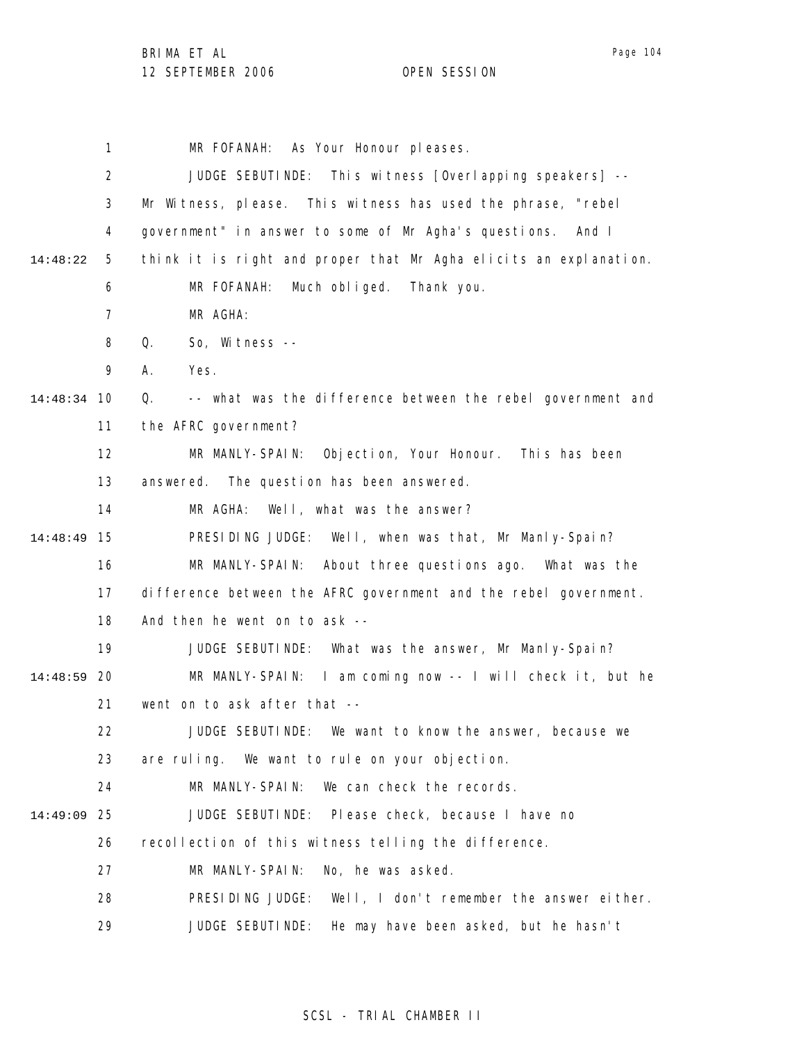MR FOFANAH: As Your Honour pleases.

JUDGE SEBUTINDE: This witness [Overlapping speakers] -- Mr Witness, please. This witness has used the phrase, "rebel government" in answer to some of Mr Agha's questions. And I think it is right and proper that Mr Agha elicits an explanation.

MR FOFANAH: Much obliged. Thank you.

MR AGHA:

Q. So, Witness --

A. Yes.

Q. -- what was the difference between the rebel government and the AFRC government?

MR MANLY-SPAIN: Objection, Your Honour. This has been answered. The question has been answered.

MR AGHA: Well, what was the answer?

PRESIDING JUDGE: Well, when was that, Mr Manly-Spain?

MR MANLY-SPAIN: About three questions ago. What was the difference between the AFRC government and the rebel government. And then he went on to ask --

JUDGE SEBUTINDE: What was the answer, Mr Manly-Spain?

MR MANLY-SPAIN: I am coming now -- I will check it, but he went on to ask after that --

JUDGE SEBUTINDE: We want to know the answer, because we are ruling. We want to rule on your objection.

MR MANLY-SPAIN: We can check the records.

JUDGE SEBUTINDE: Please check, because I have no recollection of this witness telling the difference.

MR MANLY-SPAIN: No, he was asked.

PRESIDING JUDGE: Well, I don't remember the answer either.

JUDGE SEBUTINDE: He may have been asked, but he hasn't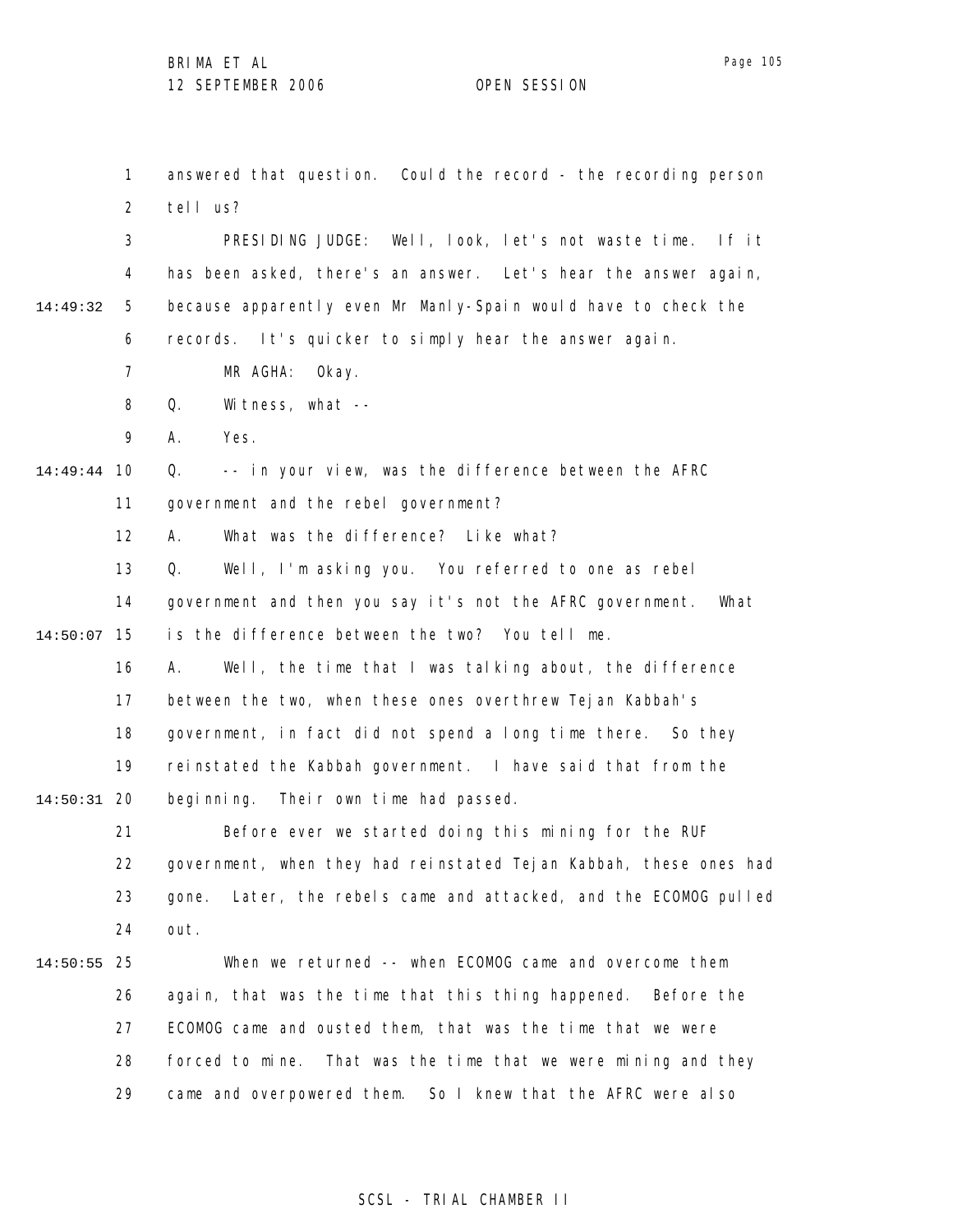answered that question. Could the record - the recording person tell us?

PRESIDING JUDGE: Well, look, let's not waste time. If it has been asked, there's an answer. Let's hear the answer again, because apparently even Mr Manly-Spain would have to check the records. It's quicker to simply hear the answer again.

MR AGHA: Okay.

Q. Witness, what --

A. Yes.

Q. -- in your view, was the difference between the AFRC government and the rebel government?

A. What was the difference? Like what?

Q. Well, I'm asking you. You referred to one as rebel government and then you say it's not the AFRC government. What is the difference between the two? You tell me.

A. Well, the time that I was talking about, the difference between the two, when these ones overthrew Tejan Kabbah's government, in fact did not spend a long time there. So they reinstated the Kabbah government. I have said that from the beginning. Their own time had passed.

Before ever we started doing this mining for the RUF government, when they had reinstated Tejan Kabbah, these ones had gone. Later, the rebels came and attacked, and the ECOMOG pulled out.

When we returned -- when ECOMOG came and overcome them again, that was the time that this thing happened. Before the ECOMOG came and ousted them, that was the time that we were forced to mine. That was the time that we were mining and they came and overpowered them. So I knew that the AFRC were also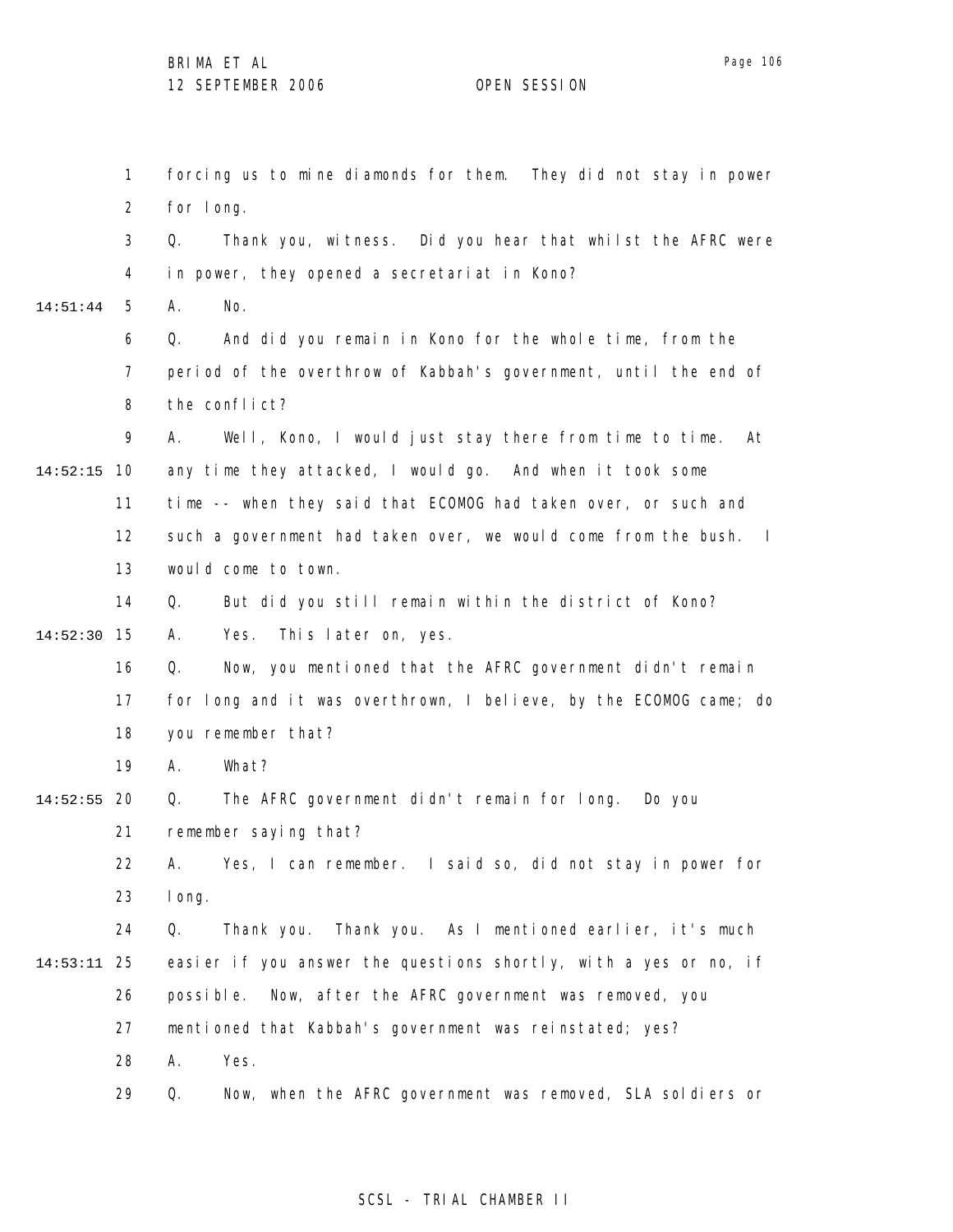forcing us to mine diamonds for them. They did not stay in power for long.

Q. Thank you, witness. Did you hear that whilst the AFRC were in power, they opened a secretariat in Kono?

A. No.

Q. And did you remain in Kono for the whole time, from the period of the overthrow of Kabbah's government, until the end of the conflict?

A. Well, Kono, I would just stay there from time to time. At any time they attacked, I would go. And when it took some time -- when they said that ECOMOG had taken over, or such and such a government had taken over, we would come from the bush. I would come to town.

Q. But did you still remain within the district of Kono?

A. Yes. This later on, yes.

Q. Now, you mentioned that the AFRC government didn't remain for long and it was overthrown, I believe, by the ECOMOG came; do you remember that?

A. What?

Q. The AFRC government didn't remain for long. Do you remember saying that?

A. Yes, I can remember. I said so, did not stay in power for long.

Q. Thank you. Thank you. As I mentioned earlier, it's much easier if you answer the questions shortly, with a yes or no, if possible. Now, after the AFRC government was removed, you mentioned that Kabbah's government was reinstated; yes?

A. Yes.

Q. Now, when the AFRC government was removed, SLA soldiers or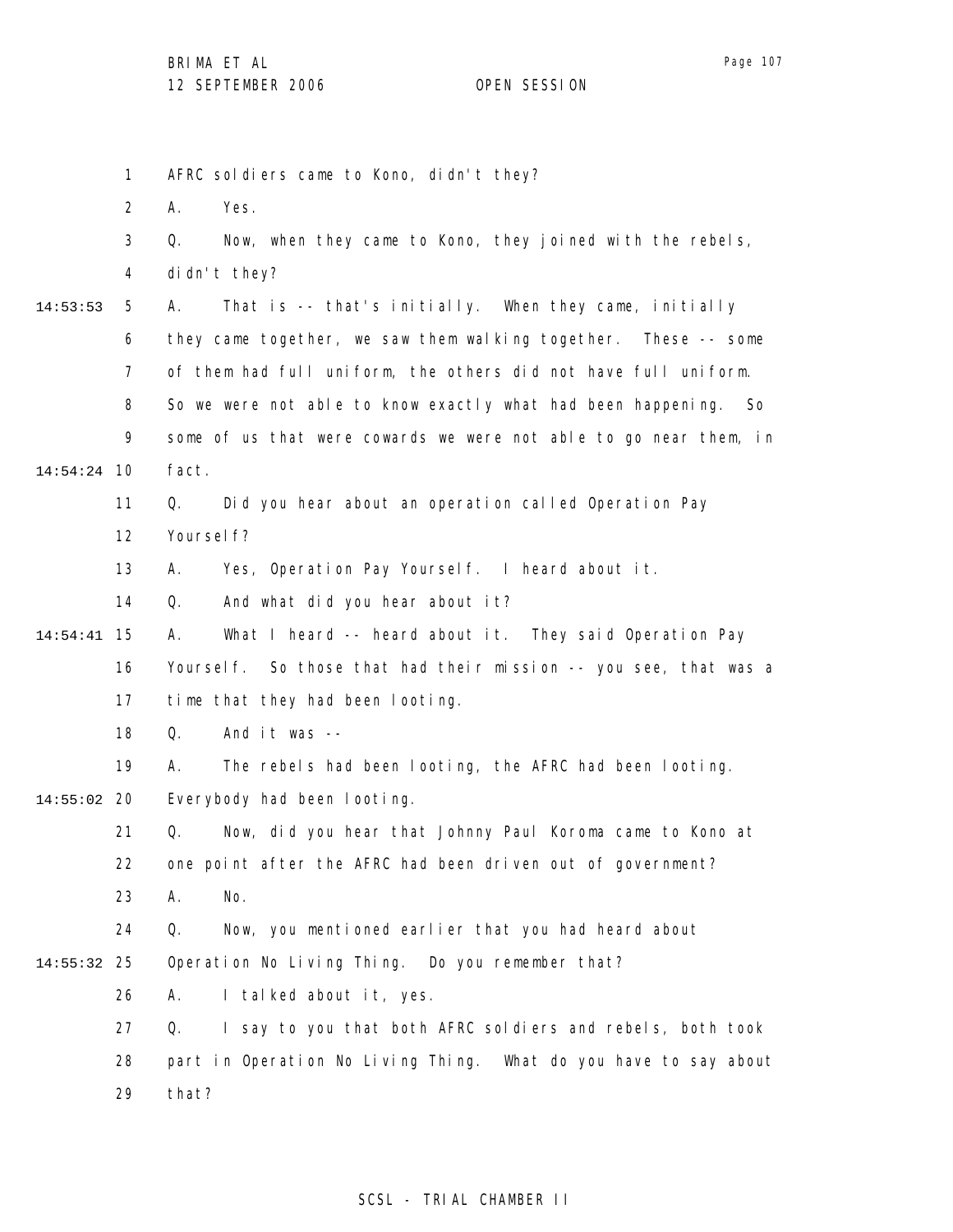AFRC soldiers came to Kono, didn't they?

A. Yes.

Q. Now, when they came to Kono, they joined with the rebels, didn't they?

A. That is -- that's initially. When they came, initially they came together, we saw them walking together. These -- some of them had full uniform, the others did not have full uniform. So we were not able to know exactly what had been happening. So some of us that were cowards we were not able to go near them, in fact.

Q. Did you hear about an operation called Operation Pay Yourself?

A. Yes, Operation Pay Yourself. I heard about it.

Q. And what did you hear about it?

A. What I heard -- heard about it. They said Operation Pay Yourself. So those that had their mission -- you see, that was a time that they had been looting.

Q. And it was --

A. The rebels had been looting, the AFRC had been looting. Everybody had been looting.

Q. Now, did you hear that Johnny Paul Koroma came to Kono at one point after the AFRC had been driven out of government?

A. No.

Q. Now, you mentioned earlier that you had heard about Operation No Living Thing. Do you remember that?

A. I talked about it, yes.

Q. I say to you that both AFRC soldiers and rebels, both took part in Operation No Living Thing. What do you have to say about that?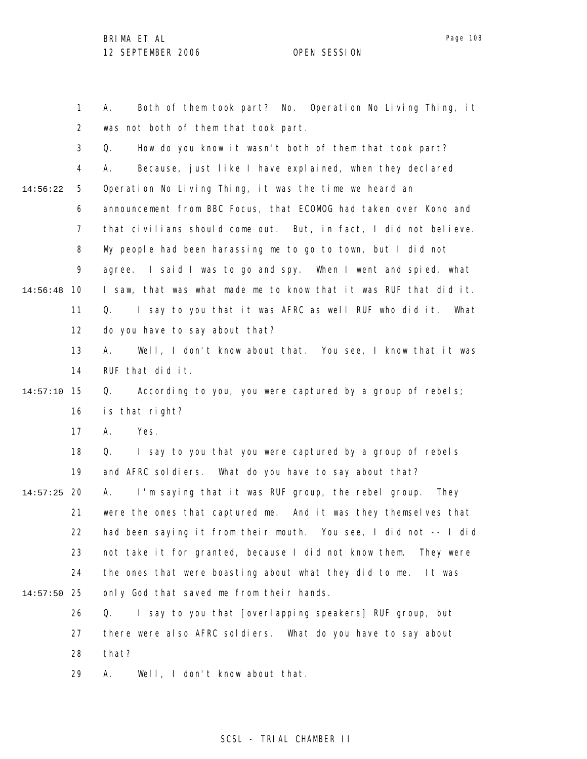A. Both of them took part? No. Operation No Living Thing, it was not both of them that took part.

Q. How do you know it wasn't both of them that took part?

A. Because, just like I have explained, when they declared Operation No Living Thing, it was the time we heard an announcement from BBC Focus, that ECOMOG had taken over Kono and that civilians should come out. But, in fact, I did not believe. My people had been harassing me to go to town, but I did not agree. I said I was to go and spy. When I went and spied, what I saw, that was what made me to know that it was RUF that did it.

Q. I say to you that it was AFRC as well RUF who did it. What do you have to say about that?

A. Well, I don't know about that. You see, I know that it was RUF that did it.

Q. According to you, you were captured by a group of rebels; is that right?

A. Yes.

Q. I say to you that you were captured by a group of rebels and AFRC soldiers. What do you have to say about that?

A. I'm saying that it was RUF group, the rebel group. They were the ones that captured me. And it was they themselves that had been saying it from their mouth. You see, I did not -- I did not take it for granted, because I did not know them. They were the ones that were boasting about what they did to me. It was only God that saved me from their hands.

Q. I say to you that [overlapping speakers] RUF group, but there were also AFRC soldiers. What do you have to say about that?

A. Well, I don't know about that.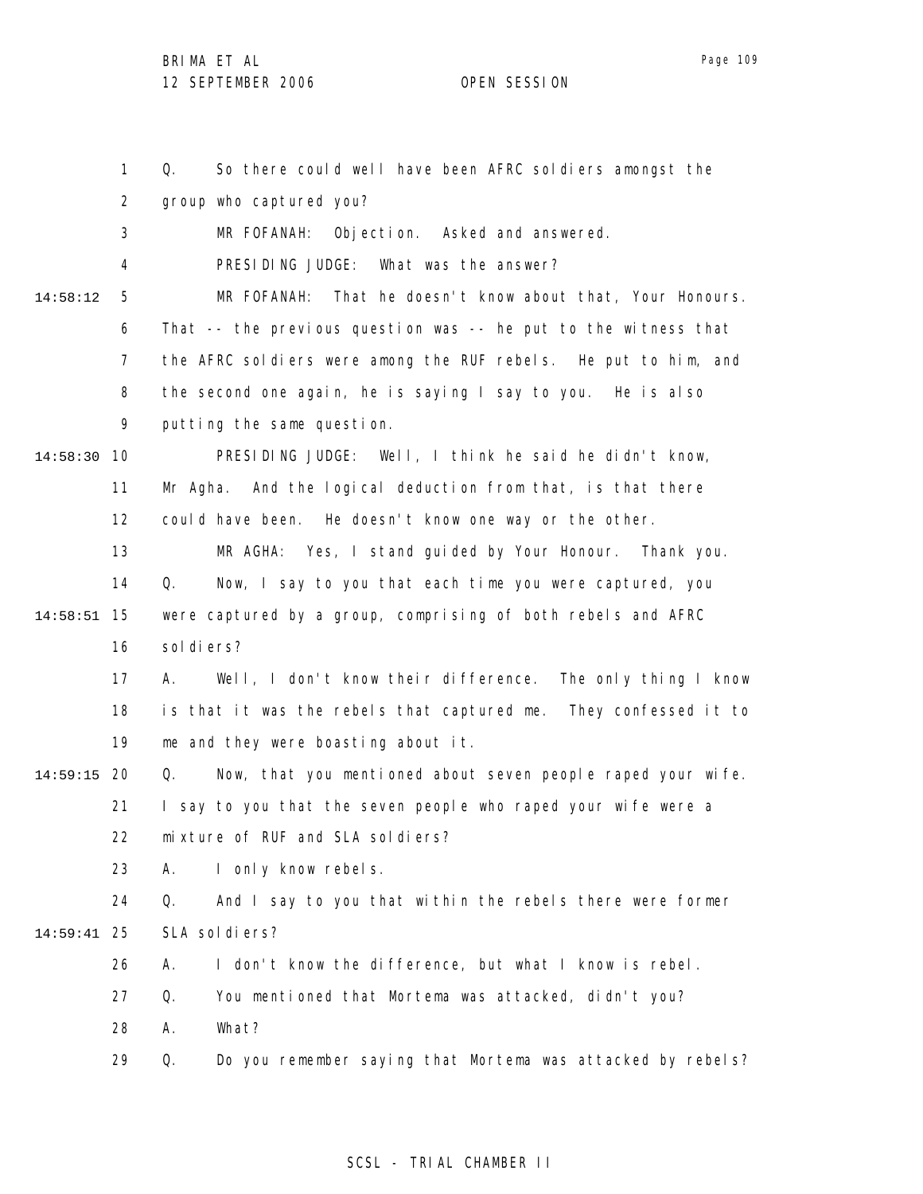Q. So there could well have been AFRC soldiers amongst the group who captured you?

MR FOFANAH: Objection. Asked and answered.

PRESIDING JUDGE: What was the answer?

MR FOFANAH: That he doesn't know about that, Your Honours. That -- the previous question was -- he put to the witness that the AFRC soldiers were among the RUF rebels. He put to him, and the second one again, he is saying I say to you. He is also putting the same question.

PRESIDING JUDGE: Well, I think he said he didn't know, Mr Agha. And the logical deduction from that, is that there could have been. He doesn't know one way or the other.

MR AGHA: Yes, I stand guided by Your Honour. Thank you.

Q. Now, I say to you that each time you were captured, you were captured by a group, comprising of both rebels and AFRC soldiers?

A. Well, I don't know their difference. The only thing I know is that it was the rebels that captured me. They confessed it to me and they were boasting about it.

Q. Now, that you mentioned about seven people raped your wife. I say to you that the seven people who raped your wife were a mixture of RUF and SLA soldiers?

A. I only know rebels.

Q. And I say to you that within the rebels there were former SLA soldiers?

A. I don't know the difference, but what I know is rebel.

Q. You mentioned that Mortema was attacked, didn't you?

A. What?

Q. Do you remember saying that Mortema was attacked by rebels?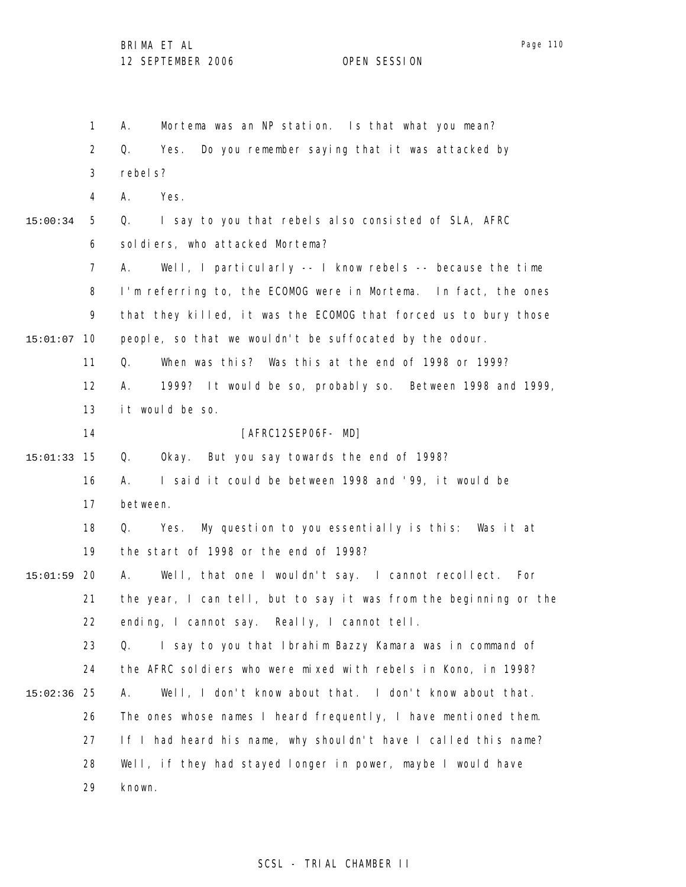A. Mortema was an NP station. Is that what you mean?

Q. Yes. Do you remember saying that it was attacked by rebels?

A. Yes.

Q. I say to you that rebels also consisted of SLA, AFRC soldiers, who attacked Mortema?

A. Well, I particularly -- I know rebels -- because the time I'm referring to, the ECOMOG were in Mortema. In fact, the ones that they killed, it was the ECOMOG that forced us to bury those people, so that we wouldn't be suffocated by the odour.

Q. When was this? Was this at the end of 1998 or 1999?

A. 1999? It would be so, probably so. Between 1998 and 1999, it would be so.

[AFRC12SEP06F- MD]

Q. Okay. But you say towards the end of 1998?

A. I said it could be between 1998 and '99, it would be between.

Q. Yes. My question to you essentially is this: Was it at the start of 1998 or the end of 1998?

A. Well, that one I wouldn't say. I cannot recollect. For the year, I can tell, but to say it was from the beginning or the ending, I cannot say. Really, I cannot tell.

Q. I say to you that Ibrahim Bazzy Kamara was in command of the AFRC soldiers who were mixed with rebels in Kono, in 1998?

A. Well, I don't know about that. I don't know about that. The ones whose names I heard frequently, I have mentioned them. If I had heard his name, why shouldn't have I called this name? Well, if they had stayed longer in power, maybe I would have known.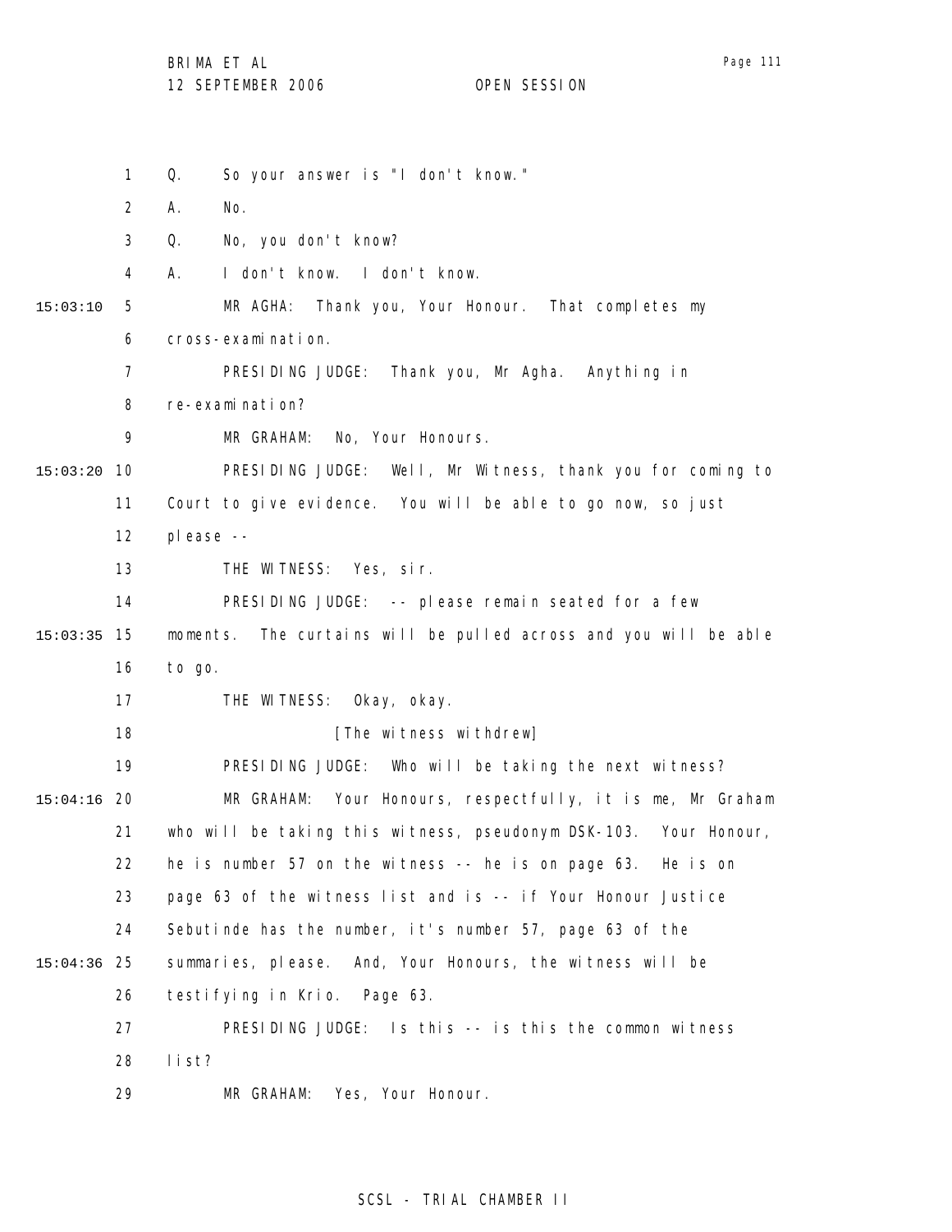Q. So your answer is "I don't know."

A. No.

Q. No, you don't know?

A. I don't know. I don't know.

MR AGHA: Thank you, Your Honour. That completes my cross-examination.

PRESIDING JUDGE: Thank you, Mr Agha. Anything in re-examination?

MR GRAHAM: No, Your Honours.

PRESIDING JUDGE: Well, Mr Witness, thank you for coming to Court to give evidence. You will be able to go now, so just please --

THE WITNESS: Yes, sir.

PRESIDING JUDGE: -- please remain seated for a few moments. The curtains will be pulled across and you will be able to go.

THE WITNESS: Okay, okay.

[The witness withdrew]

PRESIDING JUDGE: Who will be taking the next witness?

MR GRAHAM: Your Honours, respectfully, it is me, Mr Graham who will be taking this witness, pseudonym DSK-103. Your Honour, he is number 57 on the witness -- he is on page 63. He is on page 63 of the witness list and is -- if Your Honour Justice Sebutinde has the number, it's number 57, page 63 of the summaries, please. And, Your Honours, the witness will be testifying in Krio. Page 63.

PRESIDING JUDGE: Is this -- is this the common witness list?

MR GRAHAM: Yes, Your Honour.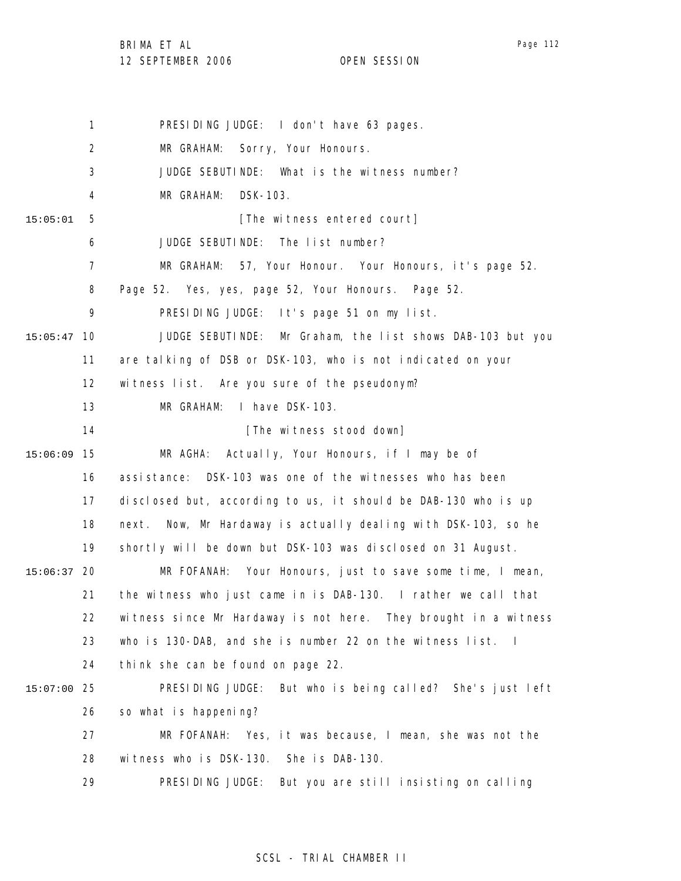PRESIDING JUDGE: I don't have 63 pages.

MR GRAHAM: Sorry, Your Honours.

JUDGE SEBUTINDE: What is the witness number?

MR GRAHAM: DSK-103.

[The witness entered court]

JUDGE SEBUTINDE: The list number?

MR GRAHAM: 57, Your Honour. Your Honours, it's page 52. Page 52. Yes, yes, page 52, Your Honours. Page 52.

PRESIDING JUDGE: It's page 51 on my list.

JUDGE SEBUTINDE: Mr Graham, the list shows DAB-103 but you are talking of DSB or DSK-103, who is not indicated on your witness list. Are you sure of the pseudonym?

MR GRAHAM: I have DSK-103.

[The witness stood down]

MR AGHA: Actually, Your Honours, if I may be of assistance: DSK-103 was one of the witnesses who has been disclosed but, according to us, it should be DAB-130 who is up next. Now, Mr Hardaway is actually dealing with DSK-103, so he shortly will be down but DSK-103 was disclosed on 31 August.

MR FOFANAH: Your Honours, just to save some time, I mean, the witness who just came in is DAB-130. I rather we call that witness since Mr Hardaway is not here. They brought in a witness who is 130-DAB, and she is number 22 on the witness list. I think she can be found on page 22.

PRESIDING JUDGE: But who is being called? She's just left so what is happening?

MR FOFANAH: Yes, it was because, I mean, she was not the witness who is DSK-130. She is DAB-130.

PRESIDING JUDGE: But you are still insisting on calling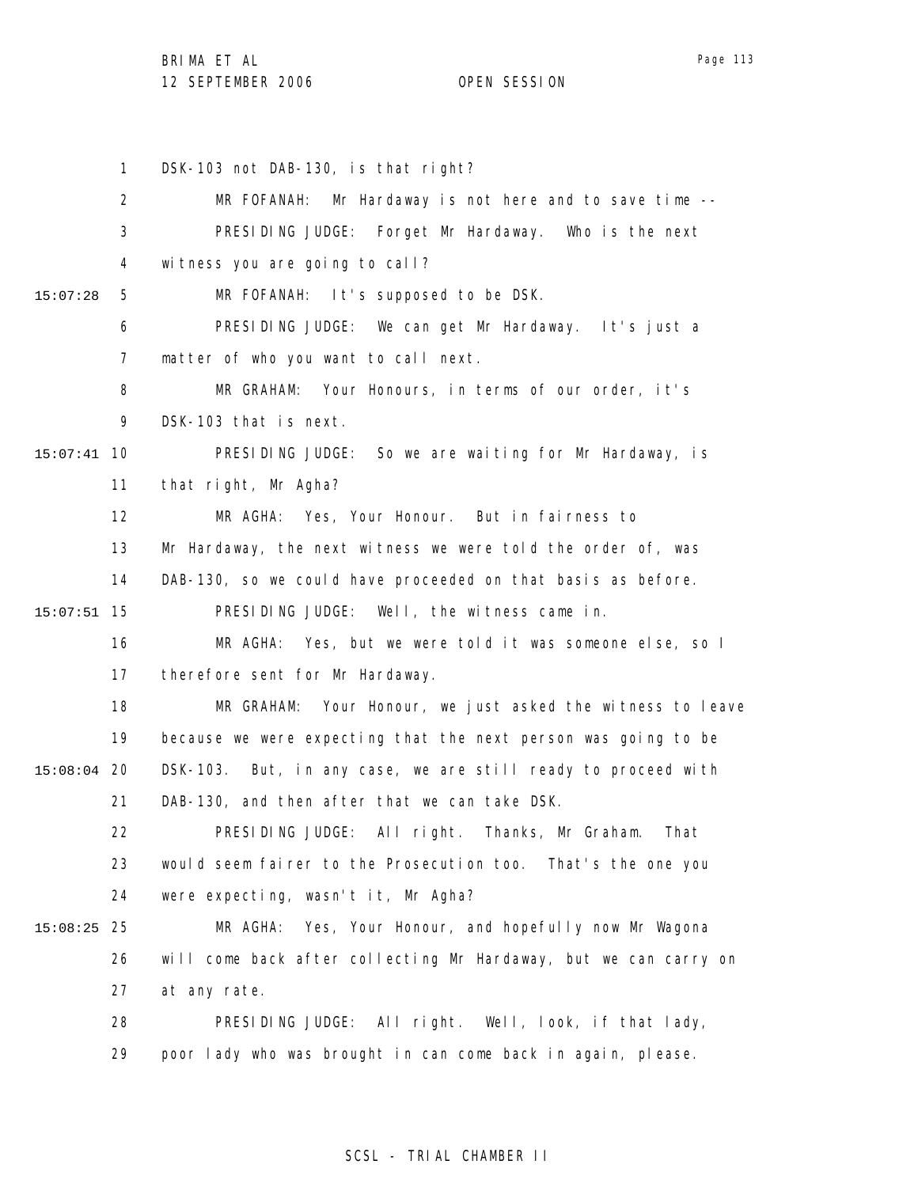1 DSK-103 not DAB-130, is that right?

2 MR FOFANAH: Mr Hardaway is not here and to save time --

3 PRESIDING JUDGE: Forget Mr Hardaway. Who is the next

4 witness you are going to call?

15:07:28 5 MR FOFANAH: It's supposed to be DSK.

6 PRESIDING JUDGE: We can get Mr Hardaway. It's just a

7 matter of who you want to call next.

8 MR GRAHAM: Your Honours, in terms of our order, it's

9 DSK-103 that is next.

15:07:41 10 PRESIDING JUDGE: So we are waiting for Mr Hardaway, is

11 that right, Mr Agha?

12 MR AGHA: Yes, Your Honour. But in fairness to

13 Mr Hardaway, the next witness we were told the order of, was

14 DAB-130, so we could have proceeded on that basis as before.

15:07:51 15 PRESIDING JUDGE: Well, the witness came in.

16 MR AGHA: Yes, but we were told it was someone else, so I

17 therefore sent for Mr Hardaway.

18 MR GRAHAM: Your Honour, we just asked the witness to leave

19 because we were expecting that the next person was going to be

15:08:04 20 DSK-103. But, in any case, we are still ready to proceed with

21 DAB-130, and then after that we can take DSK.

22 PRESIDING JUDGE: All right. Thanks, Mr Graham. That

23 would seem fairer to the Prosecution too. That's the one you

24 were expecting, wasn't it, Mr Agha?

15:08:25 25 MR AGHA: Yes, Your Honour, and hopefully now Mr Wagona

26 will come back after collecting Mr Hardaway, but we can carry on

27 at any rate.

28 PRESIDING JUDGE: All right. Well, look, if that lady,

29 poor lady who was brought in can come back in again, please.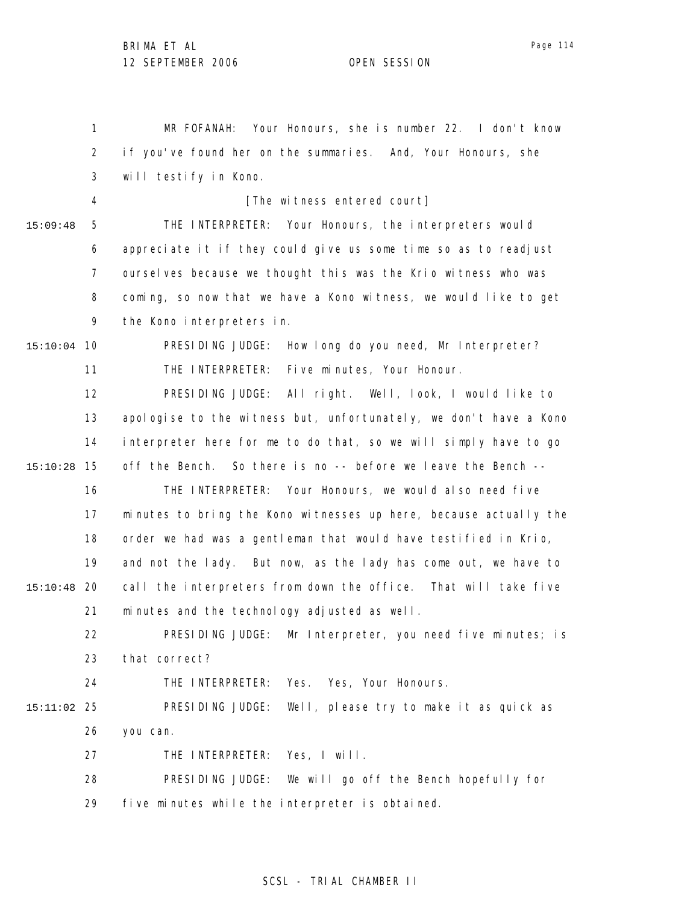MR FOFANAH: Your Honours, she is number 22. I don't know if you've found her on the summaries. And, Your Honours, she will testify in Kono.

[The witness entered court]

THE INTERPRETER: Your Honours, the interpreters would appreciate it if they could give us some time so as to readjust ourselves because we thought this was the Krio witness who was coming, so now that we have a Kono witness, we would like to get the Kono interpreters in.

PRESIDING JUDGE: How long do you need, Mr Interpreter?

THE INTERPRETER: Five minutes, Your Honour.

PRESIDING JUDGE: All right. Well, look, I would like to apologise to the witness but, unfortunately, we don't have a Kono interpreter here for me to do that, so we will simply have to go off the Bench. So there is no -- before we leave the Bench --

THE INTERPRETER: Your Honours, we would also need five minutes to bring the Kono witnesses up here, because actually the order we had was a gentleman that would have testified in Krio, and not the lady. But now, as the lady has come out, we have to call the interpreters from down the office. That will take five minutes and the technology adjusted as well.

PRESIDING JUDGE: Mr Interpreter, you need five minutes; is that correct?

THE INTERPRETER: Yes. Yes, Your Honours.

PRESIDING JUDGE: Well, please try to make it as quick as you can.

THE INTERPRETER: Yes, I will.

PRESIDING JUDGE: We will go off the Bench hopefully for five minutes while the interpreter is obtained.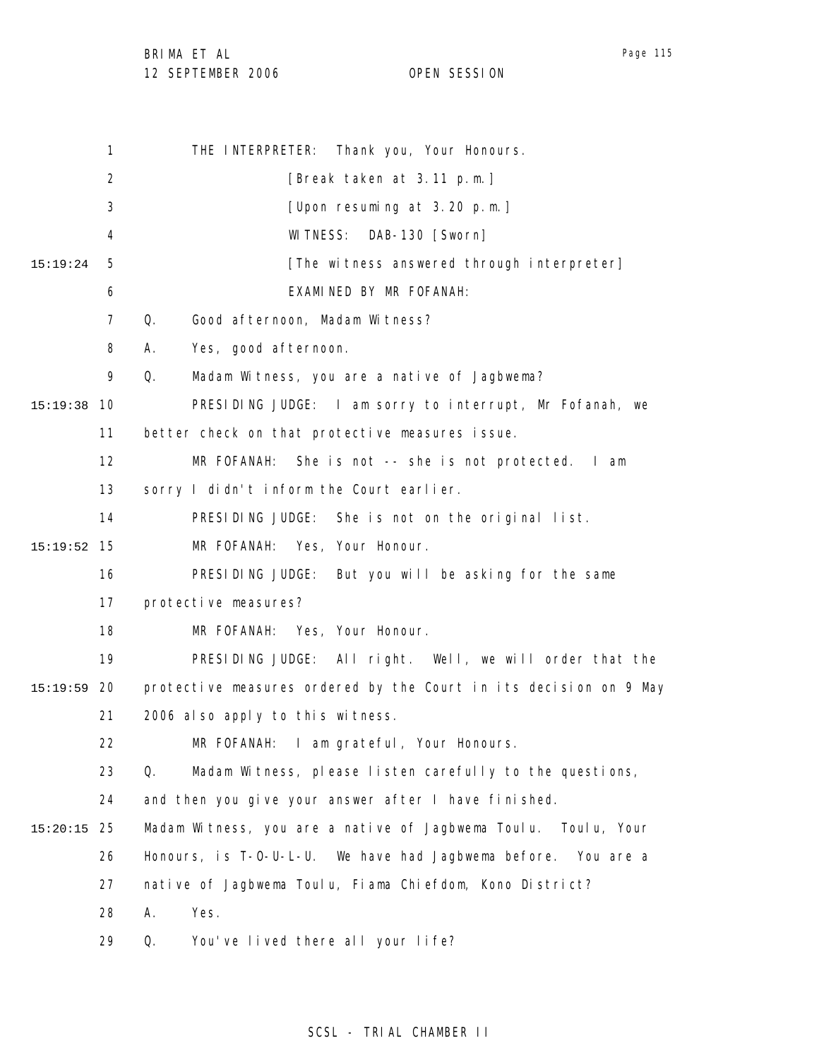THE INTERPRETER: Thank you, Your Honours.

[Break taken at 3.11 p.m.]

[Upon resuming at 3.20 p.m.]

WITNESS: DAB-130 [Sworn]

[The witness answered through interpreter]

EXAMINED BY MR FOFANAH:

Q. Good afternoon, Madam Witness?

A. Yes, good afternoon.

Q. Madam Witness, you are a native of Jagbwema?

PRESIDING JUDGE: I am sorry to interrupt, Mr Fofanah, we better check on that protective measures issue.

MR FOFANAH: She is not -- she is not protected. I am sorry I didn't inform the Court earlier.

PRESIDING JUDGE: She is not on the original list.

MR FOFANAH: Yes, Your Honour.

PRESIDING JUDGE: But you will be asking for the same protective measures?

MR FOFANAH: Yes, Your Honour.

PRESIDING JUDGE: All right. Well, we will order that the protective measures ordered by the Court in its decision on 9 May 2006 also apply to this witness.

MR FOFANAH: I am grateful, Your Honours.

Q. Madam Witness, please listen carefully to the questions, and then you give your answer after I have finished. Madam Witness, you are a native of Jagbwema Toulu. Toulu, Your Honours, is T-O-U-L-U. We have had Jagbwema before. You are a native of Jagbwema Toulu, Fiama Chiefdom, Kono District?

A. Yes.

Q. You've lived there all your life?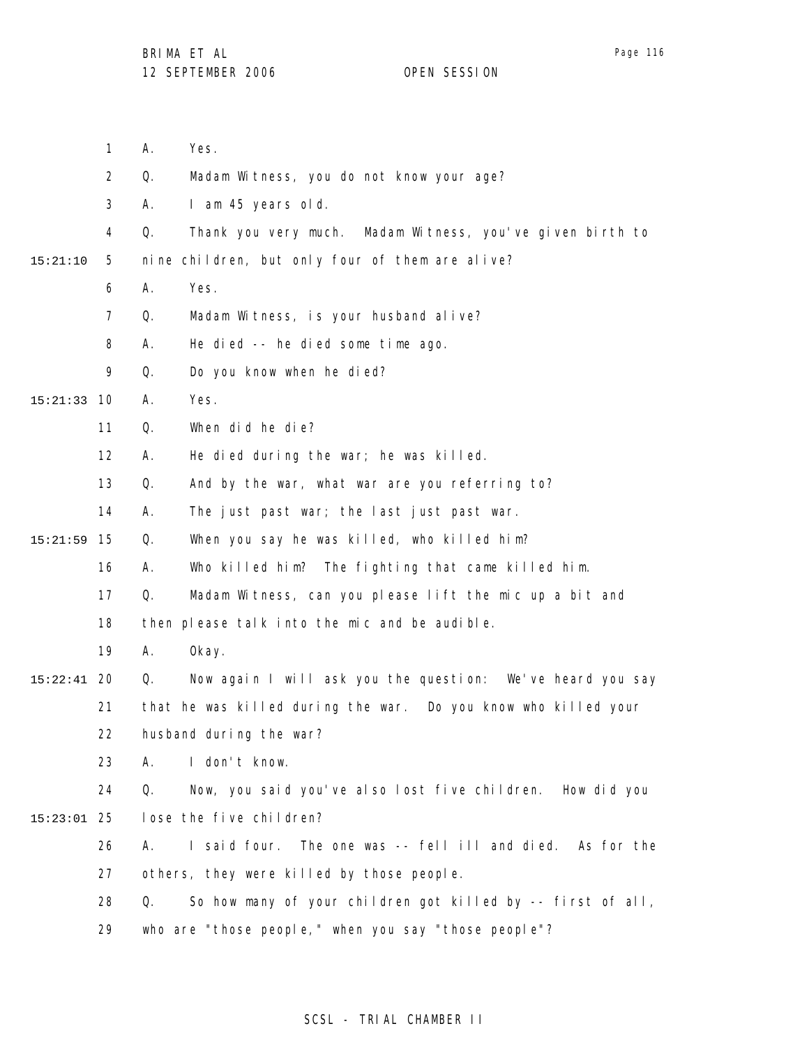A. Yes.

Q. Madam Witness, you do not know your age?

A. I am 45 years old.

Q. Thank you very much. Madam Witness, you've given birth to nine children, but only four of them are alive?

A. Yes.

Q. Madam Witness, is your husband alive?

A. He died -- he died some time ago.

Q. Do you know when he died?

A. Yes.

Q. When did he die?

A. He died during the war; he was killed.

Q. And by the war, what war are you referring to?

A. The just past war; the last just past war.

Q. When you say he was killed, who killed him?

A. Who killed him? The fighting that came killed him.

Q. Madam Witness, can you please lift the mic up a bit and then please talk into the mic and be audible.

A. Okay.

Q. Now again I will ask you the question: We've heard you say that he was killed during the war. Do you know who killed your husband during the war?

A. I don't know.

Q. Now, you said you've also lost five children. How did you lose the five children?

A. I said four. The one was -- fell ill and died. As for the others, they were killed by those people.

Q. So how many of your children got killed by -- first of all, who are "those people," when you say "those people"?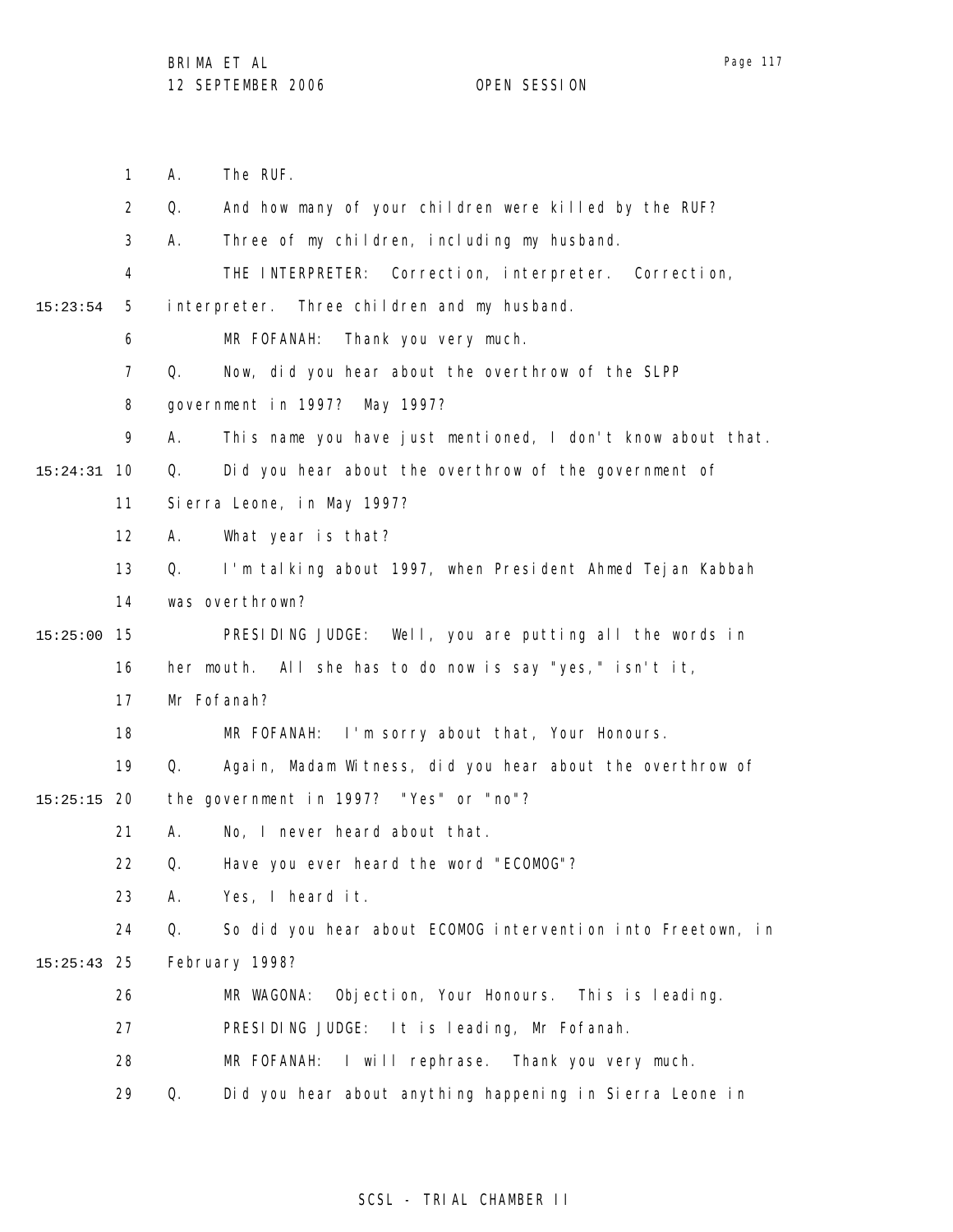A. The RUF.

Q. And how many of your children were killed by the RUF?

A. Three of my children, including my husband.

THE INTERPRETER: Correction, interpreter. Correction, interpreter. Three children and my husband.

MR FOFANAH: Thank you very much.

Q. Now, did you hear about the overthrow of the SLPP government in 1997? May 1997?

A. This name you have just mentioned, I don't know about that.

Q. Did you hear about the overthrow of the government of Sierra Leone, in May 1997?

A. What year is that?

Q. I'm talking about 1997, when President Ahmed Tejan Kabbah was overthrown?

PRESIDING JUDGE: Well, you are putting all the words in her mouth. All she has to do now is say "yes," isn't it, Mr Fofanah?

MR FOFANAH: I'm sorry about that, Your Honours.

Q. Again, Madam Witness, did you hear about the overthrow of the government in 1997? "Yes" or "no"?

A. No, I never heard about that.

Q. Have you ever heard the word "ECOMOG"?

A. Yes, I heard it.

Q. So did you hear about ECOMOG intervention into Freetown, in February 1998?

MR WAGONA: Objection, Your Honours. This is leading.

PRESIDING JUDGE: It is leading, Mr Fofanah.

MR FOFANAH: I will rephrase. Thank you very much.

Q. Did you hear about anything happening in Sierra Leone in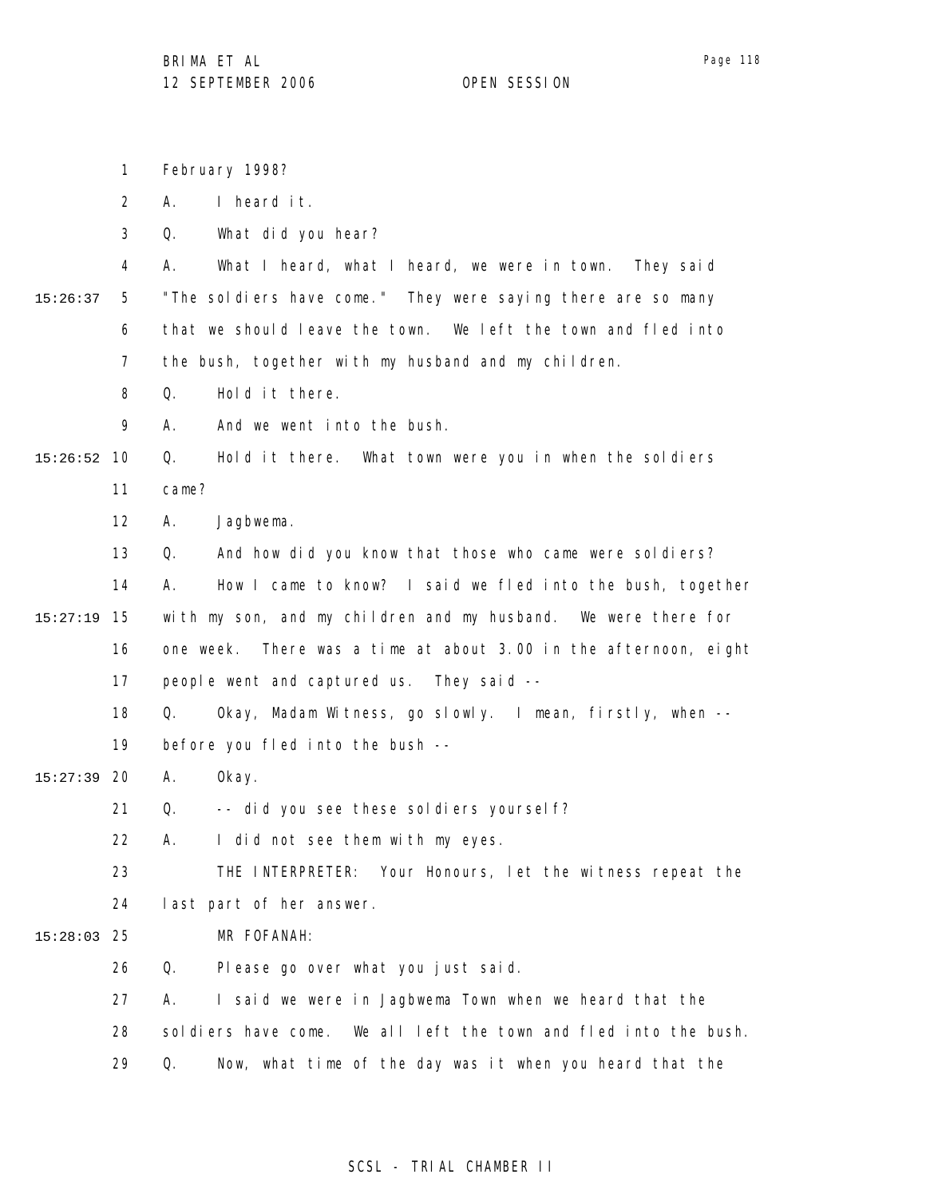February 1998?

A. I heard it.

Q. What did you hear?

A. What I heard, what I heard, we were in town. They said "The soldiers have come." They were saying there are so many that we should leave the town. We left the town and fled into the bush, together with my husband and my children.

Q. Hold it there.

A. And we went into the bush.

Q. Hold it there. What town were you in when the soldiers came?

A. Jagbwema.

Q. And how did you know that those who came were soldiers?

A. How I came to know? I said we fled into the bush, together with my son, and my children and my husband. We were there for one week. There was a time at about 3.00 in the afternoon, eight people went and captured us. They said --

Q. Okay, Madam Witness, go slowly. I mean, firstly, when -- before you fled into the bush --

A. Okay.

Q. -- did you see these soldiers yourself?

A. I did not see them with my eyes.

THE INTERPRETER: Your Honours, let the witness repeat the last part of her answer.

MR FOFANAH:

Q. Please go over what you just said.

A. I said we were in Jagbwema Town when we heard that the soldiers have come. We all left the town and fled into the bush.

Q. Now, what time of the day was it when you heard that the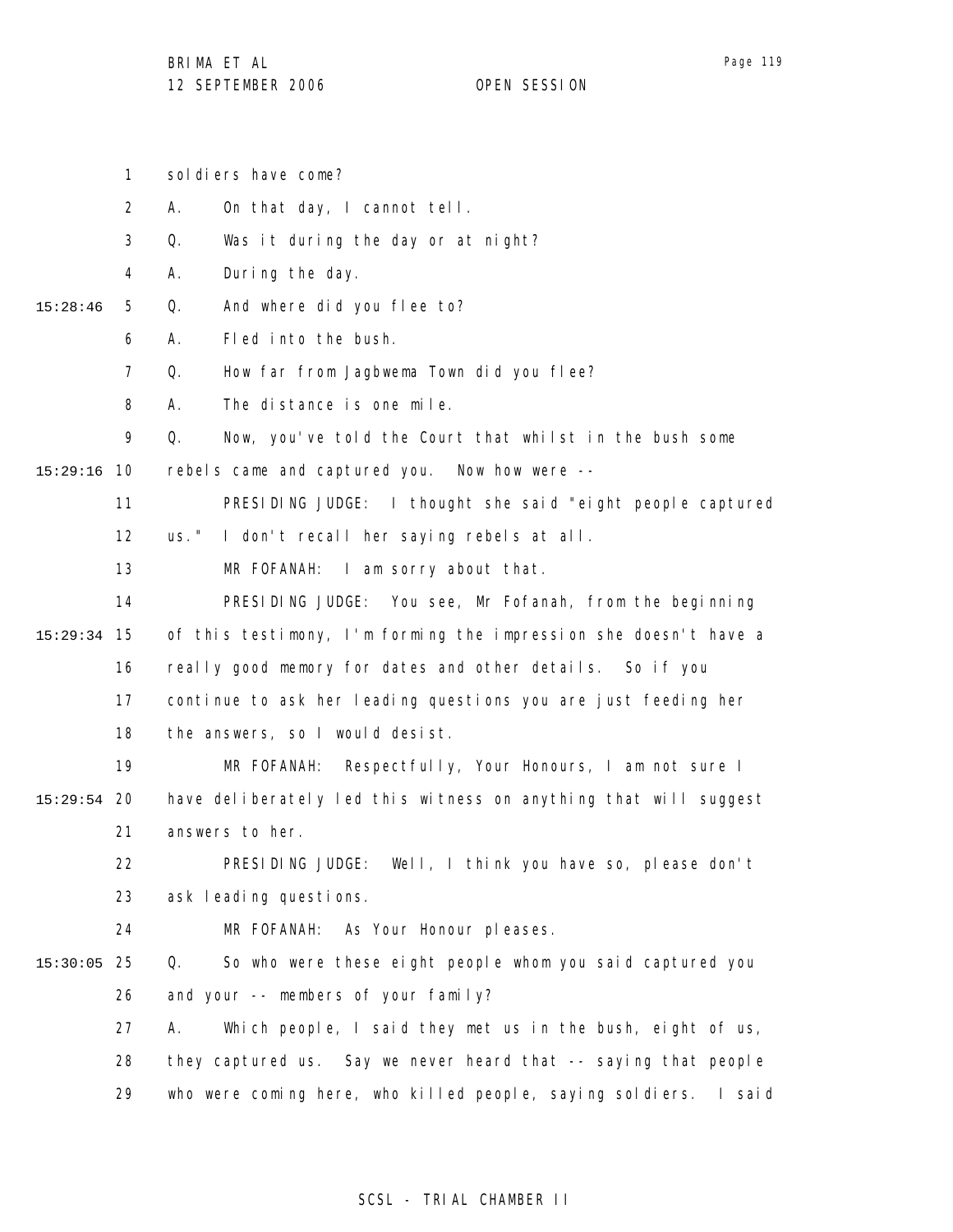soldiers have come?

A. On that day, I cannot tell.

Q. Was it during the day or at night?

A. During the day.

Q. And where did you flee to?

A. Fled into the bush.

Q. How far from Jagbwema Town did you flee?

A. The distance is one mile.

Q. Now, you've told the Court that whilst in the bush some rebels came and captured you. Now how were --

PRESIDING JUDGE: I thought she said "eight people captured us." I don't recall her saying rebels at all.

MR FOFANAH: I am sorry about that.

PRESIDING JUDGE: You see, Mr Fofanah, from the beginning of this testimony, I'm forming the impression she doesn't have a really good memory for dates and other details. So if you continue to ask her leading questions you are just feeding her the answers, so I would desist.

MR FOFANAH: Respectfully, Your Honours, I am not sure I have deliberately led this witness on anything that will suggest answers to her.

PRESIDING JUDGE: Well, I think you have so, please don't ask leading questions.

MR FOFANAH: As Your Honour pleases.

Q. So who were these eight people whom you said captured you and your -- members of your family?

A. Which people, I said they met us in the bush, eight of us, they captured us. Say we never heard that -- saying that people who were coming here, who killed people, saying soldiers. I said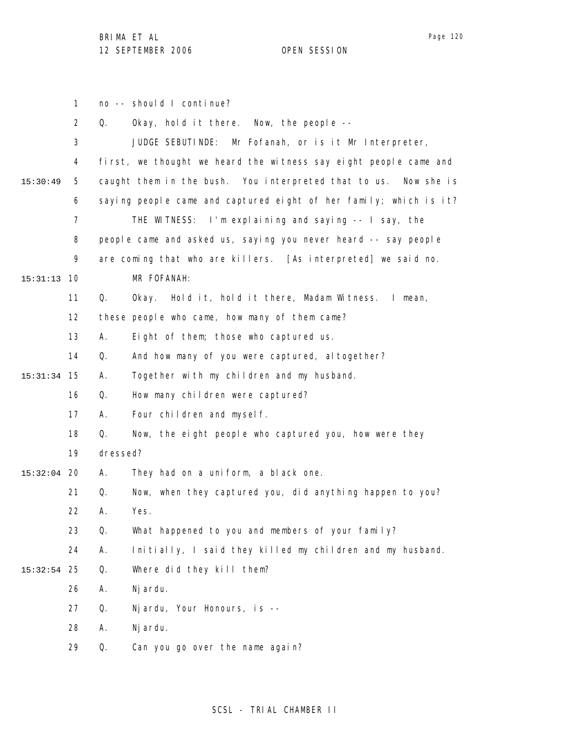no -- should I continue?

Q. Okay, hold it there. Now, the people --

JUDGE SEBUTINDE: Mr Fofanah, or is it Mr Interpreter, first, we thought we heard the witness say eight people came and caught them in the bush. You interpreted that to us. Now she is saying people came and captured eight of her family; which is it?

THE WITNESS: I'm explaining and saying -- I say, the people came and asked us, saying you never heard -- say people are coming that who are killers. [As interpreted] we said no.

MR FOFANAH:

Q. Okay. Hold it, hold it there, Madam Witness. I mean, these people who came, how many of them came?

A. Eight of them; those who captured us.

Q. And how many of you were captured, altogether?

A. Together with my children and my husband.

Q. How many children were captured?

A. Four children and myself.

Q. Now, the eight people who captured you, how were they dressed?

A. They had on a uniform, a black one.

Q. Now, when they captured you, did anything happen to you?

A. Yes.

Q. What happened to you and members of your family?

A. Initially, I said they killed my children and my husband.

Q. Where did they kill them?

A. Njardu.

Q. Njardu, Your Honours, is --

A. Njardu.

Q. Can you go over the name again?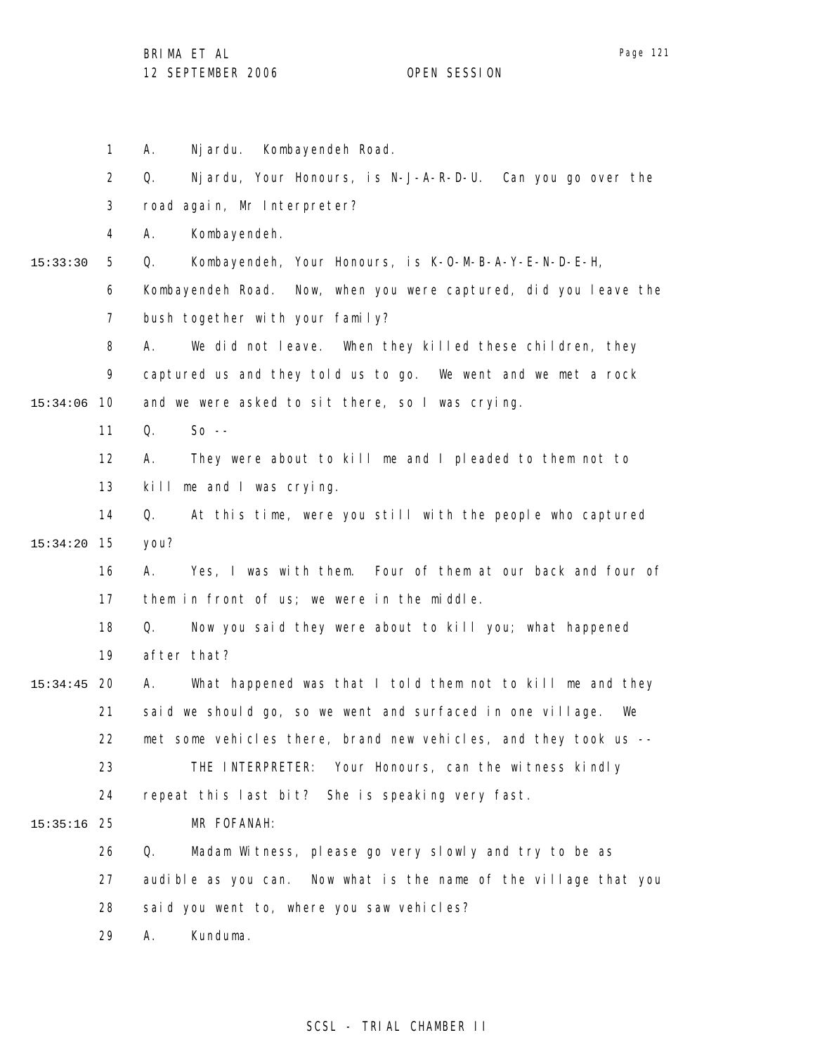A. Njardu. Kombayendeh Road.

Q. Njardu, Your Honours, is N-J-A-R-D-U. Can you go over the road again, Mr Interpreter?

A. Kombayendeh.

Q. Kombayendeh, Your Honours, is K-O-M-B-A-Y-E-N-D-E-H, Kombayendeh Road. Now, when you were captured, did you leave the bush together with your family?

A. We did not leave. When they killed these children, they captured us and they told us to go. We went and we met a rock and we were asked to sit there, so I was crying.

Q. So --

A. They were about to kill me and I pleaded to them not to kill me and I was crying.

Q. At this time, were you still with the people who captured you?

A. Yes, I was with them. Four of them at our back and four of them in front of us; we were in the middle.

Q. Now you said they were about to kill you; what happened after that?

A. What happened was that I told them not to kill me and they said we should go, so we went and surfaced in one village. We met some vehicles there, brand new vehicles, and they took us --

THE INTERPRETER: Your Honours, can the witness kindly repeat this last bit? She is speaking very fast.

MR FOFANAH:

Q. Madam Witness, please go very slowly and try to be as audible as you can. Now what is the name of the village that you said you went to, where you saw vehicles?

A. Kunduma.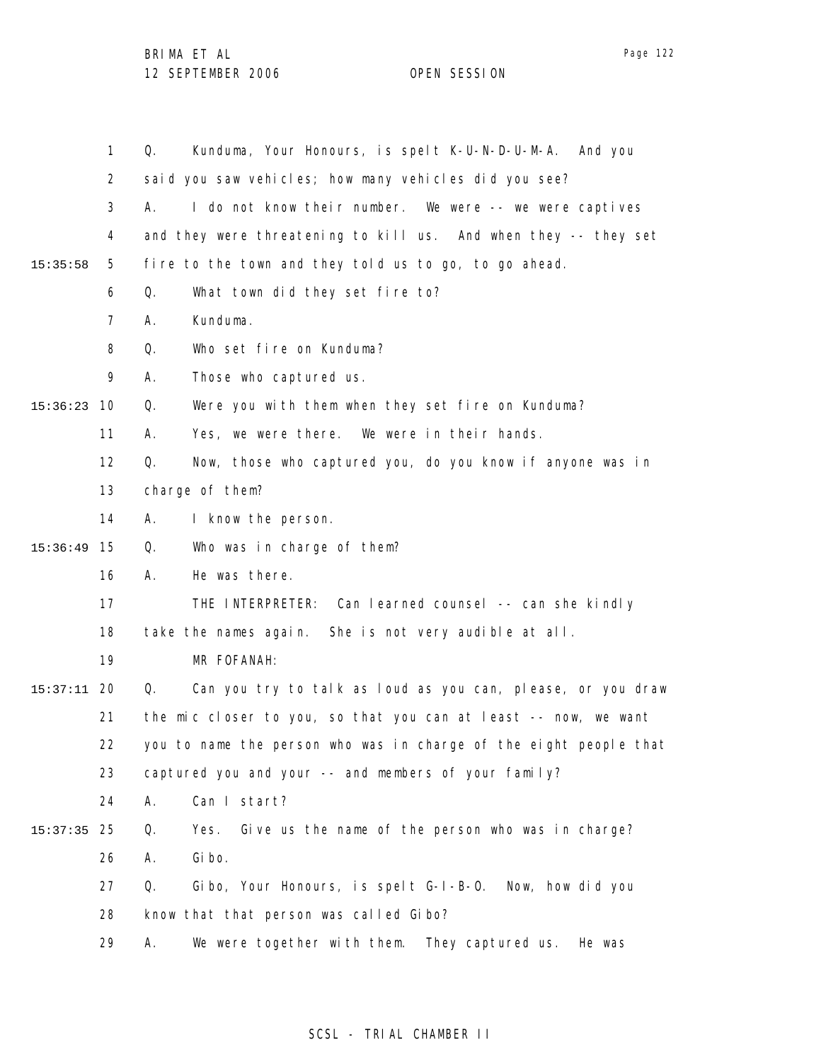Q. Kunduma, Your Honours, is spelt K-U-N-D-U-M-A. And you said you saw vehicles; how many vehicles did you see?

A. I do not know their number. We were -- we were captives and they were threatening to kill us. And when they -- they set fire to the town and they told us to go, to go ahead.

Q. What town did they set fire to?

A. Kunduma.

Q. Who set fire on Kunduma?

A. Those who captured us.

Q. Were you with them when they set fire on Kunduma?

A. Yes, we were there. We were in their hands.

Q. Now, those who captured you, do you know if anyone was in charge of them?

A. I know the person.

Q. Who was in charge of them?

A. He was there.

THE INTERPRETER: Can learned counsel -- can she kindly take the names again. She is not very audible at all.

MR FOFANAH:

Q. Can you try to talk as loud as you can, please, or you draw the mic closer to you, so that you can at least -- now, we want you to name the person who was in charge of the eight people that captured you and your -- and members of your family?

A. Can I start?

Q. Yes. Give us the name of the person who was in charge?

A. Gibo.

Q. Gibo, Your Honours, is spelt G-I-B-O. Now, how did you know that that person was called Gibo?

A. We were together with them. They captured us. He was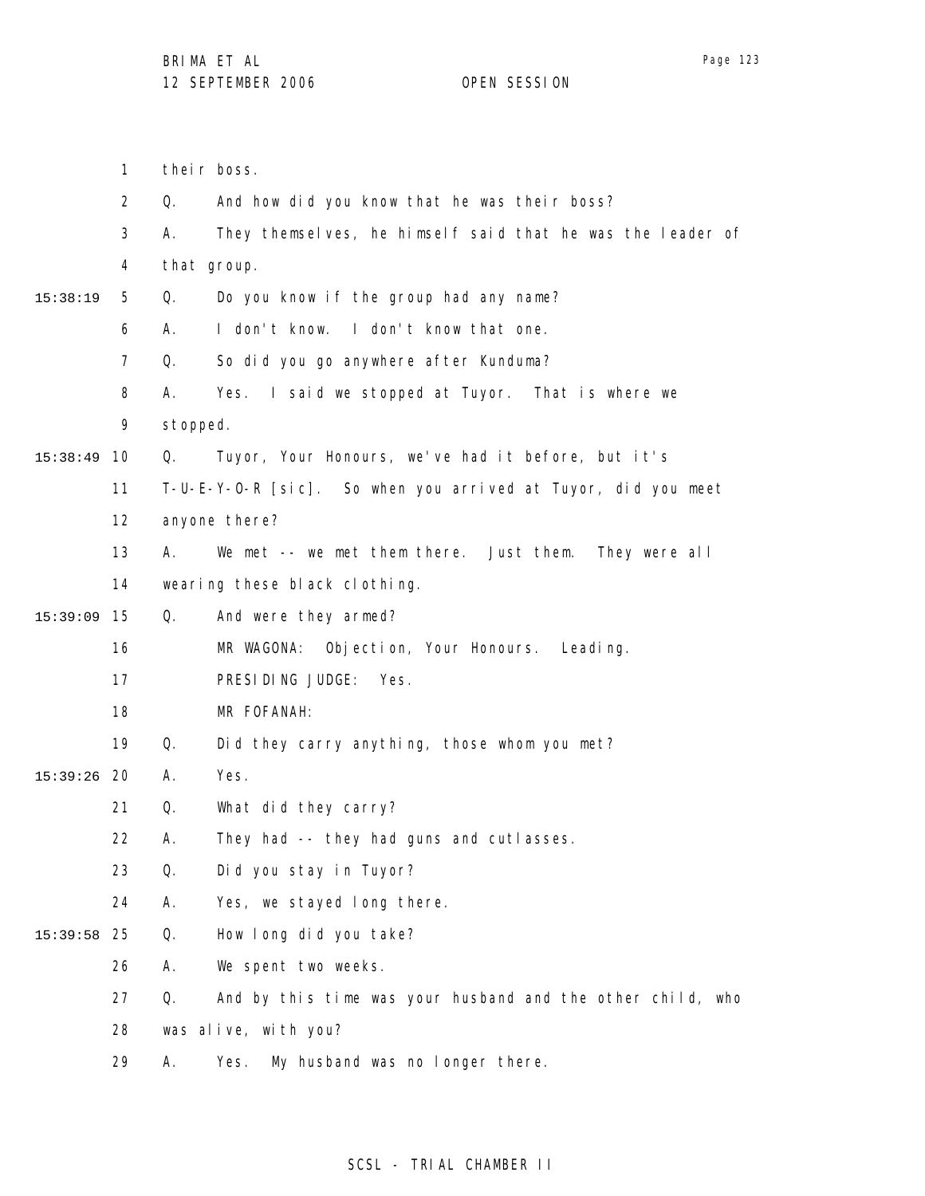their boss.

Q. And how did you know that he was their boss?

A. They themselves, he himself said that he was the leader of that group.

Q. Do you know if the group had any name?

A. I don't know. I don't know that one.

Q. So did you go anywhere after Kunduma?

A. Yes. I said we stopped at Tuyor. That is where we stopped.

Q. Tuyor, Your Honours, we've had it before, but it's T-U-E-Y-O-R [sic]. So when you arrived at Tuyor, did you meet anyone there?

A. We met -- we met them there. Just them. They were all wearing these black clothing.

Q. And were they armed?

MR WAGONA: Objection, Your Honours. Leading.

PRESIDING JUDGE: Yes.

MR FOFANAH:

Q. Did they carry anything, those whom you met?

A. Yes.

Q. What did they carry?

A. They had -- they had guns and cutlasses.

Q. Did you stay in Tuyor?

A. Yes, we stayed long there.

Q. How long did you take?

A. We spent two weeks.

Q. And by this time was your husband and the other child, who was alive, with you?

A. Yes. My husband was no longer there.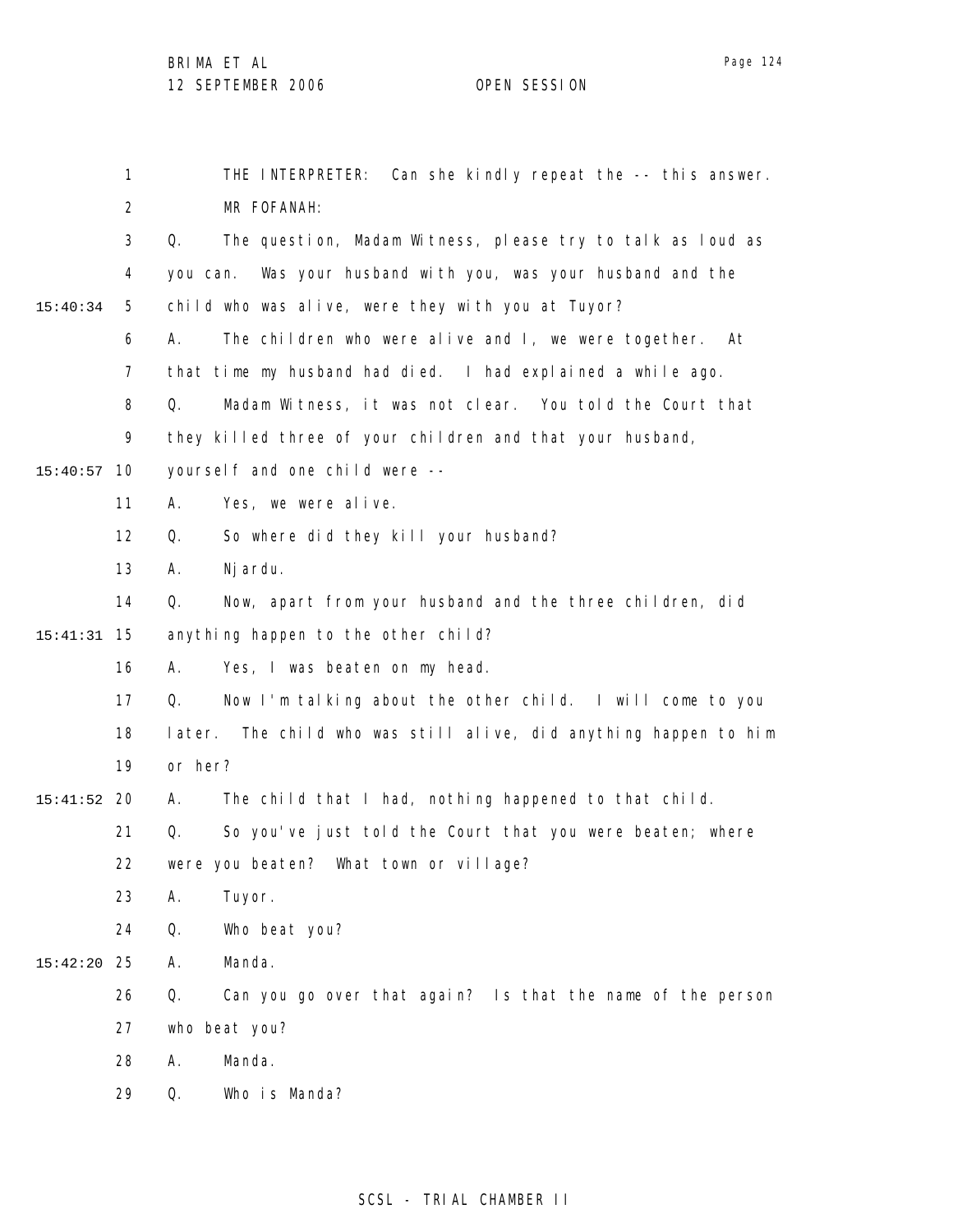THE INTERPRETER: Can she kindly repeat the -- this answer.

MR FOFANAH:

Q. The question, Madam Witness, please try to talk as loud as you can. Was your husband with you, was your husband and the child who was alive, were they with you at Tuyor?

A. The children who were alive and I, we were together. At that time my husband had died. I had explained a while ago.

Q. Madam Witness, it was not clear. You told the Court that they killed three of your children and that your husband, yourself and one child were --

A. Yes, we were alive.

Q. So where did they kill your husband?

A. Njardu.

Q. Now, apart from your husband and the three children, did anything happen to the other child?

A. Yes, I was beaten on my head.

Q. Now I'm talking about the other child. I will come to you later. The child who was still alive, did anything happen to him or her?

A. The child that I had, nothing happened to that child.

Q. So you've just told the Court that you were beaten; where were you beaten? What town or village?

A. Tuyor.

Q. Who beat you?

A. Manda.

Q. Can you go over that again? Is that the name of the person who beat you?

A. Manda.

Q. Who is Manda?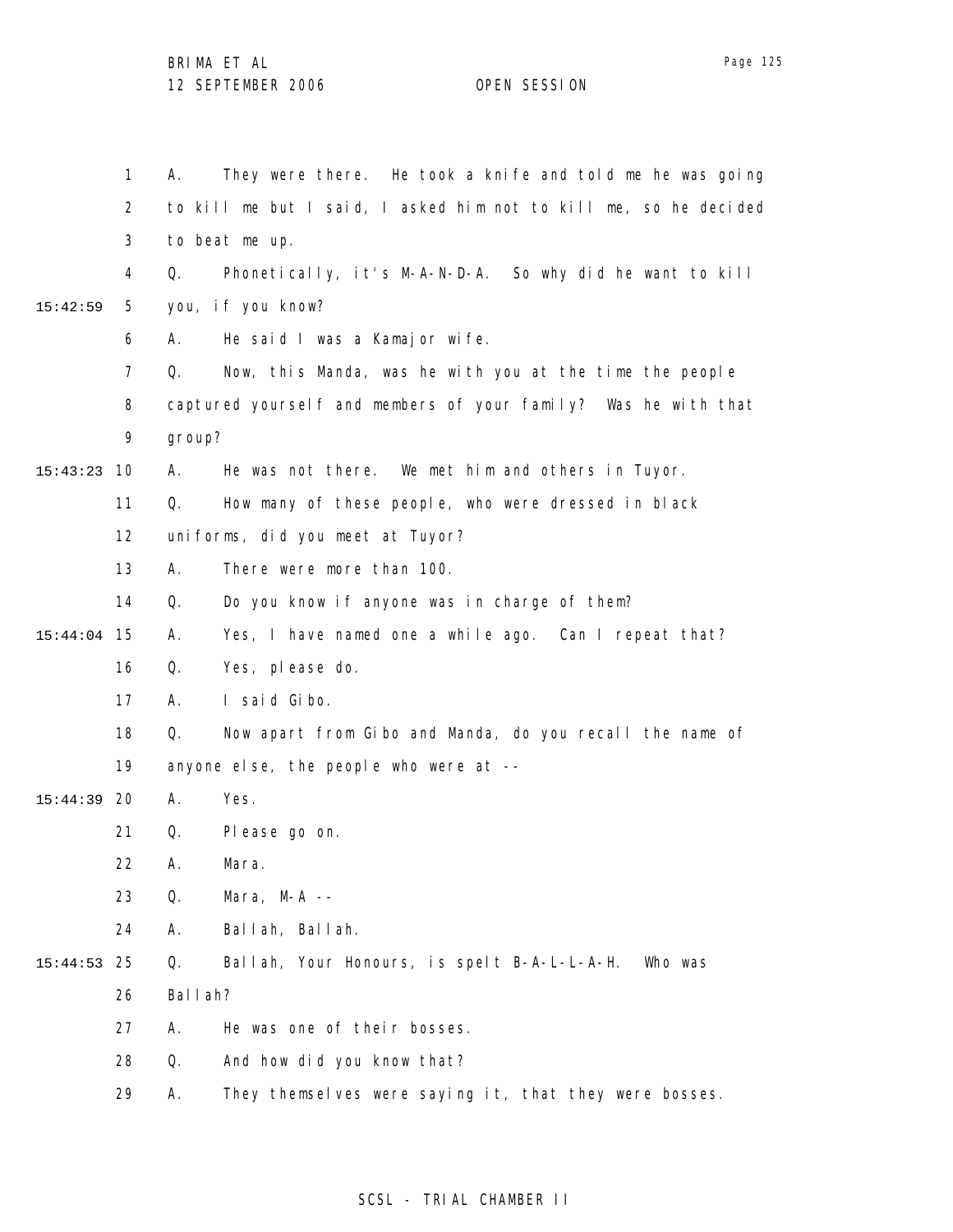1 A. They were there. He took a knife and told me he was going
2 to kill me but I said, I asked him not to kill me, so he decided
3 to beat me up.
4 Q. Phonetically, it's M-A-N-D-A. So why did he want to kill
15:42:59 5 you, if you know?
6 A. He said I was a Kamajor wife.
7 Q. Now, this Manda, was he with you at the time the people
8 captured yourself and members of your family? Was he with that
9 group?
15:43:23 10 A. He was not there. We met him and others in Tuyor.
11 Q. How many of these people, who were dressed in black
12 uniforms, did you meet at Tuyor?
13 A. There were more than 100.
14 Q. Do you know if anyone was in charge of them?
15:44:04 15 A. Yes, I have named one a while ago. Can I repeat that?
16 Q. Yes, please do.
17 A. I said Gibo.
18 Q. Now apart from Gibo and Manda, do you recall the name of
19 anyone else, the people who were at --
15:44:39 20 A. Yes.
21 Q. Please go on.
22 A. Mara.
23 Q. Mara, M-A --
24 A. Ballah, Ballah.
15:44:53 25 Q. Ballah, Your Honours, is spelt B-A-L-L-A-H. Who was
26 Ballah?
27 A. He was one of their bosses.
28 Q. And how did you know that?
29 A. They themselves were saying it, that they were bosses.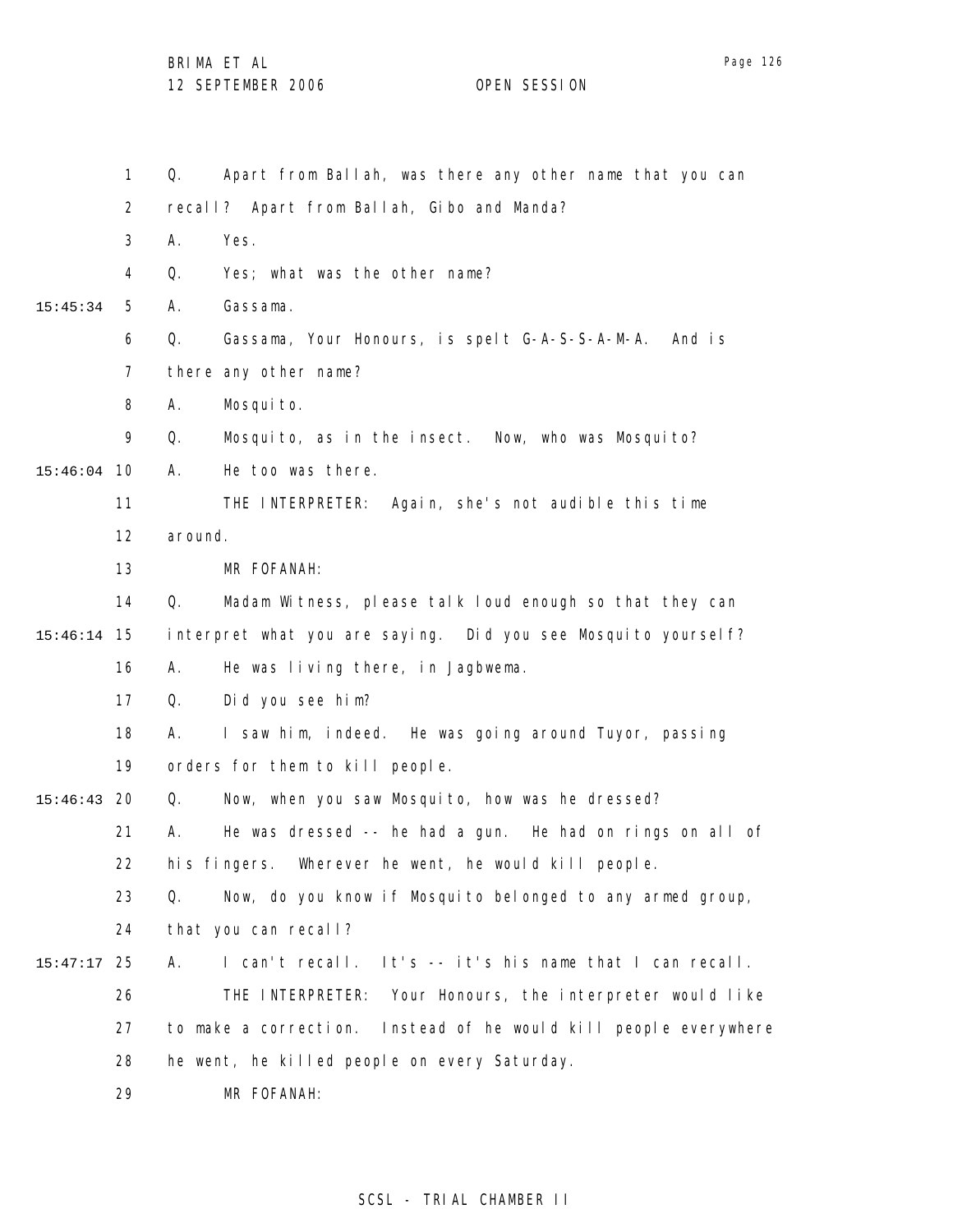Q. Apart from Ballah, was there any other name that you can recall? Apart from Ballah, Gibo and Manda?

A. Yes.

Q. Yes; what was the other name?

A. Gassama.

Q. Gassama, Your Honours, is spelt G-A-S-S-A-M-A. And is there any other name?

A. Mosquito.

Q. Mosquito, as in the insect. Now, who was Mosquito?

A. He too was there.

THE INTERPRETER: Again, she's not audible this time around.

MR FOFANAH:

Q. Madam Witness, please talk loud enough so that they can interpret what you are saying. Did you see Mosquito yourself?

A. He was living there, in Jagbwema.

Q. Did you see him?

A. I saw him, indeed. He was going around Tuyor, passing orders for them to kill people.

Q. Now, when you saw Mosquito, how was he dressed?

A. He was dressed -- he had a gun. He had on rings on all of his fingers. Wherever he went, he would kill people.

Q. Now, do you know if Mosquito belonged to any armed group, that you can recall?

A. I can't recall. It's -- it's his name that I can recall.

THE INTERPRETER: Your Honours, the interpreter would like to make a correction. Instead of he would kill people everywhere he went, he killed people on every Saturday.

MR FOFANAH: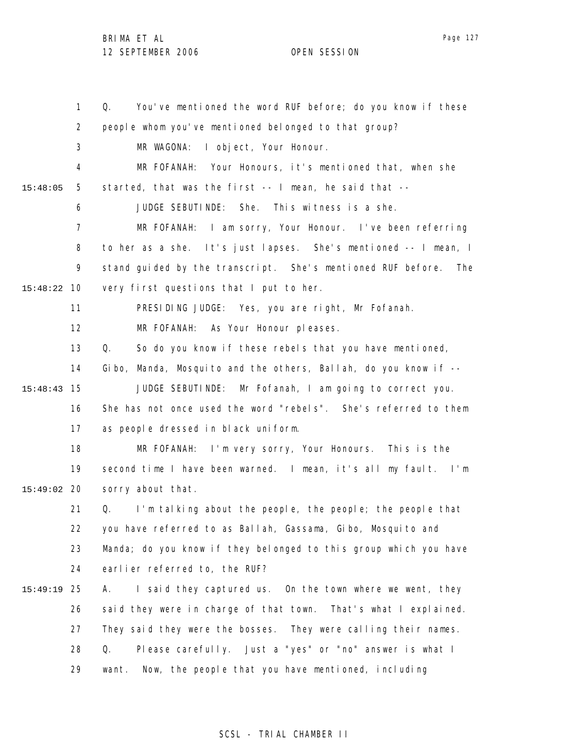1 Q. You've mentioned the word RUF before; do you know if these
2 people whom you've mentioned belonged to that group?
3 MR WAGONA: I object, Your Honour.
4 MR FOFANAH: Your Honours, it's mentioned that, when she
15:48:05 5 started, that was the first -- I mean, he said that --
6 JUDGE SEBUTINDE: She. This witness is a she.
7 MR FOFANAH: I am sorry, Your Honour. I've been referring
8 to her as a she. It's just lapses. She's mentioned -- I mean, I
9 stand guided by the transcript. She's mentioned RUF before. The
15:48:22 10 very first questions that I put to her.
11 PRESIDING JUDGE: Yes, you are right, Mr Fofanah.
12 MR FOFANAH: As Your Honour pleases.
13 Q. So do you know if these rebels that you have mentioned,
14 Gibo, Manda, Mosquito and the others, Ballah, do you know if --
15:48:43 15 JUDGE SEBUTINDE: Mr Fofanah, I am going to correct you.
16 She has not once used the word "rebels". She's referred to them
17 as people dressed in black uniform.
18 MR FOFANAH: I'm very sorry, Your Honours. This is the
19 second time I have been warned. I mean, it's all my fault. I'm
15:49:02 20 sorry about that.
21 Q. I'm talking about the people, the people; the people that
22 you have referred to as Ballah, Gassama, Gibo, Mosquito and
23 Manda; do you know if they belonged to this group which you have
24 earlier referred to, the RUF?
15:49:19 25 A. I said they captured us. On the town where we went, they
26 said they were in charge of that town. That's what I explained.
27 They said they were the bosses. They were calling their names.
28 Q. Please carefully. Just a "yes" or "no" answer is what I
29 want. Now, the people that you have mentioned, including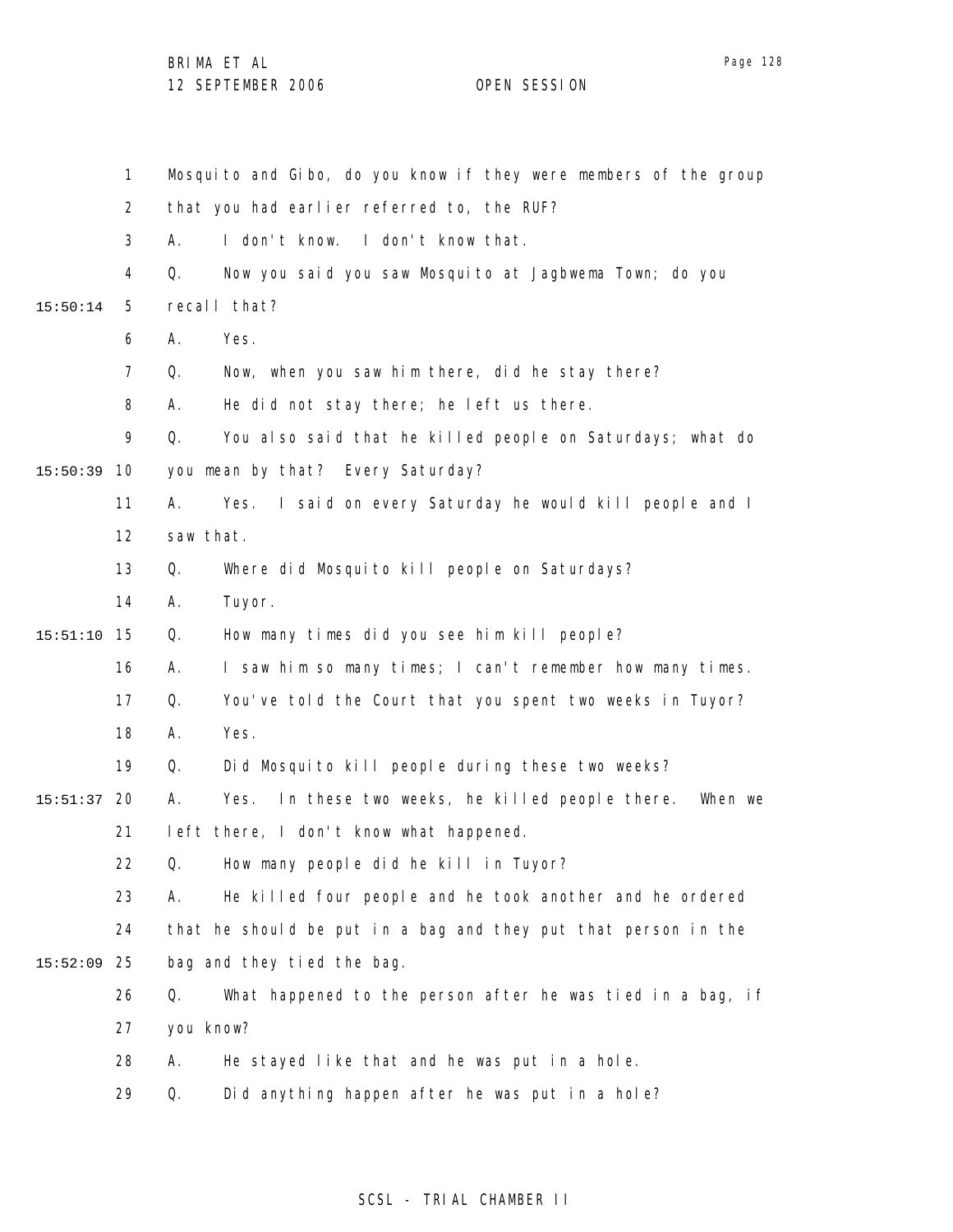Mosquito and Gibo, do you know if they were members of the group that you had earlier referred to, the RUF?

A. I don't know. I don't know that.

Q. Now you said you saw Mosquito at Jagbwema Town; do you recall that?

A. Yes.

Q. Now, when you saw him there, did he stay there?

A. He did not stay there; he left us there.

Q. You also said that he killed people on Saturdays; what do you mean by that? Every Saturday?

A. Yes. I said on every Saturday he would kill people and I saw that.

Q. Where did Mosquito kill people on Saturdays?

A. Tuyor.

Q. How many times did you see him kill people?

A. I saw him so many times; I can't remember how many times.

Q. You've told the Court that you spent two weeks in Tuyor?

A. Yes.

Q. Did Mosquito kill people during these two weeks?

A. Yes. In these two weeks, he killed people there. When we left there, I don't know what happened.

Q. How many people did he kill in Tuyor?

A. He killed four people and he took another and he ordered that he should be put in a bag and they put that person in the bag and they tied the bag.

Q. What happened to the person after he was tied in a bag, if you know?

A. He stayed like that and he was put in a hole.

Q. Did anything happen after he was put in a hole?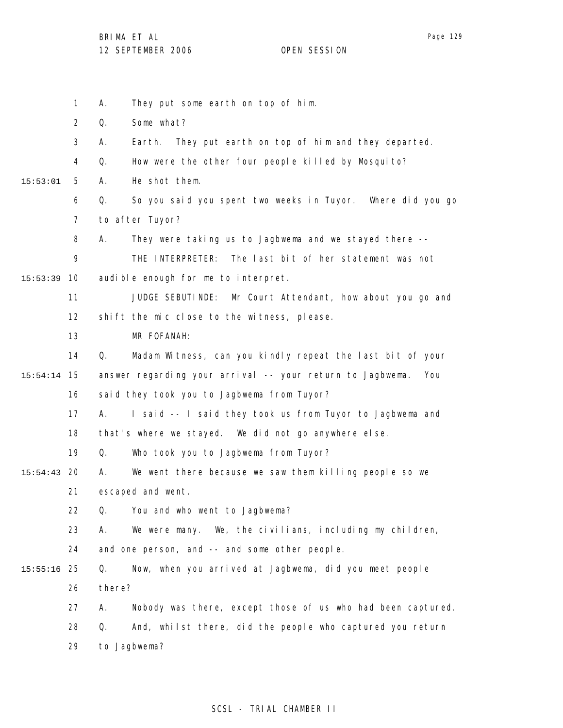A. They put some earth on top of him.

Q. Some what?

A. Earth. They put earth on top of him and they departed.

Q. How were the other four people killed by Mosquito?

A. He shot them.

Q. So you said you spent two weeks in Tuyor. Where did you go to after Tuyor?

A. They were taking us to Jagbwema and we stayed there --

THE INTERPRETER: The last bit of her statement was not audible enough for me to interpret.

JUDGE SEBUTINDE: Mr Court Attendant, how about you go and shift the mic close to the witness, please.

MR FOFANAH:

Q. Madam Witness, can you kindly repeat the last bit of your answer regarding your arrival -- your return to Jagbwema. You said they took you to Jagbwema from Tuyor?

A. I said -- I said they took us from Tuyor to Jagbwema and that's where we stayed. We did not go anywhere else.

Q. Who took you to Jagbwema from Tuyor?

A. We went there because we saw them killing people so we escaped and went.

Q. You and who went to Jagbwema?

A. We were many. We, the civilians, including my children, and one person, and -- and some other people.

Q. Now, when you arrived at Jagbwema, did you meet people there?

A. Nobody was there, except those of us who had been captured.

Q. And, whilst there, did the people who captured you return to Jagbwema?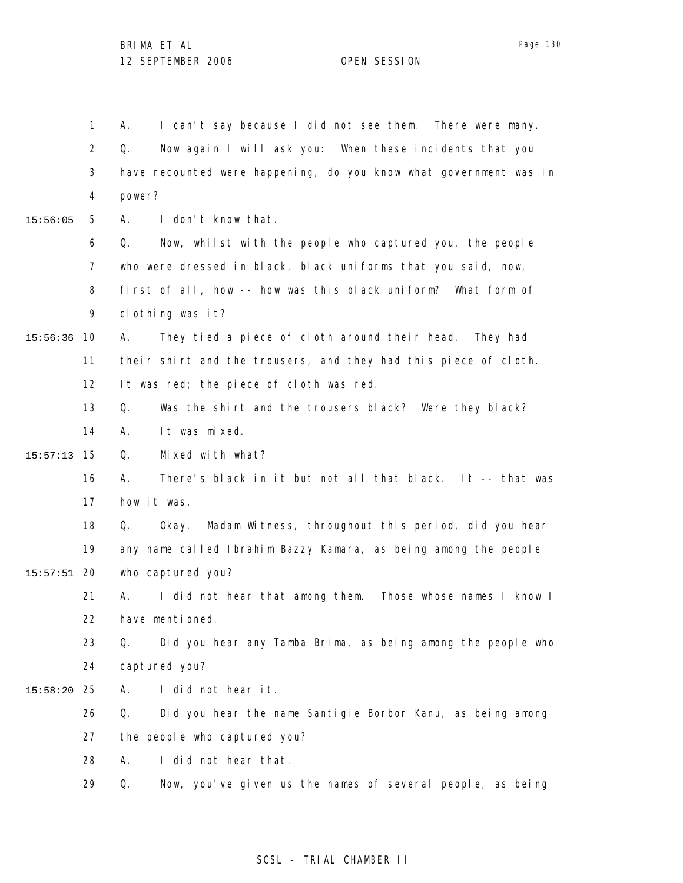A. I can't say because I did not see them. There were many.

Q. Now again I will ask you: When these incidents that you have recounted were happening, do you know what government was in power?

A. I don't know that.

Q. Now, whilst with the people who captured you, the people who were dressed in black, black uniforms that you said, now, first of all, how -- how was this black uniform? What form of clothing was it?

A. They tied a piece of cloth around their head. They had their shirt and the trousers, and they had this piece of cloth. It was red; the piece of cloth was red.

Q. Was the shirt and the trousers black? Were they black?

A. It was mixed.

Q. Mixed with what?

A. There's black in it but not all that black. It -- that was how it was.

Q. Okay. Madam Witness, throughout this period, did you hear any name called Ibrahim Bazzy Kamara, as being among the people who captured you?

A. I did not hear that among them. Those whose names I know I have mentioned.

Q. Did you hear any Tamba Brima, as being among the people who captured you?

A. I did not hear it.

Q. Did you hear the name Santigie Borbor Kanu, as being among the people who captured you?

A. I did not hear that.

Q. Now, you've given us the names of several people, as being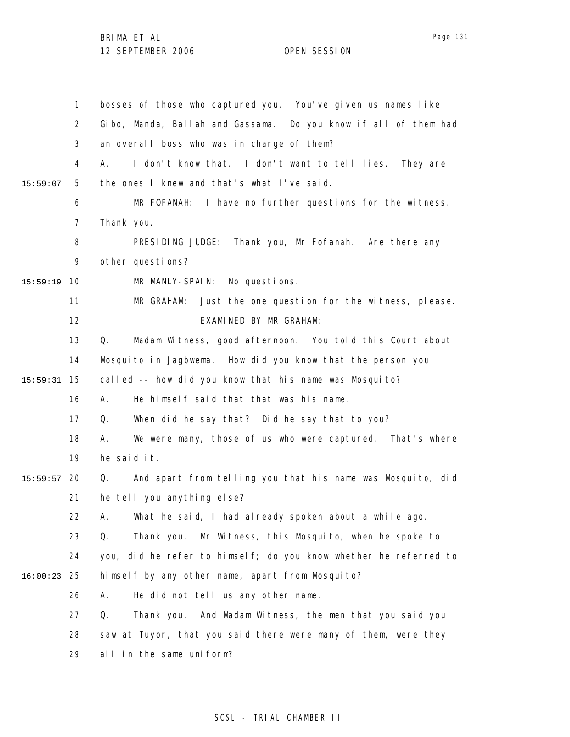1 bosses of those who captured you. You've given us names like
2 Gibo, Manda, Ballah and Gassama. Do you know if all of them had
3 an overall boss who was in charge of them?
4 A. I don't know that. I don't want to tell lies. They are
15:59:07 5 the ones I knew and that's what I've said.
6 MR FOFANAH: I have no further questions for the witness.
7 Thank you.
8 PRESIDING JUDGE: Thank you, Mr Fofanah. Are there any
9 other questions?
15:59:19 10 MR MANLY-SPAIN: No questions.
11 MR GRAHAM: Just the one question for the witness, please.
12 EXAMINED BY MR GRAHAM:
13 Q. Madam Witness, good afternoon. You told this Court about
14 Mosquito in Jagbwema. How did you know that the person you
15:59:31 15 called -- how did you know that his name was Mosquito?
16 A. He himself said that that was his name.
17 Q. When did he say that? Did he say that to you?
18 A. We were many, those of us who were captured. That's where
19 he said it.
15:59:57 20 Q. And apart from telling you that his name was Mosquito, did
21 he tell you anything else?
22 A. What he said, I had already spoken about a while ago.
23 Q. Thank you. Mr Witness, this Mosquito, when he spoke to
24 you, did he refer to himself; do you know whether he referred to
16:00:23 25 himself by any other name, apart from Mosquito?
26 A. He did not tell us any other name.
27 Q. Thank you. And Madam Witness, the men that you said you
28 saw at Tuyor, that you said there were many of them, were they
29 all in the same uniform?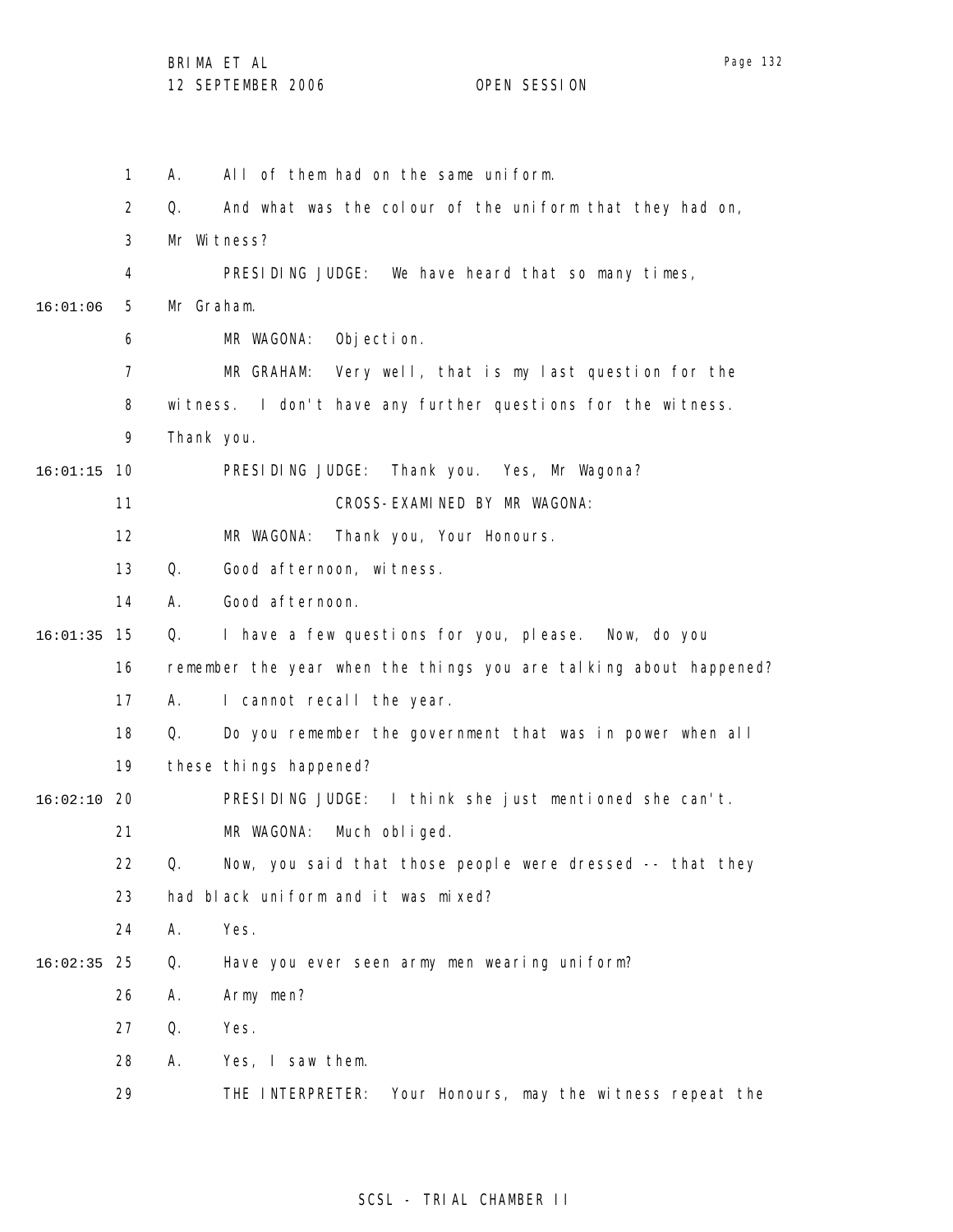1 A. All of them had on the same uniform.

2 Q. And what was the colour of the uniform that they had on,

3 Mr Witness?

4 PRESIDING JUDGE: We have heard that so many times,

16:01:06 5 Mr Graham.

6 MR WAGONA: Objection.

7 MR GRAHAM: Very well, that is my last question for the

8 witness. I don't have any further questions for the witness.

9 Thank you.

16:01:15 10 PRESIDING JUDGE: Thank you. Yes, Mr Wagona?

11 CROSS-EXAMINED BY MR WAGONA:

12 MR WAGONA: Thank you, Your Honours.

13 Q. Good afternoon, witness.

14 A. Good afternoon.

16:01:35 15 Q. I have a few questions for you, please. Now, do you

16 remember the year when the things you are talking about happened?

17 A. I cannot recall the year.

18 Q. Do you remember the government that was in power when all

19 these things happened?

16:02:10 20 PRESIDING JUDGE: I think she just mentioned she can't.

21 MR WAGONA: Much obliged.

22 Q. Now, you said that those people were dressed -- that they

23 had black uniform and it was mixed?

24 A. Yes.

16:02:35 25 Q. Have you ever seen army men wearing uniform?

26 A. Army men?

27 Q. Yes.

28 A. Yes, I saw them.

29 THE INTERPRETER: Your Honours, may the witness repeat the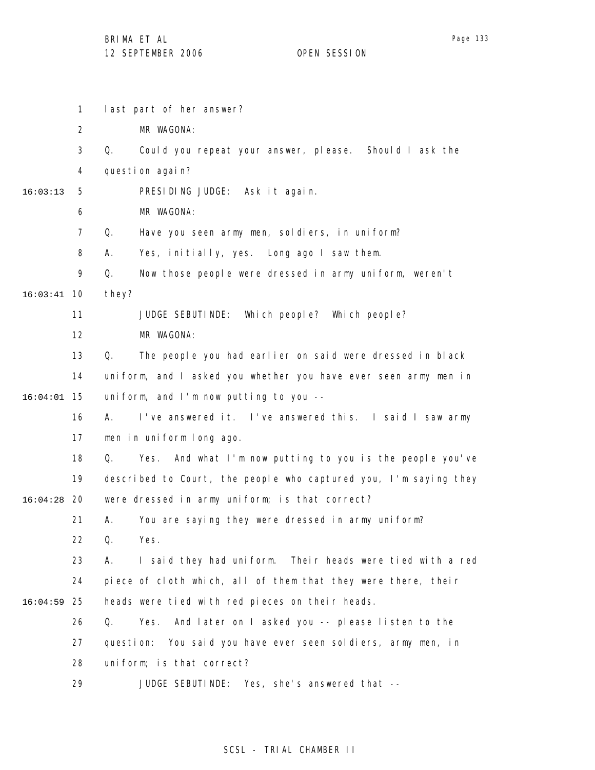last part of her answer?

MR WAGONA:

Q. Could you repeat your answer, please. Should I ask the question again?

PRESIDING JUDGE: Ask it again.

MR WAGONA:

Q. Have you seen army men, soldiers, in uniform?

A. Yes, initially, yes. Long ago I saw them.

Q. Now those people were dressed in army uniform, weren't they?

JUDGE SEBUTINDE: Which people? Which people?

MR WAGONA:

Q. The people you had earlier on said were dressed in black uniform, and I asked you whether you have ever seen army men in uniform, and I'm now putting to you --

A. I've answered it. I've answered this. I said I saw army men in uniform long ago.

Q. Yes. And what I'm now putting to you is the people you've described to Court, the people who captured you, I'm saying they were dressed in army uniform; is that correct?

A. You are saying they were dressed in army uniform?

Q. Yes.

A. I said they had uniform. Their heads were tied with a red piece of cloth which, all of them that they were there, their heads were tied with red pieces on their heads.

Q. Yes. And later on I asked you -- please listen to the question: You said you have ever seen soldiers, army men, in uniform; is that correct?

JUDGE SEBUTINDE: Yes, she's answered that --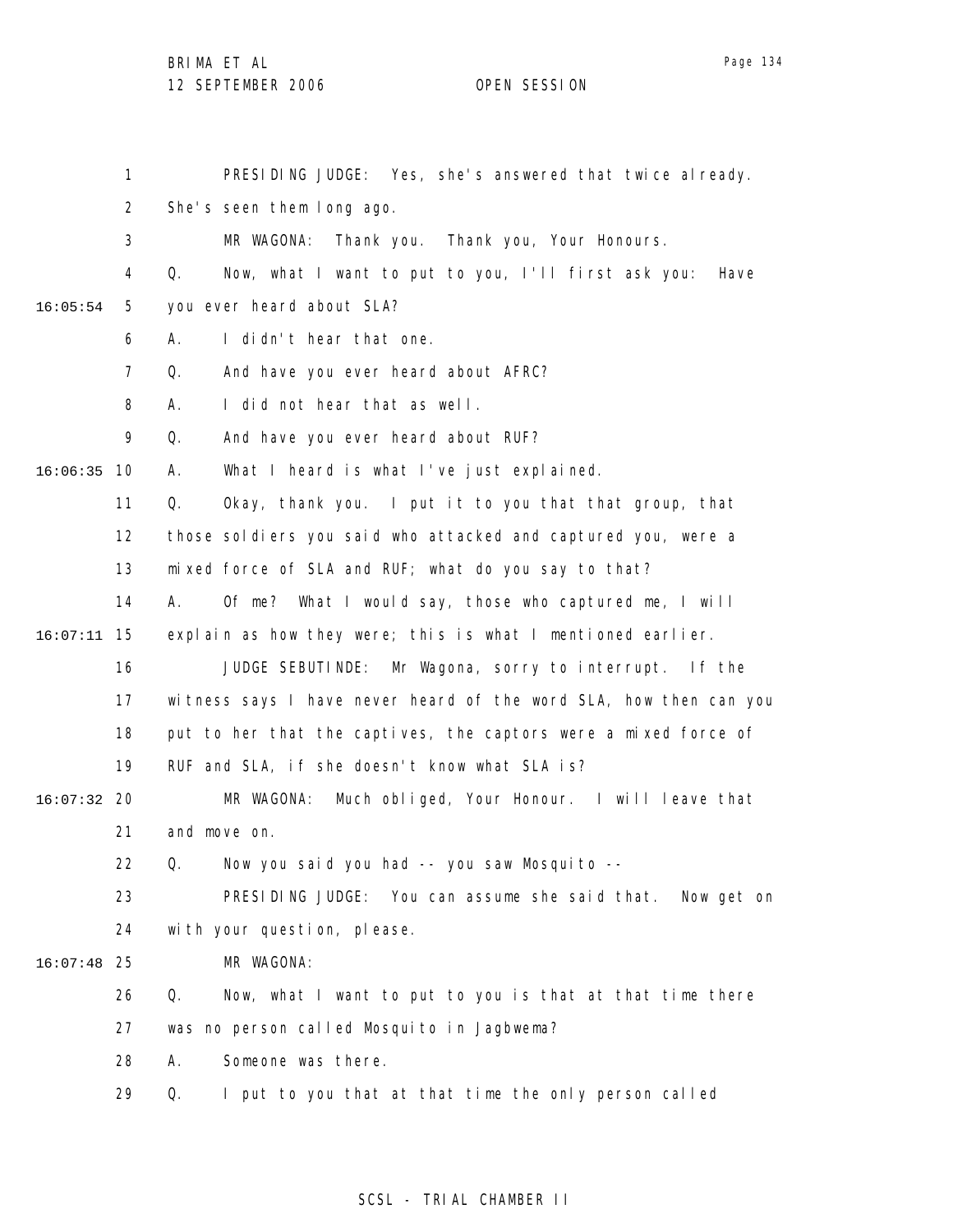PRESIDING JUDGE: Yes, she's answered that twice already. She's seen them long ago.

MR WAGONA: Thank you. Thank you, Your Honours.

Q. Now, what I want to put to you, I'll first ask you: Have you ever heard about SLA?

A. I didn't hear that one.

Q. And have you ever heard about AFRC?

A. I did not hear that as well.

Q. And have you ever heard about RUF?

A. What I heard is what I've just explained.

Q. Okay, thank you. I put it to you that that group, that those soldiers you said who attacked and captured you, were a mixed force of SLA and RUF; what do you say to that?

A. Of me? What I would say, those who captured me, I will explain as how they were; this is what I mentioned earlier.

JUDGE SEBUTINDE: Mr Wagona, sorry to interrupt. If the witness says I have never heard of the word SLA, how then can you put to her that the captives, the captors were a mixed force of RUF and SLA, if she doesn't know what SLA is?

MR WAGONA: Much obliged, Your Honour. I will leave that and move on.

Q. Now you said you had -- you saw Mosquito --

PRESIDING JUDGE: You can assume she said that. Now get on with your question, please.

MR WAGONA:

Q. Now, what I want to put to you is that at that time there was no person called Mosquito in Jagbwema?

A. Someone was there.

Q. I put to you that at that time the only person called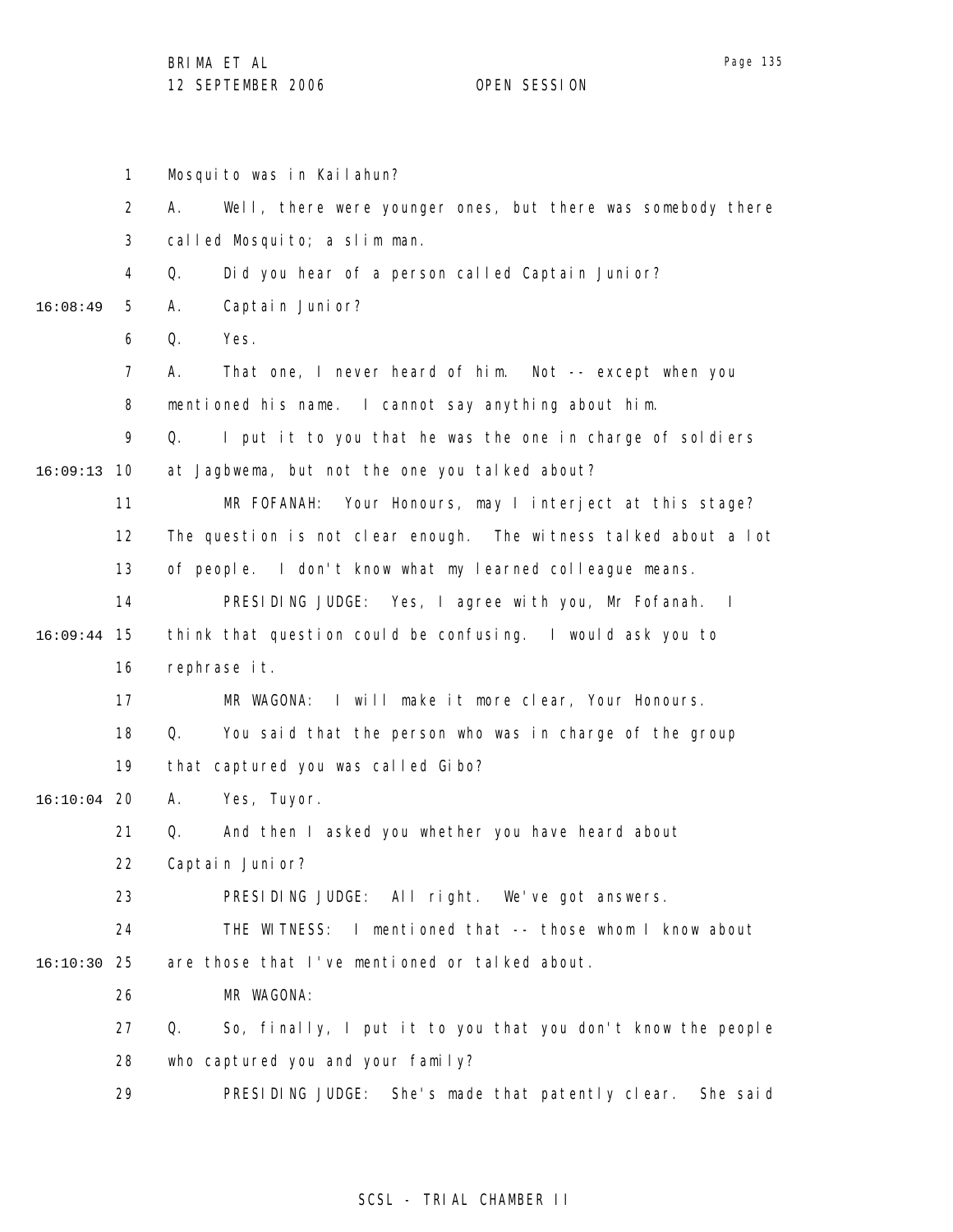Mosquito was in Kailahun?

A. Well, there were younger ones, but there was somebody there called Mosquito; a slim man.

Q. Did you hear of a person called Captain Junior?

A. Captain Junior?

Q. Yes.

A. That one, I never heard of him. Not -- except when you mentioned his name. I cannot say anything about him.

Q. I put it to you that he was the one in charge of soldiers at Jagbwema, but not the one you talked about?

MR FOFANAH: Your Honours, may I interject at this stage? The question is not clear enough. The witness talked about a lot of people. I don't know what my learned colleague means.

PRESIDING JUDGE: Yes, I agree with you, Mr Fofanah. I think that question could be confusing. I would ask you to rephrase it.

MR WAGONA: I will make it more clear, Your Honours.

Q. You said that the person who was in charge of the group that captured you was called Gibo?

A. Yes, Tuyor.

Q. And then I asked you whether you have heard about Captain Junior?

PRESIDING JUDGE: All right. We've got answers.

THE WITNESS: I mentioned that -- those whom I know about are those that I've mentioned or talked about.

MR WAGONA:

Q. So, finally, I put it to you that you don't know the people who captured you and your family?

PRESIDING JUDGE: She's made that patently clear. She said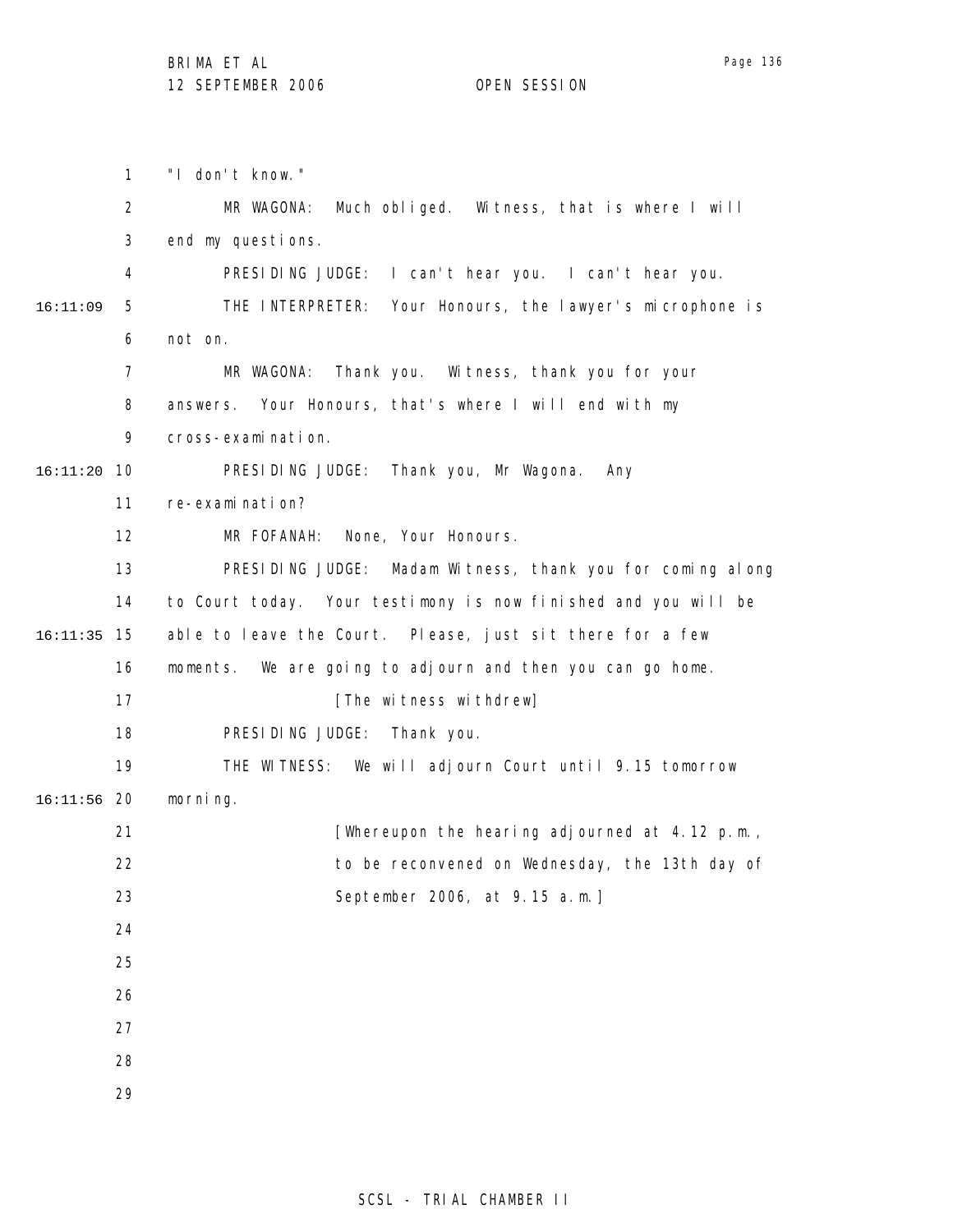"I don't know."

MR WAGONA: Much obliged. Witness, that is where I will end my questions.

PRESIDING JUDGE: I can't hear you. I can't hear you.

THE INTERPRETER: Your Honours, the lawyer's microphone is not on.

MR WAGONA: Thank you. Witness, thank you for your answers. Your Honours, that's where I will end with my cross-examination.

PRESIDING JUDGE: Thank you, Mr Wagona. Any re-examination?

MR FOFANAH: None, Your Honours.

PRESIDING JUDGE: Madam Witness, thank you for coming along to Court today. Your testimony is now finished and you will be able to leave the Court. Please, just sit there for a few moments. We are going to adjourn and then you can go home.

[The witness withdrew]

PRESIDING JUDGE: Thank you.

THE WITNESS: We will adjourn Court until 9.15 tomorrow morning.

[Whereupon the hearing adjourned at 4.12 p.m., to be reconvened on Wednesday, the 13th day of September 2006, at 9.15 a.m.]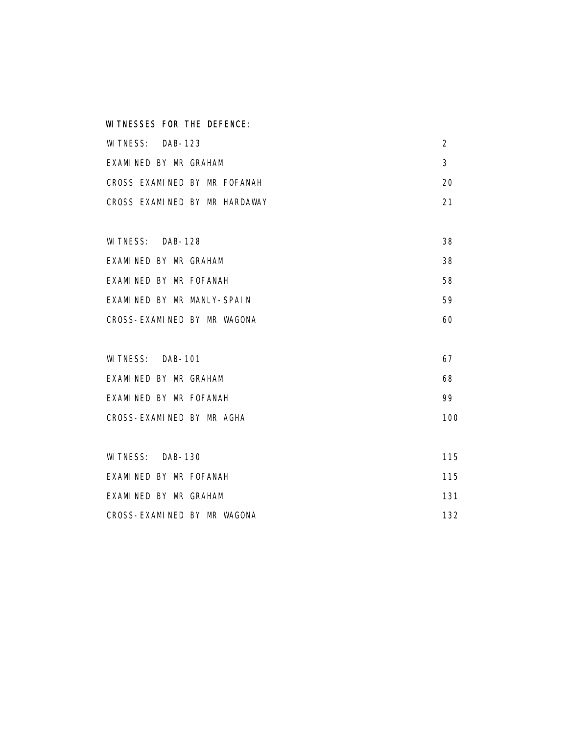WITNESSES FOR THE DEFENCE:

| | |
|---|---|
| WITNESS: DAB-123 | 2 |
| EXAMINED BY MR GRAHAM | 3 |
| CROSS EXAMINED BY MR FOFANAH | 20 |
| CROSS EXAMINED BY MR HARDAWAY | 21 |
| | |
| WITNESS: DAB-128 | 38 |
| EXAMINED BY MR GRAHAM | 38 |
| EXAMINED BY MR FOFANAH | 58 |
| EXAMINED BY MR MANLY-SPAIN | 59 |
| CROSS-EXAMINED BY MR WAGONA | 60 |
| | |
| WITNESS: DAB-101 | 67 |
| EXAMINED BY MR GRAHAM | 68 |
| EXAMINED BY MR FOFANAH | 99 |
| CROSS-EXAMINED BY MR AGHA | 100 |
| | |
| WITNESS: DAB-130 | 115 |
| EXAMINED BY MR FOFANAH | 115 |
| EXAMINED BY MR GRAHAM | 131 |
| CROSS-EXAMINED BY MR WAGONA | 132 |